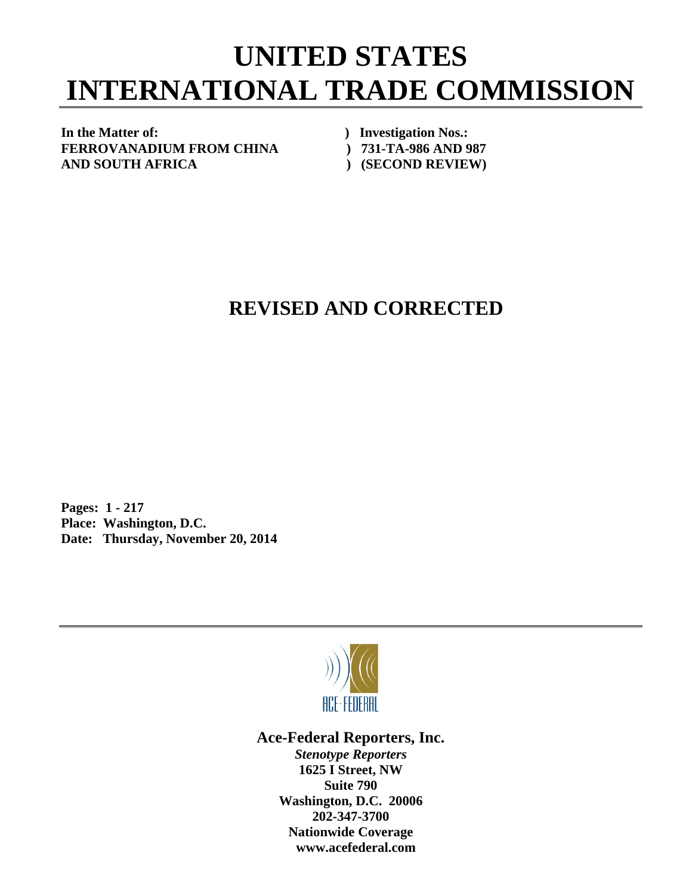# UNITED STATES INTERNATIONAL TRADE COMMISSION

**In the Matter of:** ) **Investigation Nos.:**
**FERROVANADIUM FROM CHINA** ) **731-TA-986 AND 987**
**AND SOUTH AFRICA** ) **(SECOND REVIEW)**

## REVISED AND CORRECTED

**Pages: 1 - 217**
**Place: Washington, D.C.**
**Date: Thursday, November 20, 2014**

ACE·FEDERAL

**Ace-Federal Reporters, Inc.**
***Stenotype Reporters***
**1625 I Street, NW**
**Suite 790**
**Washington, D.C. 20006**
**202-347-3700**
**Nationwide Coverage**
**www.acefederal.com**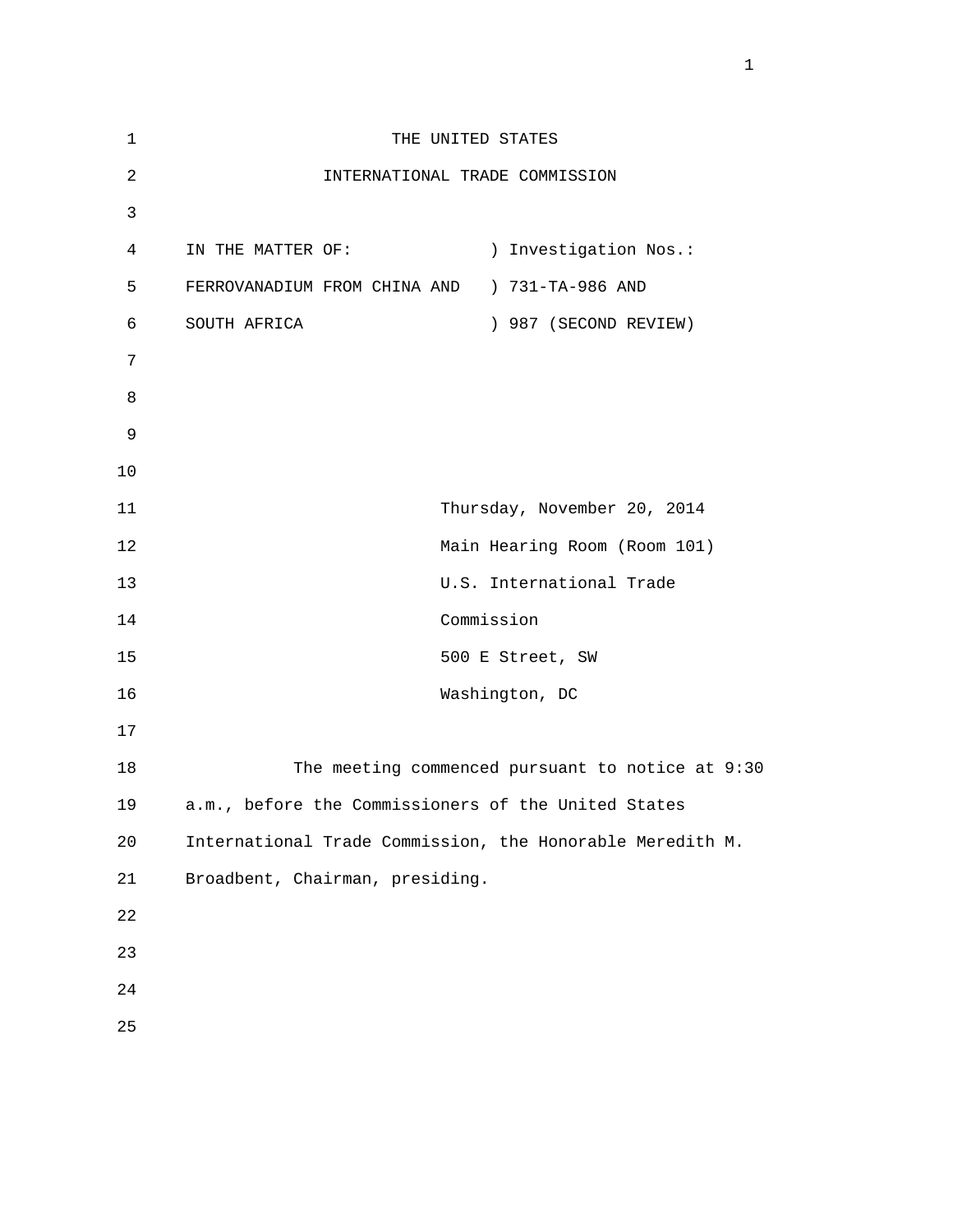THE UNITED STATES

INTERNATIONAL TRADE COMMISSION

IN THE MATTER OF: ) Investigation Nos.:

FERROVANADIUM FROM CHINA AND ) 731-TA-986 AND

SOUTH AFRICA ) 987 (SECOND REVIEW)

Thursday, November 20, 2014

Main Hearing Room (Room 101)

U.S. International Trade

Commission

500 E Street, SW

Washington, DC

The meeting commenced pursuant to notice at 9:30 a.m., before the Commissioners of the United States International Trade Commission, the Honorable Meredith M. Broadbent, Chairman, presiding.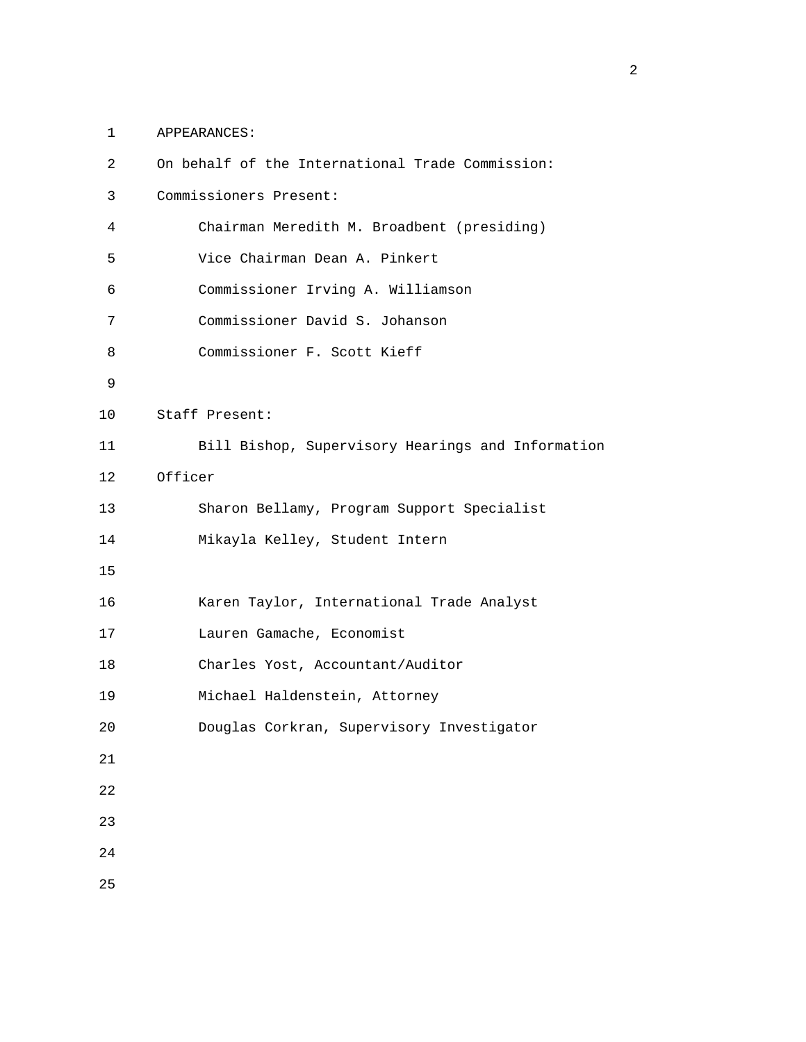APPEARANCES:

On behalf of the International Trade Commission:

Commissioners Present:

Chairman Meredith M. Broadbent (presiding)
Vice Chairman Dean A. Pinkert
Commissioner Irving A. Williamson
Commissioner David S. Johanson
Commissioner F. Scott Kieff

Staff Present:

Bill Bishop, Supervisory Hearings and Information Officer
Sharon Bellamy, Program Support Specialist
Mikayla Kelley, Student Intern

Karen Taylor, International Trade Analyst
Lauren Gamache, Economist
Charles Yost, Accountant/Auditor
Michael Haldenstein, Attorney
Douglas Corkran, Supervisory Investigator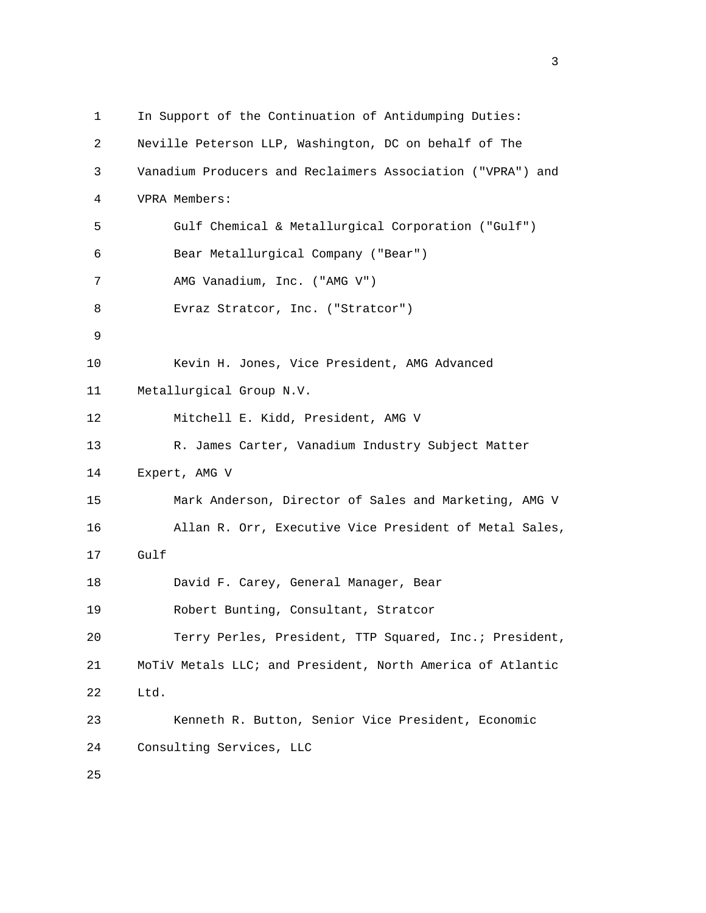In Support of the Continuation of Antidumping Duties:

Neville Peterson LLP, Washington, DC on behalf of The Vanadium Producers and Reclaimers Association ("VPRA") and VPRA Members:

Gulf Chemical & Metallurgical Corporation ("Gulf")

Bear Metallurgical Company ("Bear")

AMG Vanadium, Inc. ("AMG V")

Evraz Stratcor, Inc. ("Stratcor")

Kevin H. Jones, Vice President, AMG Advanced Metallurgical Group N.V.

Mitchell E. Kidd, President, AMG V

R. James Carter, Vanadium Industry Subject Matter Expert, AMG V

Mark Anderson, Director of Sales and Marketing, AMG V

Allan R. Orr, Executive Vice President of Metal Sales, Gulf

David F. Carey, General Manager, Bear

Robert Bunting, Consultant, Stratcor

Terry Perles, President, TTP Squared, Inc.; President, MoTiV Metals LLC; and President, North America of Atlantic Ltd.

Kenneth R. Button, Senior Vice President, Economic Consulting Services, LLC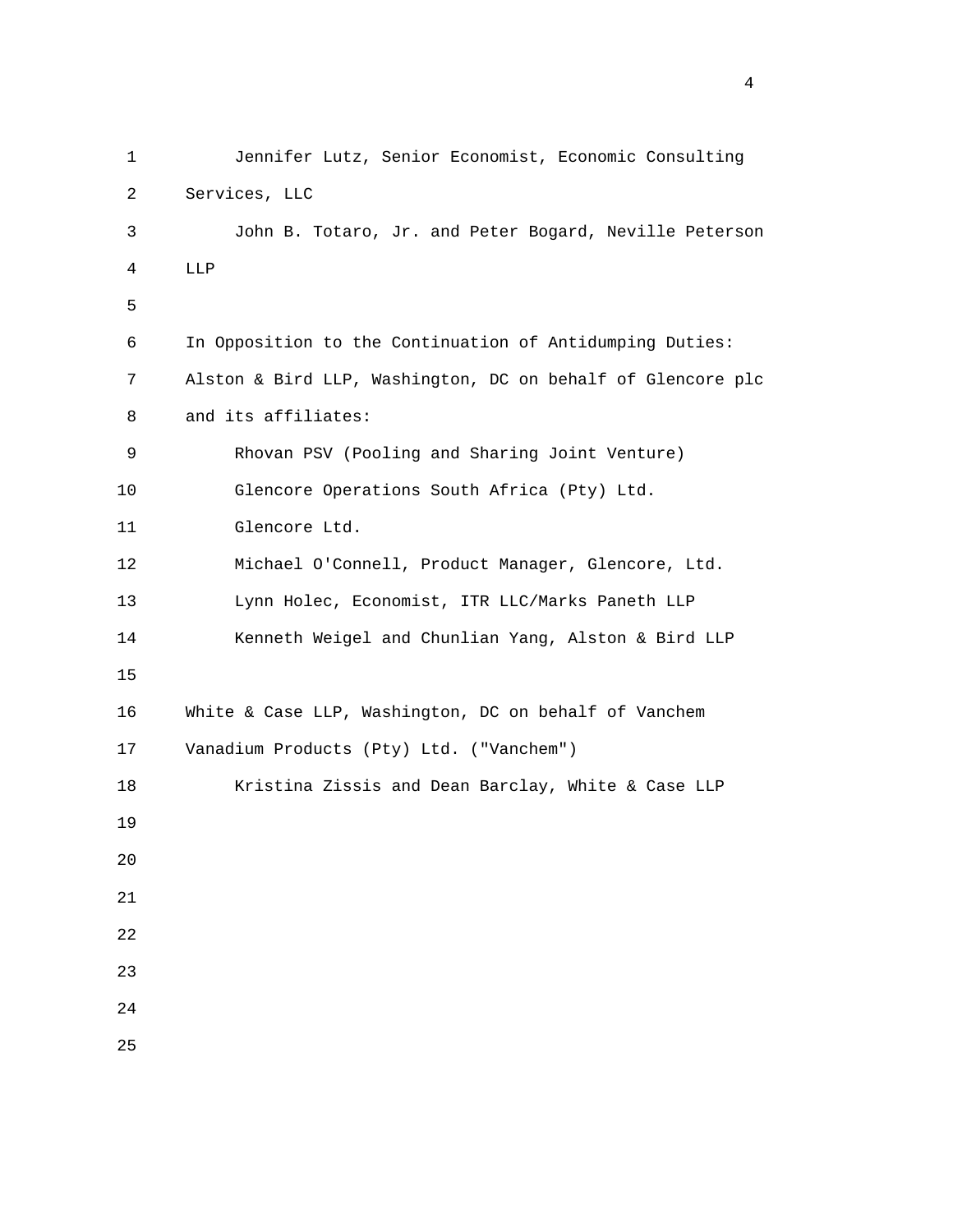Jennifer Lutz, Senior Economist, Economic Consulting Services, LLC

John B. Totaro, Jr. and Peter Bogard, Neville Peterson LLP

In Opposition to the Continuation of Antidumping Duties:

Alston & Bird LLP, Washington, DC on behalf of Glencore plc and its affiliates:

Rhovan PSV (Pooling and Sharing Joint Venture)

Glencore Operations South Africa (Pty) Ltd.

Glencore Ltd.

Michael O'Connell, Product Manager, Glencore, Ltd.

Lynn Holec, Economist, ITR LLC/Marks Paneth LLP

Kenneth Weigel and Chunlian Yang, Alston & Bird LLP

White & Case LLP, Washington, DC on behalf of Vanchem Vanadium Products (Pty) Ltd. ("Vanchem")

Kristina Zissis and Dean Barclay, White & Case LLP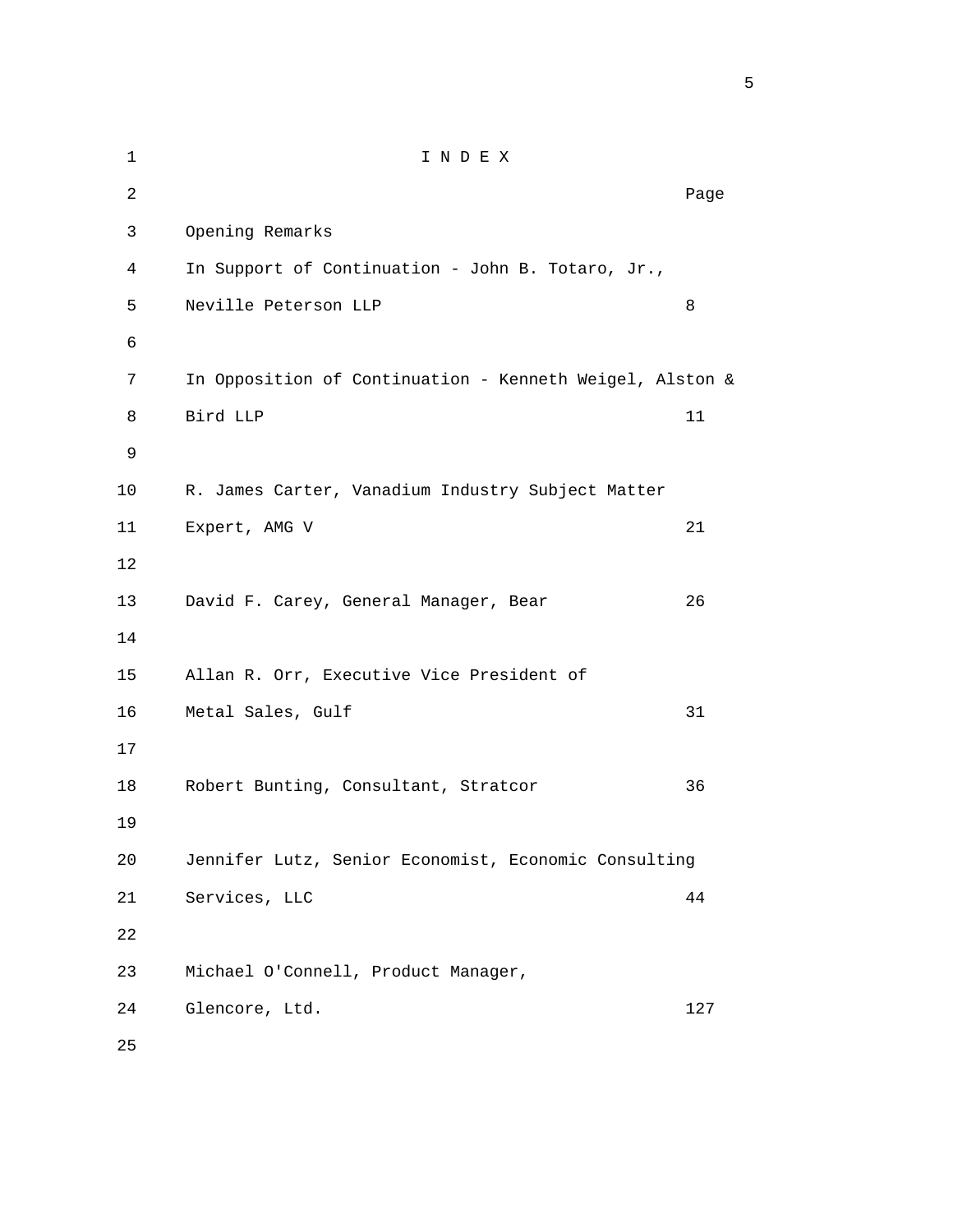# I N D E X

| | Page |
|---|---|
| Opening Remarks | |
| In Support of Continuation - John B. Totaro, Jr., Neville Peterson LLP | 8 |
| In Opposition of Continuation - Kenneth Weigel, Alston & Bird LLP | 11 |
| R. James Carter, Vanadium Industry Subject Matter Expert, AMG V | 21 |
| David F. Carey, General Manager, Bear | 26 |
| Allan R. Orr, Executive Vice President of Metal Sales, Gulf | 31 |
| Robert Bunting, Consultant, Stratcor | 36 |
| Jennifer Lutz, Senior Economist, Economic Consulting Services, LLC | 44 |
| Michael O'Connell, Product Manager, Glencore, Ltd. | 127 |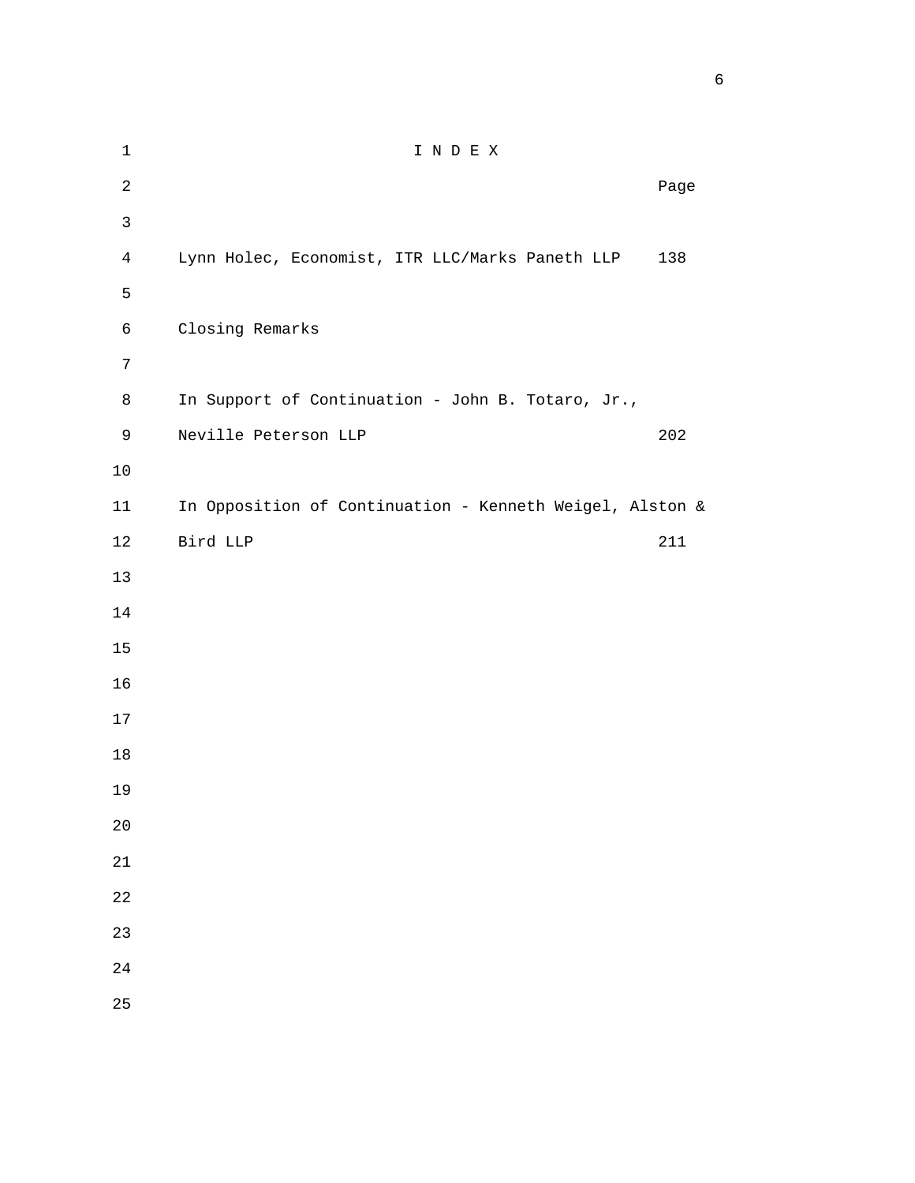# I N D E X

| | Page |
|---|---|
| Lynn Holec, Economist, ITR LLC/Marks Paneth LLP | 138 |
| Closing Remarks | |
| In Support of Continuation - John B. Totaro, Jr., Neville Peterson LLP | 202 |
| In Opposition of Continuation - Kenneth Weigel, Alston & Bird LLP | 211 |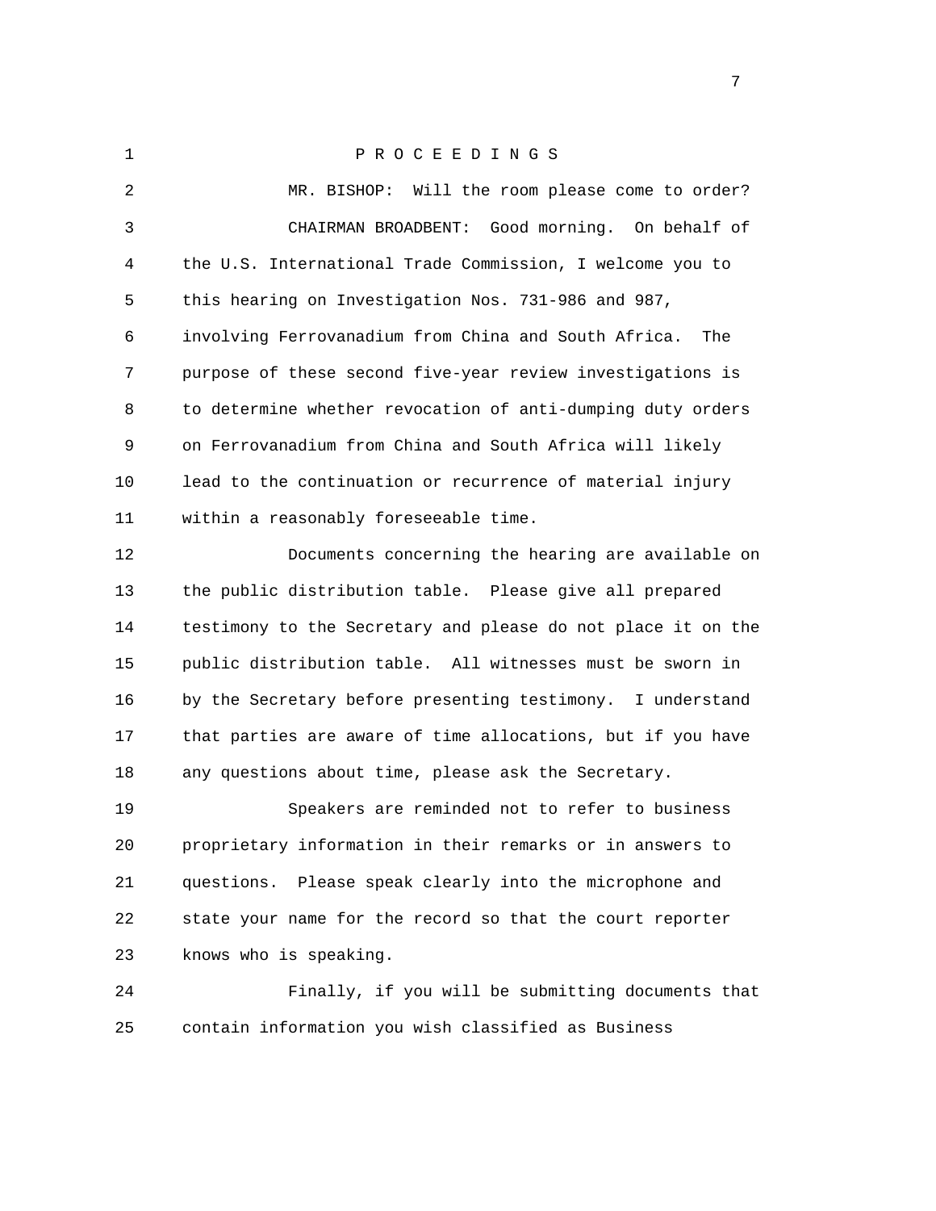P R O C E E D I N G S

MR. BISHOP: Will the room please come to order?

CHAIRMAN BROADBENT: Good morning. On behalf of the U.S. International Trade Commission, I welcome you to this hearing on Investigation Nos. 731-986 and 987, involving Ferrovanadium from China and South Africa. The purpose of these second five-year review investigations is to determine whether revocation of anti-dumping duty orders on Ferrovanadium from China and South Africa will likely lead to the continuation or recurrence of material injury within a reasonably foreseeable time.

Documents concerning the hearing are available on the public distribution table. Please give all prepared testimony to the Secretary and please do not place it on the public distribution table. All witnesses must be sworn in by the Secretary before presenting testimony. I understand that parties are aware of time allocations, but if you have any questions about time, please ask the Secretary.

Speakers are reminded not to refer to business proprietary information in their remarks or in answers to questions. Please speak clearly into the microphone and state your name for the record so that the court reporter knows who is speaking.

Finally, if you will be submitting documents that contain information you wish classified as Business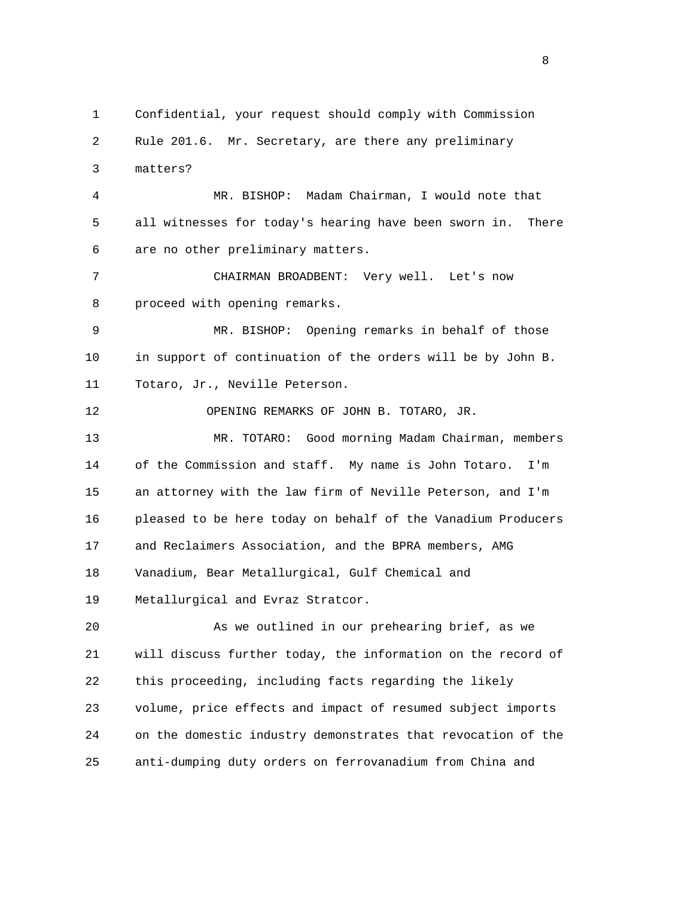Confidential, your request should comply with Commission Rule 201.6. Mr. Secretary, are there any preliminary matters?

MR. BISHOP: Madam Chairman, I would note that all witnesses for today's hearing have been sworn in. There are no other preliminary matters.

CHAIRMAN BROADBENT: Very well. Let's now proceed with opening remarks.

MR. BISHOP: Opening remarks in behalf of those in support of continuation of the orders will be by John B. Totaro, Jr., Neville Peterson.

OPENING REMARKS OF JOHN B. TOTARO, JR.

MR. TOTARO: Good morning Madam Chairman, members of the Commission and staff. My name is John Totaro. I'm an attorney with the law firm of Neville Peterson, and I'm pleased to be here today on behalf of the Vanadium Producers and Reclaimers Association, and the BPRA members, AMG Vanadium, Bear Metallurgical, Gulf Chemical and Metallurgical and Evraz Stratcor.

As we outlined in our prehearing brief, as we will discuss further today, the information on the record of this proceeding, including facts regarding the likely volume, price effects and impact of resumed subject imports on the domestic industry demonstrates that revocation of the anti-dumping duty orders on ferrovanadium from China and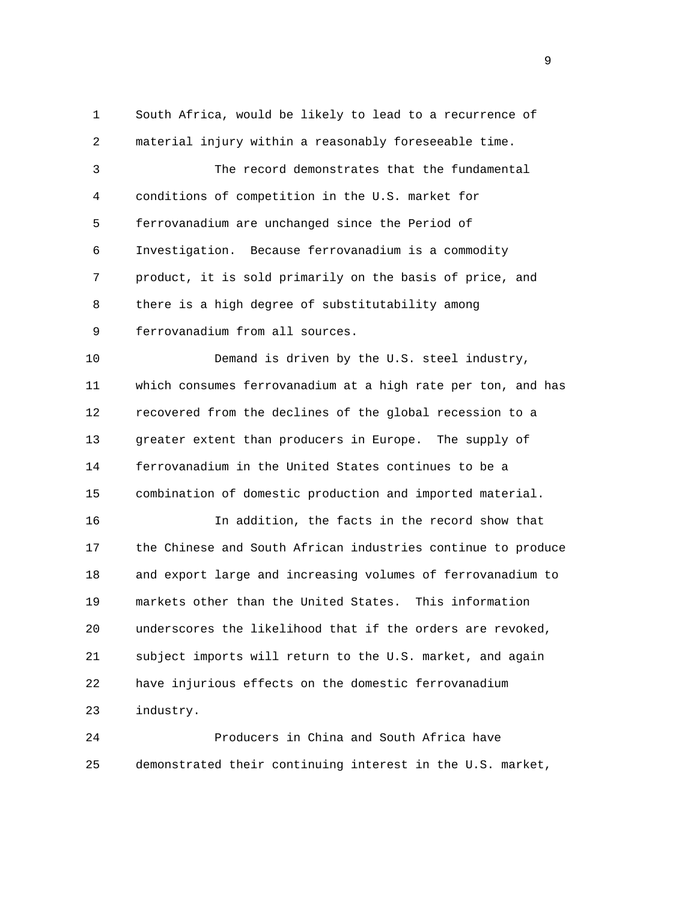South Africa, would be likely to lead to a recurrence of material injury within a reasonably foreseeable time.

The record demonstrates that the fundamental conditions of competition in the U.S. market for ferrovanadium are unchanged since the Period of Investigation. Because ferrovanadium is a commodity product, it is sold primarily on the basis of price, and there is a high degree of substitutability among ferrovanadium from all sources.

Demand is driven by the U.S. steel industry, which consumes ferrovanadium at a high rate per ton, and has recovered from the declines of the global recession to a greater extent than producers in Europe. The supply of ferrovanadium in the United States continues to be a combination of domestic production and imported material.

In addition, the facts in the record show that the Chinese and South African industries continue to produce and export large and increasing volumes of ferrovanadium to markets other than the United States. This information underscores the likelihood that if the orders are revoked, subject imports will return to the U.S. market, and again have injurious effects on the domestic ferrovanadium industry.

Producers in China and South Africa have demonstrated their continuing interest in the U.S. market,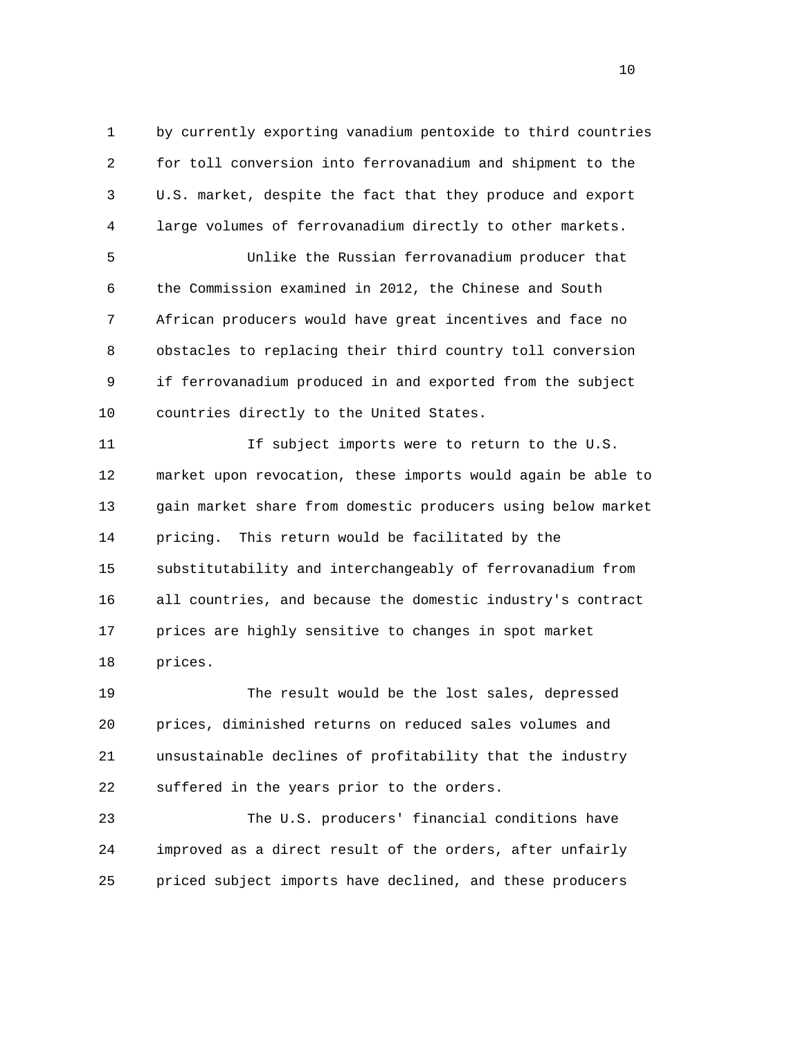by currently exporting vanadium pentoxide to third countries for toll conversion into ferrovanadium and shipment to the U.S. market, despite the fact that they produce and export large volumes of ferrovanadium directly to other markets.

Unlike the Russian ferrovanadium producer that the Commission examined in 2012, the Chinese and South African producers would have great incentives and face no obstacles to replacing their third country toll conversion if ferrovanadium produced in and exported from the subject countries directly to the United States.

If subject imports were to return to the U.S. market upon revocation, these imports would again be able to gain market share from domestic producers using below market pricing. This return would be facilitated by the substitutability and interchangeably of ferrovanadium from all countries, and because the domestic industry's contract prices are highly sensitive to changes in spot market prices.

The result would be the lost sales, depressed prices, diminished returns on reduced sales volumes and unsustainable declines of profitability that the industry suffered in the years prior to the orders.

The U.S. producers' financial conditions have improved as a direct result of the orders, after unfairly priced subject imports have declined, and these producers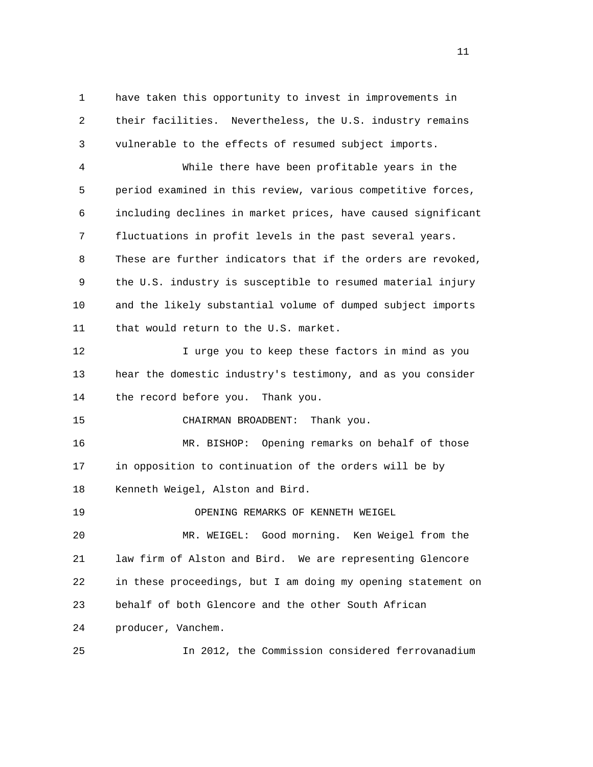have taken this opportunity to invest in improvements in their facilities. Nevertheless, the U.S. industry remains vulnerable to the effects of resumed subject imports.

While there have been profitable years in the period examined in this review, various competitive forces, including declines in market prices, have caused significant fluctuations in profit levels in the past several years. These are further indicators that if the orders are revoked, the U.S. industry is susceptible to resumed material injury and the likely substantial volume of dumped subject imports that would return to the U.S. market.

I urge you to keep these factors in mind as you hear the domestic industry's testimony, and as you consider the record before you. Thank you.

CHAIRMAN BROADBENT: Thank you.

MR. BISHOP: Opening remarks on behalf of those in opposition to continuation of the orders will be by Kenneth Weigel, Alston and Bird.

OPENING REMARKS OF KENNETH WEIGEL

MR. WEIGEL: Good morning. Ken Weigel from the law firm of Alston and Bird. We are representing Glencore in these proceedings, but I am doing my opening statement on behalf of both Glencore and the other South African producer, Vanchem.

In 2012, the Commission considered ferrovanadium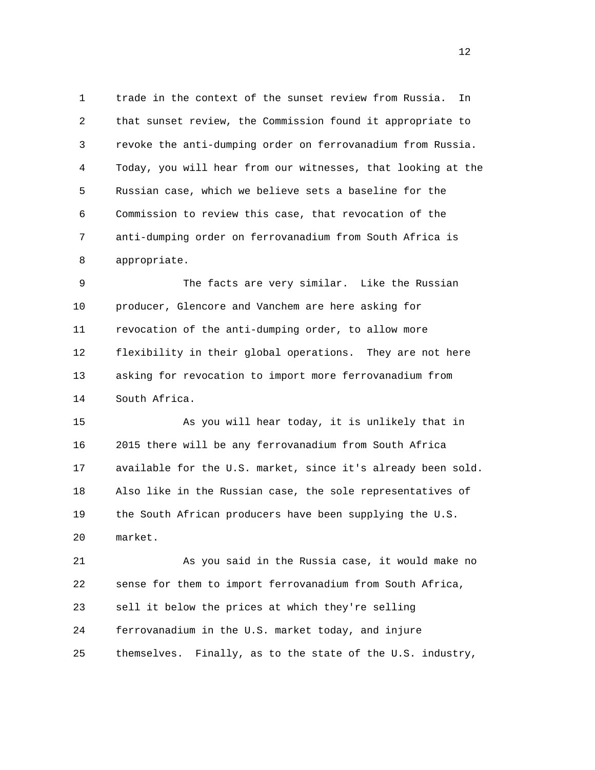trade in the context of the sunset review from Russia. In that sunset review, the Commission found it appropriate to revoke the anti-dumping order on ferrovanadium from Russia. Today, you will hear from our witnesses, that looking at the Russian case, which we believe sets a baseline for the Commission to review this case, that revocation of the anti-dumping order on ferrovanadium from South Africa is appropriate.

The facts are very similar. Like the Russian producer, Glencore and Vanchem are here asking for revocation of the anti-dumping order, to allow more flexibility in their global operations. They are not here asking for revocation to import more ferrovanadium from South Africa.

As you will hear today, it is unlikely that in 2015 there will be any ferrovanadium from South Africa available for the U.S. market, since it's already been sold. Also like in the Russian case, the sole representatives of the South African producers have been supplying the U.S. market.

As you said in the Russia case, it would make no sense for them to import ferrovanadium from South Africa, sell it below the prices at which they're selling ferrovanadium in the U.S. market today, and injure themselves. Finally, as to the state of the U.S. industry,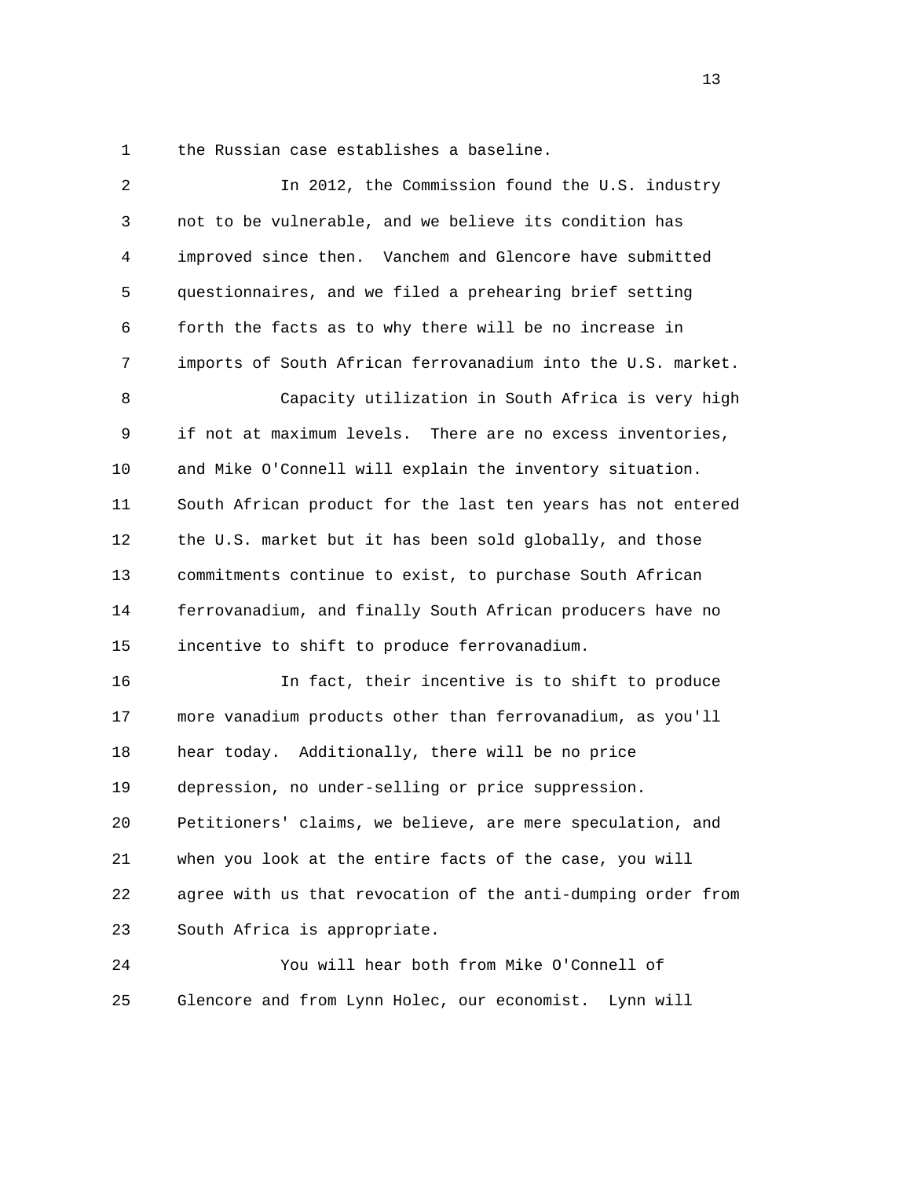the Russian case establishes a baseline.

In 2012, the Commission found the U.S. industry not to be vulnerable, and we believe its condition has improved since then. Vanchem and Glencore have submitted questionnaires, and we filed a prehearing brief setting forth the facts as to why there will be no increase in imports of South African ferrovanadium into the U.S. market.

Capacity utilization in South Africa is very high if not at maximum levels. There are no excess inventories, and Mike O'Connell will explain the inventory situation. South African product for the last ten years has not entered the U.S. market but it has been sold globally, and those commitments continue to exist, to purchase South African ferrovanadium, and finally South African producers have no incentive to shift to produce ferrovanadium.

In fact, their incentive is to shift to produce more vanadium products other than ferrovanadium, as you'll hear today. Additionally, there will be no price depression, no under-selling or price suppression. Petitioners' claims, we believe, are mere speculation, and when you look at the entire facts of the case, you will agree with us that revocation of the anti-dumping order from South Africa is appropriate.

You will hear both from Mike O'Connell of Glencore and from Lynn Holec, our economist. Lynn will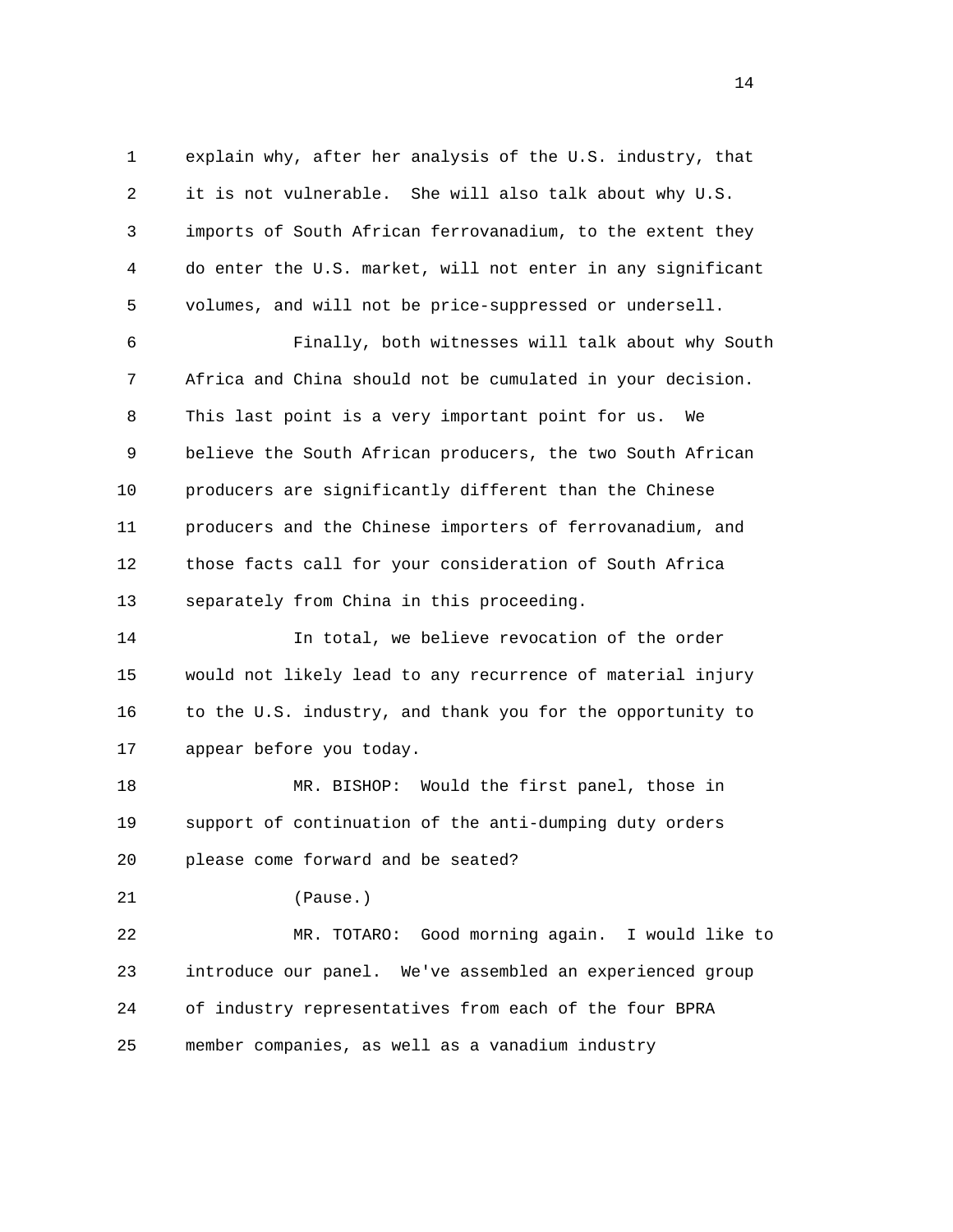explain why, after her analysis of the U.S. industry, that it is not vulnerable. She will also talk about why U.S. imports of South African ferrovanadium, to the extent they do enter the U.S. market, will not enter in any significant volumes, and will not be price-suppressed or undersell.

Finally, both witnesses will talk about why South Africa and China should not be cumulated in your decision. This last point is a very important point for us. We believe the South African producers, the two South African producers are significantly different than the Chinese producers and the Chinese importers of ferrovanadium, and those facts call for your consideration of South Africa separately from China in this proceeding.

In total, we believe revocation of the order would not likely lead to any recurrence of material injury to the U.S. industry, and thank you for the opportunity to appear before you today.

MR. BISHOP: Would the first panel, those in support of continuation of the anti-dumping duty orders please come forward and be seated?

(Pause.)

MR. TOTARO: Good morning again. I would like to introduce our panel. We've assembled an experienced group of industry representatives from each of the four BPRA member companies, as well as a vanadium industry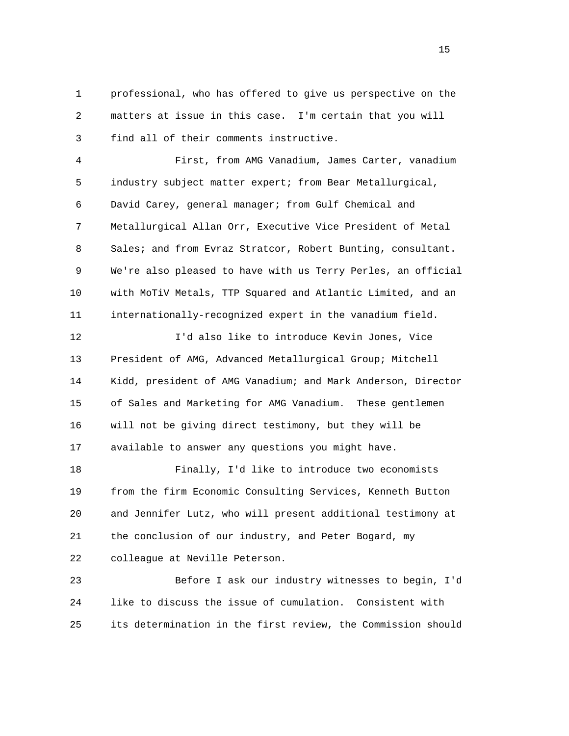professional, who has offered to give us perspective on the matters at issue in this case. I'm certain that you will find all of their comments instructive.

First, from AMG Vanadium, James Carter, vanadium industry subject matter expert; from Bear Metallurgical, David Carey, general manager; from Gulf Chemical and Metallurgical Allan Orr, Executive Vice President of Metal Sales; and from Evraz Stratcor, Robert Bunting, consultant. We're also pleased to have with us Terry Perles, an official with MoTiV Metals, TTP Squared and Atlantic Limited, and an internationally-recognized expert in the vanadium field.

I'd also like to introduce Kevin Jones, Vice President of AMG, Advanced Metallurgical Group; Mitchell Kidd, president of AMG Vanadium; and Mark Anderson, Director of Sales and Marketing for AMG Vanadium. These gentlemen will not be giving direct testimony, but they will be available to answer any questions you might have.

Finally, I'd like to introduce two economists from the firm Economic Consulting Services, Kenneth Button and Jennifer Lutz, who will present additional testimony at the conclusion of our industry, and Peter Bogard, my colleague at Neville Peterson.

Before I ask our industry witnesses to begin, I'd like to discuss the issue of cumulation. Consistent with its determination in the first review, the Commission should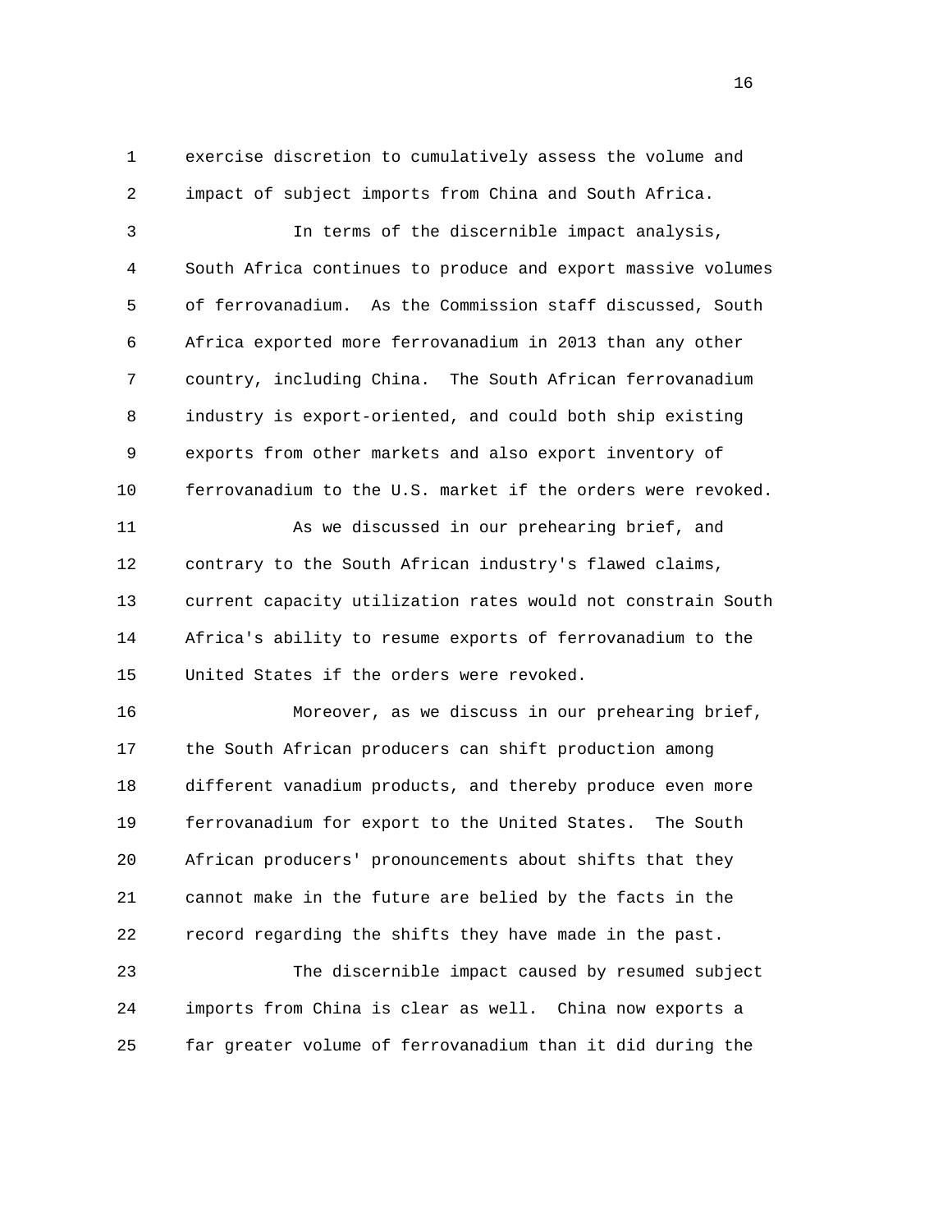exercise discretion to cumulatively assess the volume and impact of subject imports from China and South Africa.

In terms of the discernible impact analysis, South Africa continues to produce and export massive volumes of ferrovanadium. As the Commission staff discussed, South Africa exported more ferrovanadium in 2013 than any other country, including China. The South African ferrovanadium industry is export-oriented, and could both ship existing exports from other markets and also export inventory of ferrovanadium to the U.S. market if the orders were revoked.

As we discussed in our prehearing brief, and contrary to the South African industry's flawed claims, current capacity utilization rates would not constrain South Africa's ability to resume exports of ferrovanadium to the United States if the orders were revoked.

Moreover, as we discuss in our prehearing brief, the South African producers can shift production among different vanadium products, and thereby produce even more ferrovanadium for export to the United States. The South African producers' pronouncements about shifts that they cannot make in the future are belied by the facts in the record regarding the shifts they have made in the past.

The discernible impact caused by resumed subject imports from China is clear as well. China now exports a far greater volume of ferrovanadium than it did during the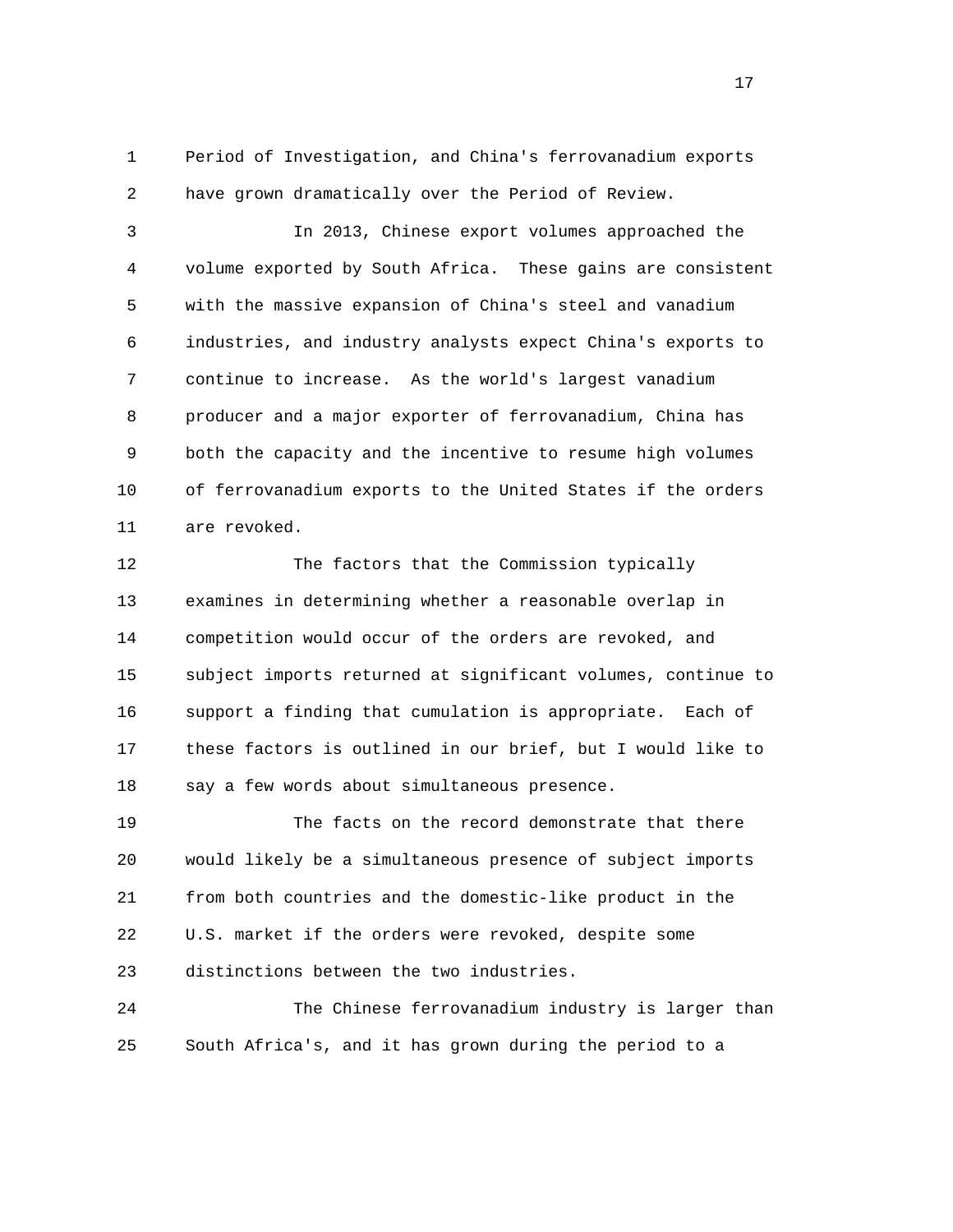Period of Investigation, and China's ferrovanadium exports have grown dramatically over the Period of Review.

In 2013, Chinese export volumes approached the volume exported by South Africa. These gains are consistent with the massive expansion of China's steel and vanadium industries, and industry analysts expect China's exports to continue to increase. As the world's largest vanadium producer and a major exporter of ferrovanadium, China has both the capacity and the incentive to resume high volumes of ferrovanadium exports to the United States if the orders are revoked.

The factors that the Commission typically examines in determining whether a reasonable overlap in competition would occur of the orders are revoked, and subject imports returned at significant volumes, continue to support a finding that cumulation is appropriate. Each of these factors is outlined in our brief, but I would like to say a few words about simultaneous presence.

The facts on the record demonstrate that there would likely be a simultaneous presence of subject imports from both countries and the domestic-like product in the U.S. market if the orders were revoked, despite some distinctions between the two industries.

The Chinese ferrovanadium industry is larger than South Africa's, and it has grown during the period to a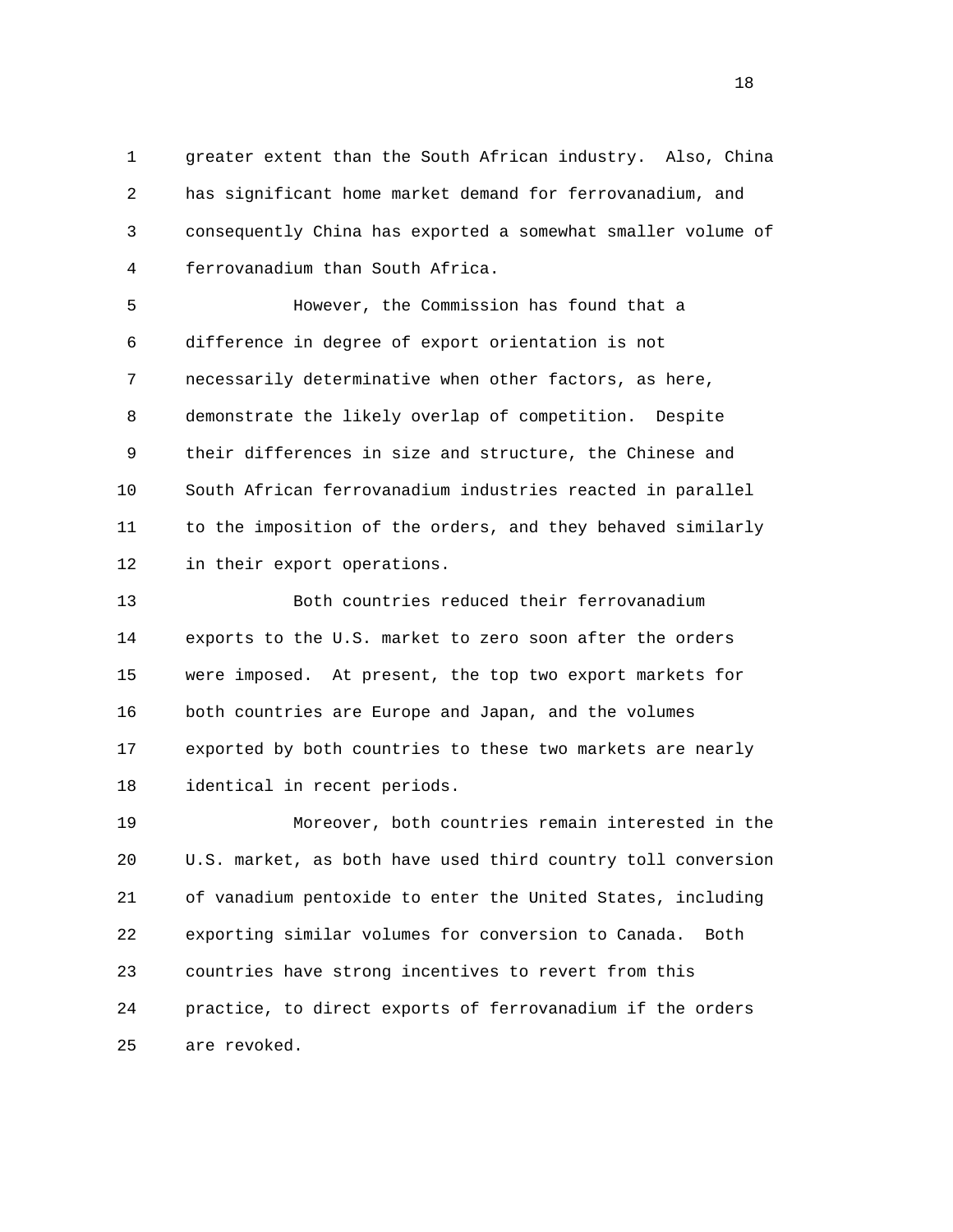greater extent than the South African industry. Also, China has significant home market demand for ferrovanadium, and consequently China has exported a somewhat smaller volume of ferrovanadium than South Africa.

However, the Commission has found that a difference in degree of export orientation is not necessarily determinative when other factors, as here, demonstrate the likely overlap of competition. Despite their differences in size and structure, the Chinese and South African ferrovanadium industries reacted in parallel to the imposition of the orders, and they behaved similarly in their export operations.

Both countries reduced their ferrovanadium exports to the U.S. market to zero soon after the orders were imposed. At present, the top two export markets for both countries are Europe and Japan, and the volumes exported by both countries to these two markets are nearly identical in recent periods.

Moreover, both countries remain interested in the U.S. market, as both have used third country toll conversion of vanadium pentoxide to enter the United States, including exporting similar volumes for conversion to Canada. Both countries have strong incentives to revert from this practice, to direct exports of ferrovanadium if the orders are revoked.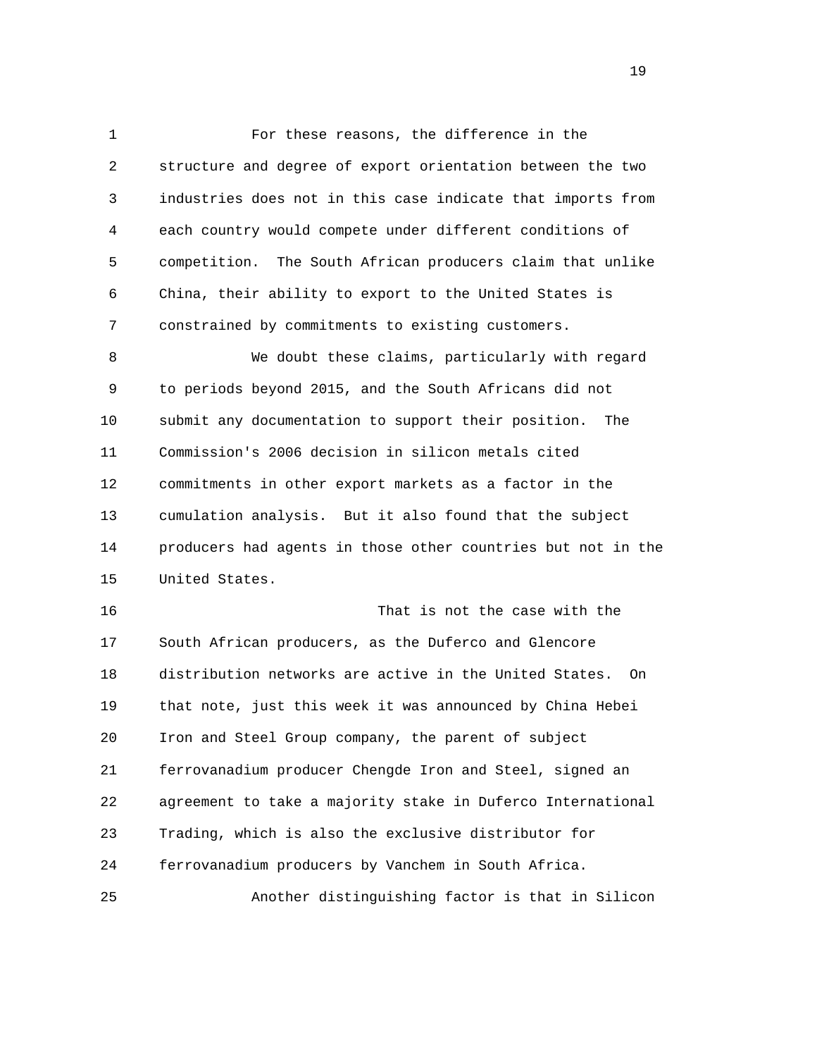For these reasons, the difference in the structure and degree of export orientation between the two industries does not in this case indicate that imports from each country would compete under different conditions of competition. The South African producers claim that unlike China, their ability to export to the United States is constrained by commitments to existing customers.

We doubt these claims, particularly with regard to periods beyond 2015, and the South Africans did not submit any documentation to support their position. The Commission's 2006 decision in silicon metals cited commitments in other export markets as a factor in the cumulation analysis. But it also found that the subject producers had agents in those other countries but not in the United States.

That is not the case with the South African producers, as the Duferco and Glencore distribution networks are active in the United States. On that note, just this week it was announced by China Hebei Iron and Steel Group company, the parent of subject ferrovanadium producer Chengde Iron and Steel, signed an agreement to take a majority stake in Duferco International Trading, which is also the exclusive distributor for ferrovanadium producers by Vanchem in South Africa.

Another distinguishing factor is that in Silicon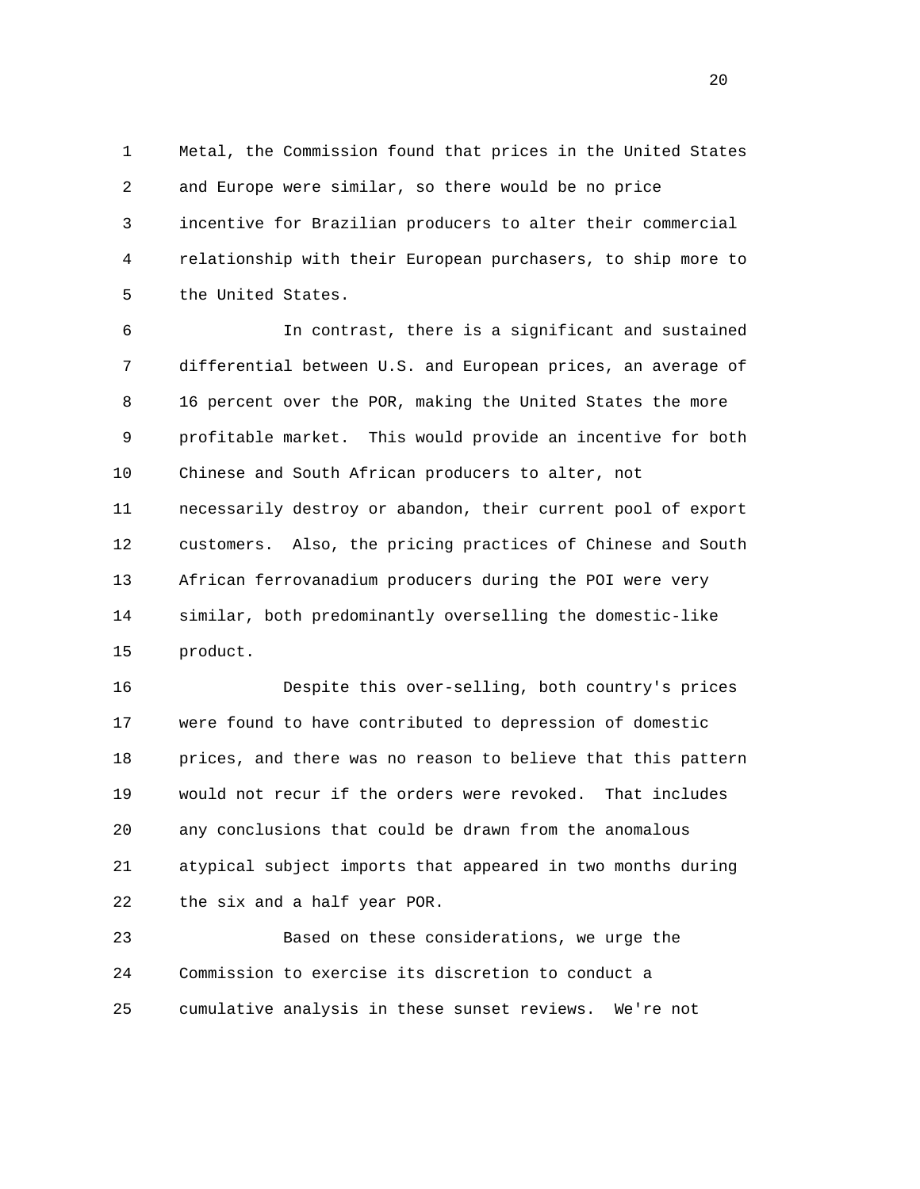Metal, the Commission found that prices in the United States and Europe were similar, so there would be no price incentive for Brazilian producers to alter their commercial relationship with their European purchasers, to ship more to the United States.

In contrast, there is a significant and sustained differential between U.S. and European prices, an average of 16 percent over the POR, making the United States the more profitable market. This would provide an incentive for both Chinese and South African producers to alter, not necessarily destroy or abandon, their current pool of export customers. Also, the pricing practices of Chinese and South African ferrovanadium producers during the POI were very similar, both predominantly overselling the domestic-like product.

Despite this over-selling, both country's prices were found to have contributed to depression of domestic prices, and there was no reason to believe that this pattern would not recur if the orders were revoked. That includes any conclusions that could be drawn from the anomalous atypical subject imports that appeared in two months during the six and a half year POR.

Based on these considerations, we urge the Commission to exercise its discretion to conduct a cumulative analysis in these sunset reviews. We're not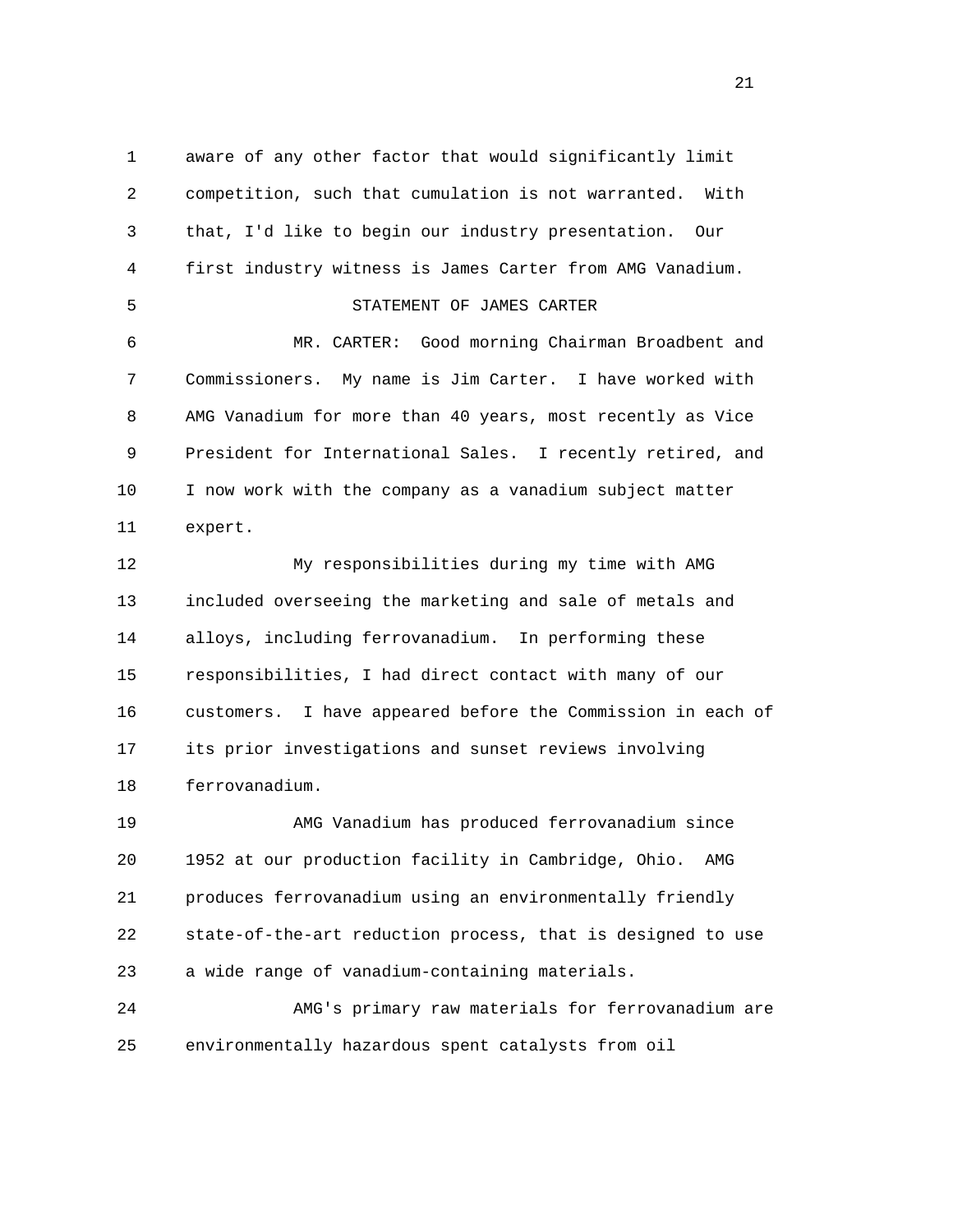aware of any other factor that would significantly limit competition, such that cumulation is not warranted. With that, I'd like to begin our industry presentation. Our first industry witness is James Carter from AMG Vanadium.

STATEMENT OF JAMES CARTER

MR. CARTER: Good morning Chairman Broadbent and Commissioners. My name is Jim Carter. I have worked with AMG Vanadium for more than 40 years, most recently as Vice President for International Sales. I recently retired, and I now work with the company as a vanadium subject matter expert.

My responsibilities during my time with AMG included overseeing the marketing and sale of metals and alloys, including ferrovanadium. In performing these responsibilities, I had direct contact with many of our customers. I have appeared before the Commission in each of its prior investigations and sunset reviews involving ferrovanadium.

AMG Vanadium has produced ferrovanadium since 1952 at our production facility in Cambridge, Ohio. AMG produces ferrovanadium using an environmentally friendly state-of-the-art reduction process, that is designed to use a wide range of vanadium-containing materials.

AMG's primary raw materials for ferrovanadium are environmentally hazardous spent catalysts from oil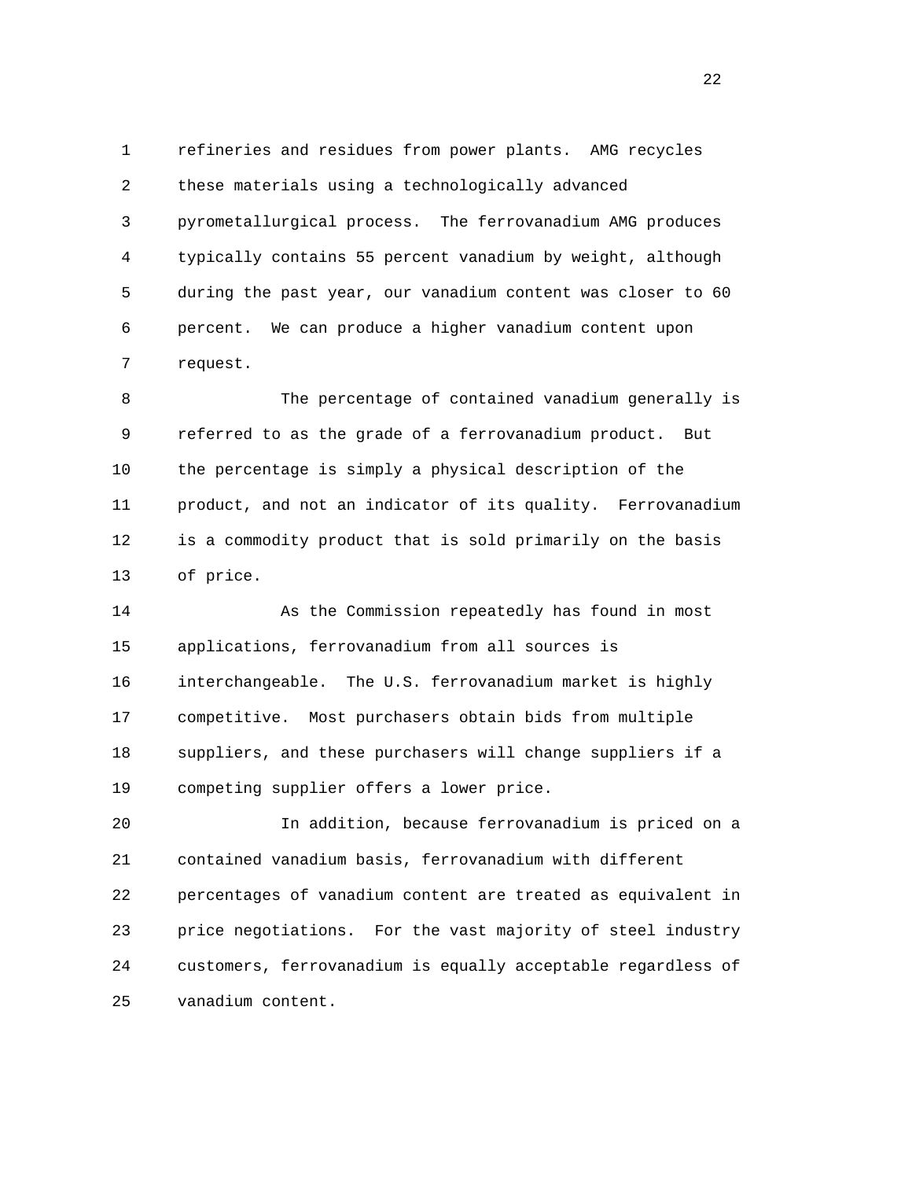refineries and residues from power plants. AMG recycles these materials using a technologically advanced pyrometallurgical process. The ferrovanadium AMG produces typically contains 55 percent vanadium by weight, although during the past year, our vanadium content was closer to 60 percent. We can produce a higher vanadium content upon request.

The percentage of contained vanadium generally is referred to as the grade of a ferrovanadium product. But the percentage is simply a physical description of the product, and not an indicator of its quality. Ferrovanadium is a commodity product that is sold primarily on the basis of price.

As the Commission repeatedly has found in most applications, ferrovanadium from all sources is interchangeable. The U.S. ferrovanadium market is highly competitive. Most purchasers obtain bids from multiple suppliers, and these purchasers will change suppliers if a competing supplier offers a lower price.

In addition, because ferrovanadium is priced on a contained vanadium basis, ferrovanadium with different percentages of vanadium content are treated as equivalent in price negotiations. For the vast majority of steel industry customers, ferrovanadium is equally acceptable regardless of vanadium content.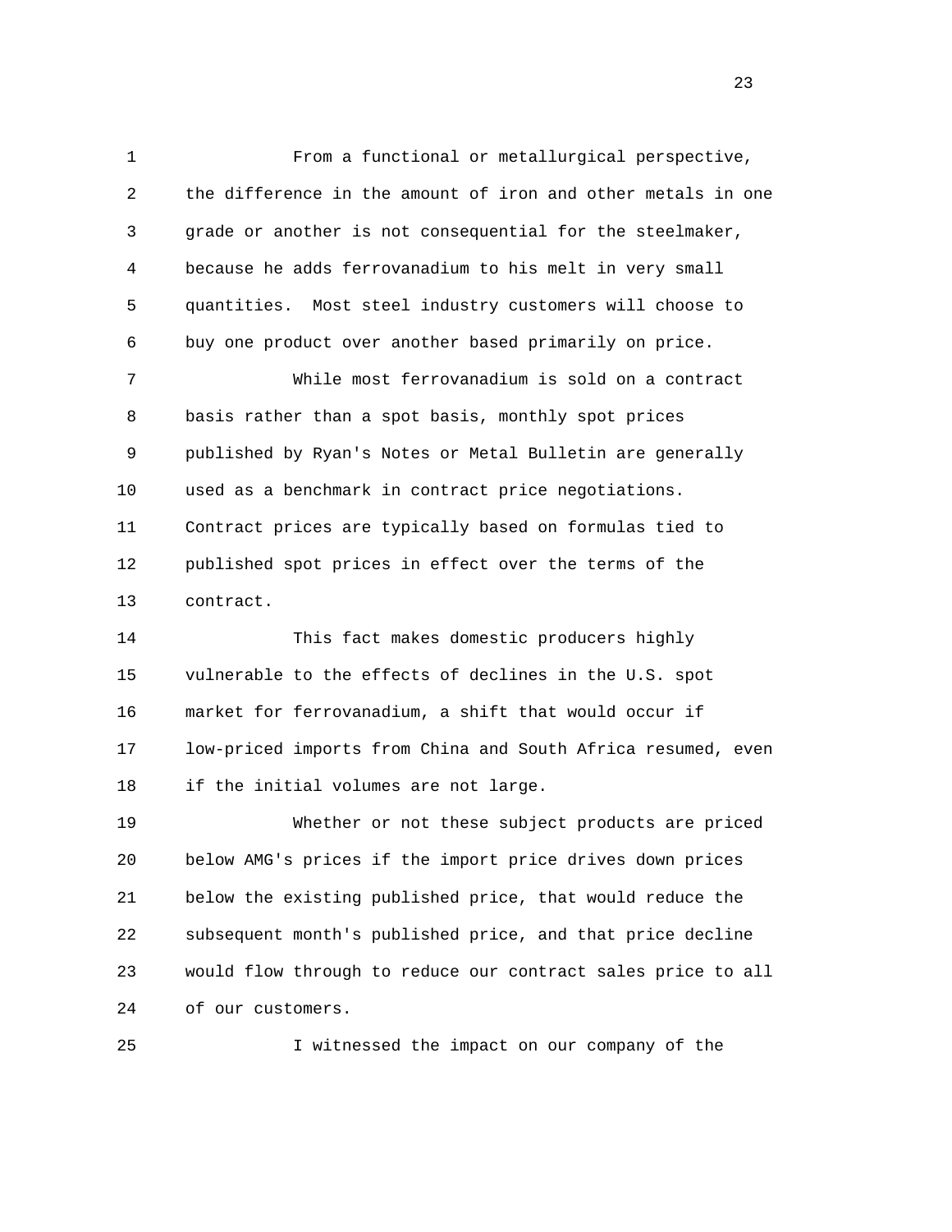From a functional or metallurgical perspective, the difference in the amount of iron and other metals in one grade or another is not consequential for the steelmaker, because he adds ferrovanadium to his melt in very small quantities. Most steel industry customers will choose to buy one product over another based primarily on price.

While most ferrovanadium is sold on a contract basis rather than a spot basis, monthly spot prices published by Ryan's Notes or Metal Bulletin are generally used as a benchmark in contract price negotiations. Contract prices are typically based on formulas tied to published spot prices in effect over the terms of the contract.

This fact makes domestic producers highly vulnerable to the effects of declines in the U.S. spot market for ferrovanadium, a shift that would occur if low-priced imports from China and South Africa resumed, even if the initial volumes are not large.

Whether or not these subject products are priced below AMG's prices if the import price drives down prices below the existing published price, that would reduce the subsequent month's published price, and that price decline would flow through to reduce our contract sales price to all of our customers.

I witnessed the impact on our company of the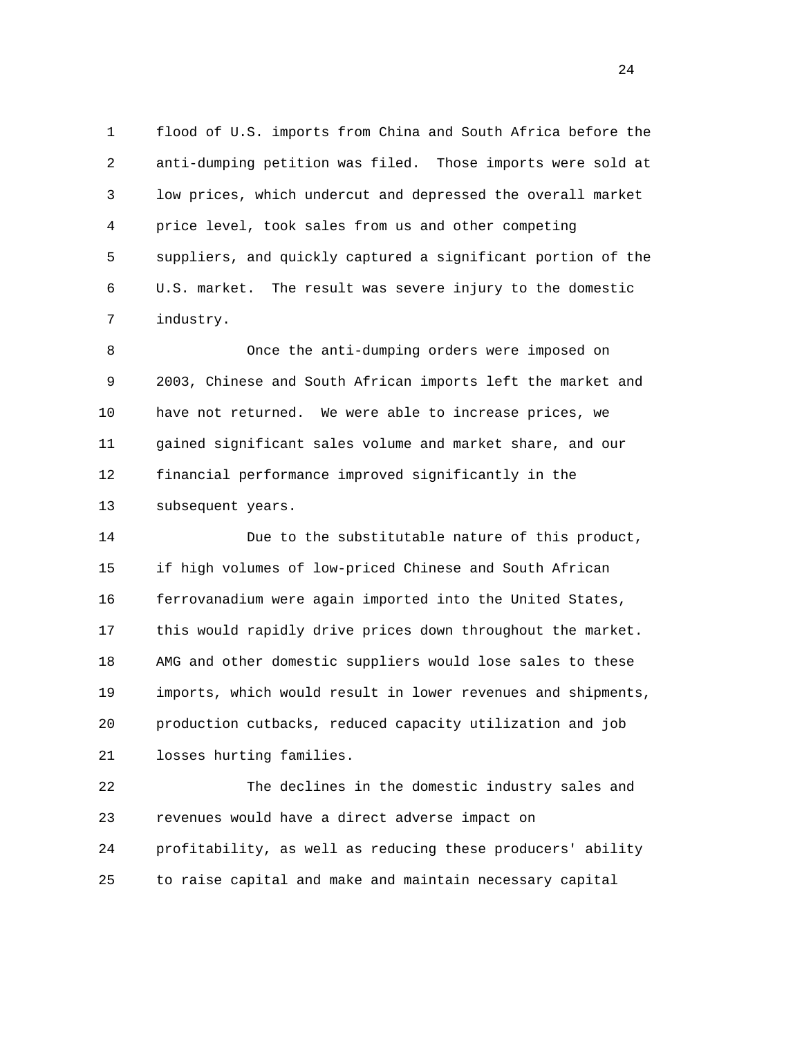flood of U.S. imports from China and South Africa before the anti-dumping petition was filed. Those imports were sold at low prices, which undercut and depressed the overall market price level, took sales from us and other competing suppliers, and quickly captured a significant portion of the U.S. market. The result was severe injury to the domestic industry.

Once the anti-dumping orders were imposed on 2003, Chinese and South African imports left the market and have not returned. We were able to increase prices, we gained significant sales volume and market share, and our financial performance improved significantly in the subsequent years.

Due to the substitutable nature of this product, if high volumes of low-priced Chinese and South African ferrovanadium were again imported into the United States, this would rapidly drive prices down throughout the market. AMG and other domestic suppliers would lose sales to these imports, which would result in lower revenues and shipments, production cutbacks, reduced capacity utilization and job losses hurting families.

The declines in the domestic industry sales and revenues would have a direct adverse impact on profitability, as well as reducing these producers' ability to raise capital and make and maintain necessary capital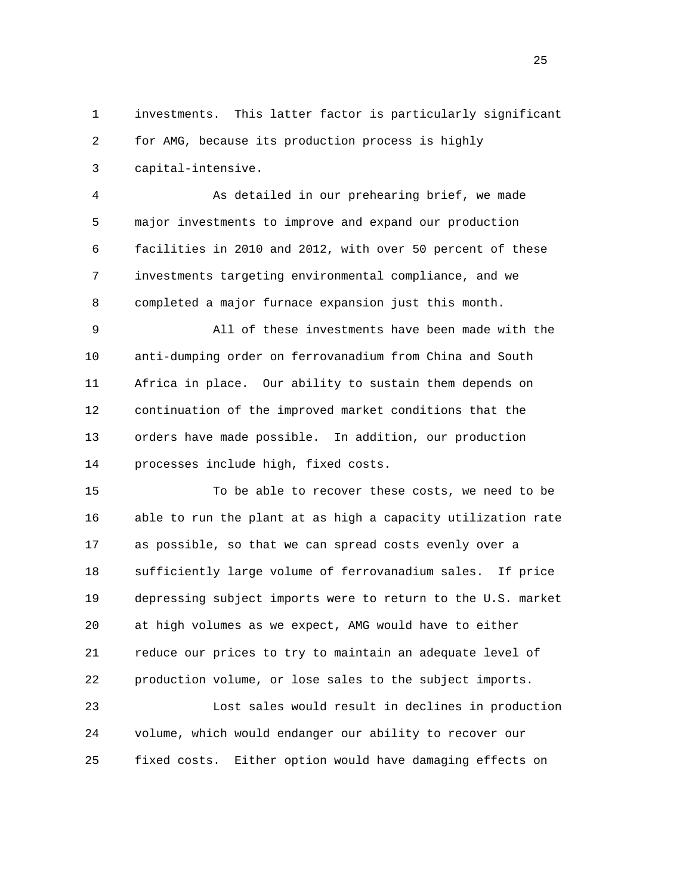investments. This latter factor is particularly significant for AMG, because its production process is highly capital-intensive.

As detailed in our prehearing brief, we made major investments to improve and expand our production facilities in 2010 and 2012, with over 50 percent of these investments targeting environmental compliance, and we completed a major furnace expansion just this month.

All of these investments have been made with the anti-dumping order on ferrovanadium from China and South Africa in place. Our ability to sustain them depends on continuation of the improved market conditions that the orders have made possible. In addition, our production processes include high, fixed costs.

To be able to recover these costs, we need to be able to run the plant at as high a capacity utilization rate as possible, so that we can spread costs evenly over a sufficiently large volume of ferrovanadium sales. If price depressing subject imports were to return to the U.S. market at high volumes as we expect, AMG would have to either reduce our prices to try to maintain an adequate level of production volume, or lose sales to the subject imports.

Lost sales would result in declines in production volume, which would endanger our ability to recover our fixed costs. Either option would have damaging effects on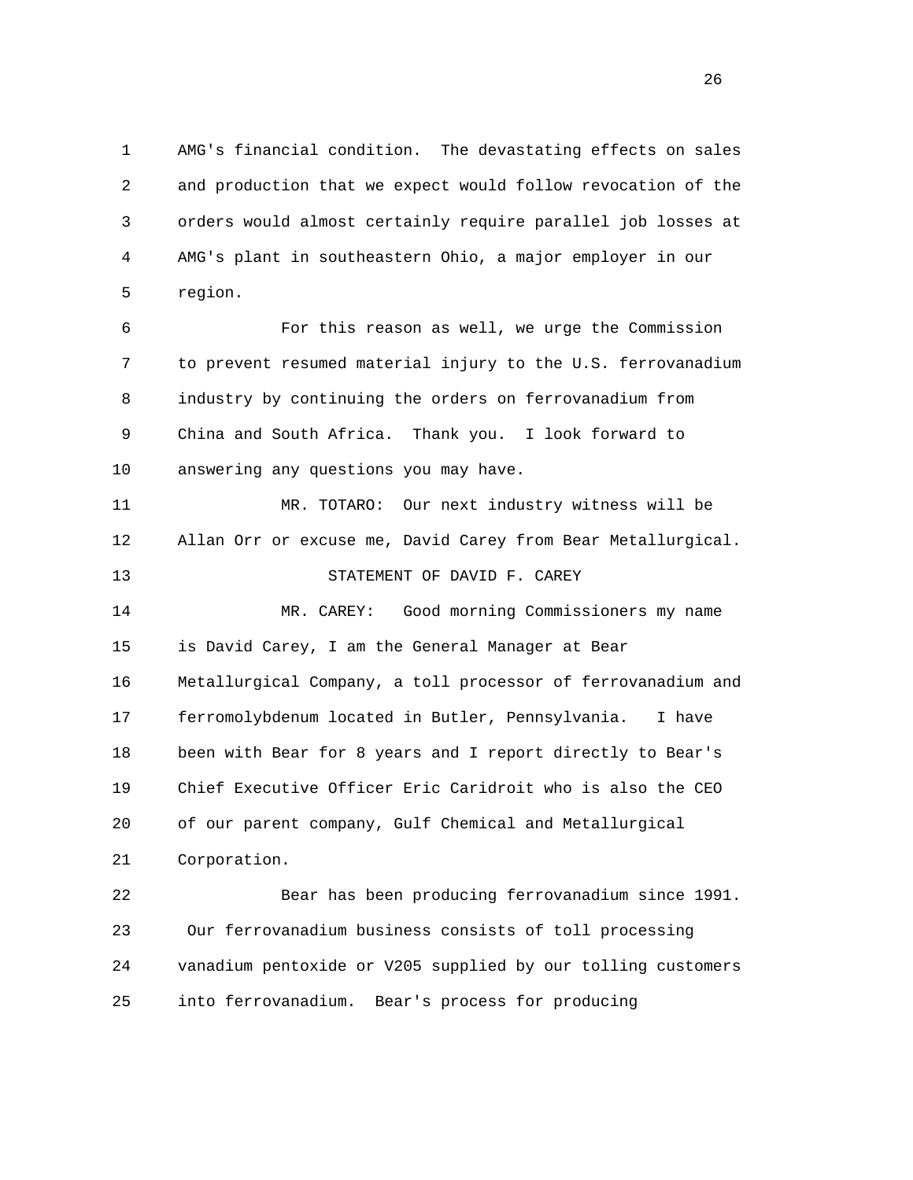AMG's financial condition. The devastating effects on sales and production that we expect would follow revocation of the orders would almost certainly require parallel job losses at AMG's plant in southeastern Ohio, a major employer in our region.

For this reason as well, we urge the Commission to prevent resumed material injury to the U.S. ferrovanadium industry by continuing the orders on ferrovanadium from China and South Africa. Thank you. I look forward to answering any questions you may have.

MR. TOTARO: Our next industry witness will be Allan Orr or excuse me, David Carey from Bear Metallurgical.

STATEMENT OF DAVID F. CAREY

MR. CAREY: Good morning Commissioners my name is David Carey, I am the General Manager at Bear Metallurgical Company, a toll processor of ferrovanadium and ferromolybdenum located in Butler, Pennsylvania. I have been with Bear for 8 years and I report directly to Bear's Chief Executive Officer Eric Caridroit who is also the CEO of our parent company, Gulf Chemical and Metallurgical Corporation.

Bear has been producing ferrovanadium since 1991. Our ferrovanadium business consists of toll processing vanadium pentoxide or V205 supplied by our tolling customers into ferrovanadium. Bear's process for producing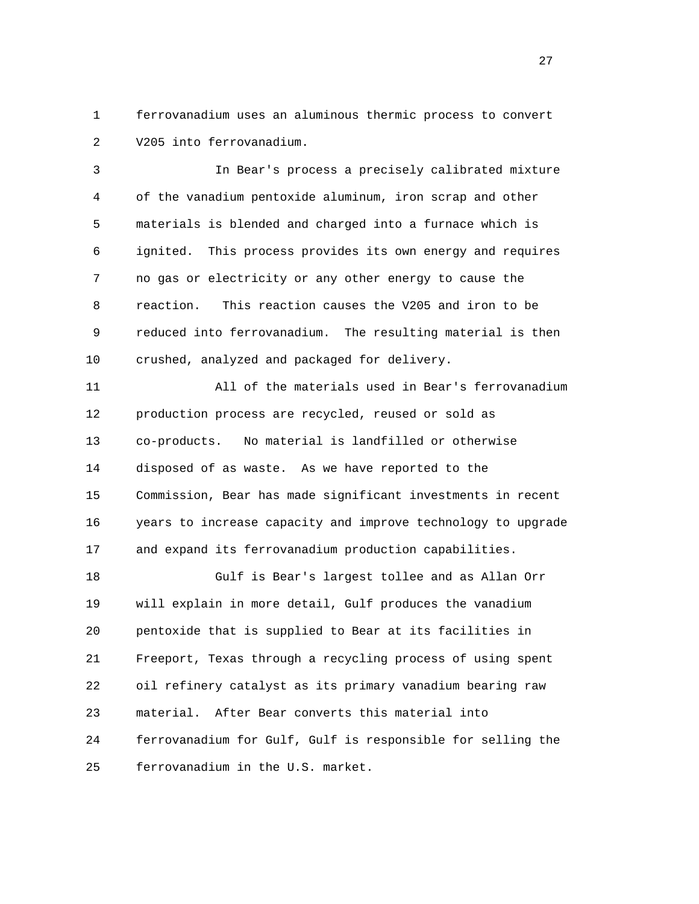ferrovanadium uses an aluminous thermic process to convert V205 into ferrovanadium.

In Bear's process a precisely calibrated mixture of the vanadium pentoxide aluminum, iron scrap and other materials is blended and charged into a furnace which is ignited. This process provides its own energy and requires no gas or electricity or any other energy to cause the reaction. This reaction causes the V205 and iron to be reduced into ferrovanadium. The resulting material is then crushed, analyzed and packaged for delivery.

All of the materials used in Bear's ferrovanadium production process are recycled, reused or sold as co-products. No material is landfilled or otherwise disposed of as waste. As we have reported to the Commission, Bear has made significant investments in recent years to increase capacity and improve technology to upgrade and expand its ferrovanadium production capabilities.

Gulf is Bear's largest tollee and as Allan Orr will explain in more detail, Gulf produces the vanadium pentoxide that is supplied to Bear at its facilities in Freeport, Texas through a recycling process of using spent oil refinery catalyst as its primary vanadium bearing raw material. After Bear converts this material into ferrovanadium for Gulf, Gulf is responsible for selling the ferrovanadium in the U.S. market.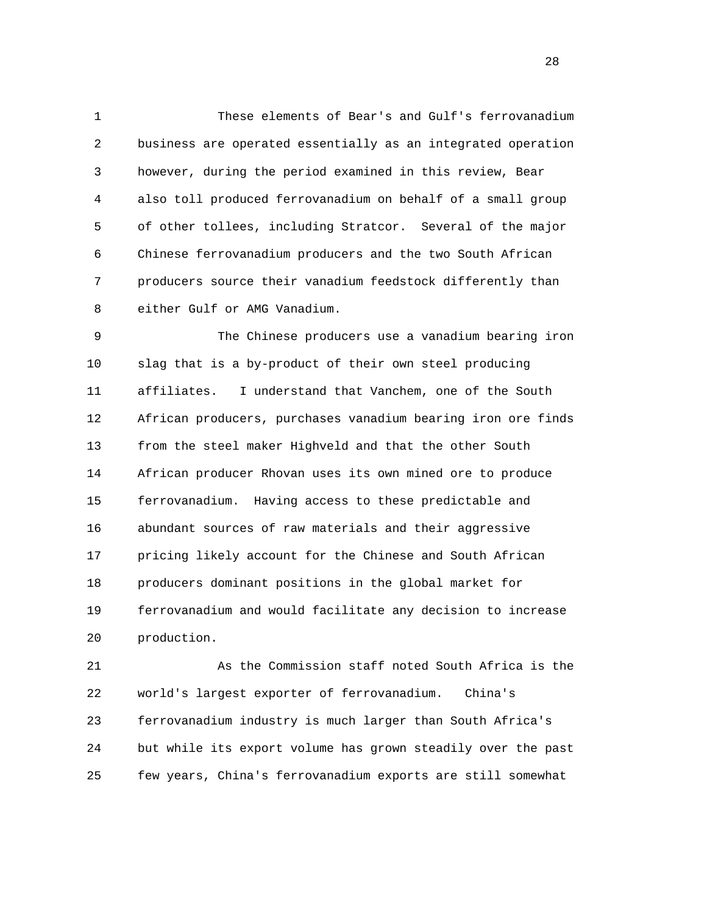These elements of Bear's and Gulf's ferrovanadium business are operated essentially as an integrated operation however, during the period examined in this review, Bear also toll produced ferrovanadium on behalf of a small group of other tollees, including Stratcor. Several of the major Chinese ferrovanadium producers and the two South African producers source their vanadium feedstock differently than either Gulf or AMG Vanadium.

The Chinese producers use a vanadium bearing iron slag that is a by-product of their own steel producing affiliates. I understand that Vanchem, one of the South African producers, purchases vanadium bearing iron ore finds from the steel maker Highveld and that the other South African producer Rhovan uses its own mined ore to produce ferrovanadium. Having access to these predictable and abundant sources of raw materials and their aggressive pricing likely account for the Chinese and South African producers dominant positions in the global market for ferrovanadium and would facilitate any decision to increase production.

As the Commission staff noted South Africa is the world's largest exporter of ferrovanadium. China's ferrovanadium industry is much larger than South Africa's but while its export volume has grown steadily over the past few years, China's ferrovanadium exports are still somewhat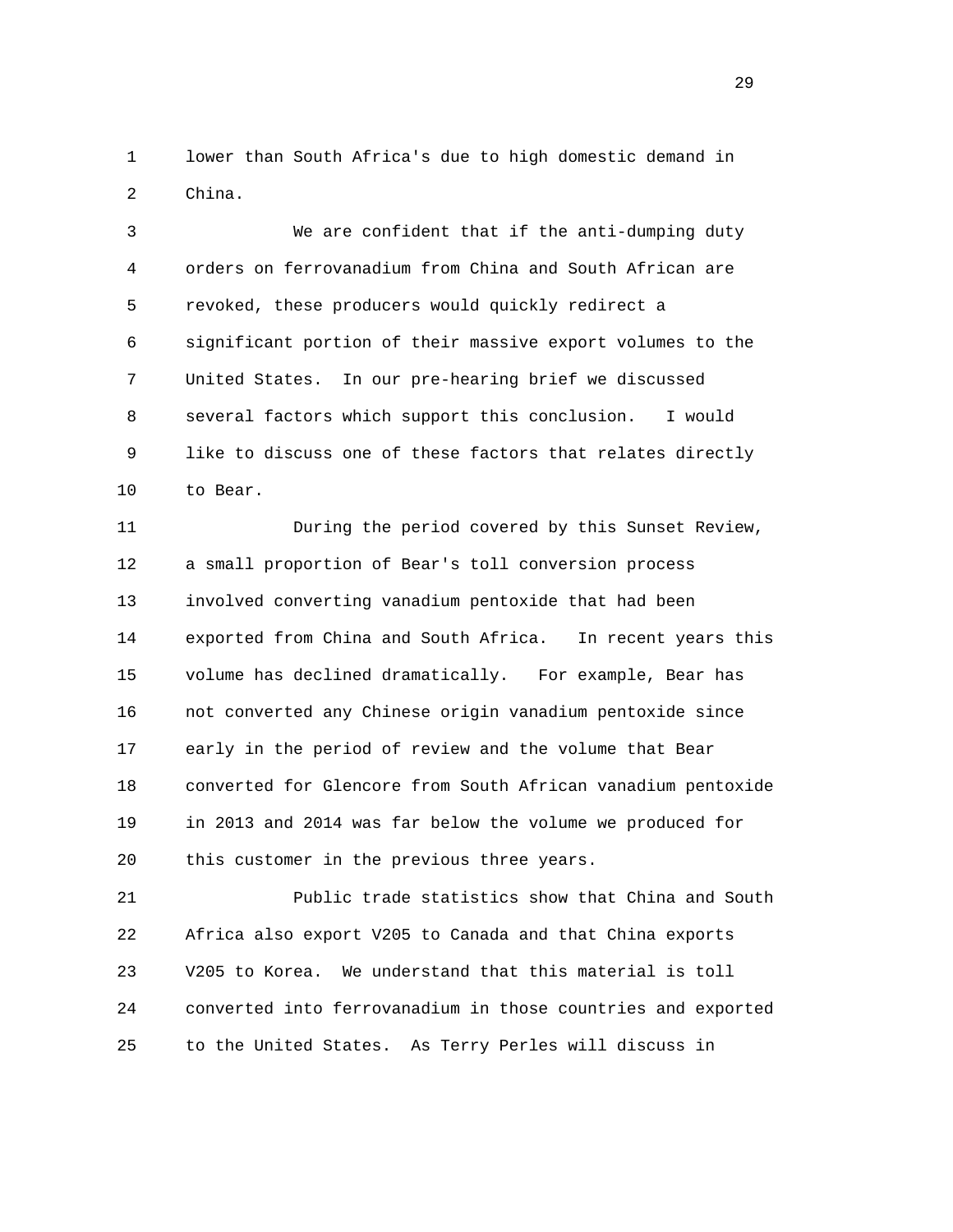lower than South Africa's due to high domestic demand in China.

We are confident that if the anti-dumping duty orders on ferrovanadium from China and South African are revoked, these producers would quickly redirect a significant portion of their massive export volumes to the United States. In our pre-hearing brief we discussed several factors which support this conclusion. I would like to discuss one of these factors that relates directly to Bear.

During the period covered by this Sunset Review, a small proportion of Bear's toll conversion process involved converting vanadium pentoxide that had been exported from China and South Africa. In recent years this volume has declined dramatically. For example, Bear has not converted any Chinese origin vanadium pentoxide since early in the period of review and the volume that Bear converted for Glencore from South African vanadium pentoxide in 2013 and 2014 was far below the volume we produced for this customer in the previous three years.

Public trade statistics show that China and South Africa also export V205 to Canada and that China exports V205 to Korea. We understand that this material is toll converted into ferrovanadium in those countries and exported to the United States. As Terry Perles will discuss in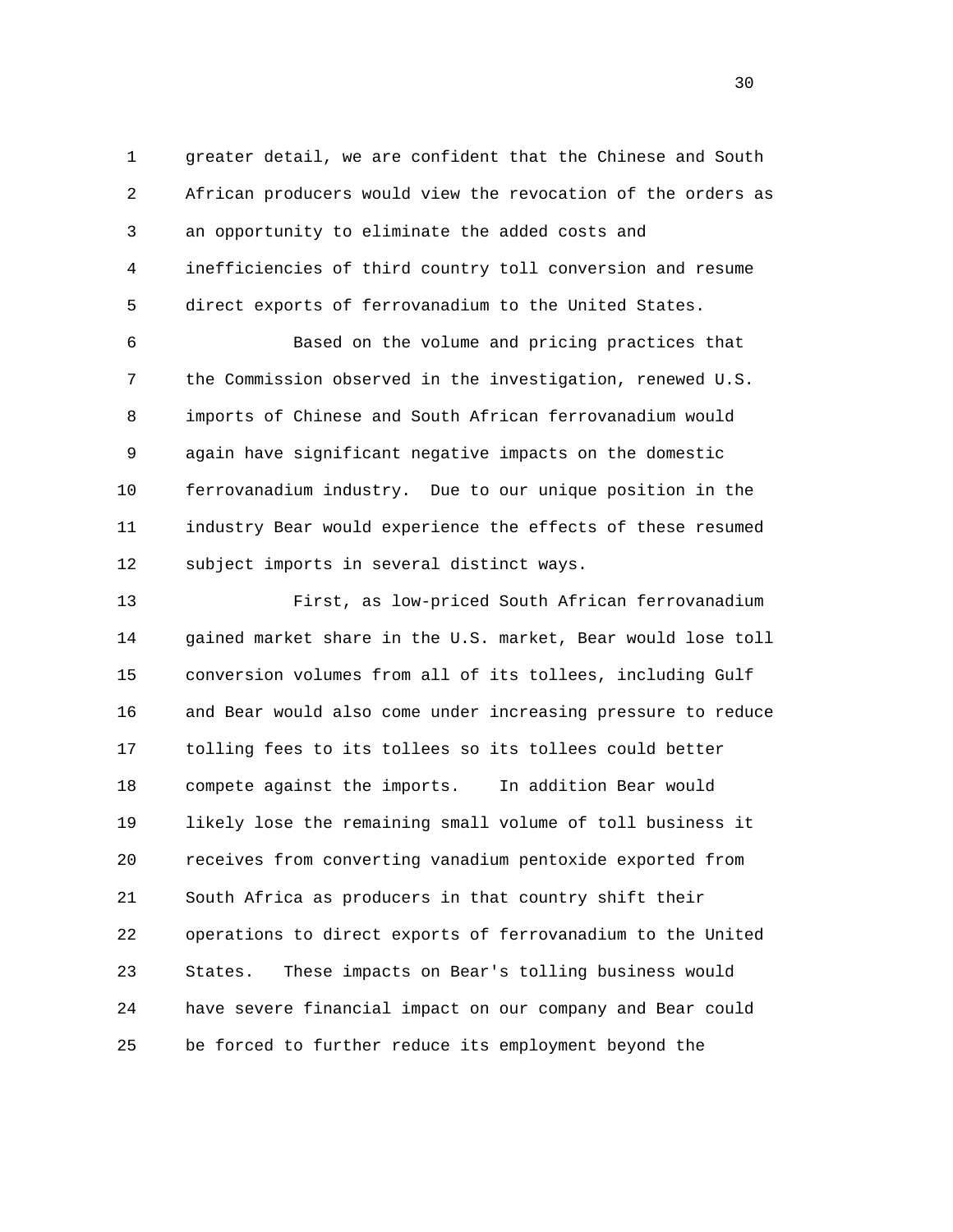greater detail, we are confident that the Chinese and South African producers would view the revocation of the orders as an opportunity to eliminate the added costs and inefficiencies of third country toll conversion and resume direct exports of ferrovanadium to the United States.

Based on the volume and pricing practices that the Commission observed in the investigation, renewed U.S. imports of Chinese and South African ferrovanadium would again have significant negative impacts on the domestic ferrovanadium industry. Due to our unique position in the industry Bear would experience the effects of these resumed subject imports in several distinct ways.

First, as low-priced South African ferrovanadium gained market share in the U.S. market, Bear would lose toll conversion volumes from all of its tollees, including Gulf and Bear would also come under increasing pressure to reduce tolling fees to its tollees so its tollees could better compete against the imports. In addition Bear would likely lose the remaining small volume of toll business it receives from converting vanadium pentoxide exported from South Africa as producers in that country shift their operations to direct exports of ferrovanadium to the United States. These impacts on Bear's tolling business would have severe financial impact on our company and Bear could be forced to further reduce its employment beyond the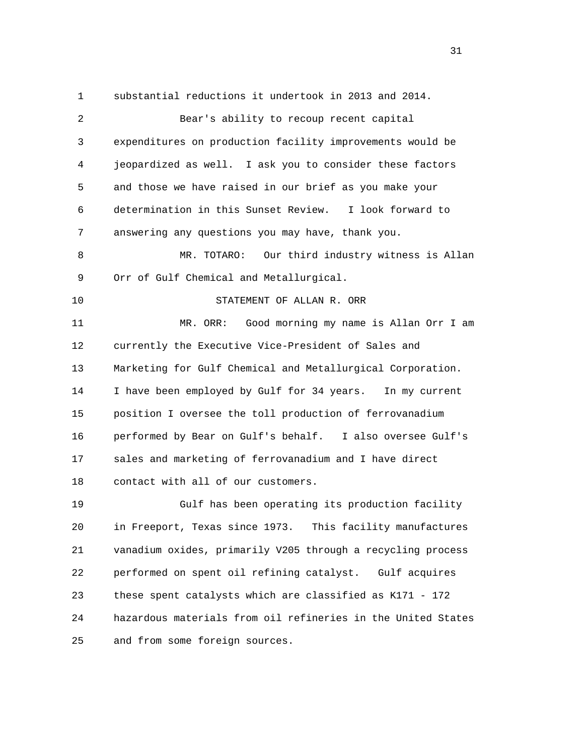substantial reductions it undertook in 2013 and 2014.

Bear's ability to recoup recent capital expenditures on production facility improvements would be jeopardized as well. I ask you to consider these factors and those we have raised in our brief as you make your determination in this Sunset Review. I look forward to answering any questions you may have, thank you.

MR. TOTARO: Our third industry witness is Allan Orr of Gulf Chemical and Metallurgical.

STATEMENT OF ALLAN R. ORR

MR. ORR: Good morning my name is Allan Orr I am currently the Executive Vice-President of Sales and Marketing for Gulf Chemical and Metallurgical Corporation. I have been employed by Gulf for 34 years. In my current position I oversee the toll production of ferrovanadium performed by Bear on Gulf's behalf. I also oversee Gulf's sales and marketing of ferrovanadium and I have direct contact with all of our customers.

Gulf has been operating its production facility in Freeport, Texas since 1973. This facility manufactures vanadium oxides, primarily V205 through a recycling process performed on spent oil refining catalyst. Gulf acquires these spent catalysts which are classified as K171 - 172 hazardous materials from oil refineries in the United States and from some foreign sources.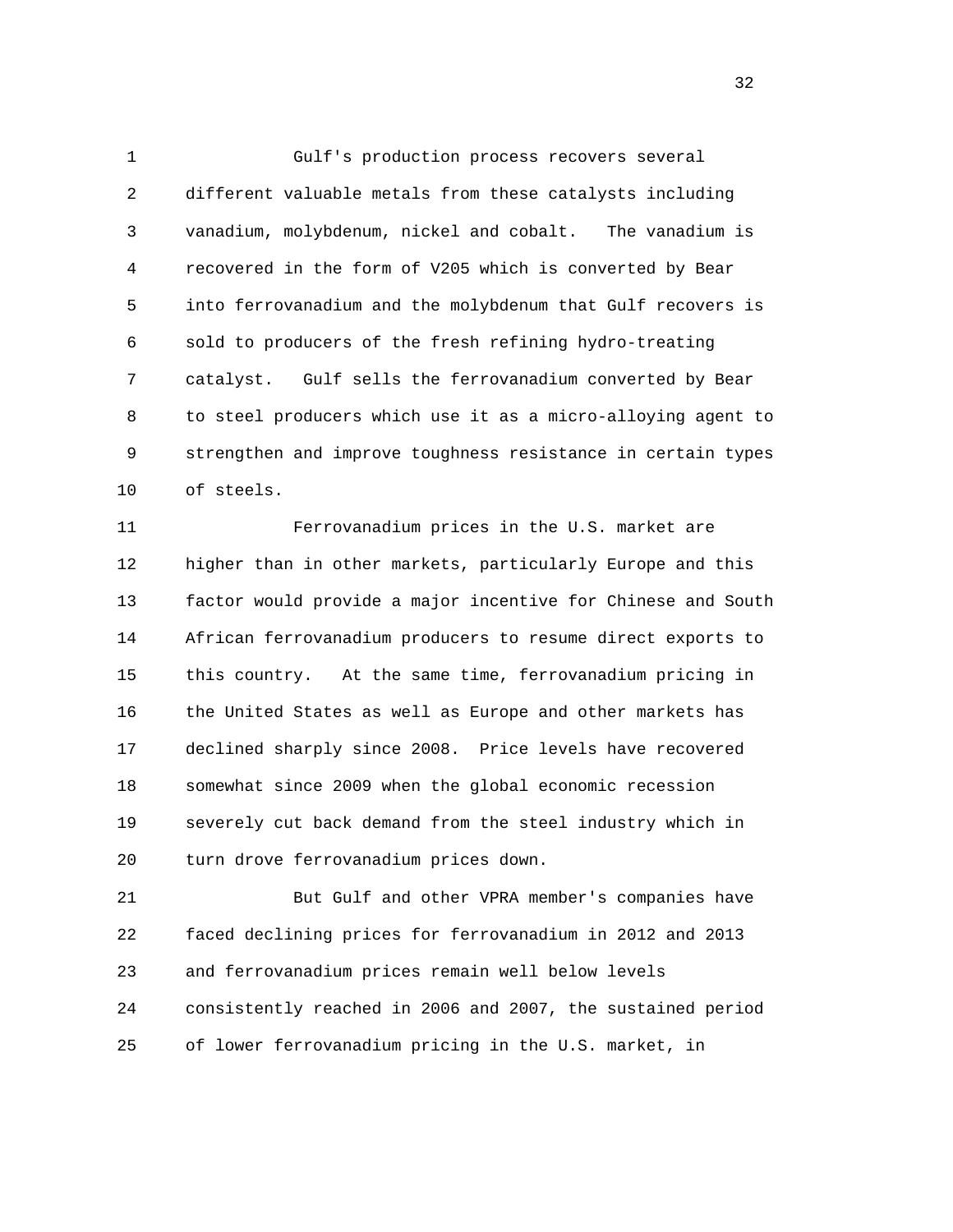Gulf's production process recovers several different valuable metals from these catalysts including vanadium, molybdenum, nickel and cobalt. The vanadium is recovered in the form of V205 which is converted by Bear into ferrovanadium and the molybdenum that Gulf recovers is sold to producers of the fresh refining hydro-treating catalyst. Gulf sells the ferrovanadium converted by Bear to steel producers which use it as a micro-alloying agent to strengthen and improve toughness resistance in certain types of steels.

Ferrovanadium prices in the U.S. market are higher than in other markets, particularly Europe and this factor would provide a major incentive for Chinese and South African ferrovanadium producers to resume direct exports to this country. At the same time, ferrovanadium pricing in the United States as well as Europe and other markets has declined sharply since 2008. Price levels have recovered somewhat since 2009 when the global economic recession severely cut back demand from the steel industry which in turn drove ferrovanadium prices down.

But Gulf and other VPRA member's companies have faced declining prices for ferrovanadium in 2012 and 2013 and ferrovanadium prices remain well below levels consistently reached in 2006 and 2007, the sustained period of lower ferrovanadium pricing in the U.S. market, in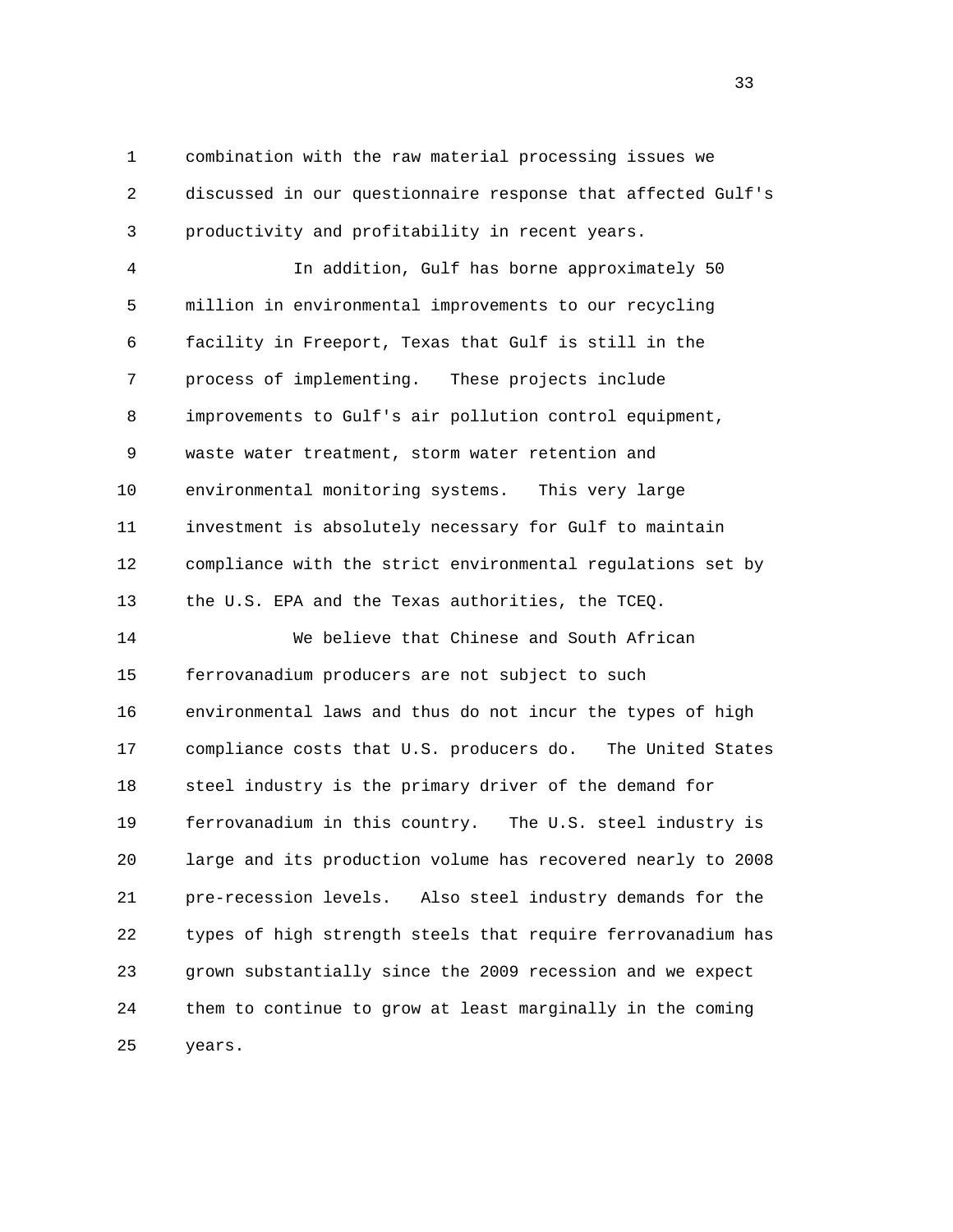combination with the raw material processing issues we discussed in our questionnaire response that affected Gulf's productivity and profitability in recent years.

In addition, Gulf has borne approximately 50 million in environmental improvements to our recycling facility in Freeport, Texas that Gulf is still in the process of implementing. These projects include improvements to Gulf's air pollution control equipment, waste water treatment, storm water retention and environmental monitoring systems. This very large investment is absolutely necessary for Gulf to maintain compliance with the strict environmental regulations set by the U.S. EPA and the Texas authorities, the TCEQ.

We believe that Chinese and South African ferrovanadium producers are not subject to such environmental laws and thus do not incur the types of high compliance costs that U.S. producers do. The United States steel industry is the primary driver of the demand for ferrovanadium in this country. The U.S. steel industry is large and its production volume has recovered nearly to 2008 pre-recession levels. Also steel industry demands for the types of high strength steels that require ferrovanadium has grown substantially since the 2009 recession and we expect them to continue to grow at least marginally in the coming years.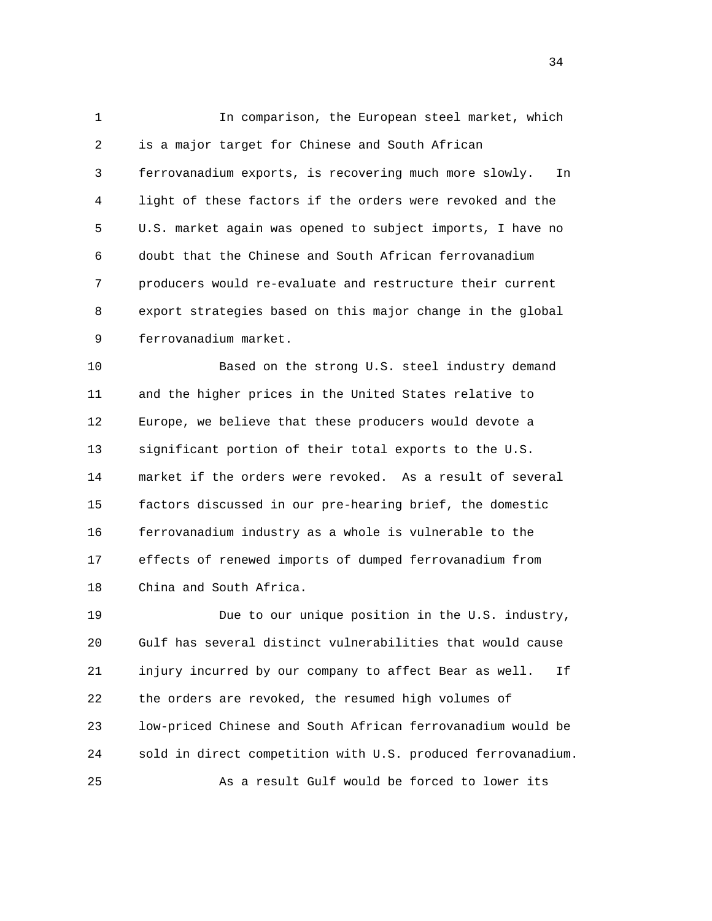In comparison, the European steel market, which is a major target for Chinese and South African ferrovanadium exports, is recovering much more slowly. In light of these factors if the orders were revoked and the U.S. market again was opened to subject imports, I have no doubt that the Chinese and South African ferrovanadium producers would re-evaluate and restructure their current export strategies based on this major change in the global ferrovanadium market.

Based on the strong U.S. steel industry demand and the higher prices in the United States relative to Europe, we believe that these producers would devote a significant portion of their total exports to the U.S. market if the orders were revoked. As a result of several factors discussed in our pre-hearing brief, the domestic ferrovanadium industry as a whole is vulnerable to the effects of renewed imports of dumped ferrovanadium from China and South Africa.

Due to our unique position in the U.S. industry, Gulf has several distinct vulnerabilities that would cause injury incurred by our company to affect Bear as well. If the orders are revoked, the resumed high volumes of low-priced Chinese and South African ferrovanadium would be sold in direct competition with U.S. produced ferrovanadium.

As a result Gulf would be forced to lower its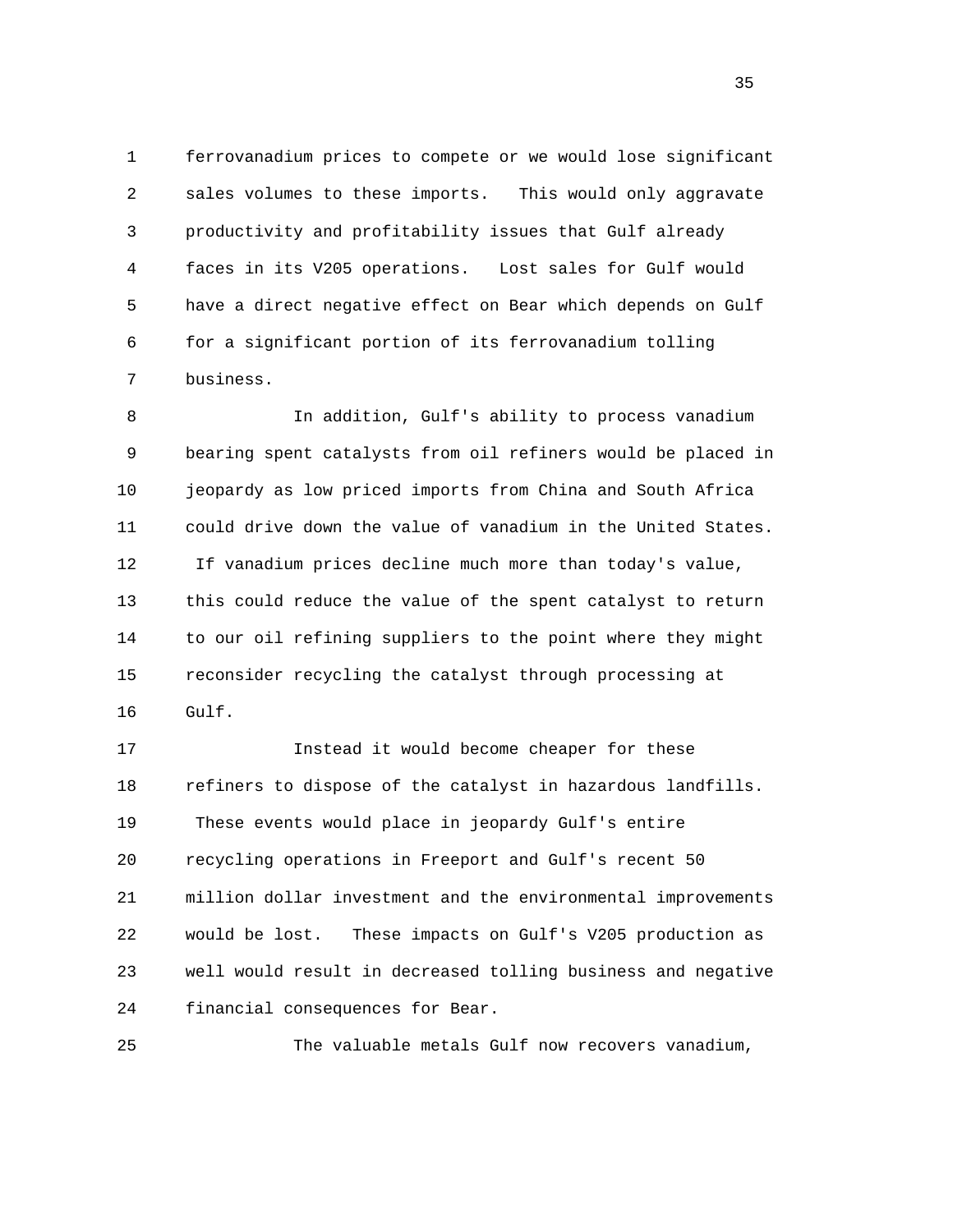ferrovanadium prices to compete or we would lose significant sales volumes to these imports. This would only aggravate productivity and profitability issues that Gulf already faces in its V205 operations. Lost sales for Gulf would have a direct negative effect on Bear which depends on Gulf for a significant portion of its ferrovanadium tolling business.

In addition, Gulf's ability to process vanadium bearing spent catalysts from oil refiners would be placed in jeopardy as low priced imports from China and South Africa could drive down the value of vanadium in the United States. If vanadium prices decline much more than today's value, this could reduce the value of the spent catalyst to return to our oil refining suppliers to the point where they might reconsider recycling the catalyst through processing at Gulf.

Instead it would become cheaper for these refiners to dispose of the catalyst in hazardous landfills. These events would place in jeopardy Gulf's entire recycling operations in Freeport and Gulf's recent 50 million dollar investment and the environmental improvements would be lost. These impacts on Gulf's V205 production as well would result in decreased tolling business and negative financial consequences for Bear.

The valuable metals Gulf now recovers vanadium,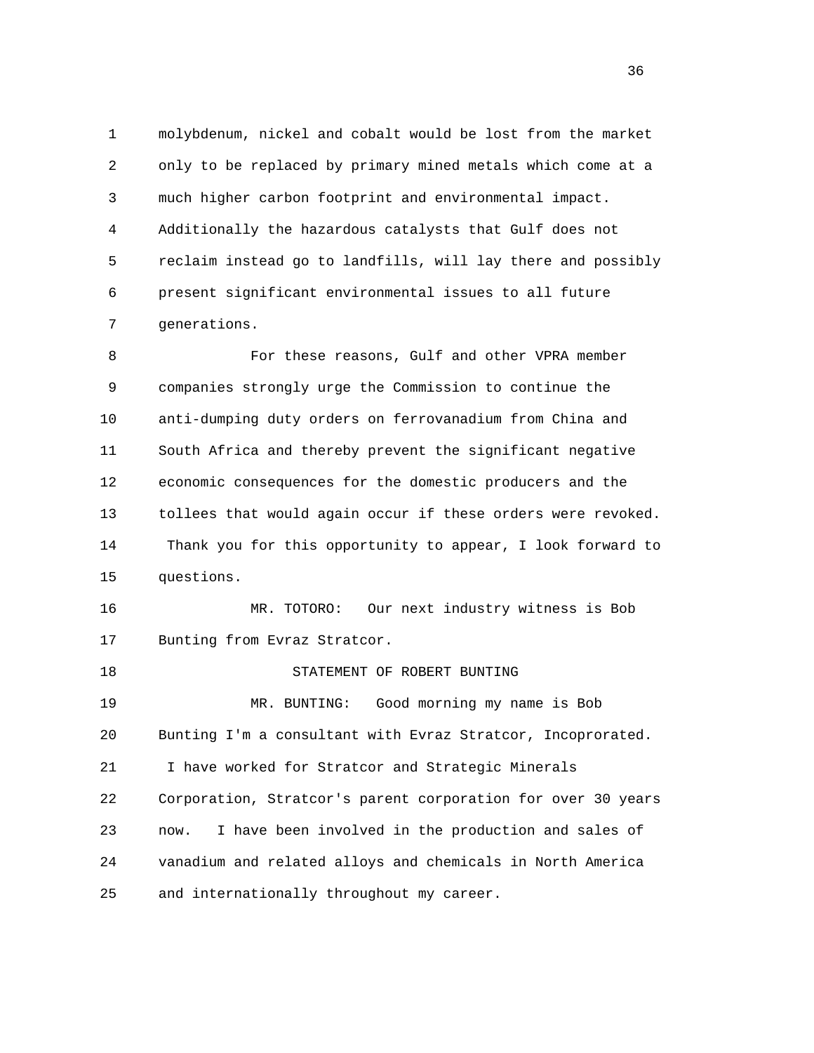molybdenum, nickel and cobalt would be lost from the market only to be replaced by primary mined metals which come at a much higher carbon footprint and environmental impact. Additionally the hazardous catalysts that Gulf does not reclaim instead go to landfills, will lay there and possibly present significant environmental issues to all future generations.

For these reasons, Gulf and other VPRA member companies strongly urge the Commission to continue the anti-dumping duty orders on ferrovanadium from China and South Africa and thereby prevent the significant negative economic consequences for the domestic producers and the tollees that would again occur if these orders were revoked. Thank you for this opportunity to appear, I look forward to questions.

MR. TOTORO: Our next industry witness is Bob Bunting from Evraz Stratcor.

STATEMENT OF ROBERT BUNTING

MR. BUNTING: Good morning my name is Bob Bunting I'm a consultant with Evraz Stratcor, Incoprorated. I have worked for Stratcor and Strategic Minerals Corporation, Stratcor's parent corporation for over 30 years now. I have been involved in the production and sales of vanadium and related alloys and chemicals in North America and internationally throughout my career.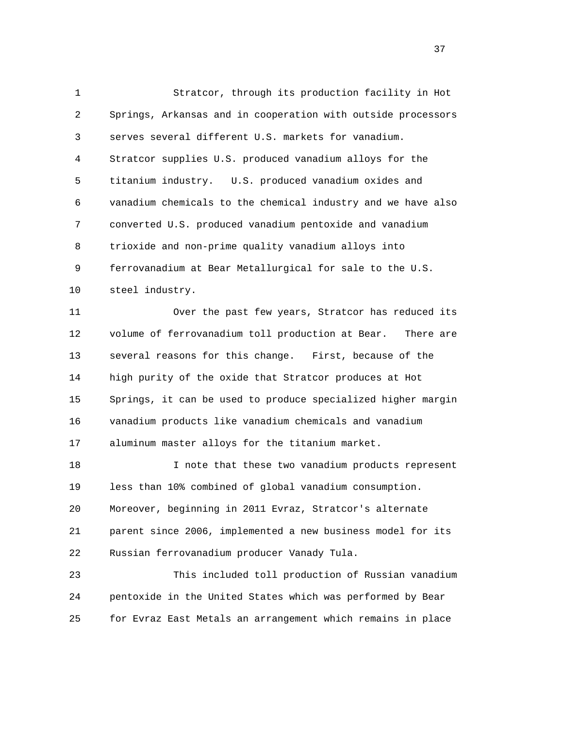Stratcor, through its production facility in Hot Springs, Arkansas and in cooperation with outside processors serves several different U.S. markets for vanadium. Stratcor supplies U.S. produced vanadium alloys for the titanium industry. U.S. produced vanadium oxides and vanadium chemicals to the chemical industry and we have also converted U.S. produced vanadium pentoxide and vanadium trioxide and non-prime quality vanadium alloys into ferrovanadium at Bear Metallurgical for sale to the U.S. steel industry.

Over the past few years, Stratcor has reduced its volume of ferrovanadium toll production at Bear. There are several reasons for this change. First, because of the high purity of the oxide that Stratcor produces at Hot Springs, it can be used to produce specialized higher margin vanadium products like vanadium chemicals and vanadium aluminum master alloys for the titanium market.

I note that these two vanadium products represent less than 10% combined of global vanadium consumption. Moreover, beginning in 2011 Evraz, Stratcor's alternate parent since 2006, implemented a new business model for its Russian ferrovanadium producer Vanady Tula.

This included toll production of Russian vanadium pentoxide in the United States which was performed by Bear for Evraz East Metals an arrangement which remains in place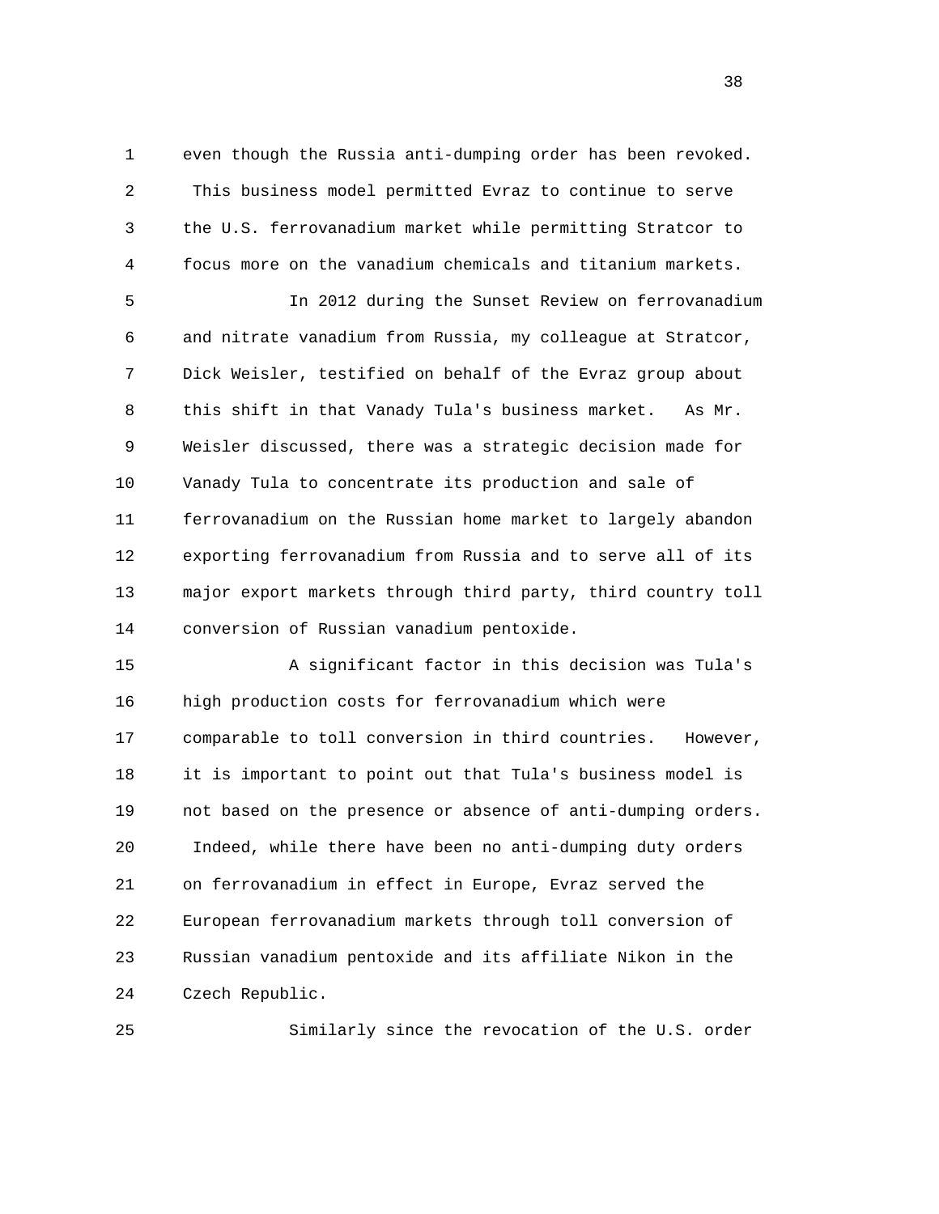even though the Russia anti-dumping order has been revoked. This business model permitted Evraz to continue to serve the U.S. ferrovanadium market while permitting Stratcor to focus more on the vanadium chemicals and titanium markets.

In 2012 during the Sunset Review on ferrovanadium and nitrate vanadium from Russia, my colleague at Stratcor, Dick Weisler, testified on behalf of the Evraz group about this shift in that Vanady Tula's business market. As Mr. Weisler discussed, there was a strategic decision made for Vanady Tula to concentrate its production and sale of ferrovanadium on the Russian home market to largely abandon exporting ferrovanadium from Russia and to serve all of its major export markets through third party, third country toll conversion of Russian vanadium pentoxide.

A significant factor in this decision was Tula's high production costs for ferrovanadium which were comparable to toll conversion in third countries. However, it is important to point out that Tula's business model is not based on the presence or absence of anti-dumping orders. Indeed, while there have been no anti-dumping duty orders on ferrovanadium in effect in Europe, Evraz served the European ferrovanadium markets through toll conversion of Russian vanadium pentoxide and its affiliate Nikon in the Czech Republic.

Similarly since the revocation of the U.S. order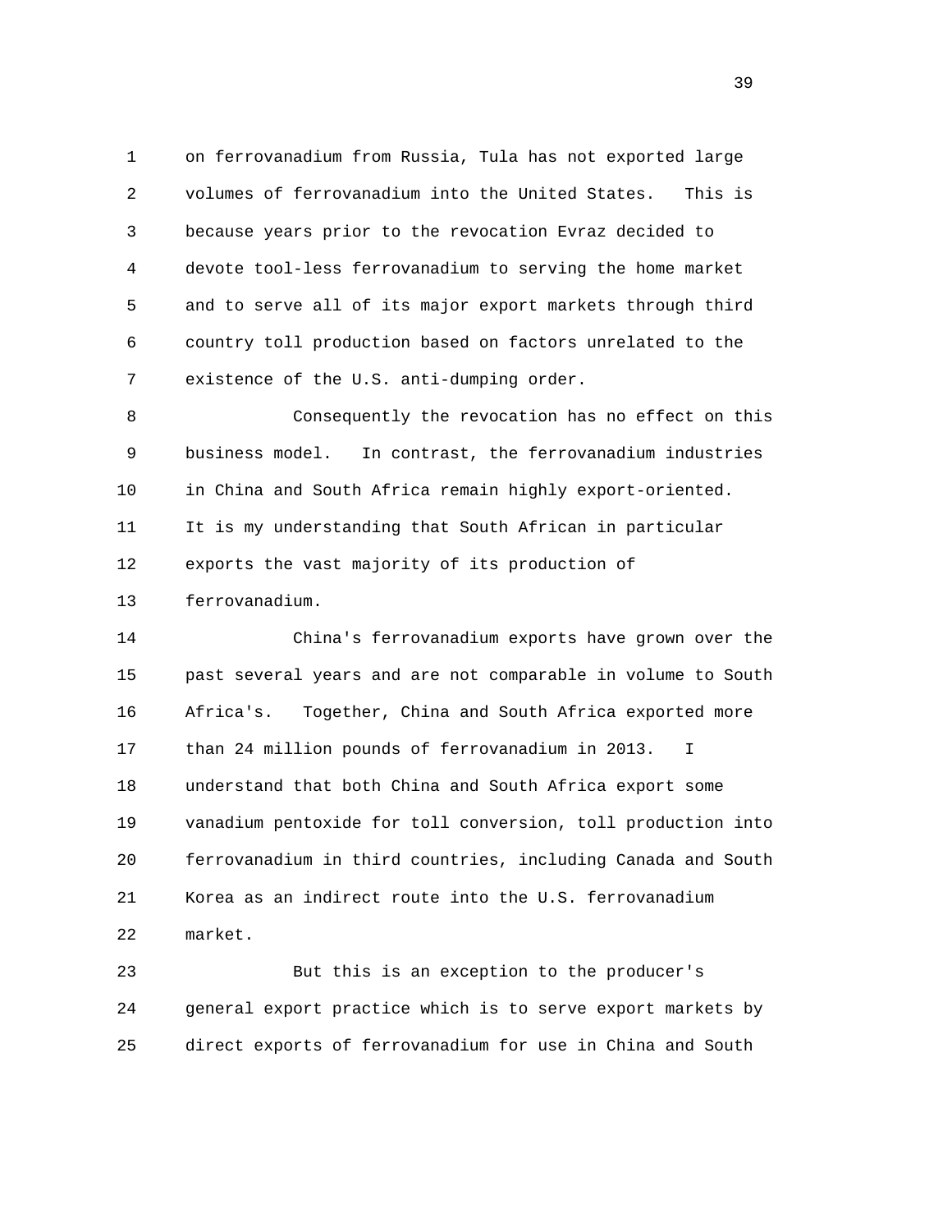on ferrovanadium from Russia, Tula has not exported large volumes of ferrovanadium into the United States. This is because years prior to the revocation Evraz decided to devote tool-less ferrovanadium to serving the home market and to serve all of its major export markets through third country toll production based on factors unrelated to the existence of the U.S. anti-dumping order.

Consequently the revocation has no effect on this business model. In contrast, the ferrovanadium industries in China and South Africa remain highly export-oriented. It is my understanding that South African in particular exports the vast majority of its production of ferrovanadium.

China's ferrovanadium exports have grown over the past several years and are not comparable in volume to South Africa's. Together, China and South Africa exported more than 24 million pounds of ferrovanadium in 2013. I understand that both China and South Africa export some vanadium pentoxide for toll conversion, toll production into ferrovanadium in third countries, including Canada and South Korea as an indirect route into the U.S. ferrovanadium market.

But this is an exception to the producer's general export practice which is to serve export markets by direct exports of ferrovanadium for use in China and South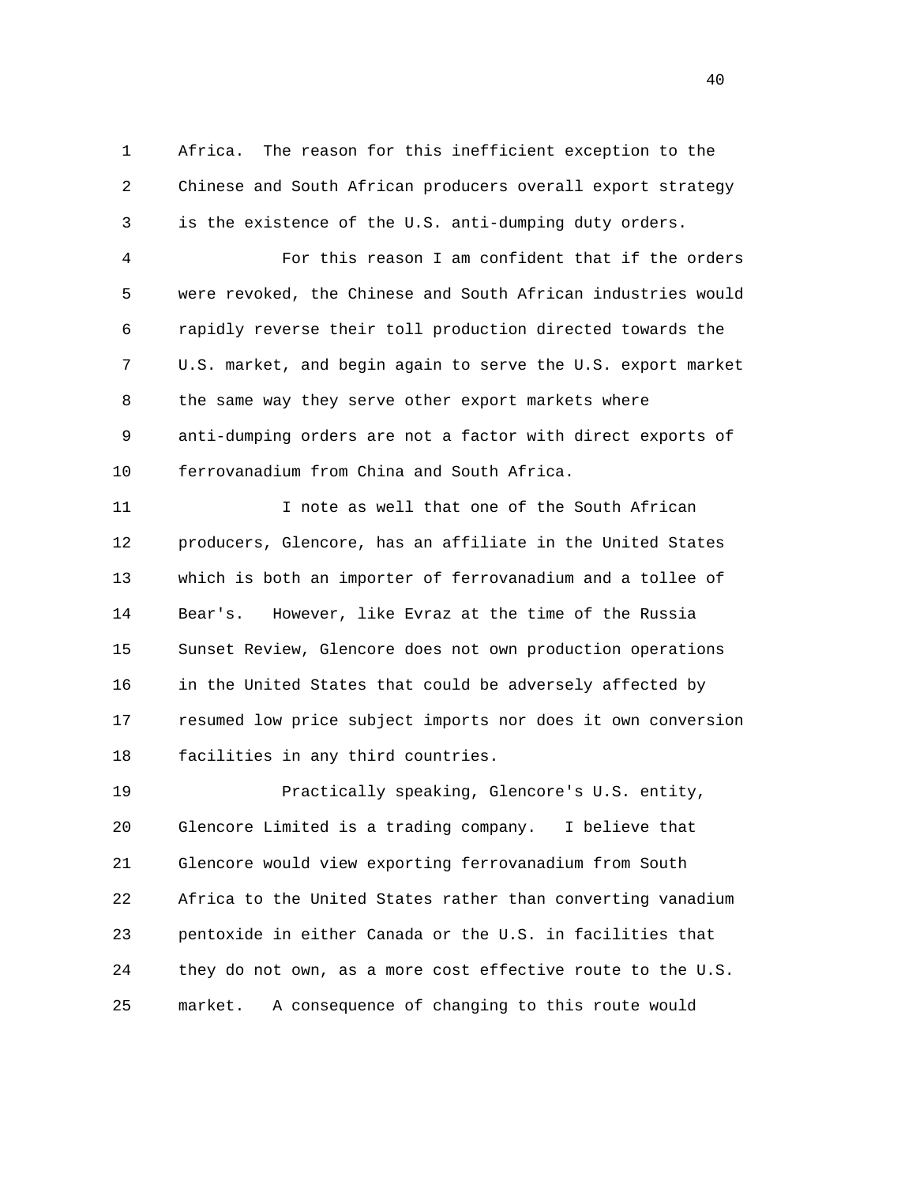Africa. The reason for this inefficient exception to the Chinese and South African producers overall export strategy is the existence of the U.S. anti-dumping duty orders.

For this reason I am confident that if the orders were revoked, the Chinese and South African industries would rapidly reverse their toll production directed towards the U.S. market, and begin again to serve the U.S. export market the same way they serve other export markets where anti-dumping orders are not a factor with direct exports of ferrovanadium from China and South Africa.

I note as well that one of the South African producers, Glencore, has an affiliate in the United States which is both an importer of ferrovanadium and a tollee of Bear's. However, like Evraz at the time of the Russia Sunset Review, Glencore does not own production operations in the United States that could be adversely affected by resumed low price subject imports nor does it own conversion facilities in any third countries.

Practically speaking, Glencore's U.S. entity, Glencore Limited is a trading company. I believe that Glencore would view exporting ferrovanadium from South Africa to the United States rather than converting vanadium pentoxide in either Canada or the U.S. in facilities that they do not own, as a more cost effective route to the U.S. market. A consequence of changing to this route would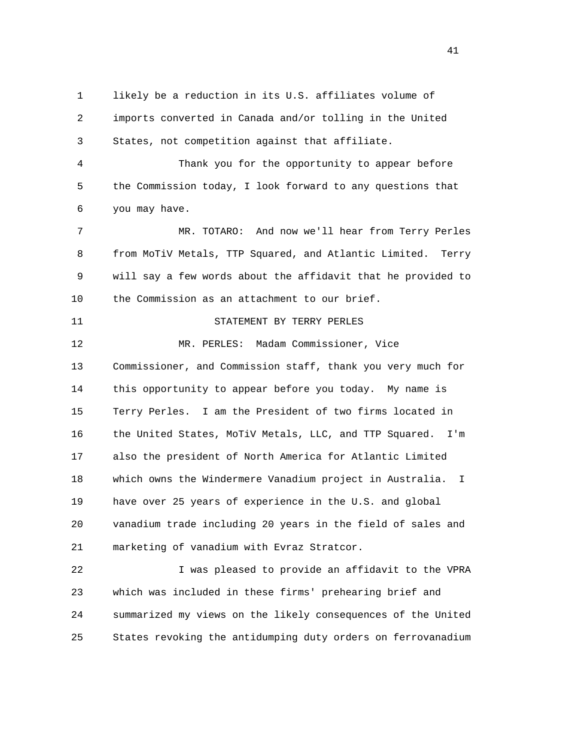likely be a reduction in its U.S. affiliates volume of imports converted in Canada and/or tolling in the United States, not competition against that affiliate.

Thank you for the opportunity to appear before the Commission today, I look forward to any questions that you may have.

MR. TOTARO: And now we'll hear from Terry Perles from MoTiV Metals, TTP Squared, and Atlantic Limited. Terry will say a few words about the affidavit that he provided to the Commission as an attachment to our brief.

STATEMENT BY TERRY PERLES

MR. PERLES: Madam Commissioner, Vice Commissioner, and Commission staff, thank you very much for this opportunity to appear before you today. My name is Terry Perles. I am the President of two firms located in the United States, MoTiV Metals, LLC, and TTP Squared. I'm also the president of North America for Atlantic Limited which owns the Windermere Vanadium project in Australia. I have over 25 years of experience in the U.S. and global vanadium trade including 20 years in the field of sales and marketing of vanadium with Evraz Stratcor.

I was pleased to provide an affidavit to the VPRA which was included in these firms' prehearing brief and summarized my views on the likely consequences of the United States revoking the antidumping duty orders on ferrovanadium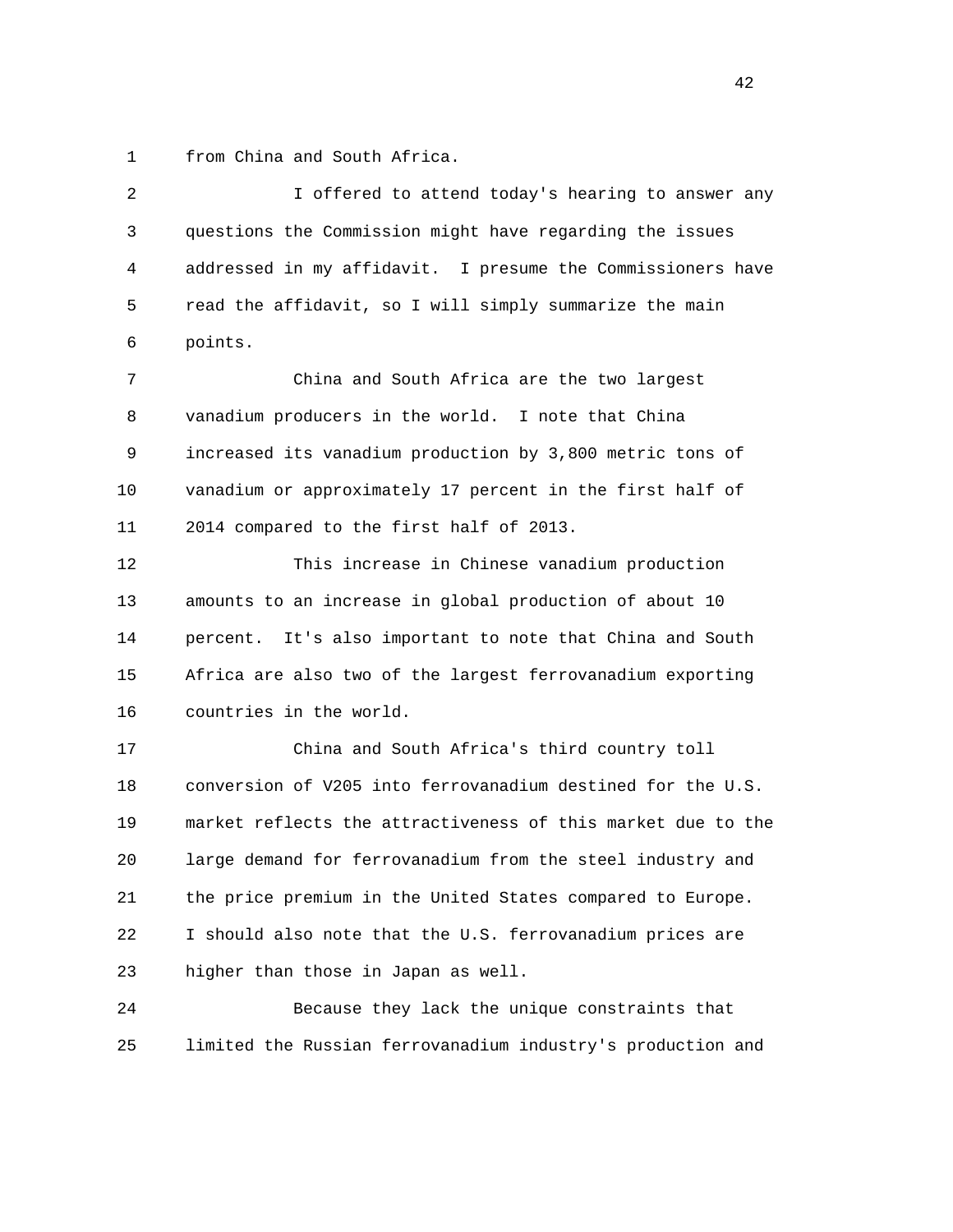from China and South Africa.

I offered to attend today's hearing to answer any questions the Commission might have regarding the issues addressed in my affidavit. I presume the Commissioners have read the affidavit, so I will simply summarize the main points.

China and South Africa are the two largest vanadium producers in the world. I note that China increased its vanadium production by 3,800 metric tons of vanadium or approximately 17 percent in the first half of 2014 compared to the first half of 2013.

This increase in Chinese vanadium production amounts to an increase in global production of about 10 percent. It's also important to note that China and South Africa are also two of the largest ferrovanadium exporting countries in the world.

China and South Africa's third country toll conversion of V205 into ferrovanadium destined for the U.S. market reflects the attractiveness of this market due to the large demand for ferrovanadium from the steel industry and the price premium in the United States compared to Europe. I should also note that the U.S. ferrovanadium prices are higher than those in Japan as well.

Because they lack the unique constraints that limited the Russian ferrovanadium industry's production and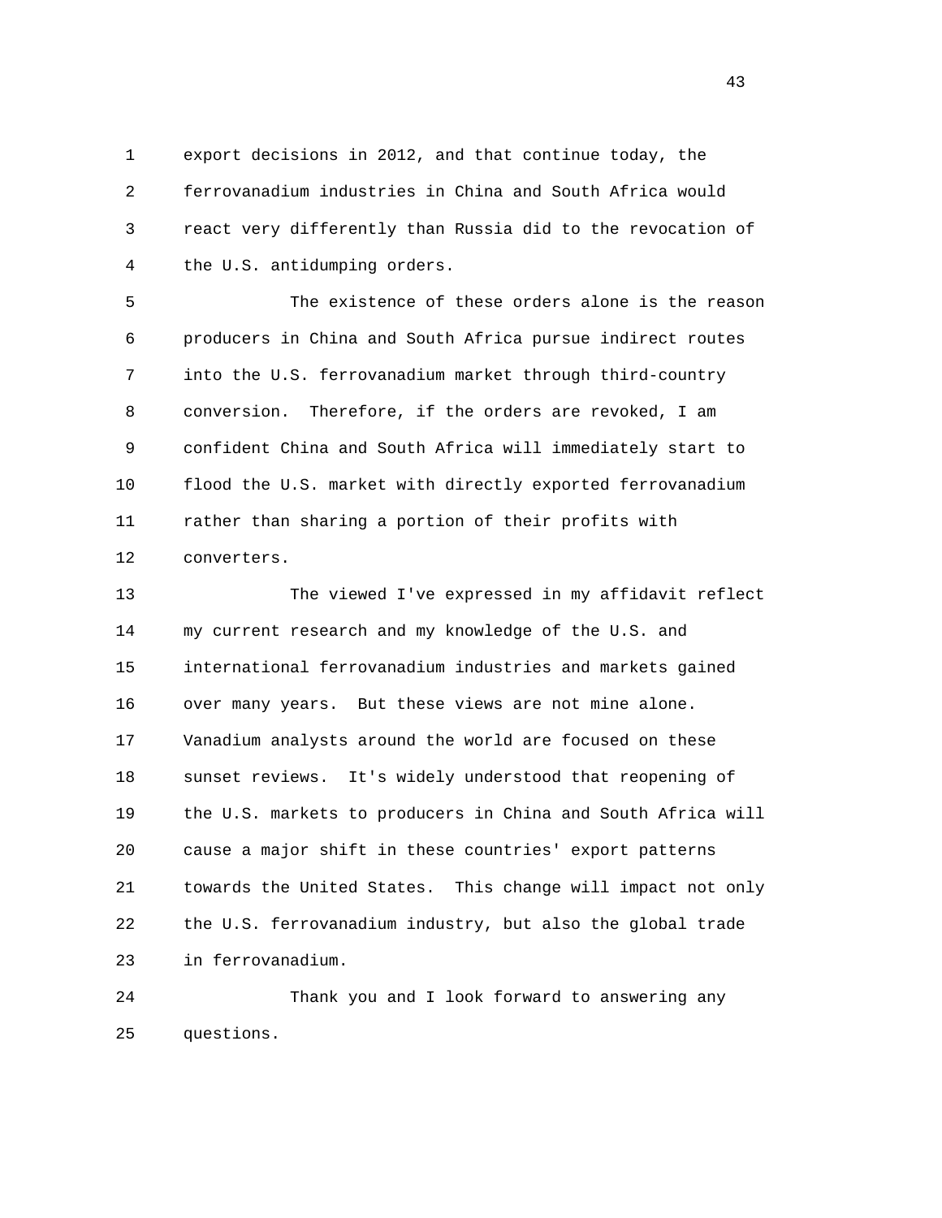export decisions in 2012, and that continue today, the ferrovanadium industries in China and South Africa would react very differently than Russia did to the revocation of the U.S. antidumping orders.

The existence of these orders alone is the reason producers in China and South Africa pursue indirect routes into the U.S. ferrovanadium market through third-country conversion. Therefore, if the orders are revoked, I am confident China and South Africa will immediately start to flood the U.S. market with directly exported ferrovanadium rather than sharing a portion of their profits with converters.

The viewed I've expressed in my affidavit reflect my current research and my knowledge of the U.S. and international ferrovanadium industries and markets gained over many years. But these views are not mine alone. Vanadium analysts around the world are focused on these sunset reviews. It's widely understood that reopening of the U.S. markets to producers in China and South Africa will cause a major shift in these countries' export patterns towards the United States. This change will impact not only the U.S. ferrovanadium industry, but also the global trade in ferrovanadium.

Thank you and I look forward to answering any questions.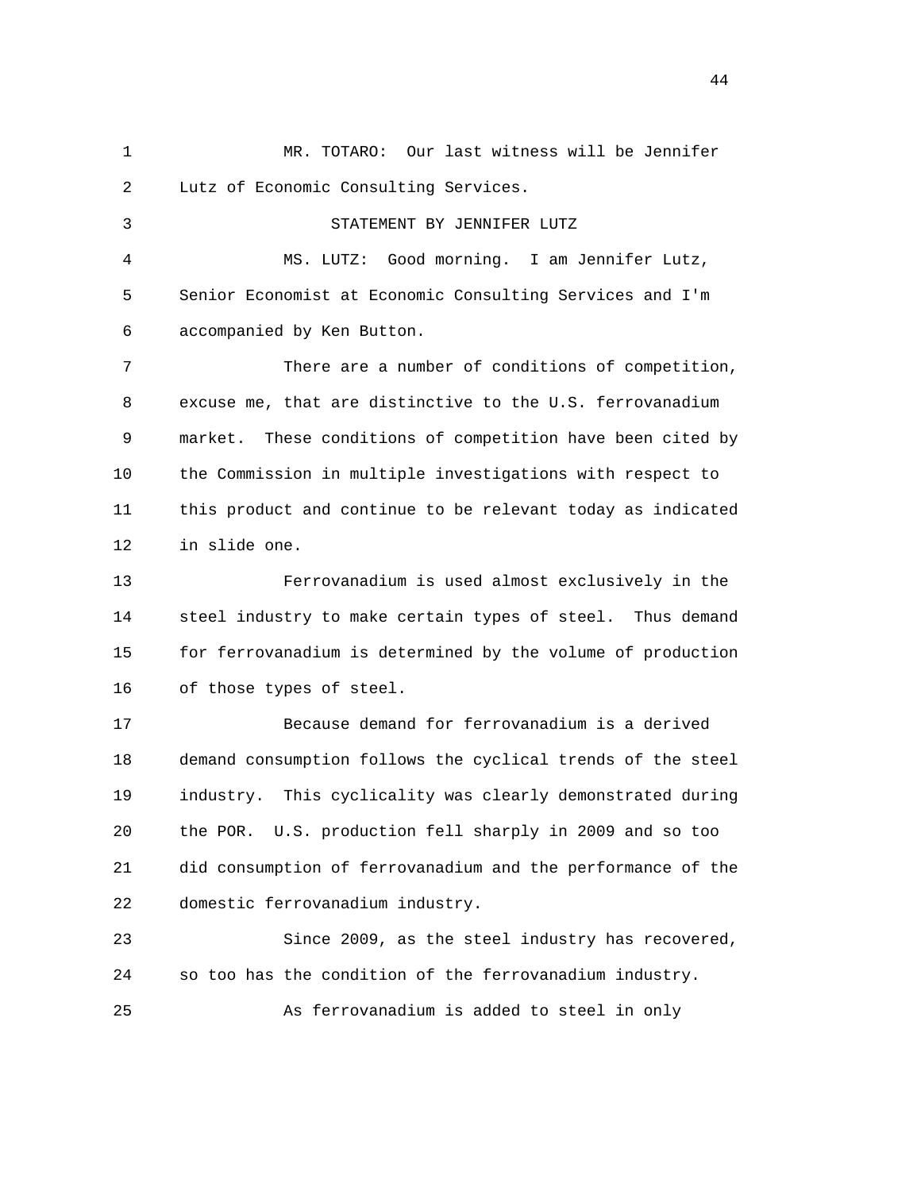MR. TOTARO: Our last witness will be Jennifer Lutz of Economic Consulting Services.

STATEMENT BY JENNIFER LUTZ

MS. LUTZ: Good morning. I am Jennifer Lutz, Senior Economist at Economic Consulting Services and I'm accompanied by Ken Button.

There are a number of conditions of competition, excuse me, that are distinctive to the U.S. ferrovanadium market. These conditions of competition have been cited by the Commission in multiple investigations with respect to this product and continue to be relevant today as indicated in slide one.

Ferrovanadium is used almost exclusively in the steel industry to make certain types of steel. Thus demand for ferrovanadium is determined by the volume of production of those types of steel.

Because demand for ferrovanadium is a derived demand consumption follows the cyclical trends of the steel industry. This cyclicality was clearly demonstrated during the POR. U.S. production fell sharply in 2009 and so too did consumption of ferrovanadium and the performance of the domestic ferrovanadium industry.

Since 2009, as the steel industry has recovered, so too has the condition of the ferrovanadium industry.

As ferrovanadium is added to steel in only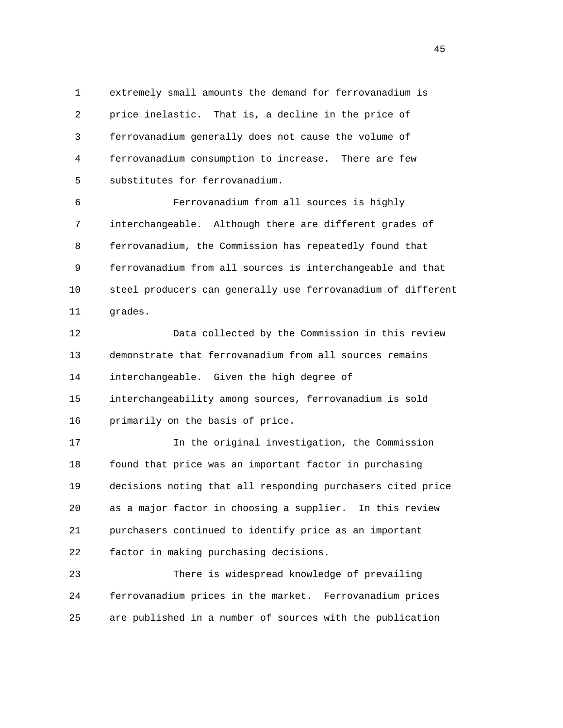extremely small amounts the demand for ferrovanadium is price inelastic. That is, a decline in the price of ferrovanadium generally does not cause the volume of ferrovanadium consumption to increase. There are few substitutes for ferrovanadium.

Ferrovanadium from all sources is highly interchangeable. Although there are different grades of ferrovanadium, the Commission has repeatedly found that ferrovanadium from all sources is interchangeable and that steel producers can generally use ferrovanadium of different grades.

Data collected by the Commission in this review demonstrate that ferrovanadium from all sources remains interchangeable. Given the high degree of interchangeability among sources, ferrovanadium is sold primarily on the basis of price.

In the original investigation, the Commission found that price was an important factor in purchasing decisions noting that all responding purchasers cited price as a major factor in choosing a supplier. In this review purchasers continued to identify price as an important factor in making purchasing decisions.

There is widespread knowledge of prevailing ferrovanadium prices in the market. Ferrovanadium prices are published in a number of sources with the publication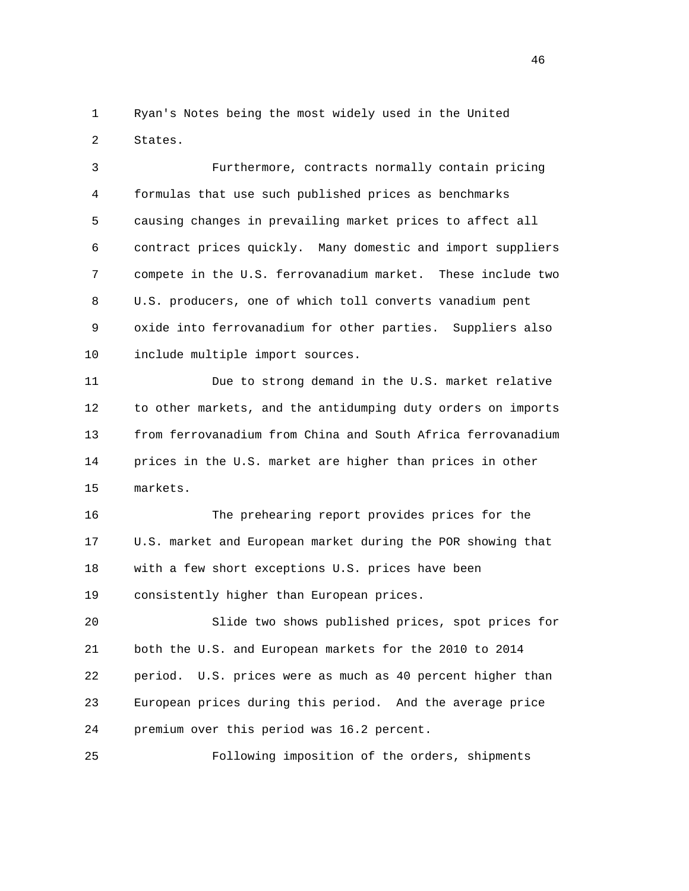Ryan's Notes being the most widely used in the United States.

Furthermore, contracts normally contain pricing formulas that use such published prices as benchmarks causing changes in prevailing market prices to affect all contract prices quickly. Many domestic and import suppliers compete in the U.S. ferrovanadium market. These include two U.S. producers, one of which toll converts vanadium pent oxide into ferrovanadium for other parties. Suppliers also include multiple import sources.

Due to strong demand in the U.S. market relative to other markets, and the antidumping duty orders on imports from ferrovanadium from China and South Africa ferrovanadium prices in the U.S. market are higher than prices in other markets.

The prehearing report provides prices for the U.S. market and European market during the POR showing that with a few short exceptions U.S. prices have been consistently higher than European prices.

Slide two shows published prices, spot prices for both the U.S. and European markets for the 2010 to 2014 period. U.S. prices were as much as 40 percent higher than European prices during this period. And the average price premium over this period was 16.2 percent.

Following imposition of the orders, shipments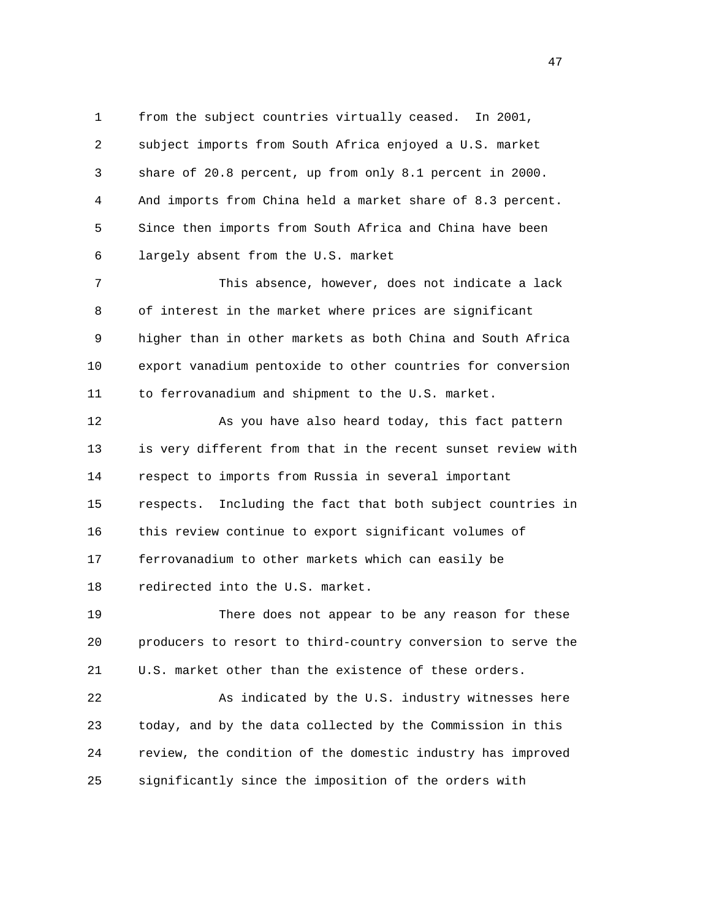from the subject countries virtually ceased. In 2001, subject imports from South Africa enjoyed a U.S. market share of 20.8 percent, up from only 8.1 percent in 2000. And imports from China held a market share of 8.3 percent. Since then imports from South Africa and China have been largely absent from the U.S. market

This absence, however, does not indicate a lack of interest in the market where prices are significant higher than in other markets as both China and South Africa export vanadium pentoxide to other countries for conversion to ferrovanadium and shipment to the U.S. market.

As you have also heard today, this fact pattern is very different from that in the recent sunset review with respect to imports from Russia in several important respects. Including the fact that both subject countries in this review continue to export significant volumes of ferrovanadium to other markets which can easily be redirected into the U.S. market.

There does not appear to be any reason for these producers to resort to third-country conversion to serve the U.S. market other than the existence of these orders.

As indicated by the U.S. industry witnesses here today, and by the data collected by the Commission in this review, the condition of the domestic industry has improved significantly since the imposition of the orders with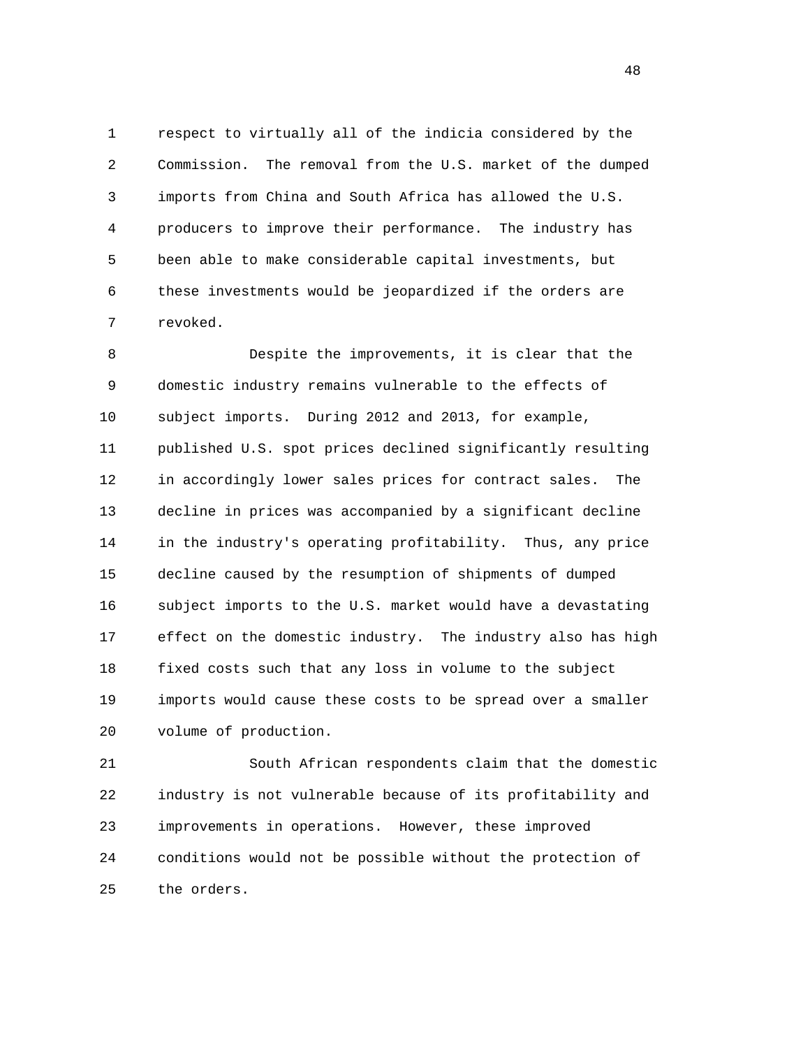respect to virtually all of the indicia considered by the Commission. The removal from the U.S. market of the dumped imports from China and South Africa has allowed the U.S. producers to improve their performance. The industry has been able to make considerable capital investments, but these investments would be jeopardized if the orders are revoked.

Despite the improvements, it is clear that the domestic industry remains vulnerable to the effects of subject imports. During 2012 and 2013, for example, published U.S. spot prices declined significantly resulting in accordingly lower sales prices for contract sales. The decline in prices was accompanied by a significant decline in the industry's operating profitability. Thus, any price decline caused by the resumption of shipments of dumped subject imports to the U.S. market would have a devastating effect on the domestic industry. The industry also has high fixed costs such that any loss in volume to the subject imports would cause these costs to be spread over a smaller volume of production.

South African respondents claim that the domestic industry is not vulnerable because of its profitability and improvements in operations. However, these improved conditions would not be possible without the protection of the orders.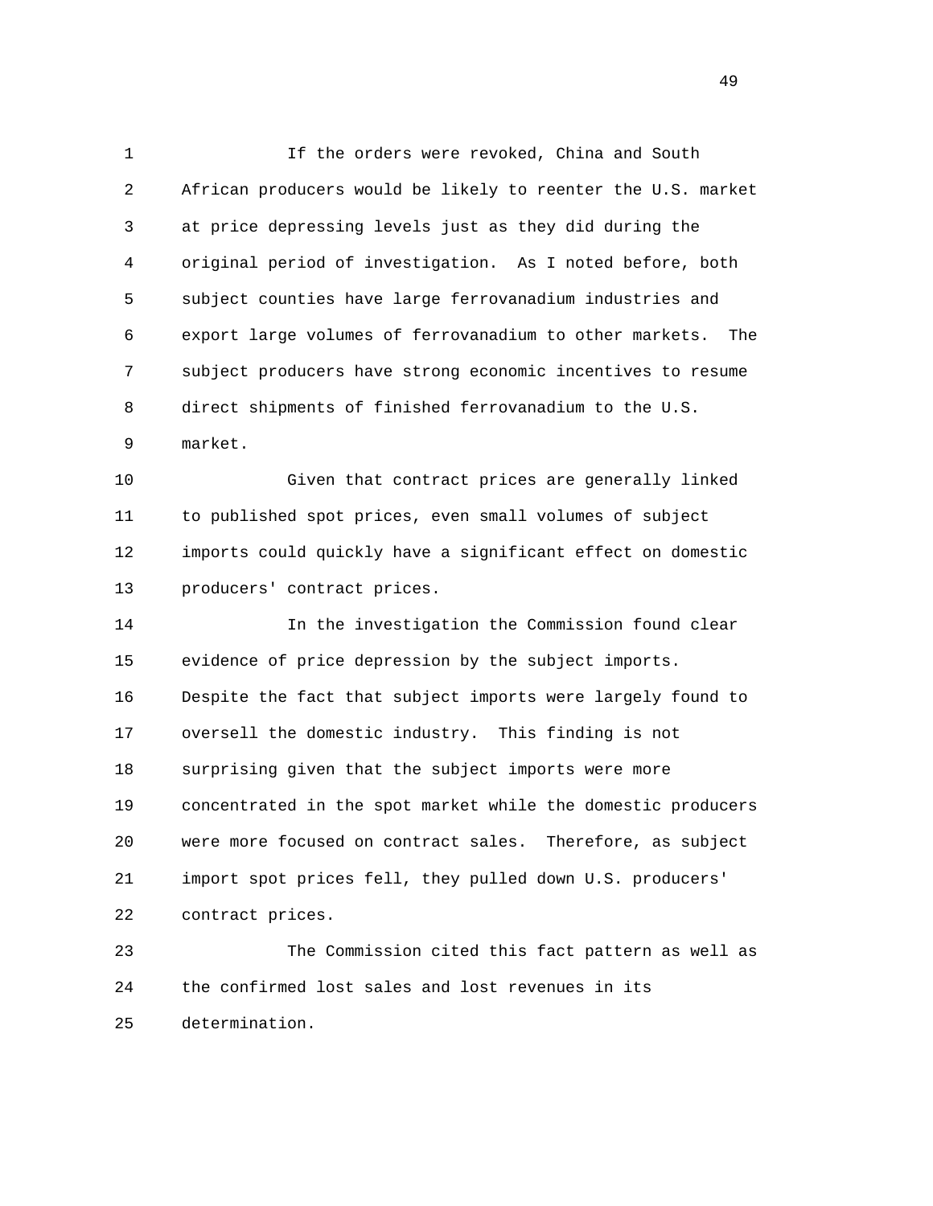If the orders were revoked, China and South African producers would be likely to reenter the U.S. market at price depressing levels just as they did during the original period of investigation. As I noted before, both subject counties have large ferrovanadium industries and export large volumes of ferrovanadium to other markets. The subject producers have strong economic incentives to resume direct shipments of finished ferrovanadium to the U.S. market.

Given that contract prices are generally linked to published spot prices, even small volumes of subject imports could quickly have a significant effect on domestic producers' contract prices.

In the investigation the Commission found clear evidence of price depression by the subject imports. Despite the fact that subject imports were largely found to oversell the domestic industry. This finding is not surprising given that the subject imports were more concentrated in the spot market while the domestic producers were more focused on contract sales. Therefore, as subject import spot prices fell, they pulled down U.S. producers' contract prices.

The Commission cited this fact pattern as well as the confirmed lost sales and lost revenues in its determination.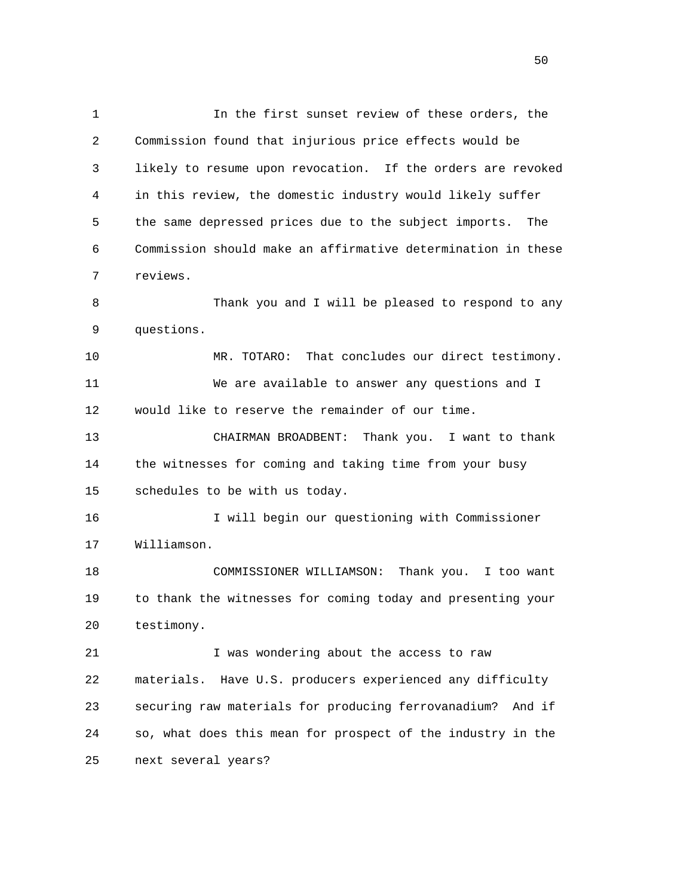In the first sunset review of these orders, the Commission found that injurious price effects would be likely to resume upon revocation. If the orders are revoked in this review, the domestic industry would likely suffer the same depressed prices due to the subject imports. The Commission should make an affirmative determination in these reviews.

Thank you and I will be pleased to respond to any questions.

MR. TOTARO: That concludes our direct testimony.

We are available to answer any questions and I would like to reserve the remainder of our time.

CHAIRMAN BROADBENT: Thank you. I want to thank the witnesses for coming and taking time from your busy schedules to be with us today.

I will begin our questioning with Commissioner Williamson.

COMMISSIONER WILLIAMSON: Thank you. I too want to thank the witnesses for coming today and presenting your testimony.

I was wondering about the access to raw materials. Have U.S. producers experienced any difficulty securing raw materials for producing ferrovanadium? And if so, what does this mean for prospect of the industry in the next several years?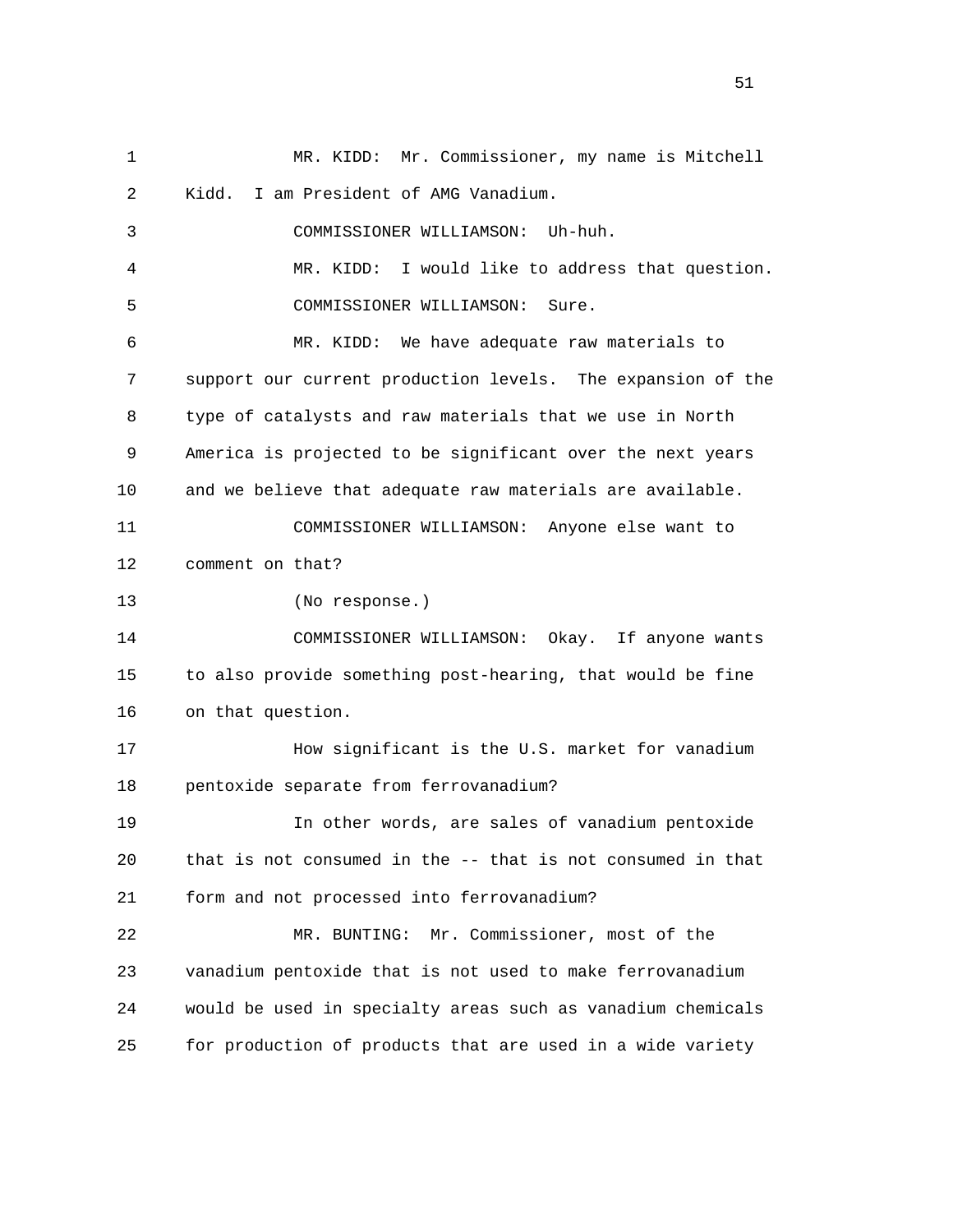MR. KIDD: Mr. Commissioner, my name is Mitchell Kidd. I am President of AMG Vanadium.

COMMISSIONER WILLIAMSON: Uh-huh.

MR. KIDD: I would like to address that question.

COMMISSIONER WILLIAMSON: Sure.

MR. KIDD: We have adequate raw materials to support our current production levels. The expansion of the type of catalysts and raw materials that we use in North America is projected to be significant over the next years and we believe that adequate raw materials are available.

COMMISSIONER WILLIAMSON: Anyone else want to comment on that?

(No response.)

COMMISSIONER WILLIAMSON: Okay. If anyone wants to also provide something post-hearing, that would be fine on that question.

How significant is the U.S. market for vanadium pentoxide separate from ferrovanadium?

In other words, are sales of vanadium pentoxide that is not consumed in the -- that is not consumed in that form and not processed into ferrovanadium?

MR. BUNTING: Mr. Commissioner, most of the vanadium pentoxide that is not used to make ferrovanadium would be used in specialty areas such as vanadium chemicals for production of products that are used in a wide variety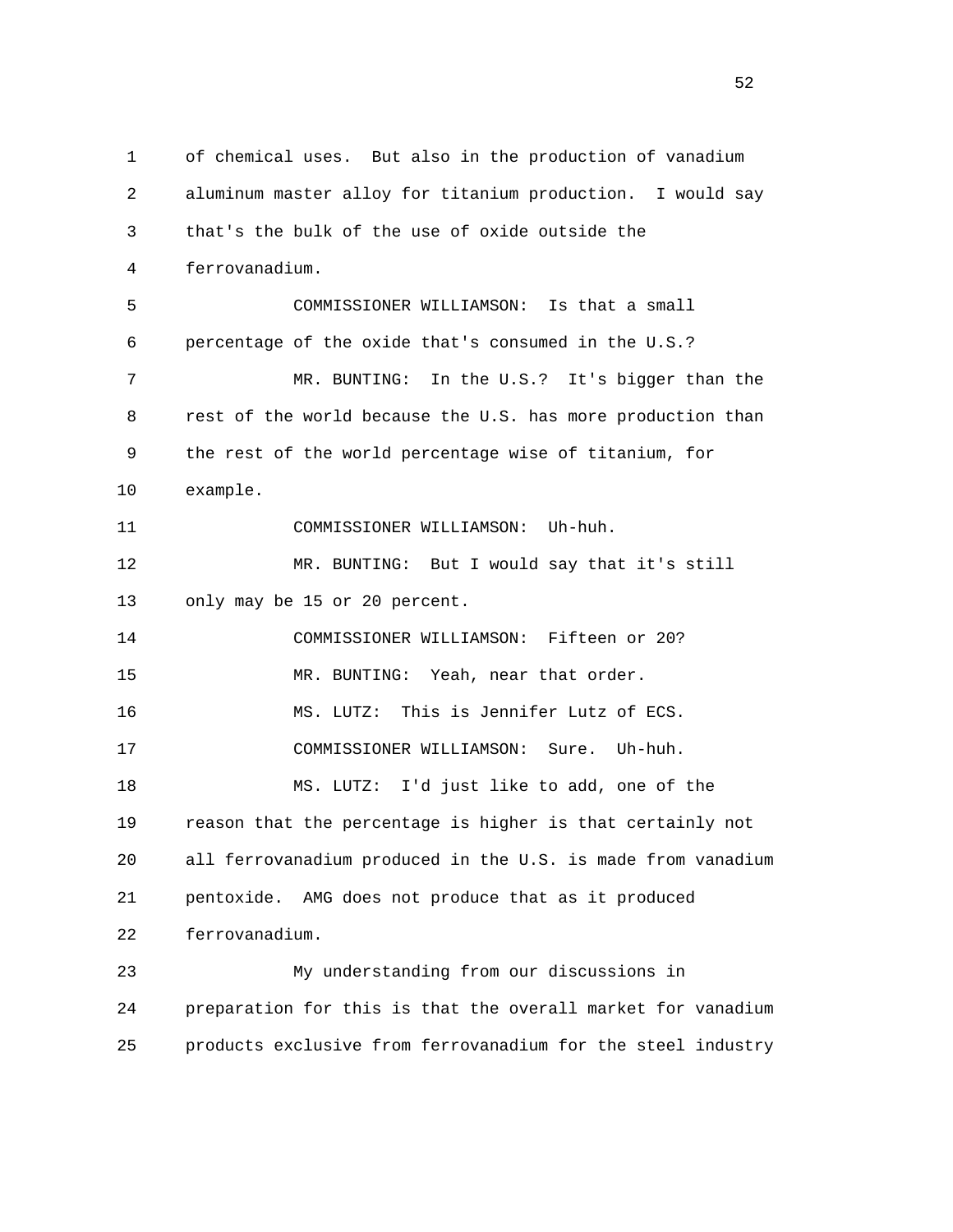of chemical uses. But also in the production of vanadium aluminum master alloy for titanium production. I would say that's the bulk of the use of oxide outside the ferrovanadium.

COMMISSIONER WILLIAMSON: Is that a small percentage of the oxide that's consumed in the U.S.?

MR. BUNTING: In the U.S.? It's bigger than the rest of the world because the U.S. has more production than the rest of the world percentage wise of titanium, for example.

COMMISSIONER WILLIAMSON: Uh-huh.

MR. BUNTING: But I would say that it's still only may be 15 or 20 percent.

COMMISSIONER WILLIAMSON: Fifteen or 20?

MR. BUNTING: Yeah, near that order.

MS. LUTZ: This is Jennifer Lutz of ECS.

COMMISSIONER WILLIAMSON: Sure. Uh-huh.

MS. LUTZ: I'd just like to add, one of the reason that the percentage is higher is that certainly not all ferrovanadium produced in the U.S. is made from vanadium pentoxide. AMG does not produce that as it produced ferrovanadium.

My understanding from our discussions in preparation for this is that the overall market for vanadium products exclusive from ferrovanadium for the steel industry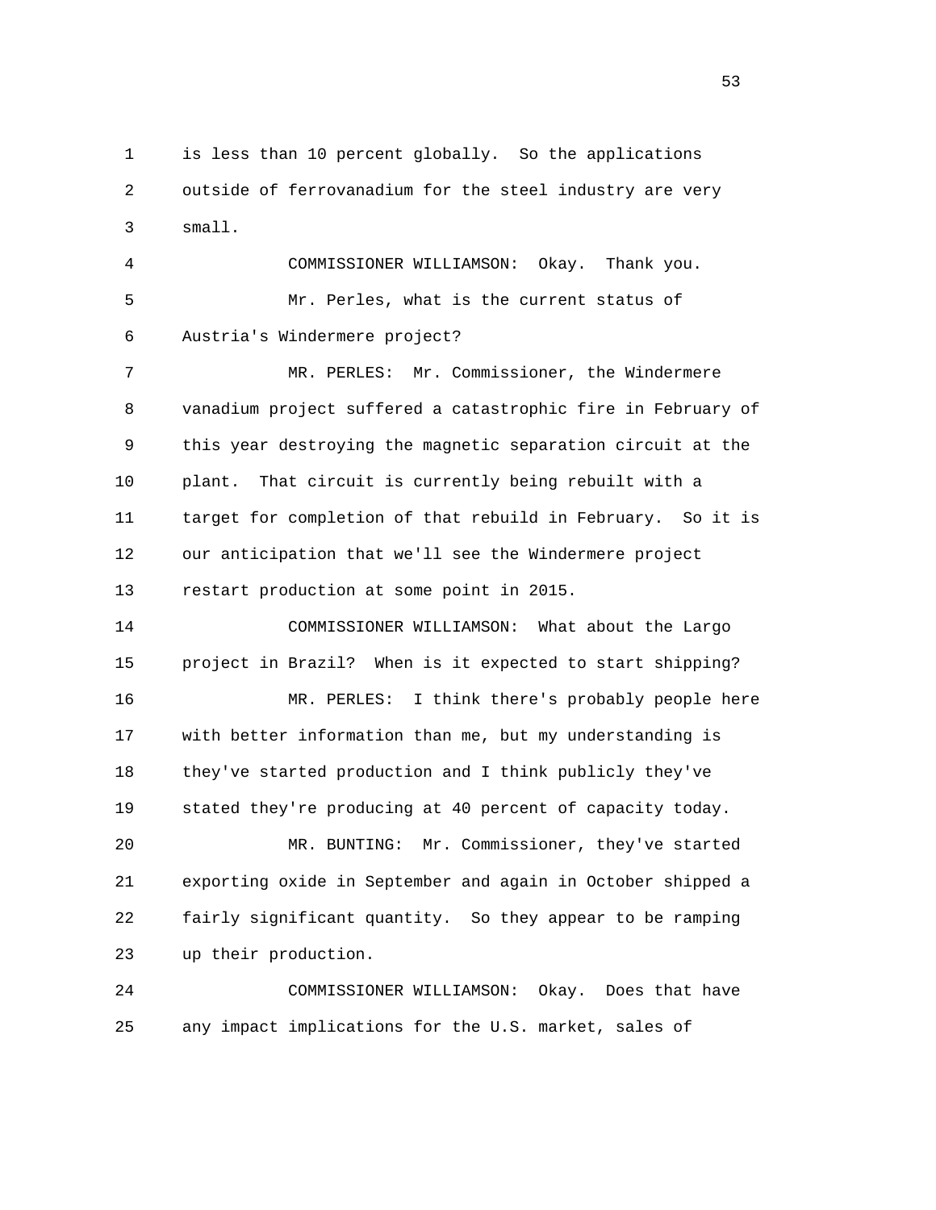is less than 10 percent globally. So the applications outside of ferrovanadium for the steel industry are very small.

COMMISSIONER WILLIAMSON: Okay. Thank you.

Mr. Perles, what is the current status of Austria's Windermere project?

MR. PERLES: Mr. Commissioner, the Windermere vanadium project suffered a catastrophic fire in February of this year destroying the magnetic separation circuit at the plant. That circuit is currently being rebuilt with a target for completion of that rebuild in February. So it is our anticipation that we'll see the Windermere project restart production at some point in 2015.

COMMISSIONER WILLIAMSON: What about the Largo project in Brazil? When is it expected to start shipping?

MR. PERLES: I think there's probably people here with better information than me, but my understanding is they've started production and I think publicly they've stated they're producing at 40 percent of capacity today.

MR. BUNTING: Mr. Commissioner, they've started exporting oxide in September and again in October shipped a fairly significant quantity. So they appear to be ramping up their production.

COMMISSIONER WILLIAMSON: Okay. Does that have any impact implications for the U.S. market, sales of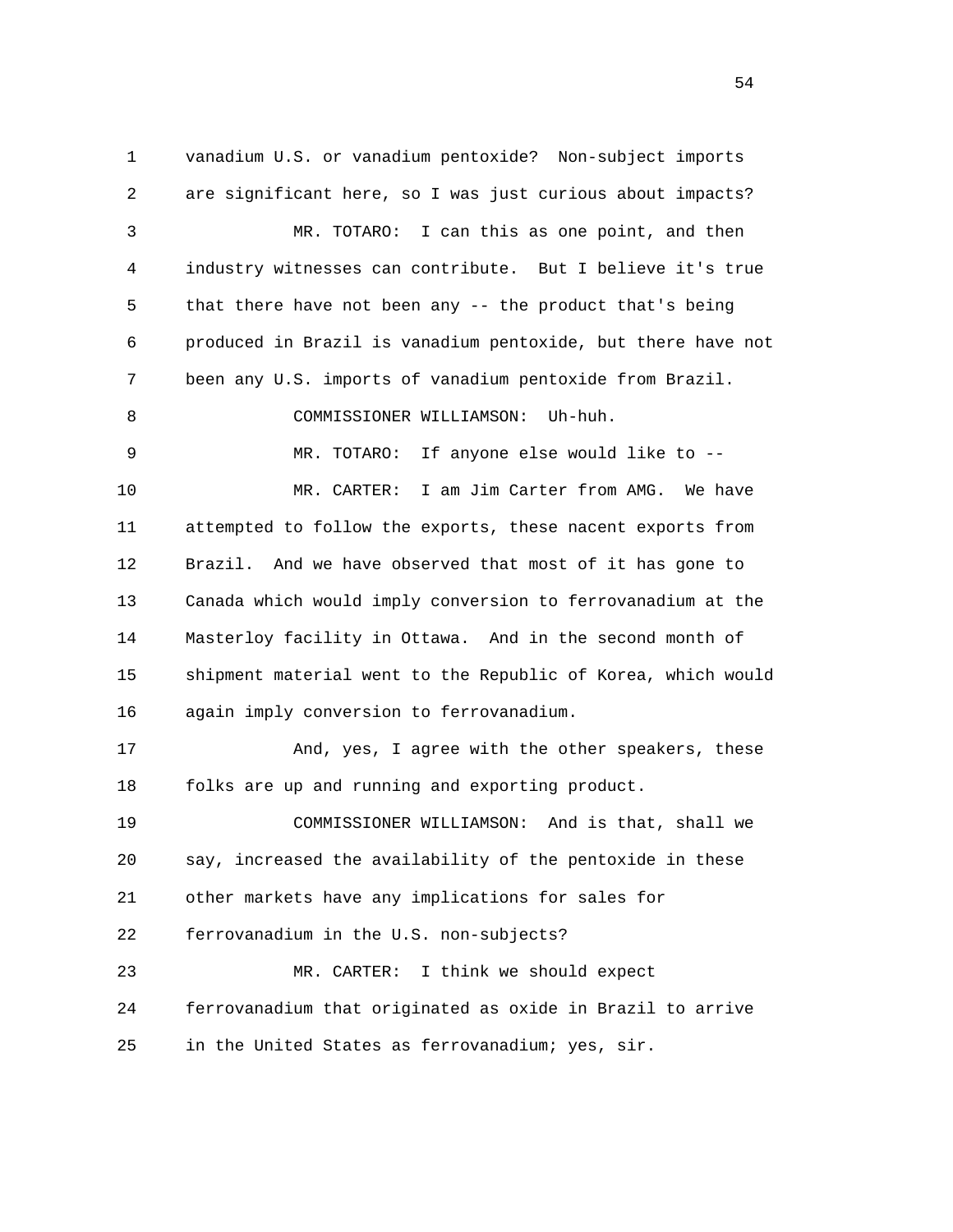vanadium U.S. or vanadium pentoxide? Non-subject imports are significant here, so I was just curious about impacts?

MR. TOTARO: I can this as one point, and then industry witnesses can contribute. But I believe it's true that there have not been any -- the product that's being produced in Brazil is vanadium pentoxide, but there have not been any U.S. imports of vanadium pentoxide from Brazil.

COMMISSIONER WILLIAMSON: Uh-huh.

MR. TOTARO: If anyone else would like to --

MR. CARTER: I am Jim Carter from AMG. We have attempted to follow the exports, these nacent exports from Brazil. And we have observed that most of it has gone to Canada which would imply conversion to ferrovanadium at the Masterloy facility in Ottawa. And in the second month of shipment material went to the Republic of Korea, which would again imply conversion to ferrovanadium.

And, yes, I agree with the other speakers, these folks are up and running and exporting product.

COMMISSIONER WILLIAMSON: And is that, shall we say, increased the availability of the pentoxide in these other markets have any implications for sales for ferrovanadium in the U.S. non-subjects?

MR. CARTER: I think we should expect ferrovanadium that originated as oxide in Brazil to arrive in the United States as ferrovanadium; yes, sir.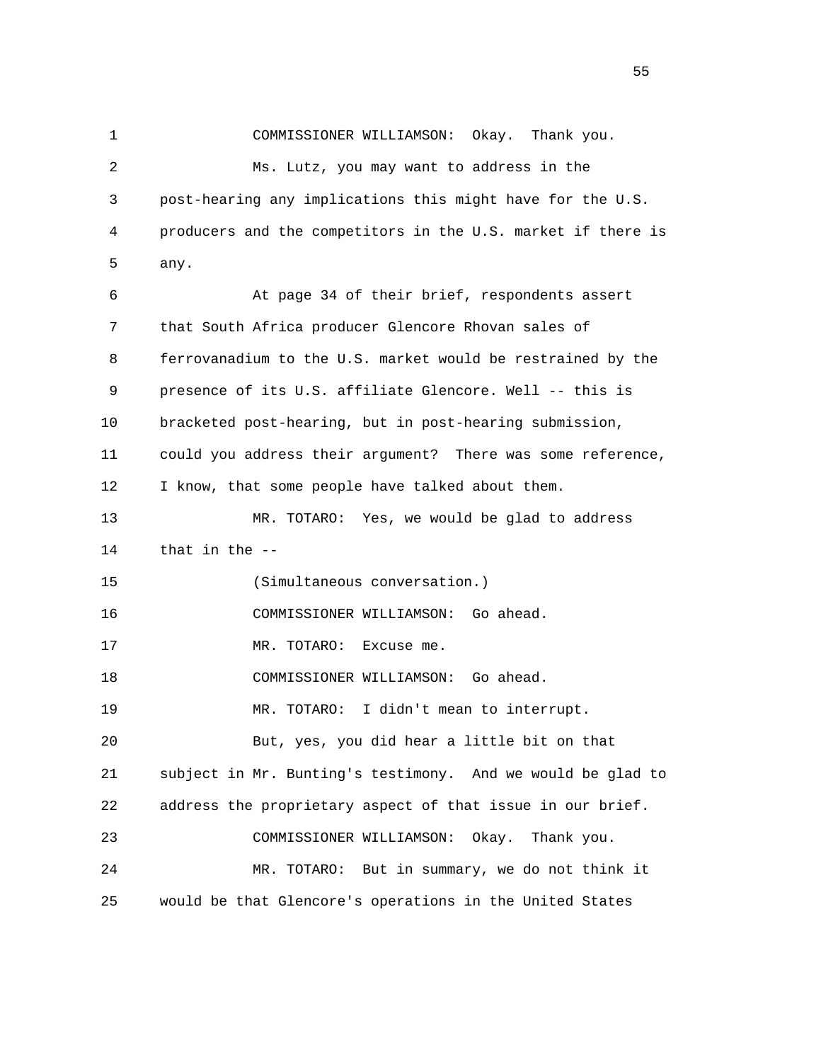COMMISSIONER WILLIAMSON: Okay. Thank you.

Ms. Lutz, you may want to address in the post-hearing any implications this might have for the U.S. producers and the competitors in the U.S. market if there is any.

At page 34 of their brief, respondents assert that South Africa producer Glencore Rhovan sales of ferrovanadium to the U.S. market would be restrained by the presence of its U.S. affiliate Glencore. Well -- this is bracketed post-hearing, but in post-hearing submission, could you address their argument? There was some reference, I know, that some people have talked about them.

MR. TOTARO: Yes, we would be glad to address that in the --

(Simultaneous conversation.)

COMMISSIONER WILLIAMSON: Go ahead.

MR. TOTARO: Excuse me.

COMMISSIONER WILLIAMSON: Go ahead.

MR. TOTARO: I didn't mean to interrupt.

But, yes, you did hear a little bit on that subject in Mr. Bunting's testimony. And we would be glad to address the proprietary aspect of that issue in our brief.

COMMISSIONER WILLIAMSON: Okay. Thank you.

MR. TOTARO: But in summary, we do not think it would be that Glencore's operations in the United States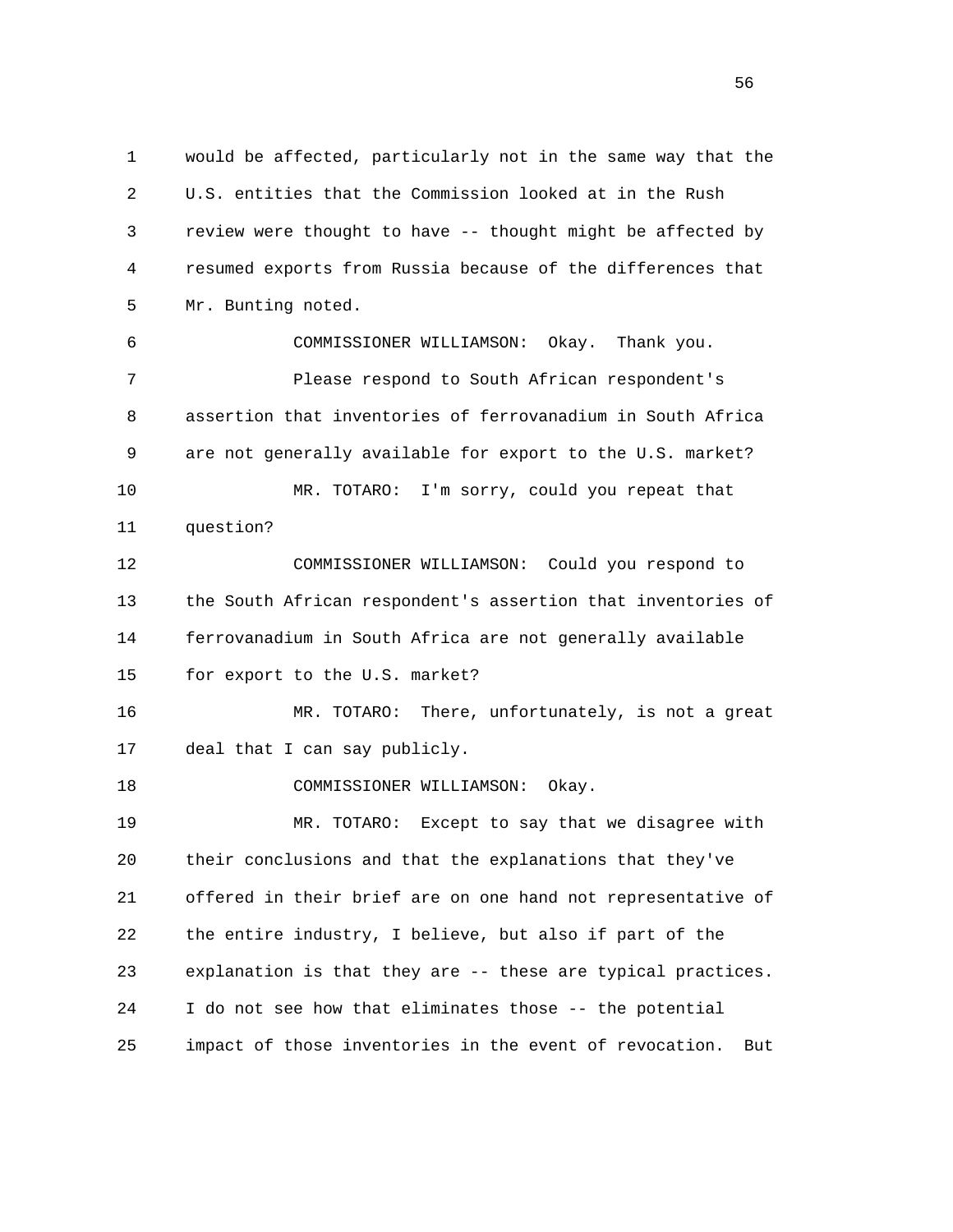would be affected, particularly not in the same way that the U.S. entities that the Commission looked at in the Rush review were thought to have -- thought might be affected by resumed exports from Russia because of the differences that Mr. Bunting noted.

COMMISSIONER WILLIAMSON: Okay. Thank you.

Please respond to South African respondent's assertion that inventories of ferrovanadium in South Africa are not generally available for export to the U.S. market?

MR. TOTARO: I'm sorry, could you repeat that question?

COMMISSIONER WILLIAMSON: Could you respond to the South African respondent's assertion that inventories of ferrovanadium in South Africa are not generally available for export to the U.S. market?

MR. TOTARO: There, unfortunately, is not a great deal that I can say publicly.

COMMISSIONER WILLIAMSON: Okay.

MR. TOTARO: Except to say that we disagree with their conclusions and that the explanations that they've offered in their brief are on one hand not representative of the entire industry, I believe, but also if part of the explanation is that they are -- these are typical practices. I do not see how that eliminates those -- the potential impact of those inventories in the event of revocation. But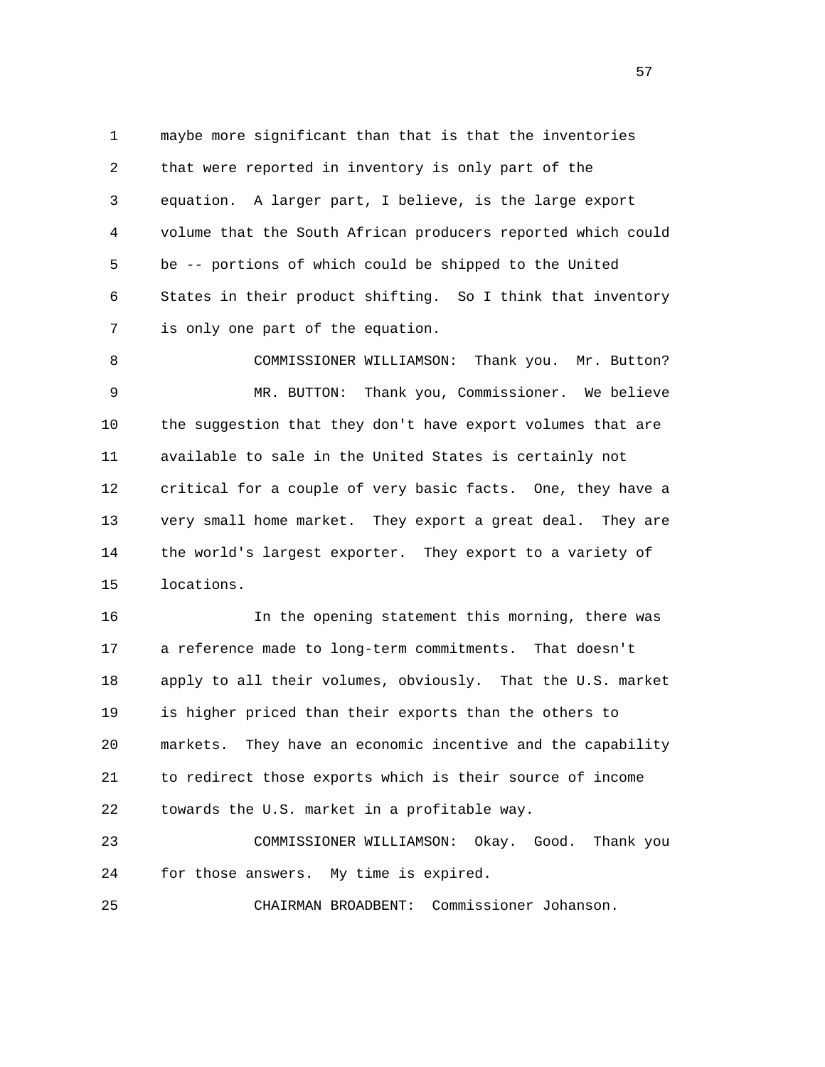maybe more significant than that is that the inventories that were reported in inventory is only part of the equation. A larger part, I believe, is the large export volume that the South African producers reported which could be -- portions of which could be shipped to the United States in their product shifting. So I think that inventory is only one part of the equation.

COMMISSIONER WILLIAMSON: Thank you. Mr. Button?

MR. BUTTON: Thank you, Commissioner. We believe the suggestion that they don't have export volumes that are available to sale in the United States is certainly not critical for a couple of very basic facts. One, they have a very small home market. They export a great deal. They are the world's largest exporter. They export to a variety of locations.

In the opening statement this morning, there was a reference made to long-term commitments. That doesn't apply to all their volumes, obviously. That the U.S. market is higher priced than their exports than the others to markets. They have an economic incentive and the capability to redirect those exports which is their source of income towards the U.S. market in a profitable way.

COMMISSIONER WILLIAMSON: Okay. Good. Thank you for those answers. My time is expired.

CHAIRMAN BROADBENT: Commissioner Johanson.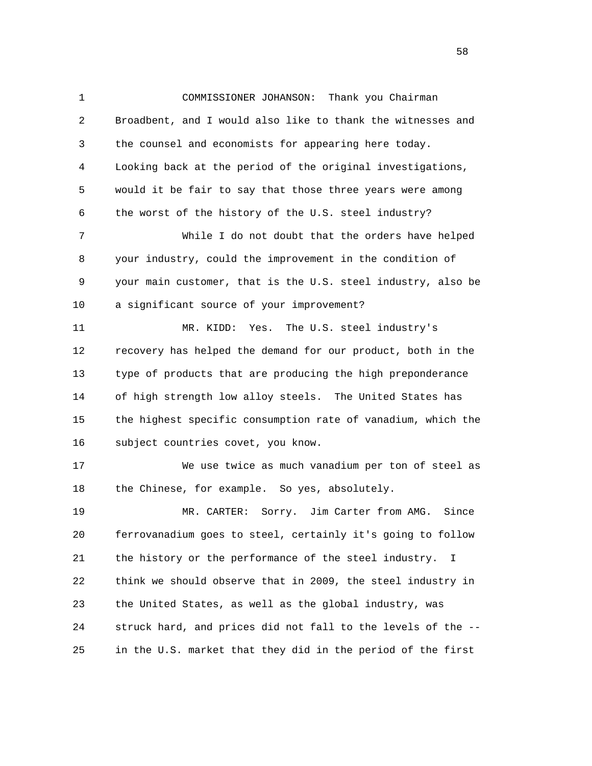COMMISSIONER JOHANSON: Thank you Chairman Broadbent, and I would also like to thank the witnesses and the counsel and economists for appearing here today. Looking back at the period of the original investigations, would it be fair to say that those three years were among the worst of the history of the U.S. steel industry?

While I do not doubt that the orders have helped your industry, could the improvement in the condition of your main customer, that is the U.S. steel industry, also be a significant source of your improvement?

MR. KIDD: Yes. The U.S. steel industry's recovery has helped the demand for our product, both in the type of products that are producing the high preponderance of high strength low alloy steels. The United States has the highest specific consumption rate of vanadium, which the subject countries covet, you know.

We use twice as much vanadium per ton of steel as the Chinese, for example. So yes, absolutely.

MR. CARTER: Sorry. Jim Carter from AMG. Since ferrovanadium goes to steel, certainly it's going to follow the history or the performance of the steel industry. I think we should observe that in 2009, the steel industry in the United States, as well as the global industry, was struck hard, and prices did not fall to the levels of the -- in the U.S. market that they did in the period of the first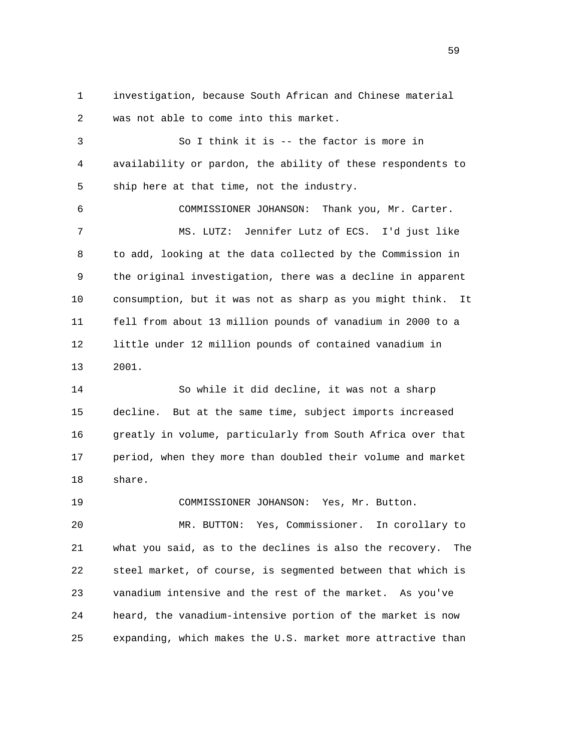investigation, because South African and Chinese material was not able to come into this market.

So I think it is -- the factor is more in availability or pardon, the ability of these respondents to ship here at that time, not the industry.

COMMISSIONER JOHANSON: Thank you, Mr. Carter.

MS. LUTZ: Jennifer Lutz of ECS. I'd just like to add, looking at the data collected by the Commission in the original investigation, there was a decline in apparent consumption, but it was not as sharp as you might think. It fell from about 13 million pounds of vanadium in 2000 to a little under 12 million pounds of contained vanadium in 2001.

So while it did decline, it was not a sharp decline. But at the same time, subject imports increased greatly in volume, particularly from South Africa over that period, when they more than doubled their volume and market share.

COMMISSIONER JOHANSON: Yes, Mr. Button.

MR. BUTTON: Yes, Commissioner. In corollary to what you said, as to the declines is also the recovery. The steel market, of course, is segmented between that which is vanadium intensive and the rest of the market. As you've heard, the vanadium-intensive portion of the market is now expanding, which makes the U.S. market more attractive than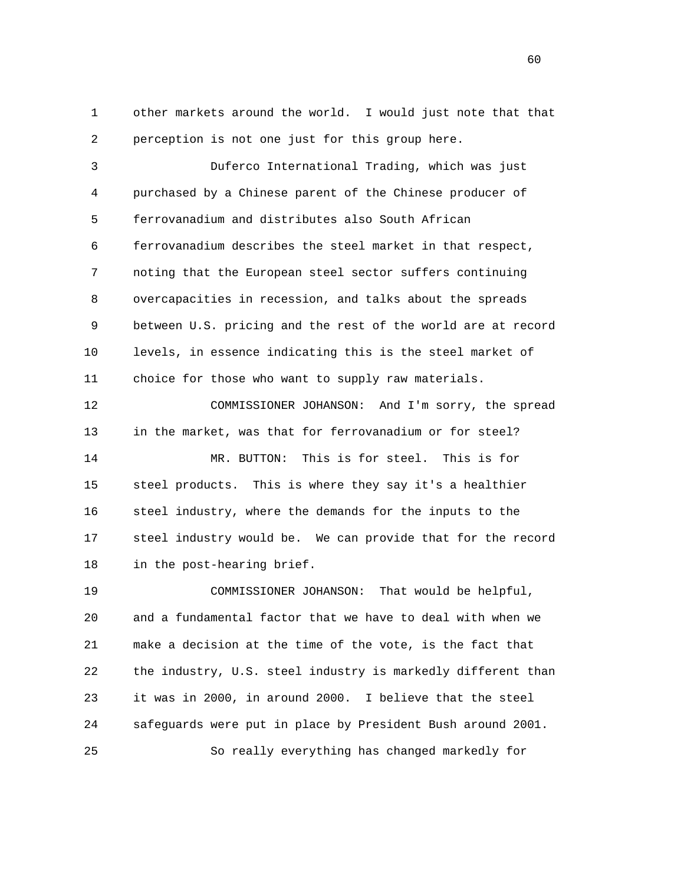other markets around the world. I would just note that that perception is not one just for this group here.

Duferco International Trading, which was just purchased by a Chinese parent of the Chinese producer of ferrovanadium and distributes also South African ferrovanadium describes the steel market in that respect, noting that the European steel sector suffers continuing overcapacities in recession, and talks about the spreads between U.S. pricing and the rest of the world are at record levels, in essence indicating this is the steel market of choice for those who want to supply raw materials.

COMMISSIONER JOHANSON: And I'm sorry, the spread in the market, was that for ferrovanadium or for steel?

MR. BUTTON: This is for steel. This is for steel products. This is where they say it's a healthier steel industry, where the demands for the inputs to the steel industry would be. We can provide that for the record in the post-hearing brief.

COMMISSIONER JOHANSON: That would be helpful, and a fundamental factor that we have to deal with when we make a decision at the time of the vote, is the fact that the industry, U.S. steel industry is markedly different than it was in 2000, in around 2000. I believe that the steel safeguards were put in place by President Bush around 2001.

So really everything has changed markedly for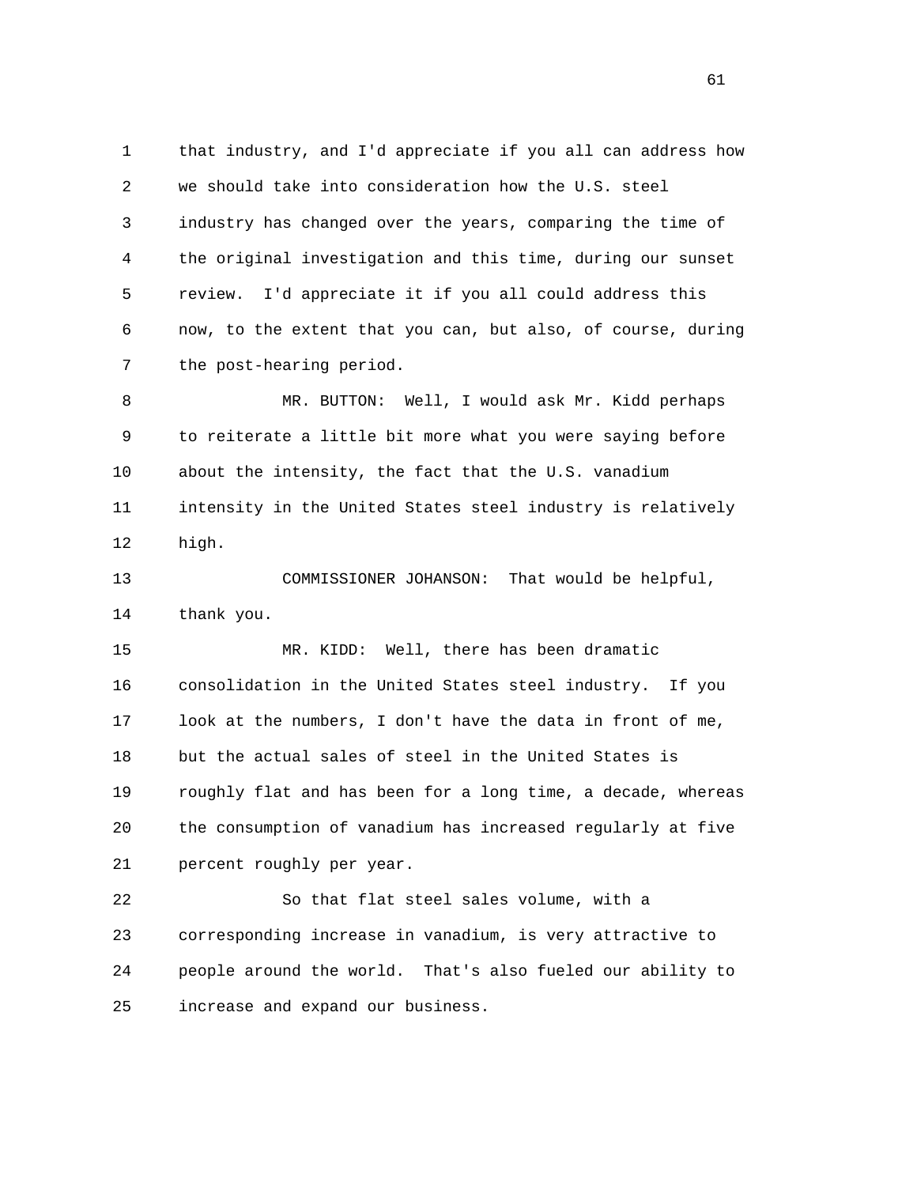that industry, and I'd appreciate if you all can address how we should take into consideration how the U.S. steel industry has changed over the years, comparing the time of the original investigation and this time, during our sunset review. I'd appreciate it if you all could address this now, to the extent that you can, but also, of course, during the post-hearing period.

MR. BUTTON: Well, I would ask Mr. Kidd perhaps to reiterate a little bit more what you were saying before about the intensity, the fact that the U.S. vanadium intensity in the United States steel industry is relatively high.

COMMISSIONER JOHANSON: That would be helpful, thank you.

MR. KIDD: Well, there has been dramatic consolidation in the United States steel industry. If you look at the numbers, I don't have the data in front of me, but the actual sales of steel in the United States is roughly flat and has been for a long time, a decade, whereas the consumption of vanadium has increased regularly at five percent roughly per year.

So that flat steel sales volume, with a corresponding increase in vanadium, is very attractive to people around the world. That's also fueled our ability to increase and expand our business.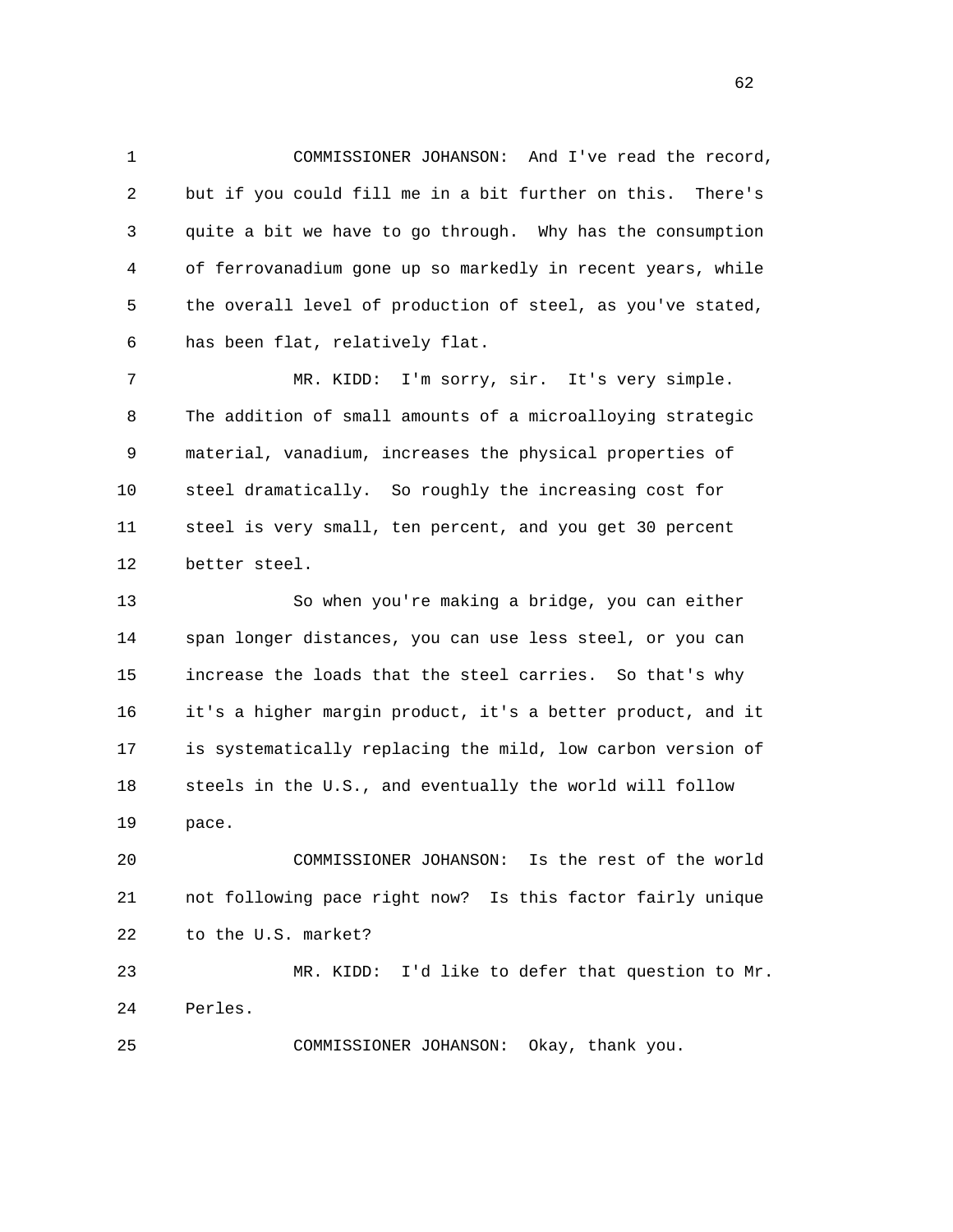COMMISSIONER JOHANSON: And I've read the record, but if you could fill me in a bit further on this. There's quite a bit we have to go through. Why has the consumption of ferrovanadium gone up so markedly in recent years, while the overall level of production of steel, as you've stated, has been flat, relatively flat.

MR. KIDD: I'm sorry, sir. It's very simple. The addition of small amounts of a microalloying strategic material, vanadium, increases the physical properties of steel dramatically. So roughly the increasing cost for steel is very small, ten percent, and you get 30 percent better steel.

So when you're making a bridge, you can either span longer distances, you can use less steel, or you can increase the loads that the steel carries. So that's why it's a higher margin product, it's a better product, and it is systematically replacing the mild, low carbon version of steels in the U.S., and eventually the world will follow pace.

COMMISSIONER JOHANSON: Is the rest of the world not following pace right now? Is this factor fairly unique to the U.S. market?

MR. KIDD: I'd like to defer that question to Mr. Perles.

COMMISSIONER JOHANSON: Okay, thank you.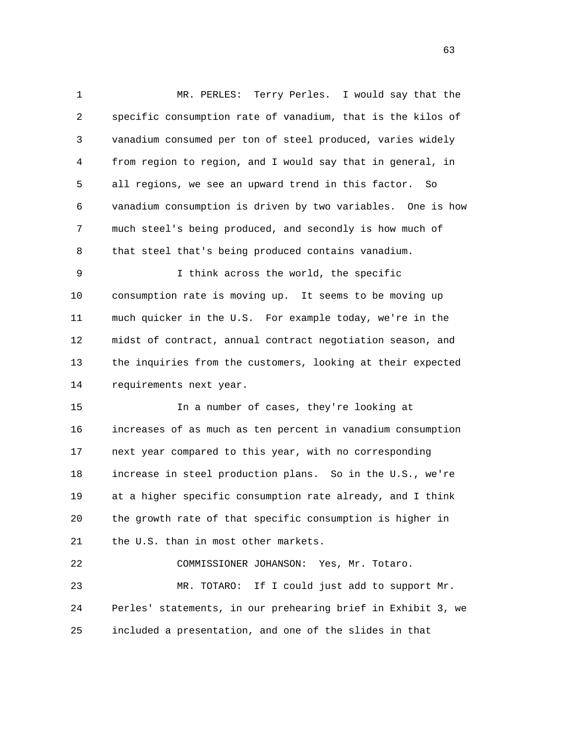MR. PERLES: Terry Perles. I would say that the specific consumption rate of vanadium, that is the kilos of vanadium consumed per ton of steel produced, varies widely from region to region, and I would say that in general, in all regions, we see an upward trend in this factor. So vanadium consumption is driven by two variables. One is how much steel's being produced, and secondly is how much of that steel that's being produced contains vanadium.

I think across the world, the specific consumption rate is moving up. It seems to be moving up much quicker in the U.S. For example today, we're in the midst of contract, annual contract negotiation season, and the inquiries from the customers, looking at their expected requirements next year.

In a number of cases, they're looking at increases of as much as ten percent in vanadium consumption next year compared to this year, with no corresponding increase in steel production plans. So in the U.S., we're at a higher specific consumption rate already, and I think the growth rate of that specific consumption is higher in the U.S. than in most other markets.

COMMISSIONER JOHANSON: Yes, Mr. Totaro.

MR. TOTARO: If I could just add to support Mr. Perles' statements, in our prehearing brief in Exhibit 3, we included a presentation, and one of the slides in that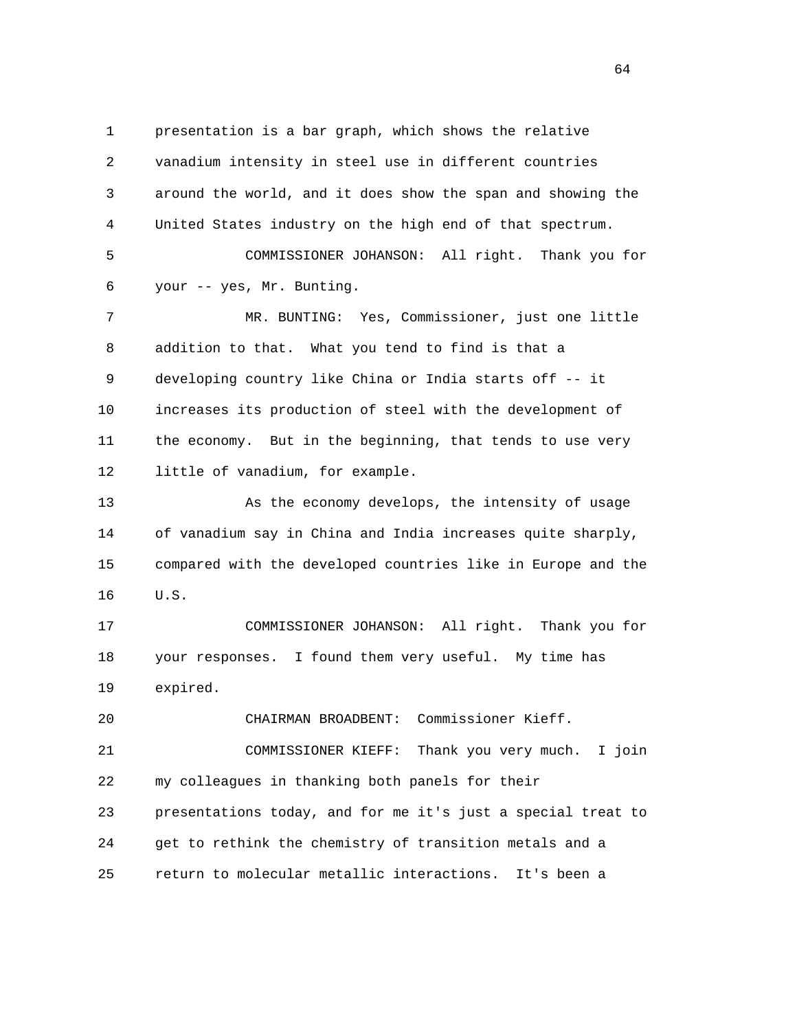presentation is a bar graph, which shows the relative vanadium intensity in steel use in different countries around the world, and it does show the span and showing the United States industry on the high end of that spectrum.

COMMISSIONER JOHANSON: All right. Thank you for your -- yes, Mr. Bunting.

MR. BUNTING: Yes, Commissioner, just one little addition to that. What you tend to find is that a developing country like China or India starts off -- it increases its production of steel with the development of the economy. But in the beginning, that tends to use very little of vanadium, for example.

As the economy develops, the intensity of usage of vanadium say in China and India increases quite sharply, compared with the developed countries like in Europe and the U.S.

COMMISSIONER JOHANSON: All right. Thank you for your responses. I found them very useful. My time has expired.

CHAIRMAN BROADBENT: Commissioner Kieff.

COMMISSIONER KIEFF: Thank you very much. I join my colleagues in thanking both panels for their presentations today, and for me it's just a special treat to get to rethink the chemistry of transition metals and a return to molecular metallic interactions. It's been a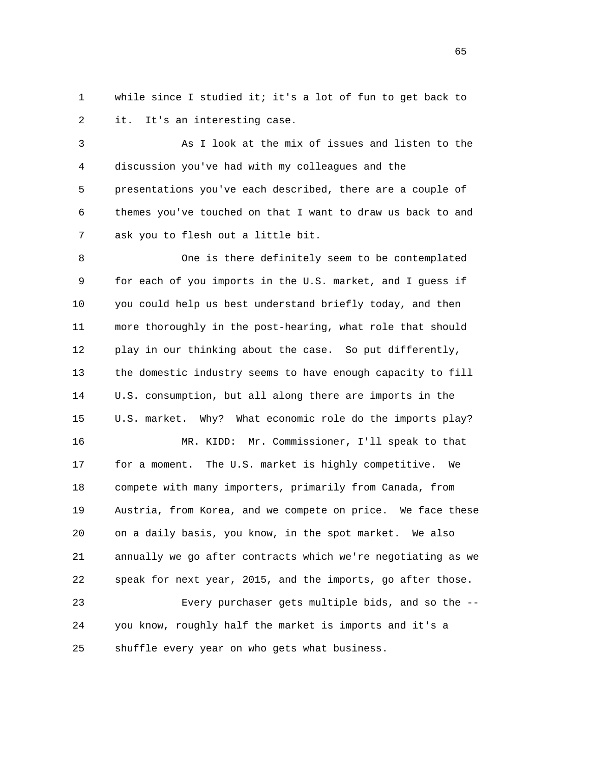while since I studied it; it's a lot of fun to get back to it. It's an interesting case.

As I look at the mix of issues and listen to the discussion you've had with my colleagues and the presentations you've each described, there are a couple of themes you've touched on that I want to draw us back to and ask you to flesh out a little bit.

One is there definitely seem to be contemplated for each of you imports in the U.S. market, and I guess if you could help us best understand briefly today, and then more thoroughly in the post-hearing, what role that should play in our thinking about the case. So put differently, the domestic industry seems to have enough capacity to fill U.S. consumption, but all along there are imports in the U.S. market. Why? What economic role do the imports play?

MR. KIDD: Mr. Commissioner, I'll speak to that for a moment. The U.S. market is highly competitive. We compete with many importers, primarily from Canada, from Austria, from Korea, and we compete on price. We face these on a daily basis, you know, in the spot market. We also annually we go after contracts which we're negotiating as we speak for next year, 2015, and the imports, go after those.

Every purchaser gets multiple bids, and so the -- you know, roughly half the market is imports and it's a shuffle every year on who gets what business.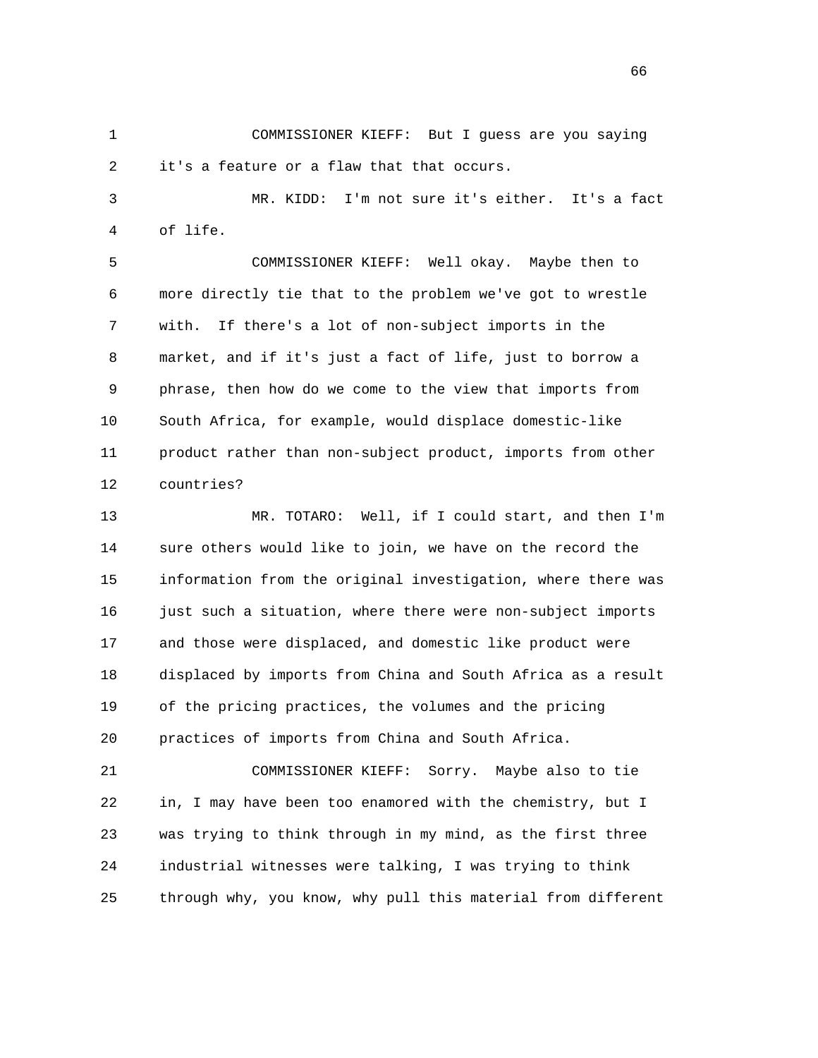COMMISSIONER KIEFF: But I guess are you saying it's a feature or a flaw that that occurs.

MR. KIDD: I'm not sure it's either. It's a fact of life.

COMMISSIONER KIEFF: Well okay. Maybe then to more directly tie that to the problem we've got to wrestle with. If there's a lot of non-subject imports in the market, and if it's just a fact of life, just to borrow a phrase, then how do we come to the view that imports from South Africa, for example, would displace domestic-like product rather than non-subject product, imports from other countries?

MR. TOTARO: Well, if I could start, and then I'm sure others would like to join, we have on the record the information from the original investigation, where there was just such a situation, where there were non-subject imports and those were displaced, and domestic like product were displaced by imports from China and South Africa as a result of the pricing practices, the volumes and the pricing practices of imports from China and South Africa.

COMMISSIONER KIEFF: Sorry. Maybe also to tie in, I may have been too enamored with the chemistry, but I was trying to think through in my mind, as the first three industrial witnesses were talking, I was trying to think through why, you know, why pull this material from different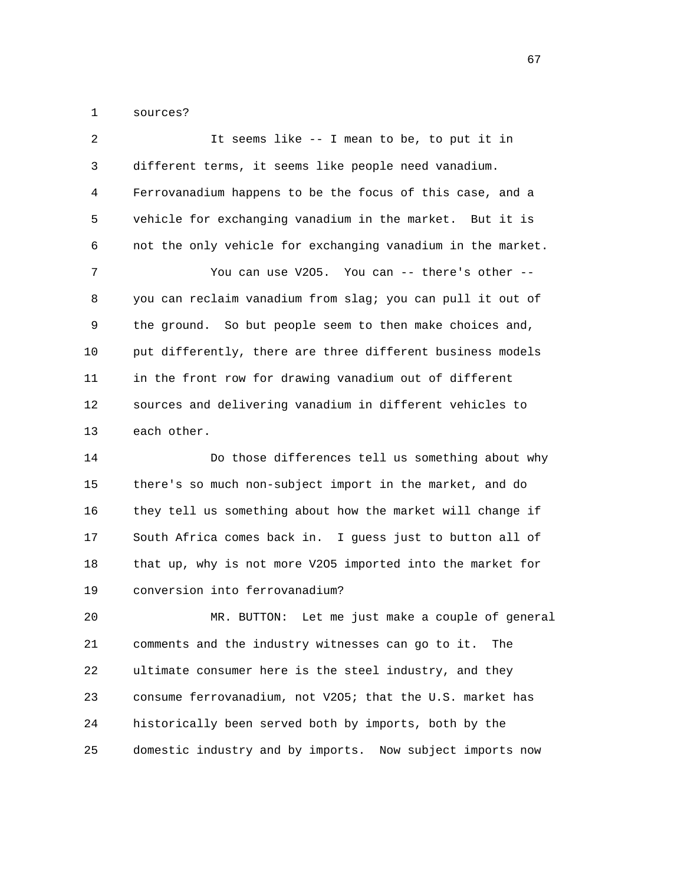sources?

It seems like -- I mean to be, to put it in different terms, it seems like people need vanadium. Ferrovanadium happens to be the focus of this case, and a vehicle for exchanging vanadium in the market. But it is not the only vehicle for exchanging vanadium in the market.

You can use $V_2O_5$. You can -- there's other -- you can reclaim vanadium from slag; you can pull it out of the ground. So but people seem to then make choices and, put differently, there are three different business models in the front row for drawing vanadium out of different sources and delivering vanadium in different vehicles to each other.

Do those differences tell us something about why there's so much non-subject import in the market, and do they tell us something about how the market will change if South Africa comes back in. I guess just to button all of that up, why is not more $V_2O_5$ imported into the market for conversion into ferrovanadium?

MR. BUTTON: Let me just make a couple of general comments and the industry witnesses can go to it. The ultimate consumer here is the steel industry, and they consume ferrovanadium, not $V_2O_5$; that the U.S. market has historically been served both by imports, both by the domestic industry and by imports. Now subject imports now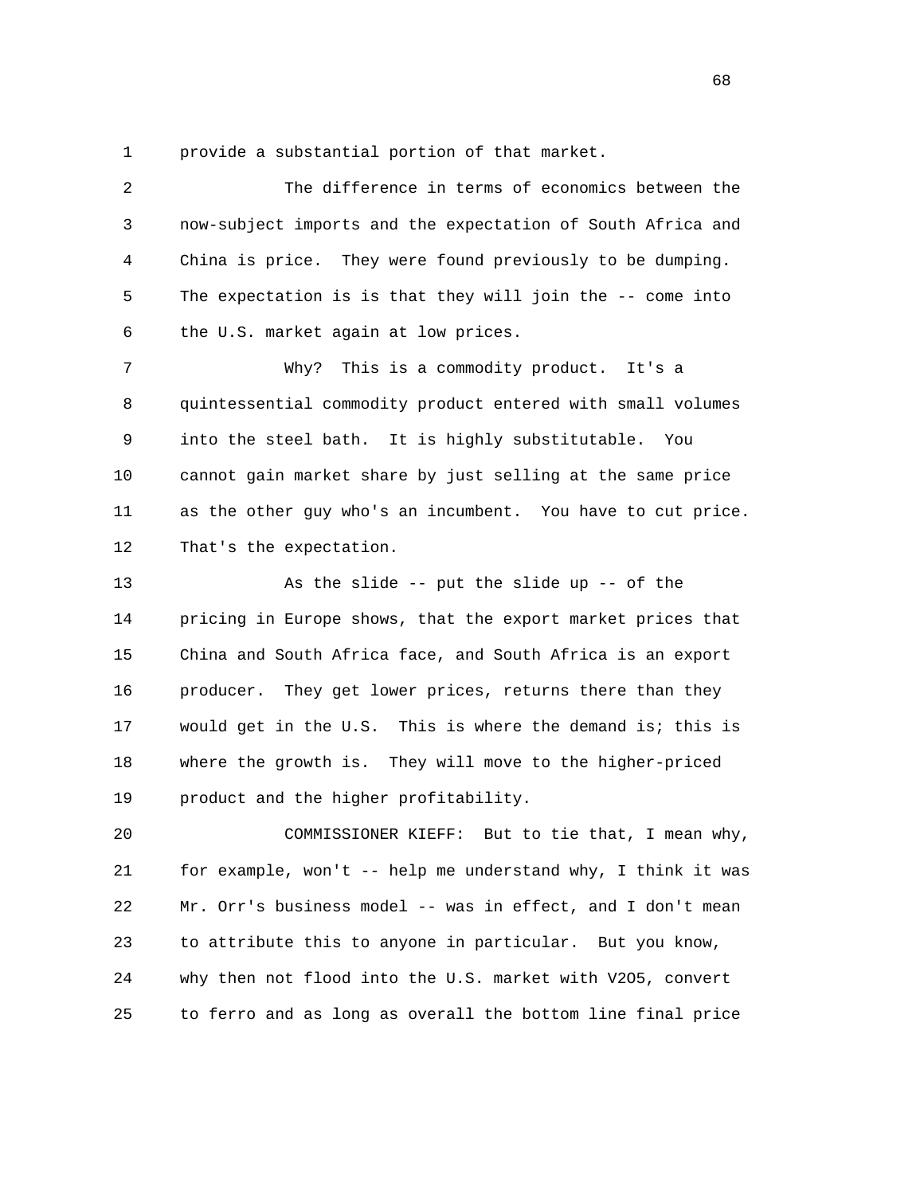provide a substantial portion of that market.

The difference in terms of economics between the now-subject imports and the expectation of South Africa and China is price. They were found previously to be dumping. The expectation is is that they will join the -- come into the U.S. market again at low prices.

Why? This is a commodity product. It's a quintessential commodity product entered with small volumes into the steel bath. It is highly substitutable. You cannot gain market share by just selling at the same price as the other guy who's an incumbent. You have to cut price. That's the expectation.

As the slide -- put the slide up -- of the pricing in Europe shows, that the export market prices that China and South Africa face, and South Africa is an export producer. They get lower prices, returns there than they would get in the U.S. This is where the demand is; this is where the growth is. They will move to the higher-priced product and the higher profitability.

COMMISSIONER KIEFF: But to tie that, I mean why, for example, won't -- help me understand why, I think it was Mr. Orr's business model -- was in effect, and I don't mean to attribute this to anyone in particular. But you know, why then not flood into the U.S. market with $V_2O_5$, convert to ferro and as long as overall the bottom line final price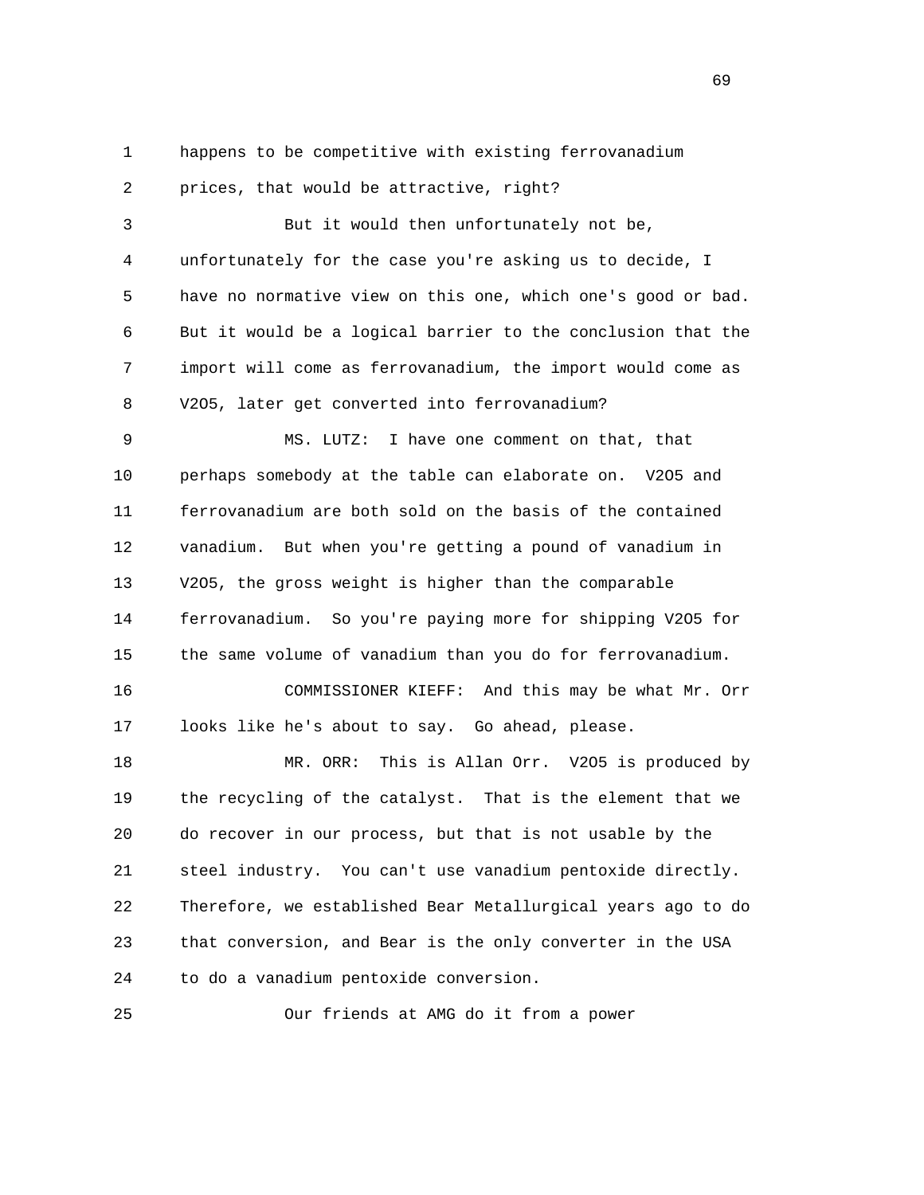happens to be competitive with existing ferrovanadium prices, that would be attractive, right?

But it would then unfortunately not be, unfortunately for the case you're asking us to decide, I have no normative view on this one, which one's good or bad. But it would be a logical barrier to the conclusion that the import will come as ferrovanadium, the import would come as $V_2O_5$, later get converted into ferrovanadium?

MS. LUTZ: I have one comment on that, that perhaps somebody at the table can elaborate on. $V_2O_5$ and ferrovanadium are both sold on the basis of the contained vanadium. But when you're getting a pound of vanadium in $V_2O_5$, the gross weight is higher than the comparable ferrovanadium. So you're paying more for shipping $V_2O_5$ for the same volume of vanadium than you do for ferrovanadium.

COMMISSIONER KIEFF: And this may be what Mr. Orr looks like he's about to say. Go ahead, please.

MR. ORR: This is Allan Orr. $V_2O_5$ is produced by the recycling of the catalyst. That is the element that we do recover in our process, but that is not usable by the steel industry. You can't use vanadium pentoxide directly. Therefore, we established Bear Metallurgical years ago to do that conversion, and Bear is the only converter in the USA to do a vanadium pentoxide conversion.

Our friends at AMG do it from a power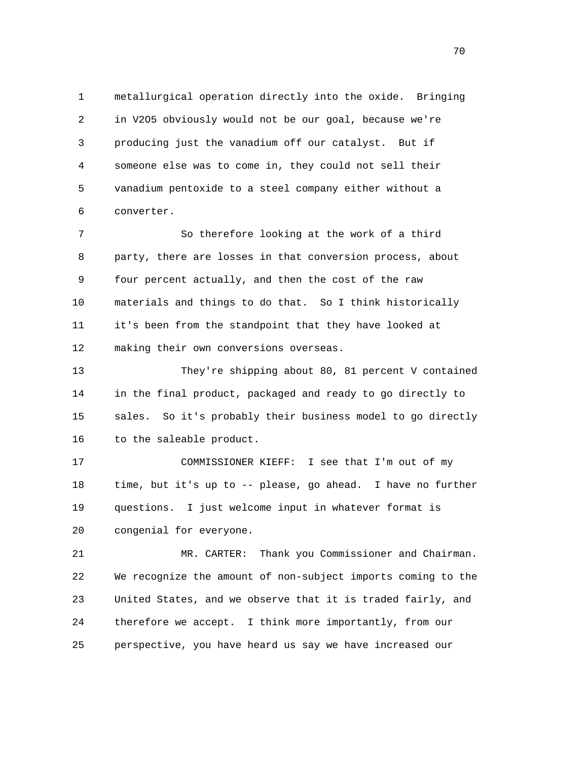metallurgical operation directly into the oxide. Bringing in $V_2O_5$ obviously would not be our goal, because we're producing just the vanadium off our catalyst. But if someone else was to come in, they could not sell their vanadium pentoxide to a steel company either without a converter.

So therefore looking at the work of a third party, there are losses in that conversion process, about four percent actually, and then the cost of the raw materials and things to do that. So I think historically it's been from the standpoint that they have looked at making their own conversions overseas.

They're shipping about 80, 81 percent V contained in the final product, packaged and ready to go directly to sales. So it's probably their business model to go directly to the saleable product.

COMMISSIONER KIEFF: I see that I'm out of my time, but it's up to -- please, go ahead. I have no further questions. I just welcome input in whatever format is congenial for everyone.

MR. CARTER: Thank you Commissioner and Chairman. We recognize the amount of non-subject imports coming to the United States, and we observe that it is traded fairly, and therefore we accept. I think more importantly, from our perspective, you have heard us say we have increased our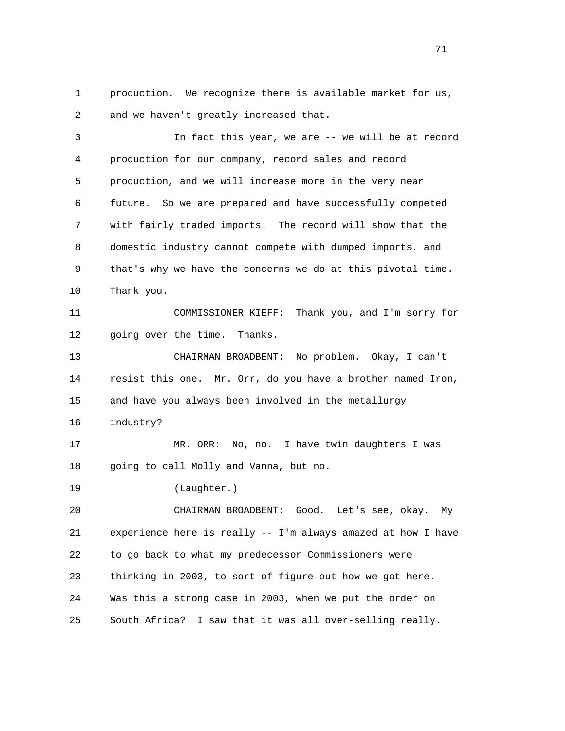production. We recognize there is available market for us, and we haven't greatly increased that.

In fact this year, we are -- we will be at record production for our company, record sales and record production, and we will increase more in the very near future. So we are prepared and have successfully competed with fairly traded imports. The record will show that the domestic industry cannot compete with dumped imports, and that's why we have the concerns we do at this pivotal time. Thank you.

COMMISSIONER KIEFF: Thank you, and I'm sorry for going over the time. Thanks.

CHAIRMAN BROADBENT: No problem. Okay, I can't resist this one. Mr. Orr, do you have a brother named Iron, and have you always been involved in the metallurgy industry?

MR. ORR: No, no. I have twin daughters I was going to call Molly and Vanna, but no.

(Laughter.)

CHAIRMAN BROADBENT: Good. Let's see, okay. My experience here is really -- I'm always amazed at how I have to go back to what my predecessor Commissioners were thinking in 2003, to sort of figure out how we got here. Was this a strong case in 2003, when we put the order on South Africa? I saw that it was all over-selling really.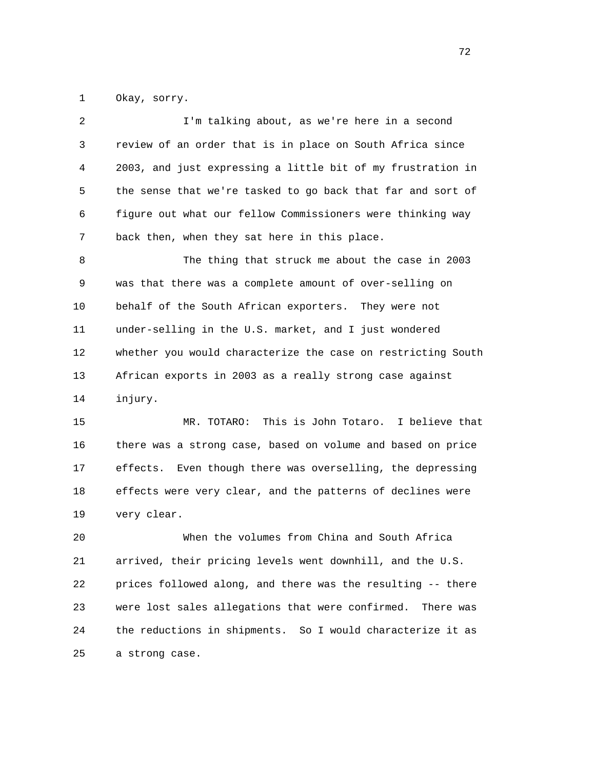Okay, sorry.

I'm talking about, as we're here in a second review of an order that is in place on South Africa since 2003, and just expressing a little bit of my frustration in the sense that we're tasked to go back that far and sort of figure out what our fellow Commissioners were thinking way back then, when they sat here in this place.

The thing that struck me about the case in 2003 was that there was a complete amount of over-selling on behalf of the South African exporters. They were not under-selling in the U.S. market, and I just wondered whether you would characterize the case on restricting South African exports in 2003 as a really strong case against injury.

MR. TOTARO: This is John Totaro. I believe that there was a strong case, based on volume and based on price effects. Even though there was overselling, the depressing effects were very clear, and the patterns of declines were very clear.

When the volumes from China and South Africa arrived, their pricing levels went downhill, and the U.S. prices followed along, and there was the resulting -- there were lost sales allegations that were confirmed. There was the reductions in shipments. So I would characterize it as a strong case.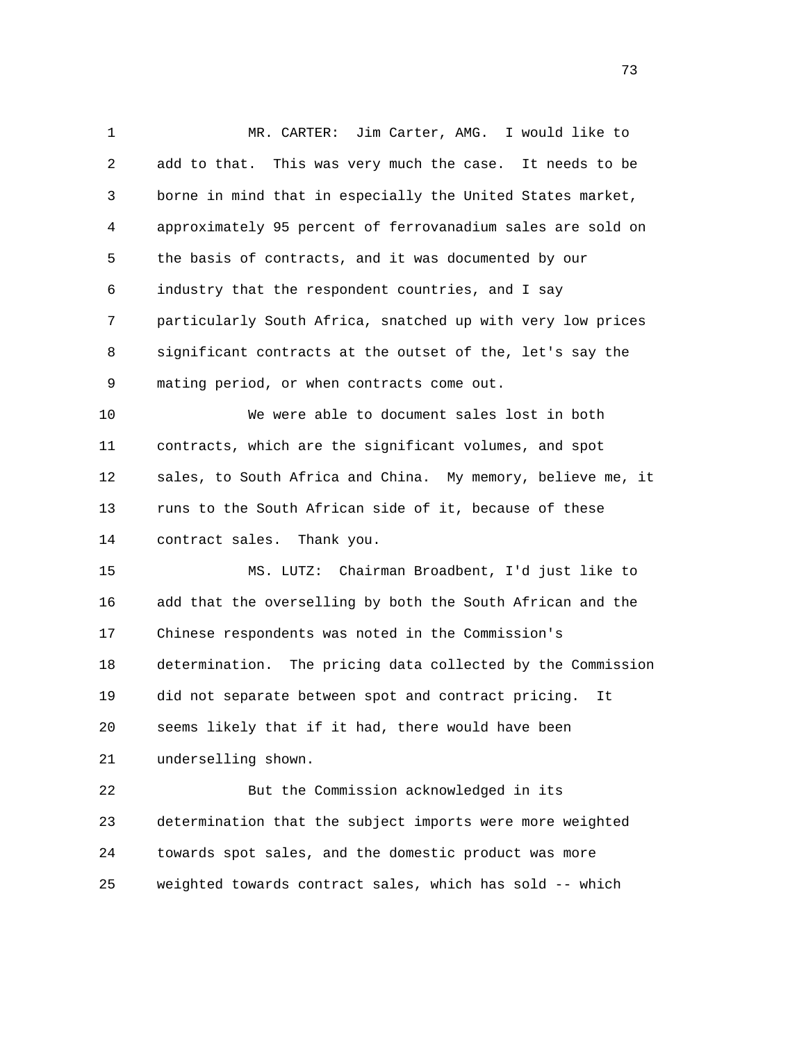MR. CARTER: Jim Carter, AMG. I would like to add to that. This was very much the case. It needs to be borne in mind that in especially the United States market, approximately 95 percent of ferrovanadium sales are sold on the basis of contracts, and it was documented by our industry that the respondent countries, and I say particularly South Africa, snatched up with very low prices significant contracts at the outset of the, let's say the mating period, or when contracts come out.

We were able to document sales lost in both contracts, which are the significant volumes, and spot sales, to South Africa and China. My memory, believe me, it runs to the South African side of it, because of these contract sales. Thank you.

MS. LUTZ: Chairman Broadbent, I'd just like to add that the overselling by both the South African and the Chinese respondents was noted in the Commission's determination. The pricing data collected by the Commission did not separate between spot and contract pricing. It seems likely that if it had, there would have been underselling shown.

But the Commission acknowledged in its determination that the subject imports were more weighted towards spot sales, and the domestic product was more weighted towards contract sales, which has sold -- which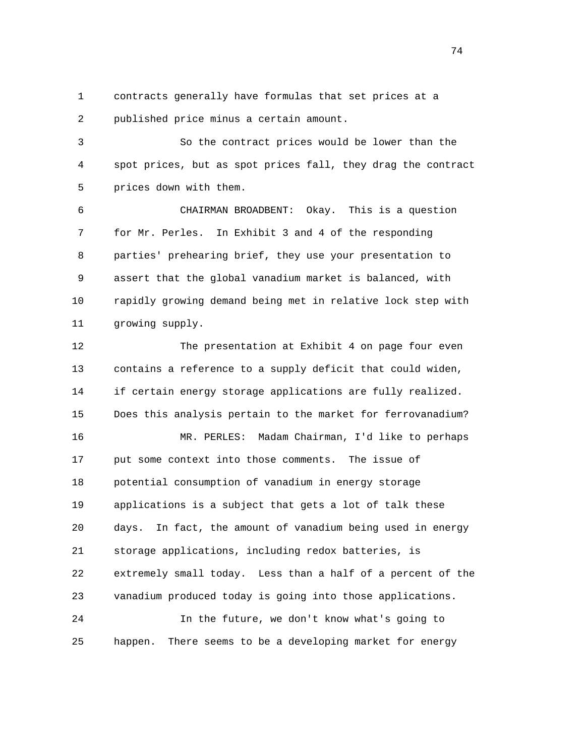contracts generally have formulas that set prices at a published price minus a certain amount.

So the contract prices would be lower than the spot prices, but as spot prices fall, they drag the contract prices down with them.

CHAIRMAN BROADBENT: Okay. This is a question for Mr. Perles. In Exhibit 3 and 4 of the responding parties' prehearing brief, they use your presentation to assert that the global vanadium market is balanced, with rapidly growing demand being met in relative lock step with growing supply.

The presentation at Exhibit 4 on page four even contains a reference to a supply deficit that could widen, if certain energy storage applications are fully realized. Does this analysis pertain to the market for ferrovanadium?

MR. PERLES: Madam Chairman, I'd like to perhaps put some context into those comments. The issue of potential consumption of vanadium in energy storage applications is a subject that gets a lot of talk these days. In fact, the amount of vanadium being used in energy storage applications, including redox batteries, is extremely small today. Less than a half of a percent of the vanadium produced today is going into those applications.

In the future, we don't know what's going to happen. There seems to be a developing market for energy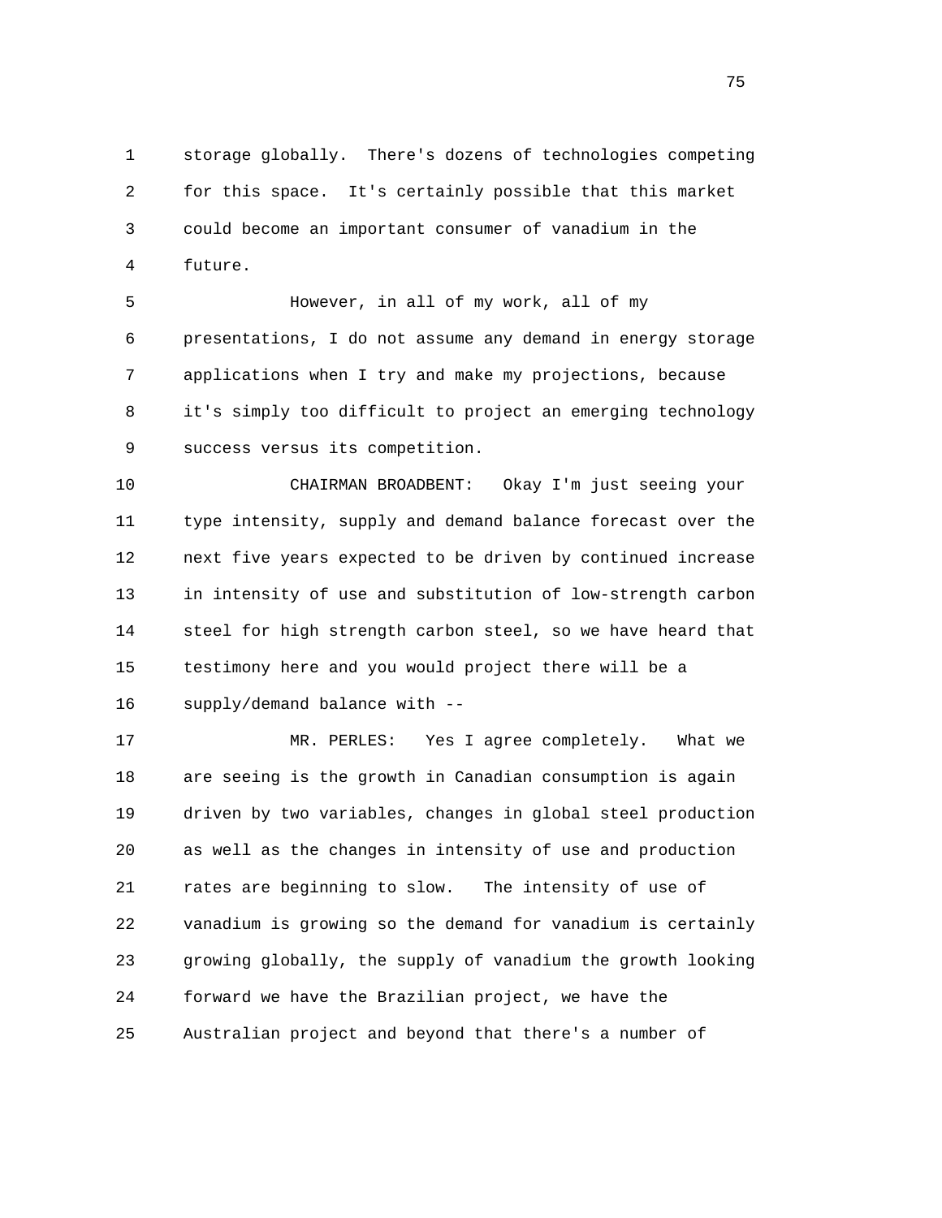storage globally. There's dozens of technologies competing for this space. It's certainly possible that this market could become an important consumer of vanadium in the future.

However, in all of my work, all of my presentations, I do not assume any demand in energy storage applications when I try and make my projections, because it's simply too difficult to project an emerging technology success versus its competition.

CHAIRMAN BROADBENT: Okay I'm just seeing your type intensity, supply and demand balance forecast over the next five years expected to be driven by continued increase in intensity of use and substitution of low-strength carbon steel for high strength carbon steel, so we have heard that testimony here and you would project there will be a supply/demand balance with --

MR. PERLES: Yes I agree completely. What we are seeing is the growth in Canadian consumption is again driven by two variables, changes in global steel production as well as the changes in intensity of use and production rates are beginning to slow. The intensity of use of vanadium is growing so the demand for vanadium is certainly growing globally, the supply of vanadium the growth looking forward we have the Brazilian project, we have the Australian project and beyond that there's a number of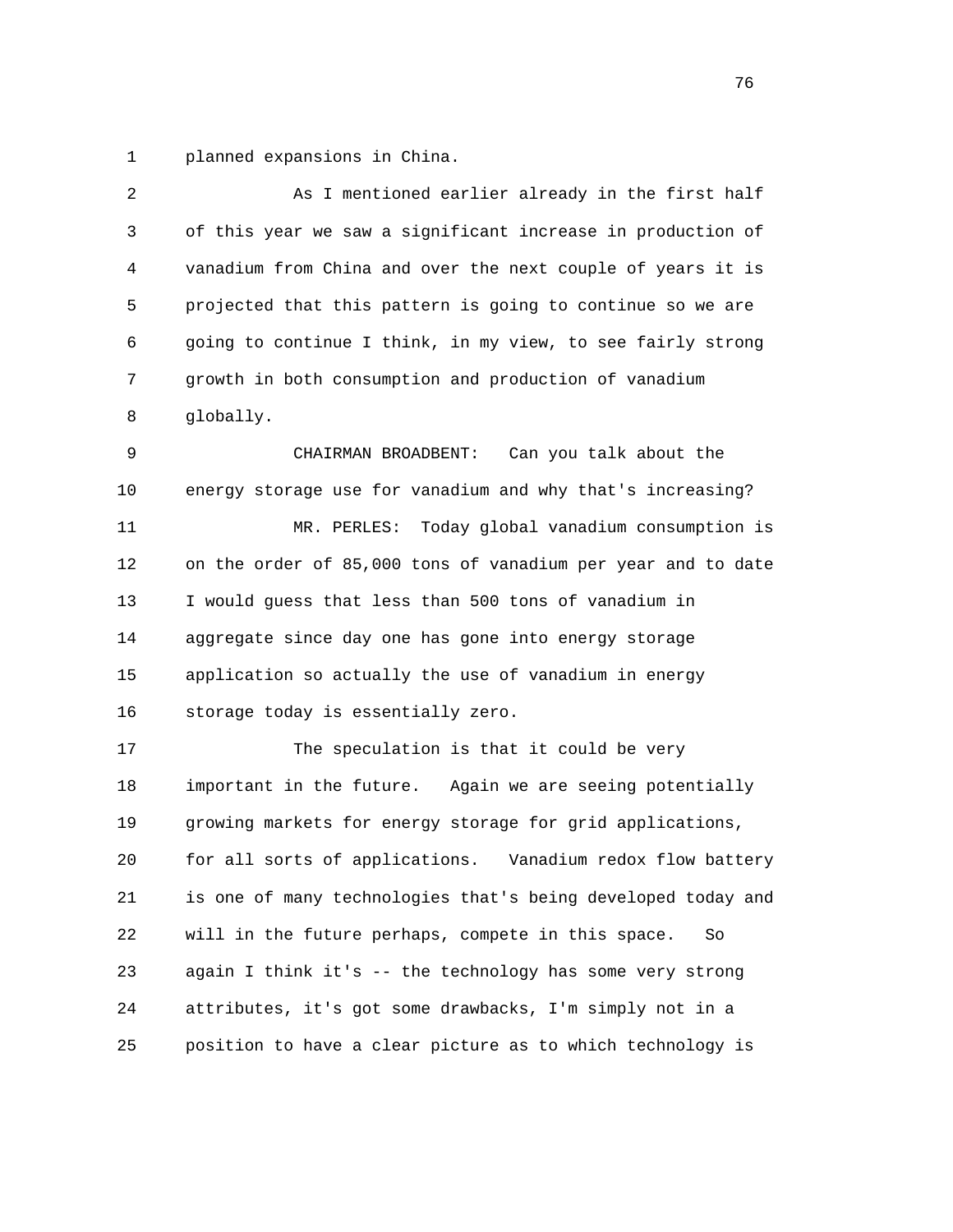planned expansions in China.

As I mentioned earlier already in the first half of this year we saw a significant increase in production of vanadium from China and over the next couple of years it is projected that this pattern is going to continue so we are going to continue I think, in my view, to see fairly strong growth in both consumption and production of vanadium globally.

CHAIRMAN BROADBENT: Can you talk about the energy storage use for vanadium and why that's increasing?

MR. PERLES: Today global vanadium consumption is on the order of 85,000 tons of vanadium per year and to date I would guess that less than 500 tons of vanadium in aggregate since day one has gone into energy storage application so actually the use of vanadium in energy storage today is essentially zero.

The speculation is that it could be very important in the future. Again we are seeing potentially growing markets for energy storage for grid applications, for all sorts of applications. Vanadium redox flow battery is one of many technologies that's being developed today and will in the future perhaps, compete in this space. So again I think it's -- the technology has some very strong attributes, it's got some drawbacks, I'm simply not in a position to have a clear picture as to which technology is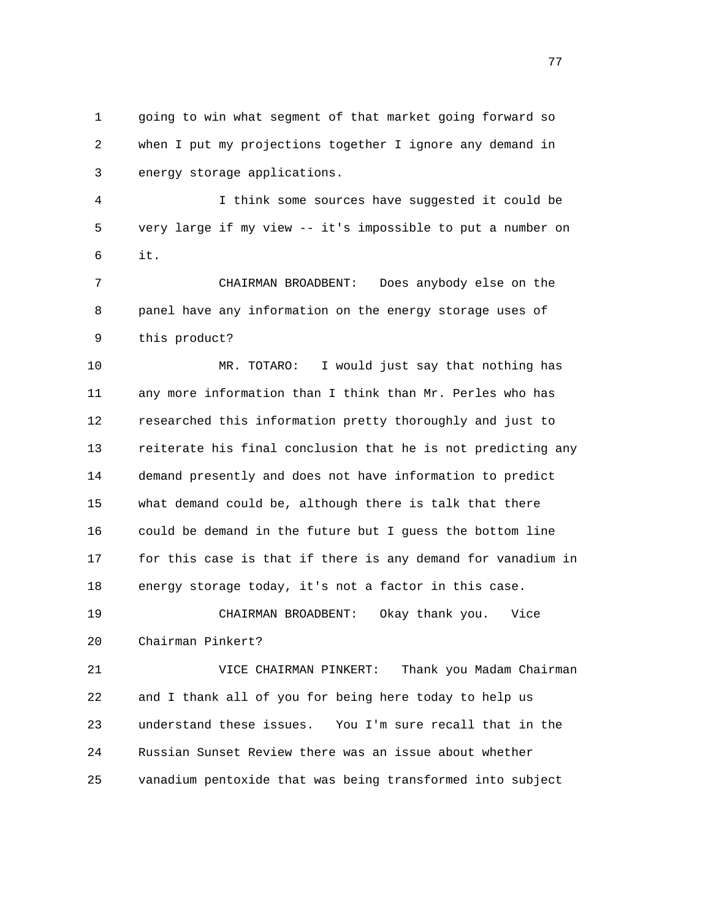going to win what segment of that market going forward so when I put my projections together I ignore any demand in energy storage applications.

I think some sources have suggested it could be very large if my view -- it's impossible to put a number on it.

CHAIRMAN BROADBENT: Does anybody else on the panel have any information on the energy storage uses of this product?

MR. TOTARO: I would just say that nothing has any more information than I think than Mr. Perles who has researched this information pretty thoroughly and just to reiterate his final conclusion that he is not predicting any demand presently and does not have information to predict what demand could be, although there is talk that there could be demand in the future but I guess the bottom line for this case is that if there is any demand for vanadium in energy storage today, it's not a factor in this case.

CHAIRMAN BROADBENT: Okay thank you. Vice Chairman Pinkert?

VICE CHAIRMAN PINKERT: Thank you Madam Chairman and I thank all of you for being here today to help us understand these issues. You I'm sure recall that in the Russian Sunset Review there was an issue about whether vanadium pentoxide that was being transformed into subject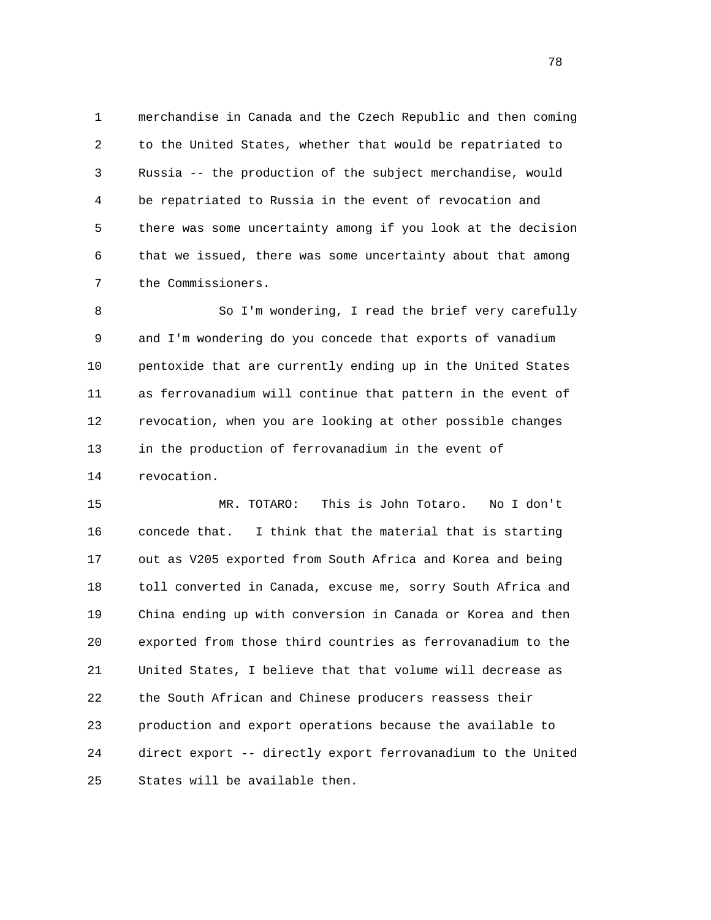merchandise in Canada and the Czech Republic and then coming to the United States, whether that would be repatriated to Russia -- the production of the subject merchandise, would be repatriated to Russia in the event of revocation and there was some uncertainty among if you look at the decision that we issued, there was some uncertainty about that among the Commissioners.

So I'm wondering, I read the brief very carefully and I'm wondering do you concede that exports of vanadium pentoxide that are currently ending up in the United States as ferrovanadium will continue that pattern in the event of revocation, when you are looking at other possible changes in the production of ferrovanadium in the event of revocation.

MR. TOTARO: This is John Totaro. No I don't concede that. I think that the material that is starting out as V205 exported from South Africa and Korea and being toll converted in Canada, excuse me, sorry South Africa and China ending up with conversion in Canada or Korea and then exported from those third countries as ferrovanadium to the United States, I believe that that volume will decrease as the South African and Chinese producers reassess their production and export operations because the available to direct export -- directly export ferrovanadium to the United States will be available then.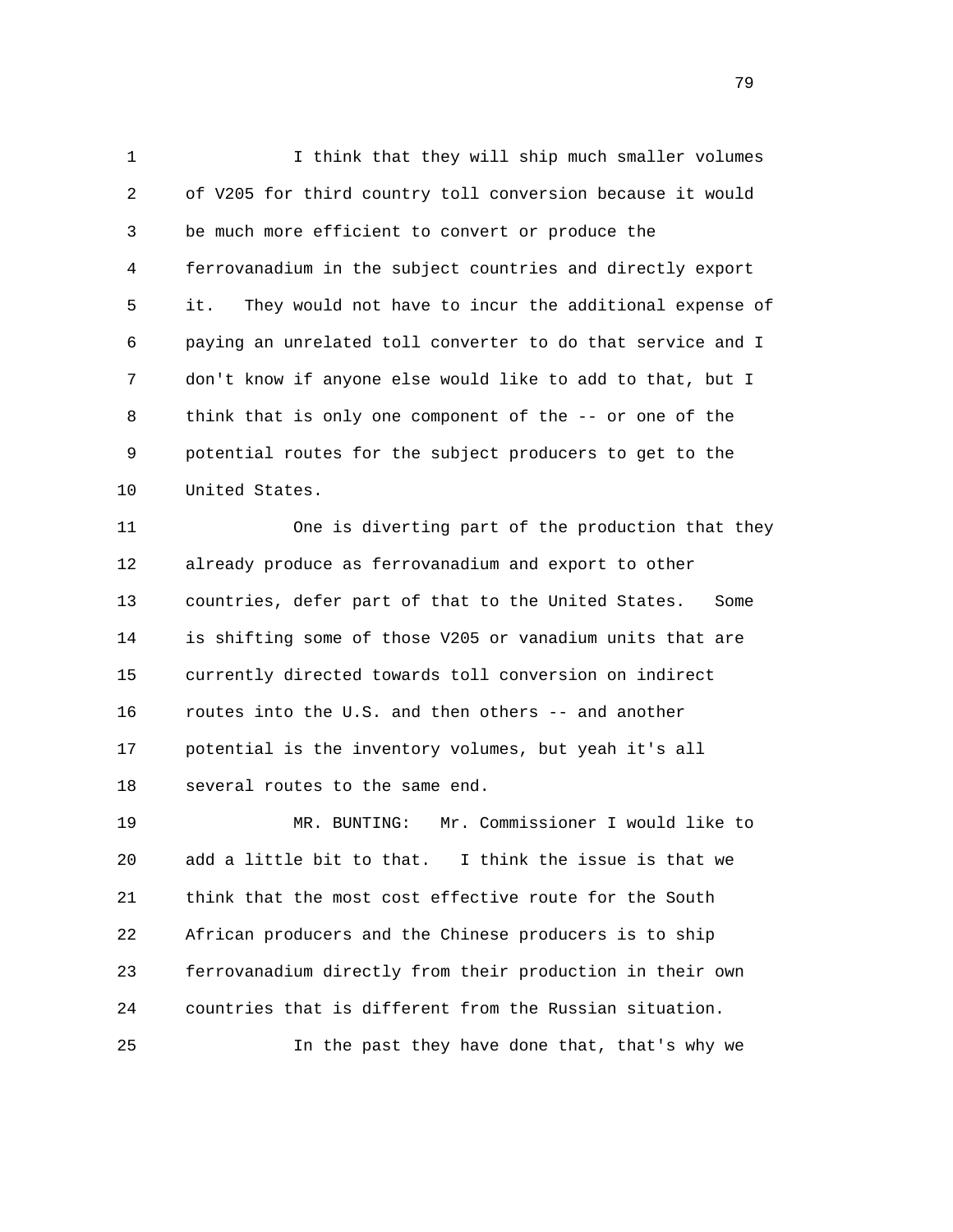I think that they will ship much smaller volumes of V205 for third country toll conversion because it would be much more efficient to convert or produce the ferrovanadium in the subject countries and directly export it. They would not have to incur the additional expense of paying an unrelated toll converter to do that service and I don't know if anyone else would like to add to that, but I think that is only one component of the -- or one of the potential routes for the subject producers to get to the United States.

One is diverting part of the production that they already produce as ferrovanadium and export to other countries, defer part of that to the United States. Some is shifting some of those V205 or vanadium units that are currently directed towards toll conversion on indirect routes into the U.S. and then others -- and another potential is the inventory volumes, but yeah it's all several routes to the same end.

MR. BUNTING: Mr. Commissioner I would like to add a little bit to that. I think the issue is that we think that the most cost effective route for the South African producers and the Chinese producers is to ship ferrovanadium directly from their production in their own countries that is different from the Russian situation.

In the past they have done that, that's why we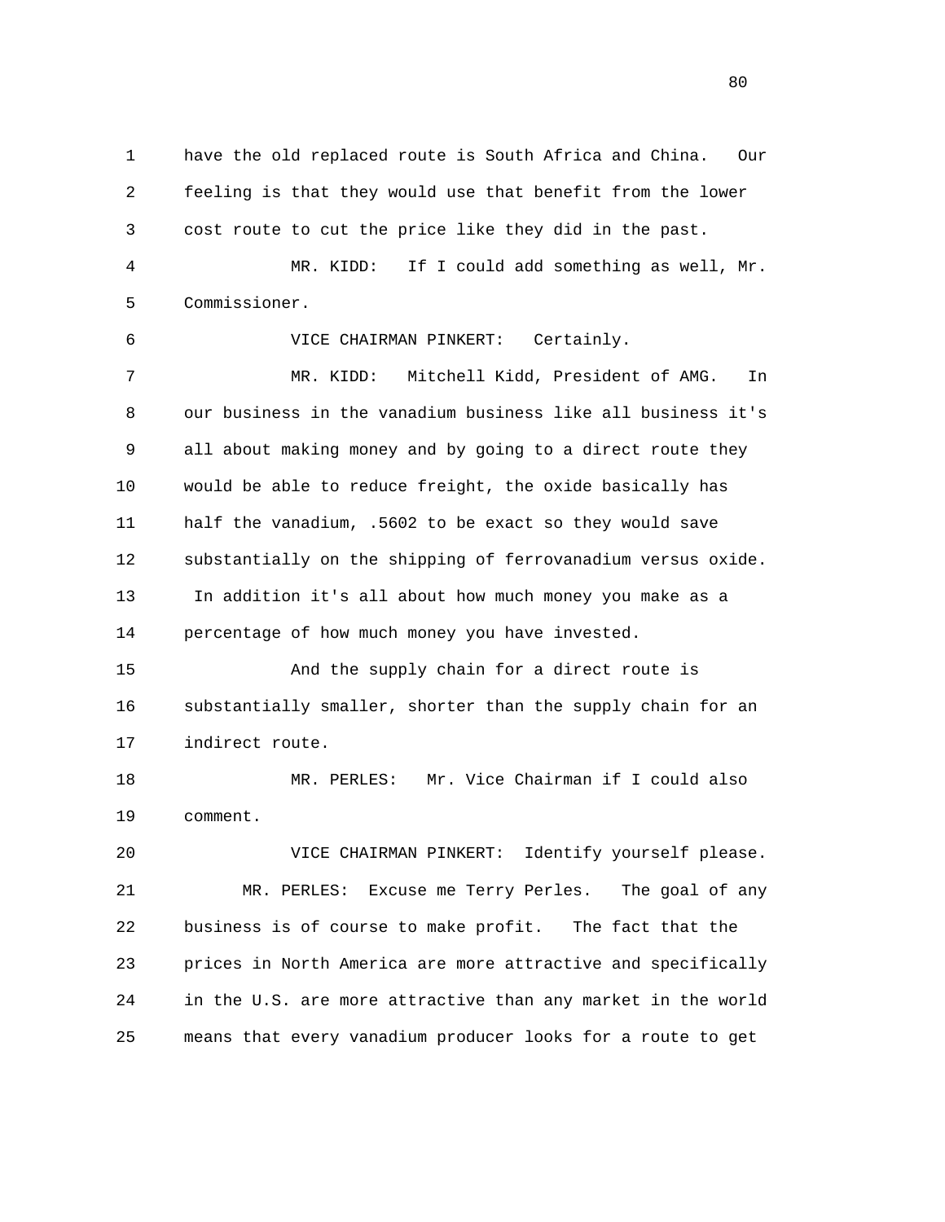have the old replaced route is South Africa and China. Our feeling is that they would use that benefit from the lower cost route to cut the price like they did in the past.

MR. KIDD: If I could add something as well, Mr. Commissioner.

VICE CHAIRMAN PINKERT: Certainly.

MR. KIDD: Mitchell Kidd, President of AMG. In our business in the vanadium business like all business it's all about making money and by going to a direct route they would be able to reduce freight, the oxide basically has half the vanadium, .5602 to be exact so they would save substantially on the shipping of ferrovanadium versus oxide. In addition it's all about how much money you make as a percentage of how much money you have invested.

And the supply chain for a direct route is substantially smaller, shorter than the supply chain for an indirect route.

MR. PERLES: Mr. Vice Chairman if I could also comment.

VICE CHAIRMAN PINKERT: Identify yourself please.

MR. PERLES: Excuse me Terry Perles. The goal of any business is of course to make profit. The fact that the prices in North America are more attractive and specifically in the U.S. are more attractive than any market in the world means that every vanadium producer looks for a route to get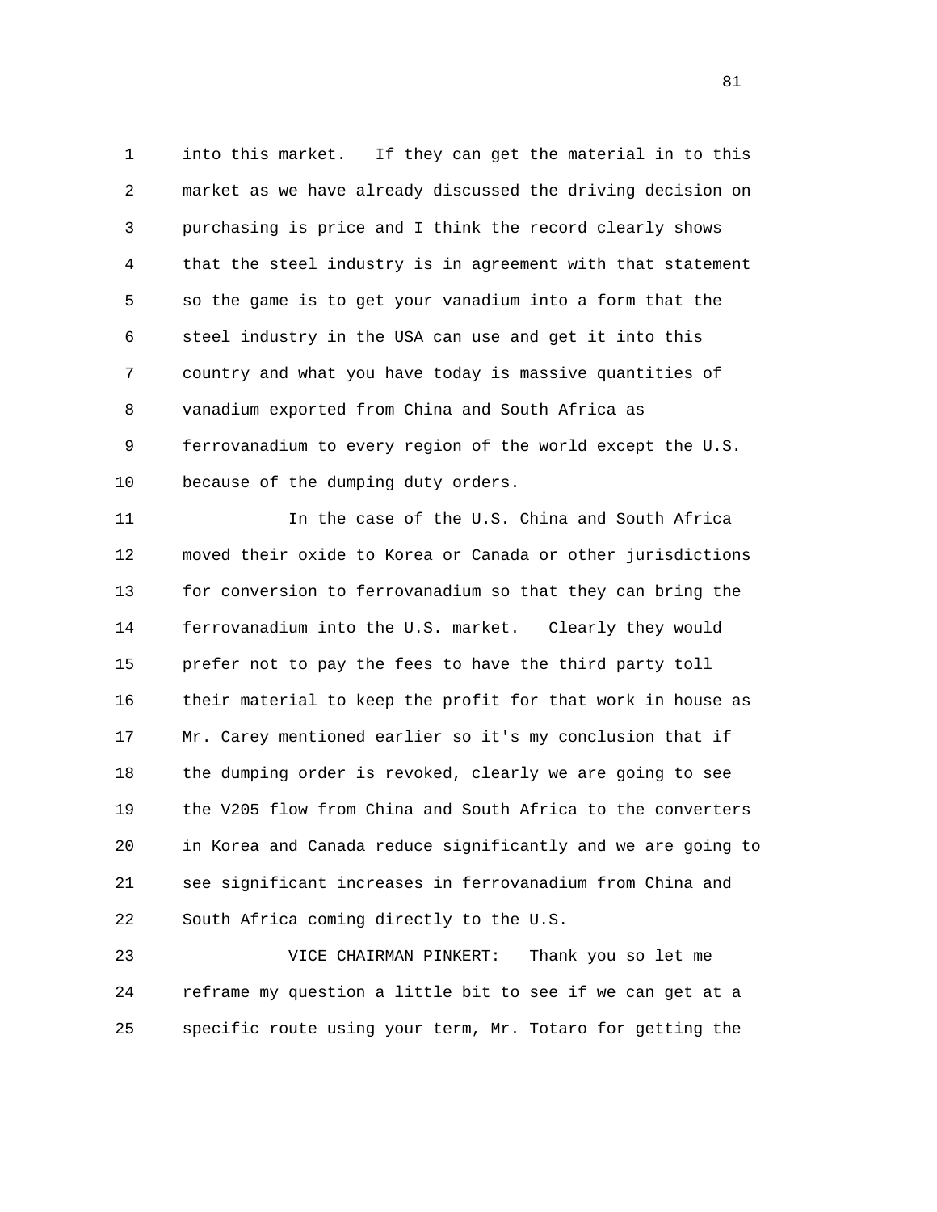1 into this market. If they can get the material in to this
2 market as we have already discussed the driving decision on
3 purchasing is price and I think the record clearly shows
4 that the steel industry is in agreement with that statement
5 so the game is to get your vanadium into a form that the
6 steel industry in the USA can use and get it into this
7 country and what you have today is massive quantities of
8 vanadium exported from China and South Africa as
9 ferrovanadium to every region of the world except the U.S.
10 because of the dumping duty orders.

11 In the case of the U.S. China and South Africa
12 moved their oxide to Korea or Canada or other jurisdictions
13 for conversion to ferrovanadium so that they can bring the
14 ferrovanadium into the U.S. market. Clearly they would
15 prefer not to pay the fees to have the third party toll
16 their material to keep the profit for that work in house as
17 Mr. Carey mentioned earlier so it's my conclusion that if
18 the dumping order is revoked, clearly we are going to see
19 the V205 flow from China and South Africa to the converters
20 in Korea and Canada reduce significantly and we are going to
21 see significant increases in ferrovanadium from China and
22 South Africa coming directly to the U.S.

23 VICE CHAIRMAN PINKERT: Thank you so let me
24 reframe my question a little bit to see if we can get at a
25 specific route using your term, Mr. Totaro for getting the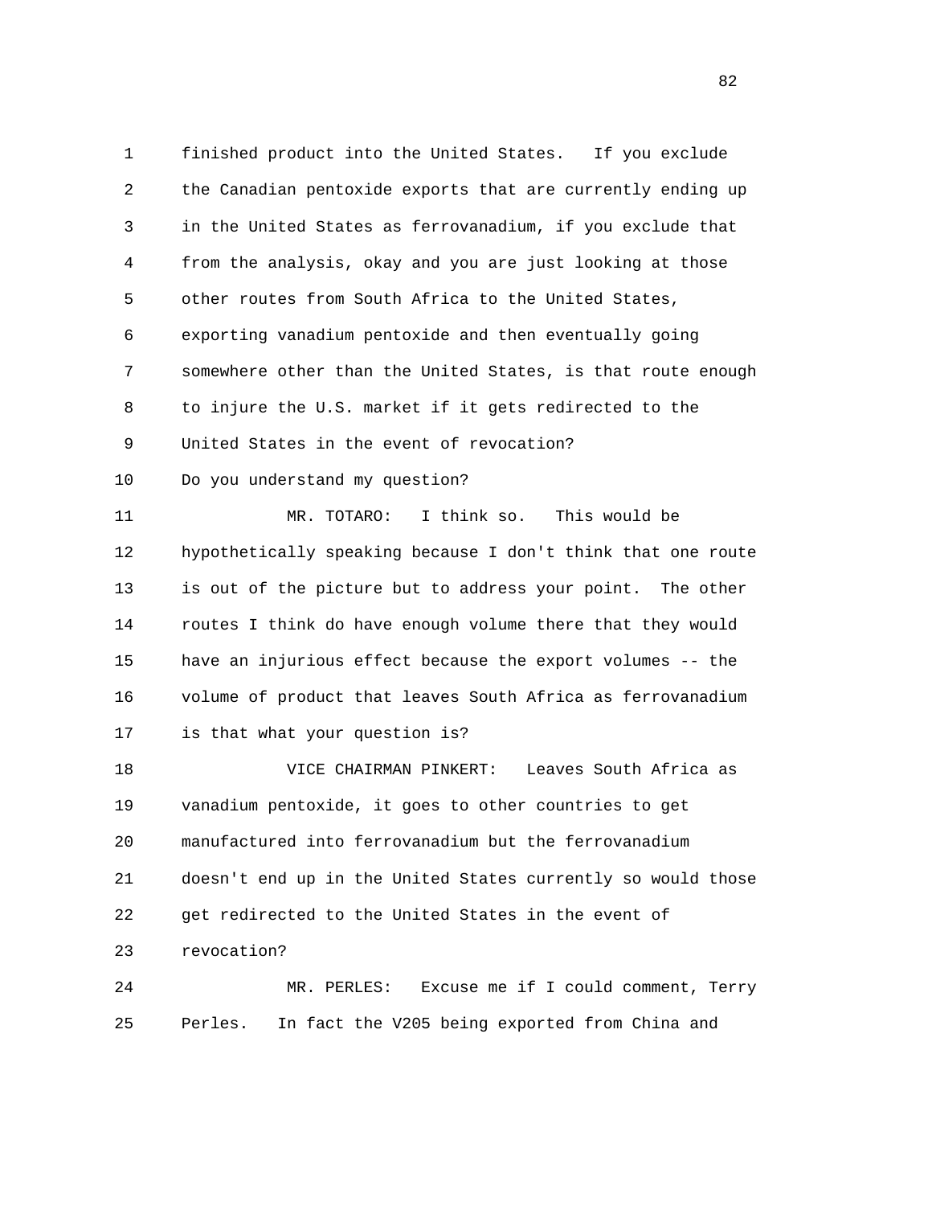finished product into the United States. If you exclude the Canadian pentoxide exports that are currently ending up in the United States as ferrovanadium, if you exclude that from the analysis, okay and you are just looking at those other routes from South Africa to the United States, exporting vanadium pentoxide and then eventually going somewhere other than the United States, is that route enough to injure the U.S. market if it gets redirected to the United States in the event of revocation?

Do you understand my question?

MR. TOTARO: I think so. This would be hypothetically speaking because I don't think that one route is out of the picture but to address your point. The other routes I think do have enough volume there that they would have an injurious effect because the export volumes -- the volume of product that leaves South Africa as ferrovanadium is that what your question is?

VICE CHAIRMAN PINKERT: Leaves South Africa as vanadium pentoxide, it goes to other countries to get manufactured into ferrovanadium but the ferrovanadium doesn't end up in the United States currently so would those get redirected to the United States in the event of revocation?

MR. PERLES: Excuse me if I could comment, Terry Perles. In fact the V205 being exported from China and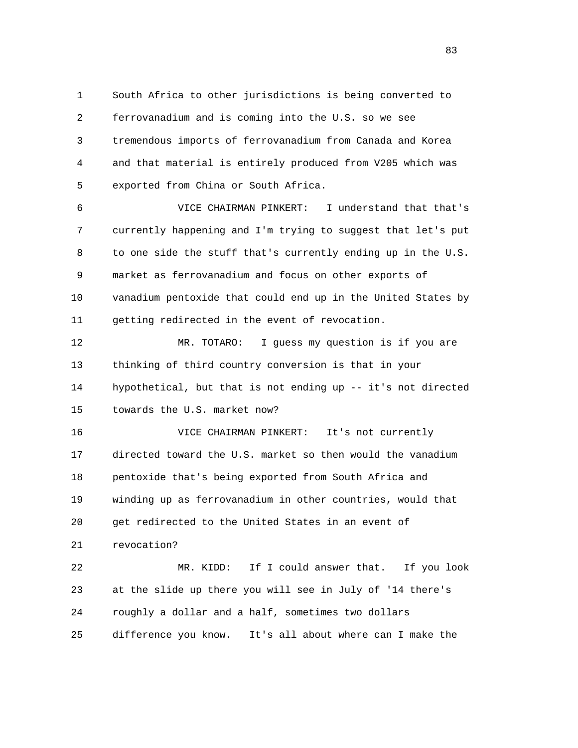South Africa to other jurisdictions is being converted to ferrovanadium and is coming into the U.S. so we see tremendous imports of ferrovanadium from Canada and Korea and that material is entirely produced from V205 which was exported from China or South Africa.

VICE CHAIRMAN PINKERT: I understand that that's currently happening and I'm trying to suggest that let's put to one side the stuff that's currently ending up in the U.S. market as ferrovanadium and focus on other exports of vanadium pentoxide that could end up in the United States by getting redirected in the event of revocation.

MR. TOTARO: I guess my question is if you are thinking of third country conversion is that in your hypothetical, but that is not ending up -- it's not directed towards the U.S. market now?

VICE CHAIRMAN PINKERT: It's not currently directed toward the U.S. market so then would the vanadium pentoxide that's being exported from South Africa and winding up as ferrovanadium in other countries, would that get redirected to the United States in an event of revocation?

MR. KIDD: If I could answer that. If you look at the slide up there you will see in July of '14 there's roughly a dollar and a half, sometimes two dollars difference you know. It's all about where can I make the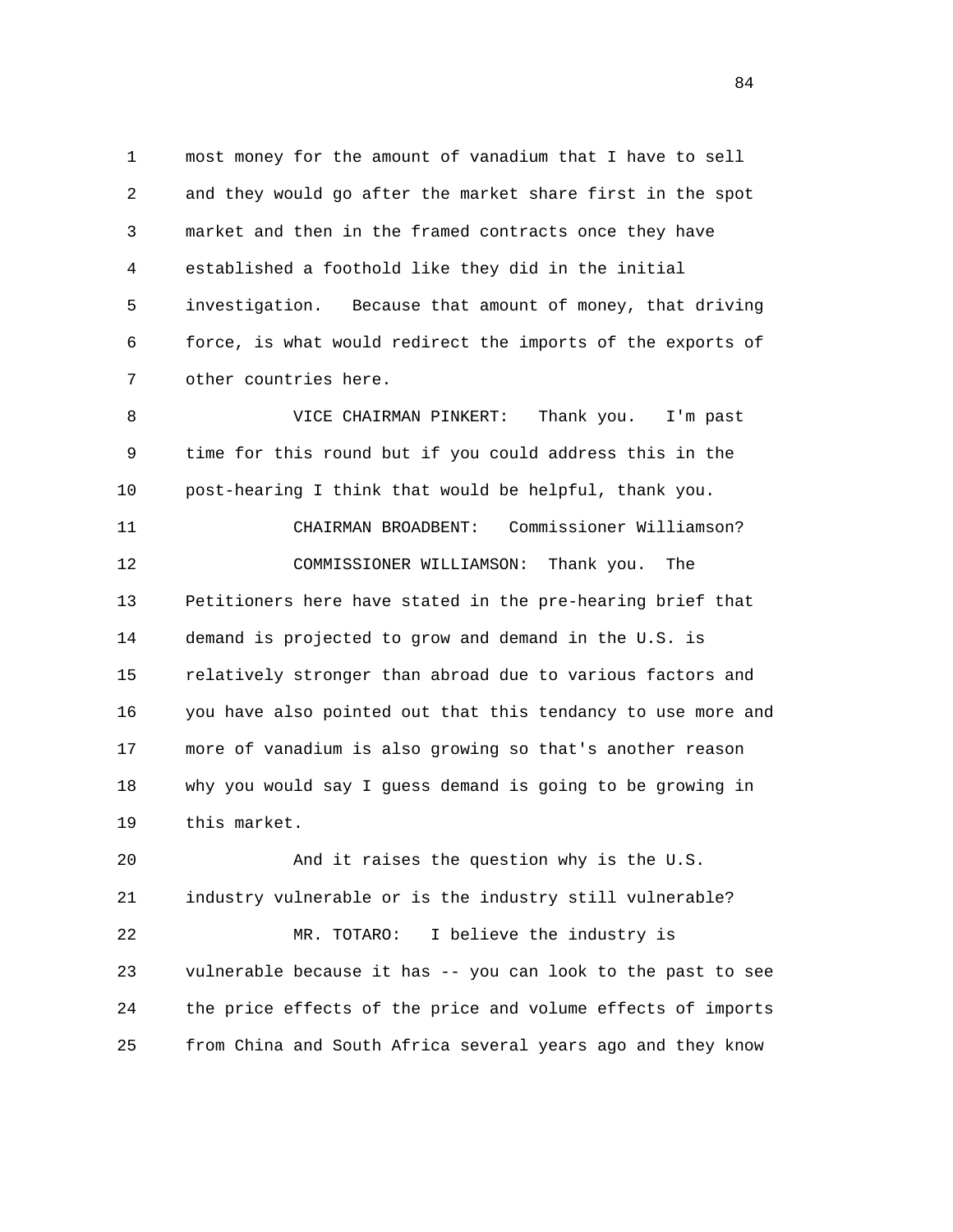most money for the amount of vanadium that I have to sell and they would go after the market share first in the spot market and then in the framed contracts once they have established a foothold like they did in the initial investigation. Because that amount of money, that driving force, is what would redirect the imports of the exports of other countries here.

VICE CHAIRMAN PINKERT: Thank you. I'm past time for this round but if you could address this in the post-hearing I think that would be helpful, thank you.

CHAIRMAN BROADBENT: Commissioner Williamson?

COMMISSIONER WILLIAMSON: Thank you. The Petitioners here have stated in the pre-hearing brief that demand is projected to grow and demand in the U.S. is relatively stronger than abroad due to various factors and you have also pointed out that this tendancy to use more and more of vanadium is also growing so that's another reason why you would say I guess demand is going to be growing in this market.

And it raises the question why is the U.S. industry vulnerable or is the industry still vulnerable?

MR. TOTARO: I believe the industry is vulnerable because it has -- you can look to the past to see the price effects of the price and volume effects of imports from China and South Africa several years ago and they know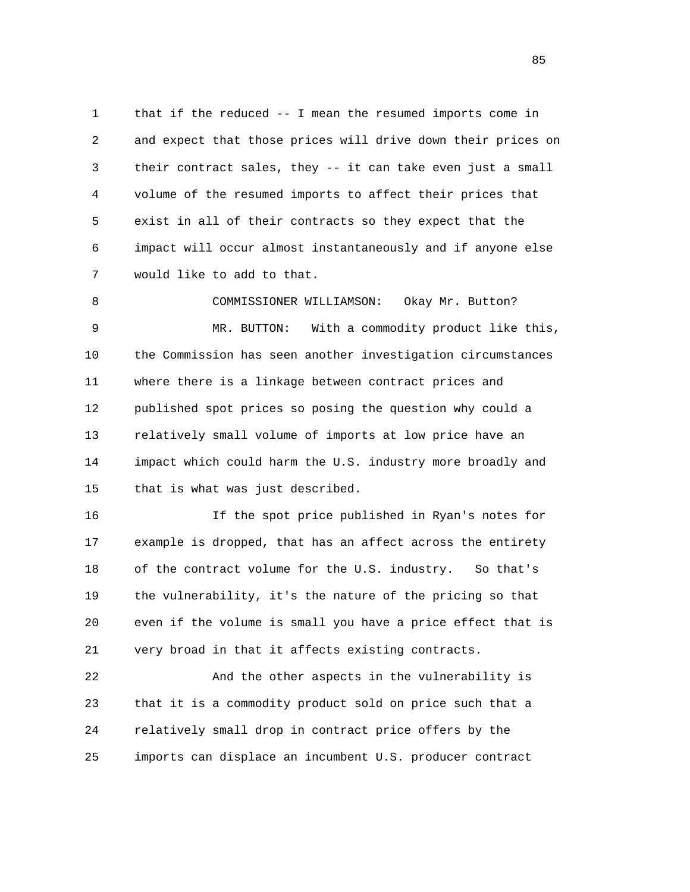that if the reduced -- I mean the resumed imports come in and expect that those prices will drive down their prices on their contract sales, they -- it can take even just a small volume of the resumed imports to affect their prices that exist in all of their contracts so they expect that the impact will occur almost instantaneously and if anyone else would like to add to that.

COMMISSIONER WILLIAMSON: Okay Mr. Button?

MR. BUTTON: With a commodity product like this, the Commission has seen another investigation circumstances where there is a linkage between contract prices and published spot prices so posing the question why could a relatively small volume of imports at low price have an impact which could harm the U.S. industry more broadly and that is what was just described.

If the spot price published in Ryan's notes for example is dropped, that has an affect across the entirety of the contract volume for the U.S. industry. So that's the vulnerability, it's the nature of the pricing so that even if the volume is small you have a price effect that is very broad in that it affects existing contracts.

And the other aspects in the vulnerability is that it is a commodity product sold on price such that a relatively small drop in contract price offers by the imports can displace an incumbent U.S. producer contract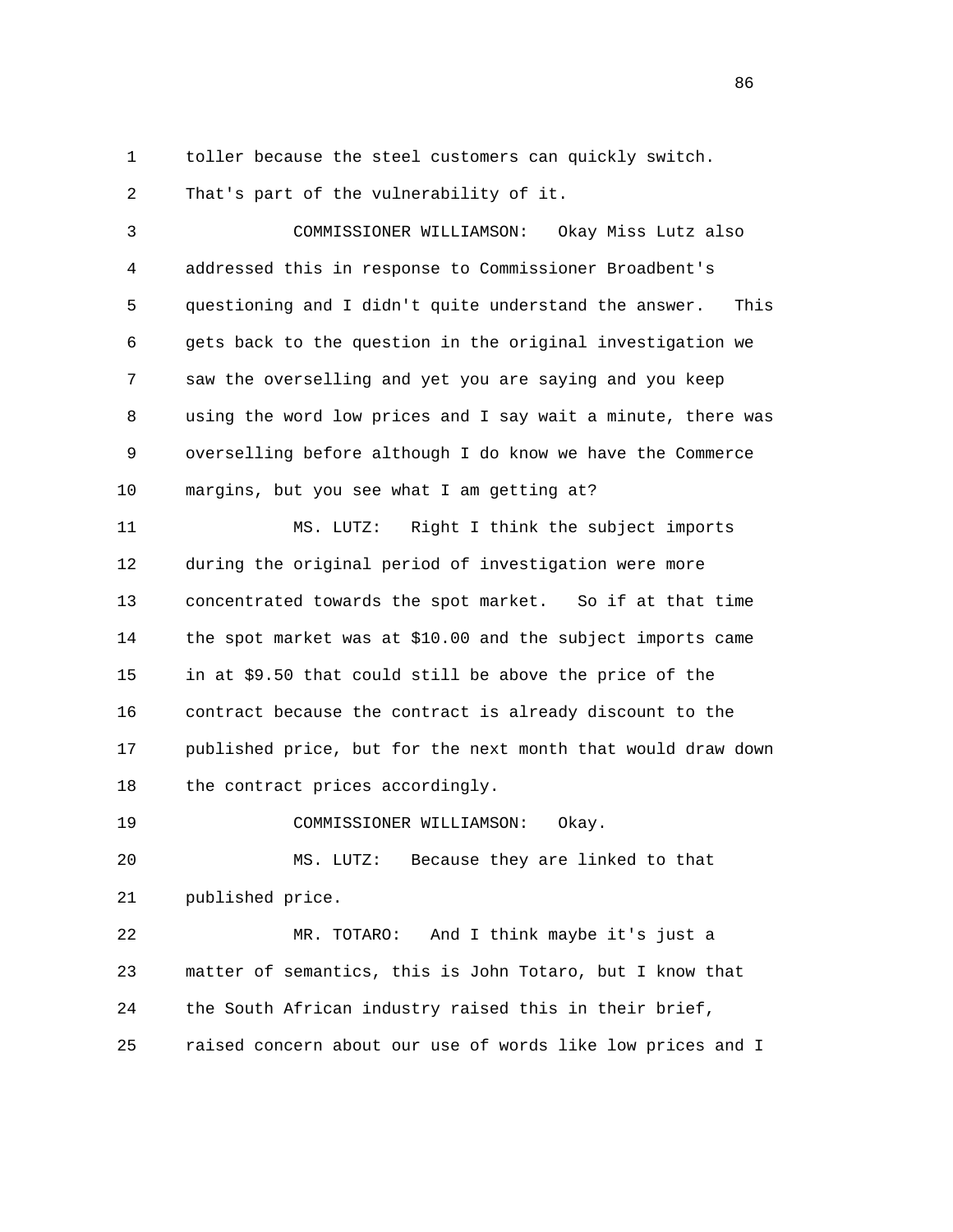toller because the steel customers can quickly switch. That's part of the vulnerability of it.

COMMISSIONER WILLIAMSON: Okay Miss Lutz also addressed this in response to Commissioner Broadbent's questioning and I didn't quite understand the answer. This gets back to the question in the original investigation we saw the overselling and yet you are saying and you keep using the word low prices and I say wait a minute, there was overselling before although I do know we have the Commerce margins, but you see what I am getting at?

MS. LUTZ: Right I think the subject imports during the original period of investigation were more concentrated towards the spot market. So if at that time the spot market was at $10.00 and the subject imports came in at $9.50 that could still be above the price of the contract because the contract is already discount to the published price, but for the next month that would draw down the contract prices accordingly.

COMMISSIONER WILLIAMSON: Okay.

MS. LUTZ: Because they are linked to that published price.

MR. TOTARO: And I think maybe it's just a matter of semantics, this is John Totaro, but I know that the South African industry raised this in their brief, raised concern about our use of words like low prices and I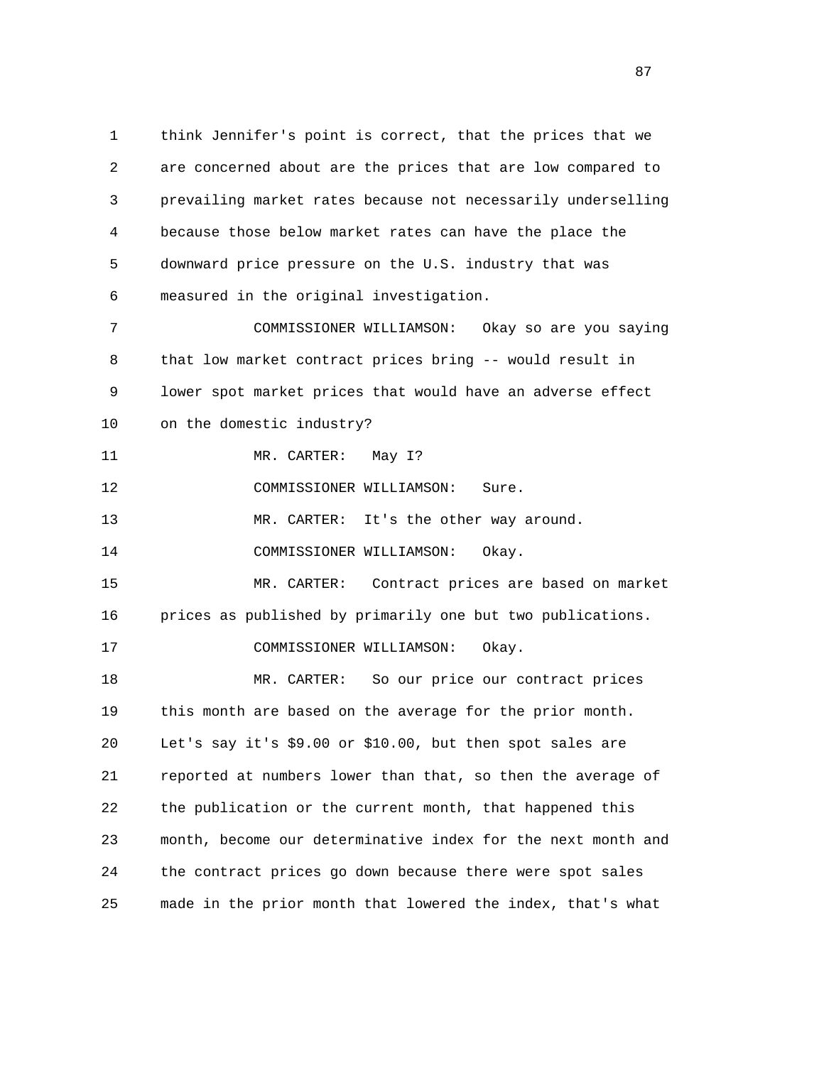think Jennifer's point is correct, that the prices that we are concerned about are the prices that are low compared to prevailing market rates because not necessarily underselling because those below market rates can have the place the downward price pressure on the U.S. industry that was measured in the original investigation.

COMMISSIONER WILLIAMSON: Okay so are you saying that low market contract prices bring -- would result in lower spot market prices that would have an adverse effect on the domestic industry?

MR. CARTER: May I?

COMMISSIONER WILLIAMSON: Sure.

MR. CARTER: It's the other way around.

COMMISSIONER WILLIAMSON: Okay.

MR. CARTER: Contract prices are based on market prices as published by primarily one but two publications.

COMMISSIONER WILLIAMSON: Okay.

MR. CARTER: So our price our contract prices this month are based on the average for the prior month. Let's say it's $9.00 or $10.00, but then spot sales are reported at numbers lower than that, so then the average of the publication or the current month, that happened this month, become our determinative index for the next month and the contract prices go down because there were spot sales made in the prior month that lowered the index, that's what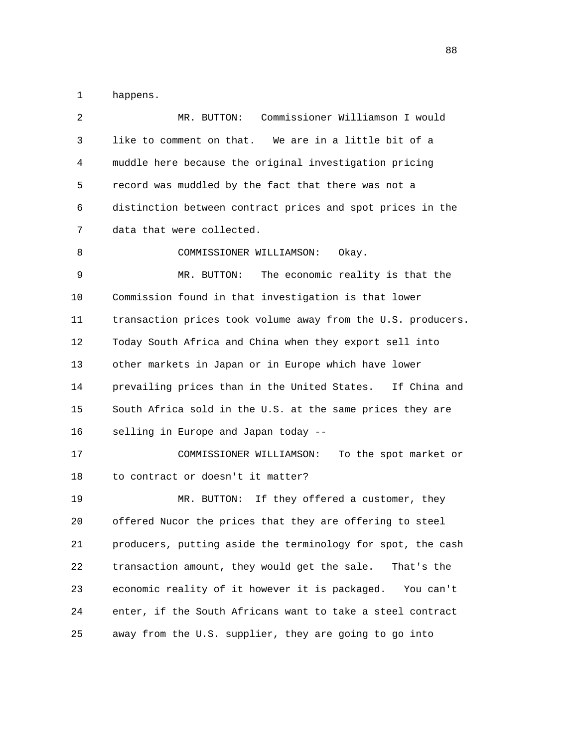happens.

MR. BUTTON: Commissioner Williamson I would like to comment on that. We are in a little bit of a muddle here because the original investigation pricing record was muddled by the fact that there was not a distinction between contract prices and spot prices in the data that were collected.

COMMISSIONER WILLIAMSON: Okay.

MR. BUTTON: The economic reality is that the Commission found in that investigation is that lower transaction prices took volume away from the U.S. producers. Today South Africa and China when they export sell into other markets in Japan or in Europe which have lower prevailing prices than in the United States. If China and South Africa sold in the U.S. at the same prices they are selling in Europe and Japan today --

COMMISSIONER WILLIAMSON: To the spot market or to contract or doesn't it matter?

MR. BUTTON: If they offered a customer, they offered Nucor the prices that they are offering to steel producers, putting aside the terminology for spot, the cash transaction amount, they would get the sale. That's the economic reality of it however it is packaged. You can't enter, if the South Africans want to take a steel contract away from the U.S. supplier, they are going to go into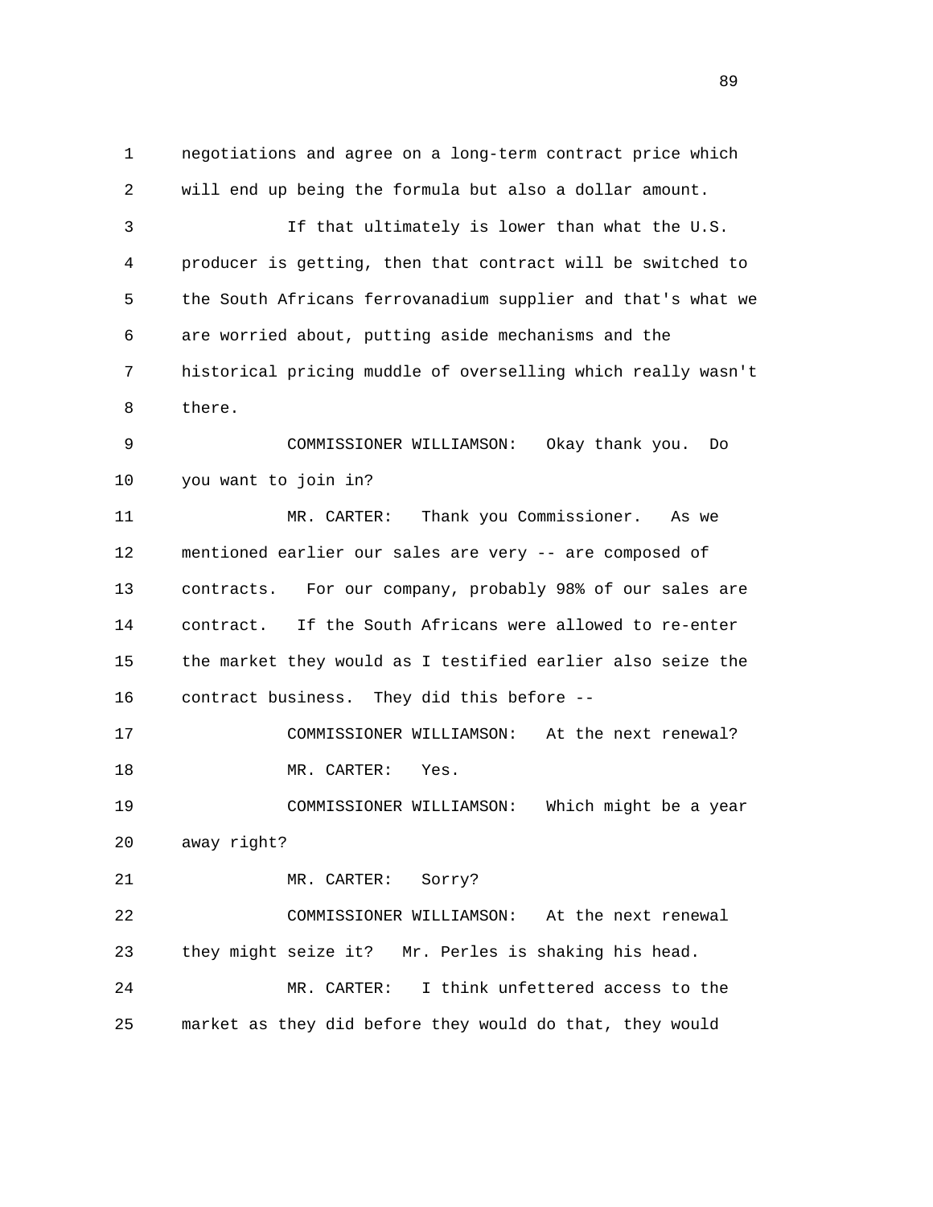negotiations and agree on a long-term contract price which will end up being the formula but also a dollar amount.

If that ultimately is lower than what the U.S. producer is getting, then that contract will be switched to the South Africans ferrovanadium supplier and that's what we are worried about, putting aside mechanisms and the historical pricing muddle of overselling which really wasn't there.

COMMISSIONER WILLIAMSON: Okay thank you. Do you want to join in?

MR. CARTER: Thank you Commissioner. As we mentioned earlier our sales are very -- are composed of contracts. For our company, probably 98% of our sales are contract. If the South Africans were allowed to re-enter the market they would as I testified earlier also seize the contract business. They did this before --

COMMISSIONER WILLIAMSON: At the next renewal?

MR. CARTER: Yes.

COMMISSIONER WILLIAMSON: Which might be a year away right?

MR. CARTER: Sorry?

COMMISSIONER WILLIAMSON: At the next renewal they might seize it? Mr. Perles is shaking his head.

MR. CARTER: I think unfettered access to the market as they did before they would do that, they would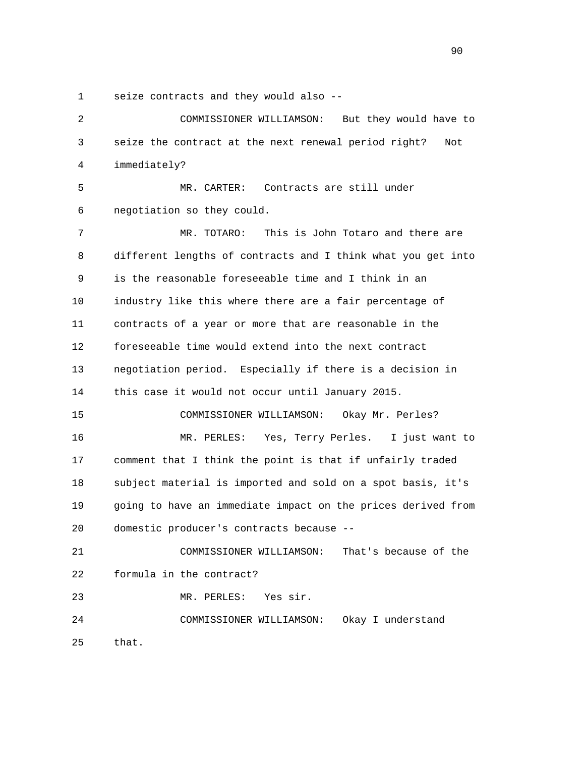seize contracts and they would also --

COMMISSIONER WILLIAMSON: But they would have to seize the contract at the next renewal period right? Not immediately?

MR. CARTER: Contracts are still under negotiation so they could.

MR. TOTARO: This is John Totaro and there are different lengths of contracts and I think what you get into is the reasonable foreseeable time and I think in an industry like this where there are a fair percentage of contracts of a year or more that are reasonable in the foreseeable time would extend into the next contract negotiation period. Especially if there is a decision in this case it would not occur until January 2015.

COMMISSIONER WILLIAMSON: Okay Mr. Perles?

MR. PERLES: Yes, Terry Perles. I just want to comment that I think the point is that if unfairly traded subject material is imported and sold on a spot basis, it's going to have an immediate impact on the prices derived from domestic producer's contracts because --

COMMISSIONER WILLIAMSON: That's because of the formula in the contract?

MR. PERLES: Yes sir.

COMMISSIONER WILLIAMSON: Okay I understand that.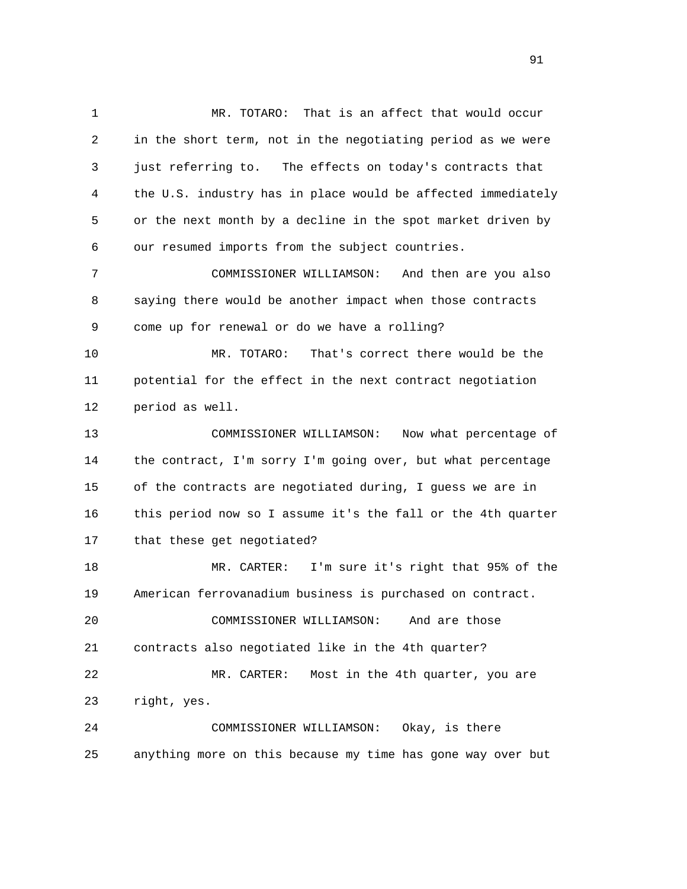MR. TOTARO: That is an affect that would occur in the short term, not in the negotiating period as we were just referring to. The effects on today's contracts that the U.S. industry has in place would be affected immediately or the next month by a decline in the spot market driven by our resumed imports from the subject countries.

COMMISSIONER WILLIAMSON: And then are you also saying there would be another impact when those contracts come up for renewal or do we have a rolling?

MR. TOTARO: That's correct there would be the potential for the effect in the next contract negotiation period as well.

COMMISSIONER WILLIAMSON: Now what percentage of the contract, I'm sorry I'm going over, but what percentage of the contracts are negotiated during, I guess we are in this period now so I assume it's the fall or the 4th quarter that these get negotiated?

MR. CARTER: I'm sure it's right that 95% of the American ferrovanadium business is purchased on contract.

COMMISSIONER WILLIAMSON: And are those contracts also negotiated like in the 4th quarter?

MR. CARTER: Most in the 4th quarter, you are right, yes.

COMMISSIONER WILLIAMSON: Okay, is there anything more on this because my time has gone way over but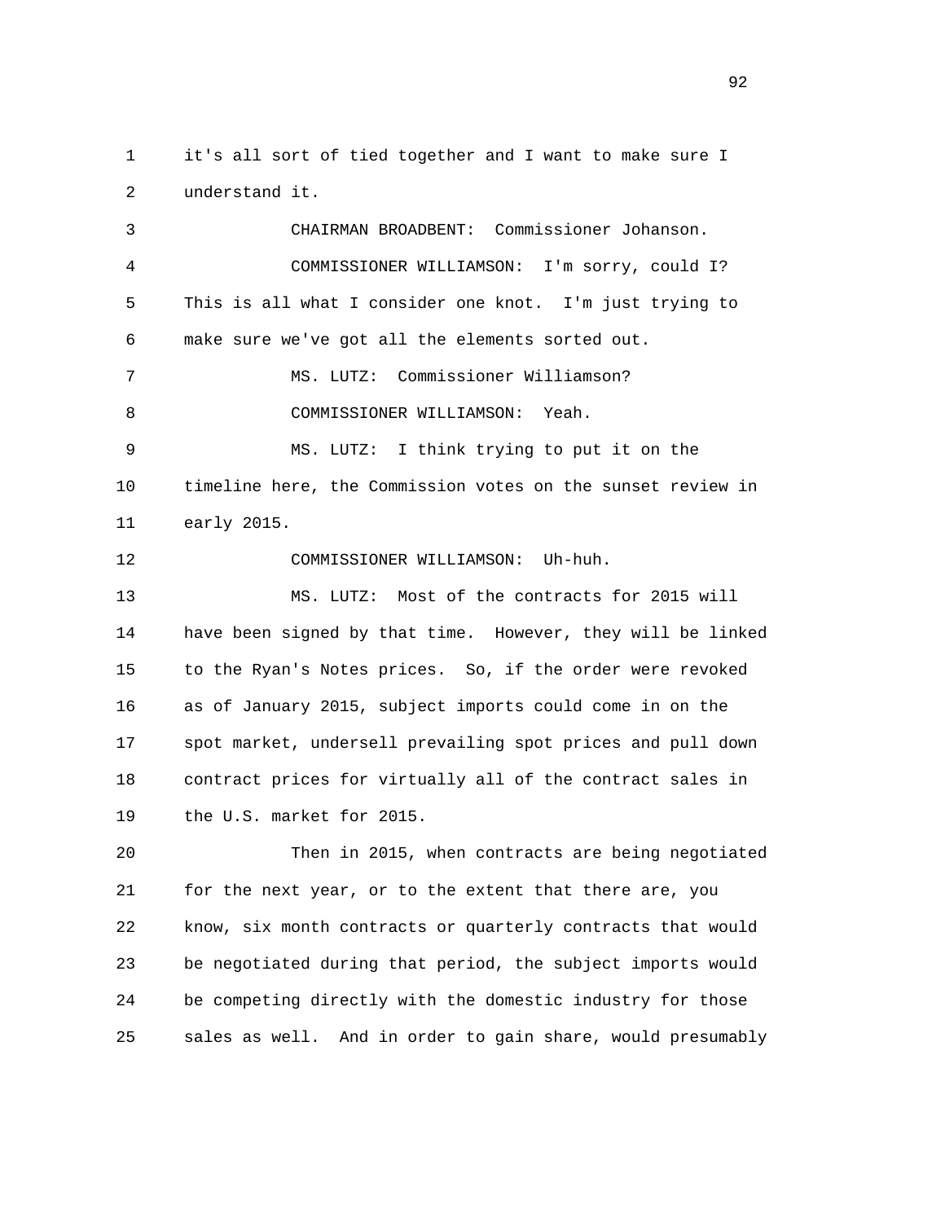it's all sort of tied together and I want to make sure I understand it.

CHAIRMAN BROADBENT: Commissioner Johanson.

COMMISSIONER WILLIAMSON: I'm sorry, could I? This is all what I consider one knot. I'm just trying to make sure we've got all the elements sorted out.

MS. LUTZ: Commissioner Williamson?

COMMISSIONER WILLIAMSON: Yeah.

MS. LUTZ: I think trying to put it on the timeline here, the Commission votes on the sunset review in early 2015.

COMMISSIONER WILLIAMSON: Uh-huh.

MS. LUTZ: Most of the contracts for 2015 will have been signed by that time. However, they will be linked to the Ryan's Notes prices. So, if the order were revoked as of January 2015, subject imports could come in on the spot market, undersell prevailing spot prices and pull down contract prices for virtually all of the contract sales in the U.S. market for 2015.

Then in 2015, when contracts are being negotiated for the next year, or to the extent that there are, you know, six month contracts or quarterly contracts that would be negotiated during that period, the subject imports would be competing directly with the domestic industry for those sales as well. And in order to gain share, would presumably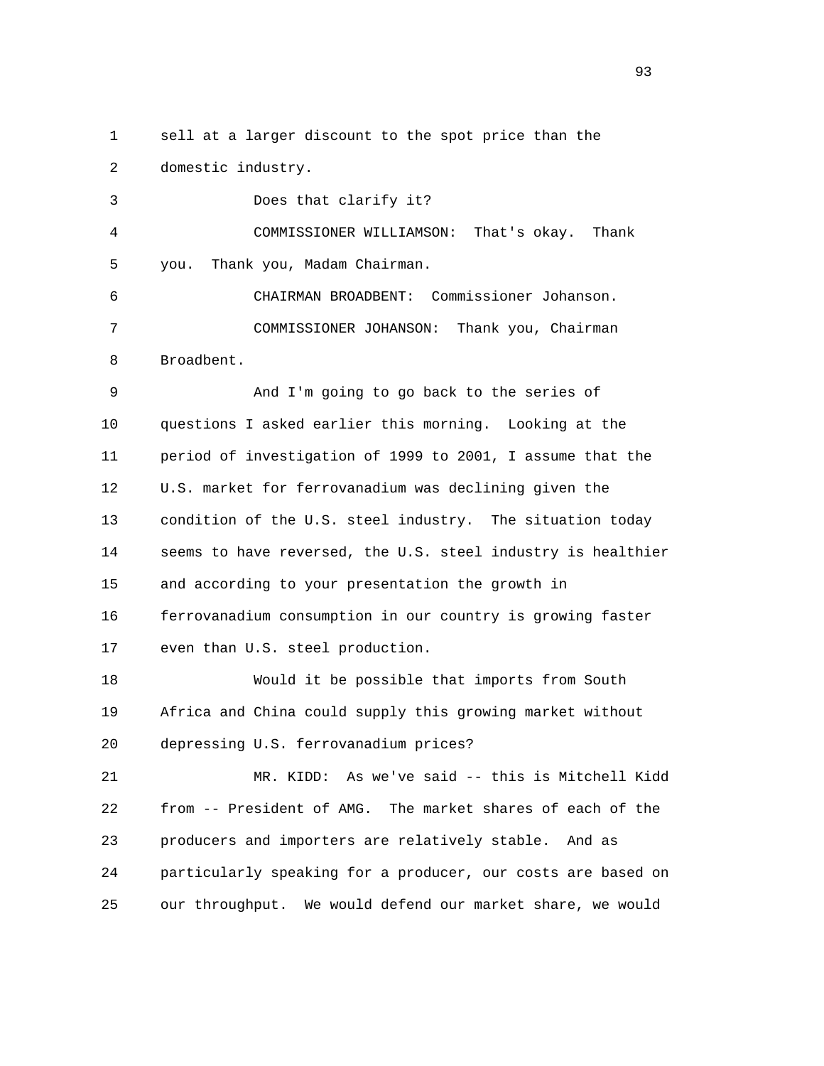sell at a larger discount to the spot price than the domestic industry.

Does that clarify it?

COMMISSIONER WILLIAMSON: That's okay. Thank you. Thank you, Madam Chairman.

CHAIRMAN BROADBENT: Commissioner Johanson.

COMMISSIONER JOHANSON: Thank you, Chairman Broadbent.

And I'm going to go back to the series of questions I asked earlier this morning. Looking at the period of investigation of 1999 to 2001, I assume that the U.S. market for ferrovanadium was declining given the condition of the U.S. steel industry. The situation today seems to have reversed, the U.S. steel industry is healthier and according to your presentation the growth in ferrovanadium consumption in our country is growing faster even than U.S. steel production.

Would it be possible that imports from South Africa and China could supply this growing market without depressing U.S. ferrovanadium prices?

MR. KIDD: As we've said -- this is Mitchell Kidd from -- President of AMG. The market shares of each of the producers and importers are relatively stable. And as particularly speaking for a producer, our costs are based on our throughput. We would defend our market share, we would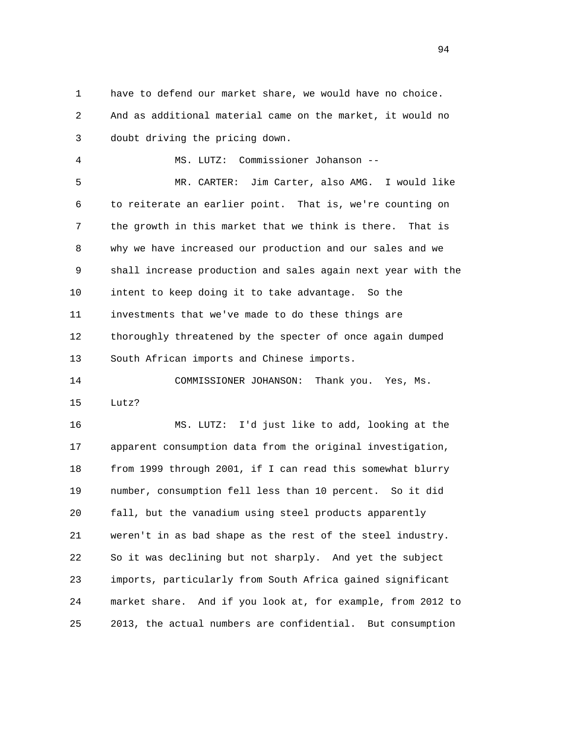have to defend our market share, we would have no choice. And as additional material came on the market, it would no doubt driving the pricing down.

MS. LUTZ: Commissioner Johanson --

MR. CARTER: Jim Carter, also AMG. I would like to reiterate an earlier point. That is, we're counting on the growth in this market that we think is there. That is why we have increased our production and our sales and we shall increase production and sales again next year with the intent to keep doing it to take advantage. So the investments that we've made to do these things are thoroughly threatened by the specter of once again dumped South African imports and Chinese imports.

COMMISSIONER JOHANSON: Thank you. Yes, Ms. Lutz?

MS. LUTZ: I'd just like to add, looking at the apparent consumption data from the original investigation, from 1999 through 2001, if I can read this somewhat blurry number, consumption fell less than 10 percent. So it did fall, but the vanadium using steel products apparently weren't in as bad shape as the rest of the steel industry. So it was declining but not sharply. And yet the subject imports, particularly from South Africa gained significant market share. And if you look at, for example, from 2012 to 2013, the actual numbers are confidential. But consumption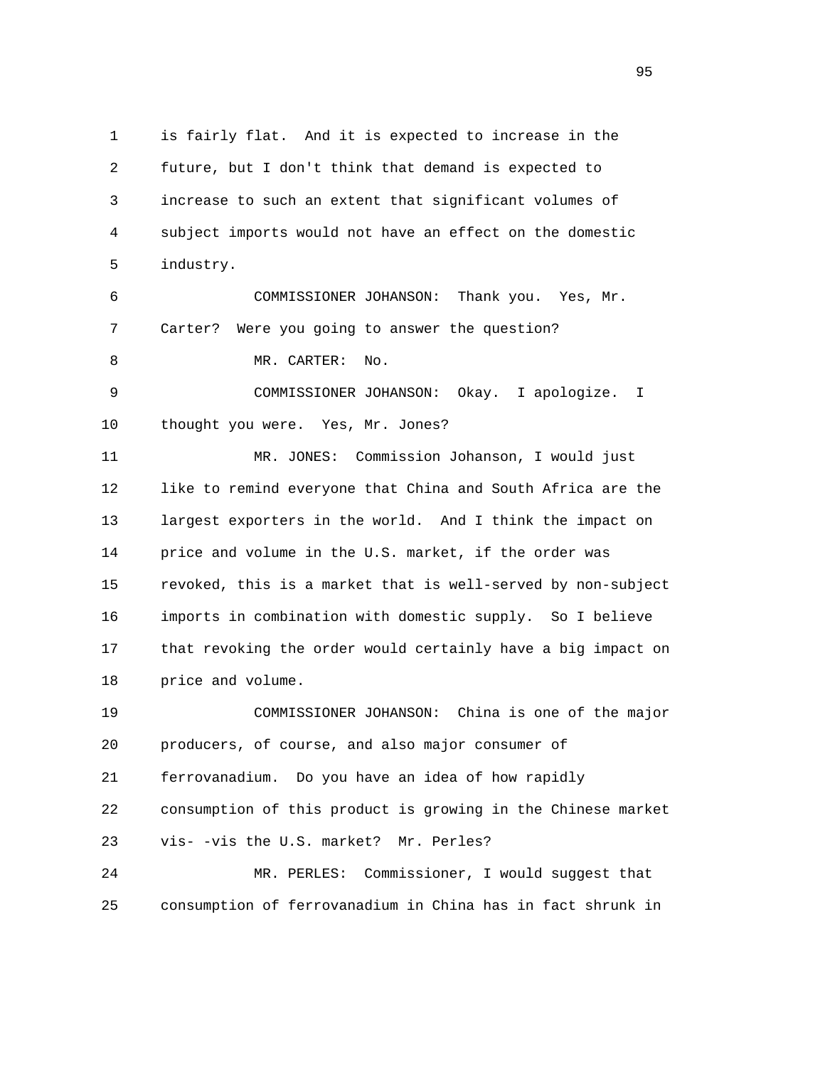1 is fairly flat. And it is expected to increase in the
2 future, but I don't think that demand is expected to
3 increase to such an extent that significant volumes of
4 subject imports would not have an effect on the domestic
5 industry.

6 COMMISSIONER JOHANSON: Thank you. Yes, Mr.
7 Carter? Were you going to answer the question?

8 MR. CARTER: No.

9 COMMISSIONER JOHANSON: Okay. I apologize. I
10 thought you were. Yes, Mr. Jones?

11 MR. JONES: Commission Johanson, I would just
12 like to remind everyone that China and South Africa are the
13 largest exporters in the world. And I think the impact on
14 price and volume in the U.S. market, if the order was
15 revoked, this is a market that is well-served by non-subject
16 imports in combination with domestic supply. So I believe
17 that revoking the order would certainly have a big impact on
18 price and volume.

19 COMMISSIONER JOHANSON: China is one of the major
20 producers, of course, and also major consumer of
21 ferrovanadium. Do you have an idea of how rapidly
22 consumption of this product is growing in the Chinese market
23 vis- -vis the U.S. market? Mr. Perles?

24 MR. PERLES: Commissioner, I would suggest that
25 consumption of ferrovanadium in China has in fact shrunk in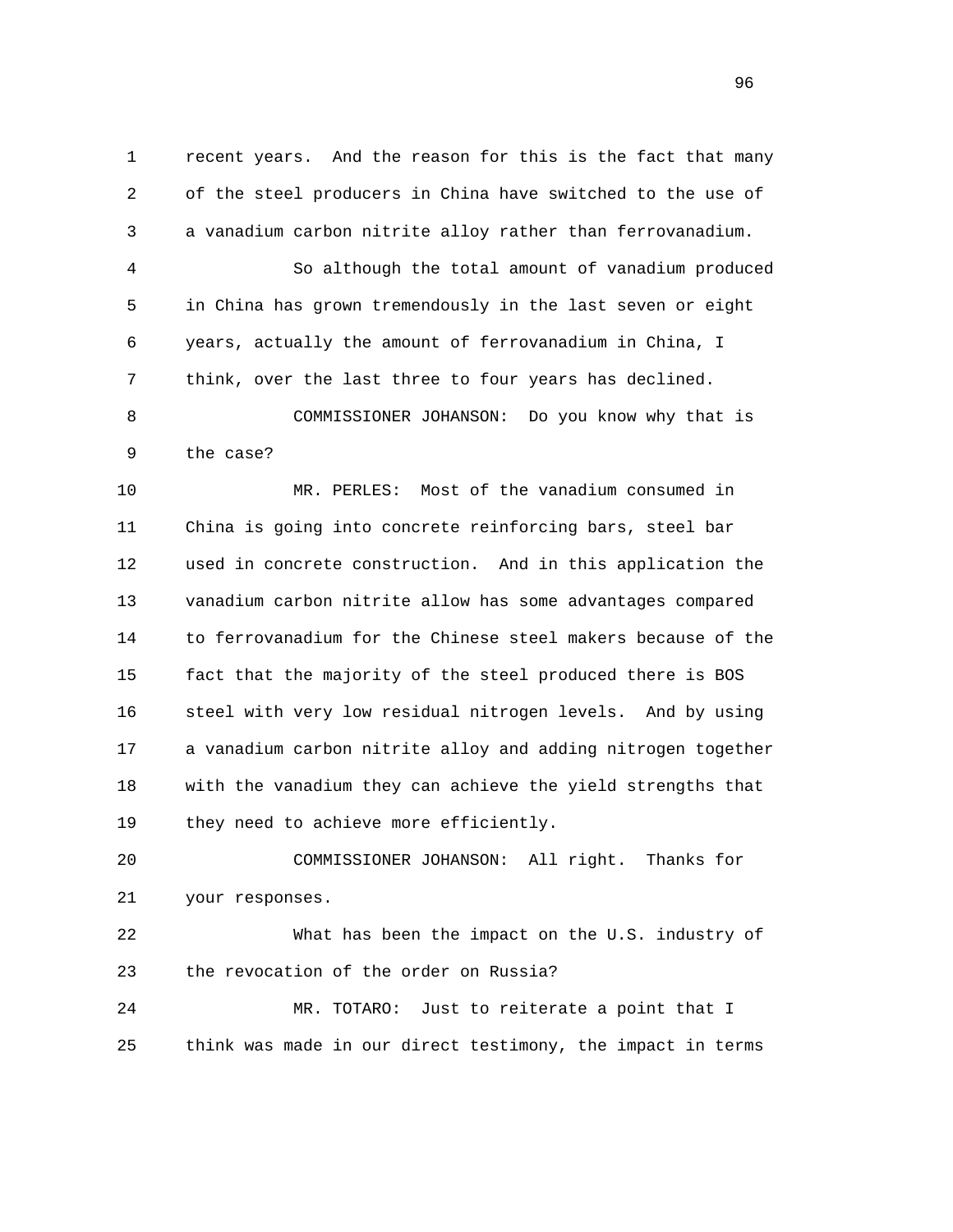recent years. And the reason for this is the fact that many of the steel producers in China have switched to the use of a vanadium carbon nitrite alloy rather than ferrovanadium.

So although the total amount of vanadium produced in China has grown tremendously in the last seven or eight years, actually the amount of ferrovanadium in China, I think, over the last three to four years has declined.

COMMISSIONER JOHANSON: Do you know why that is the case?

MR. PERLES: Most of the vanadium consumed in China is going into concrete reinforcing bars, steel bar used in concrete construction. And in this application the vanadium carbon nitrite allow has some advantages compared to ferrovanadium for the Chinese steel makers because of the fact that the majority of the steel produced there is BOS steel with very low residual nitrogen levels. And by using a vanadium carbon nitrite alloy and adding nitrogen together with the vanadium they can achieve the yield strengths that they need to achieve more efficiently.

COMMISSIONER JOHANSON: All right. Thanks for your responses.

What has been the impact on the U.S. industry of the revocation of the order on Russia?

MR. TOTARO: Just to reiterate a point that I think was made in our direct testimony, the impact in terms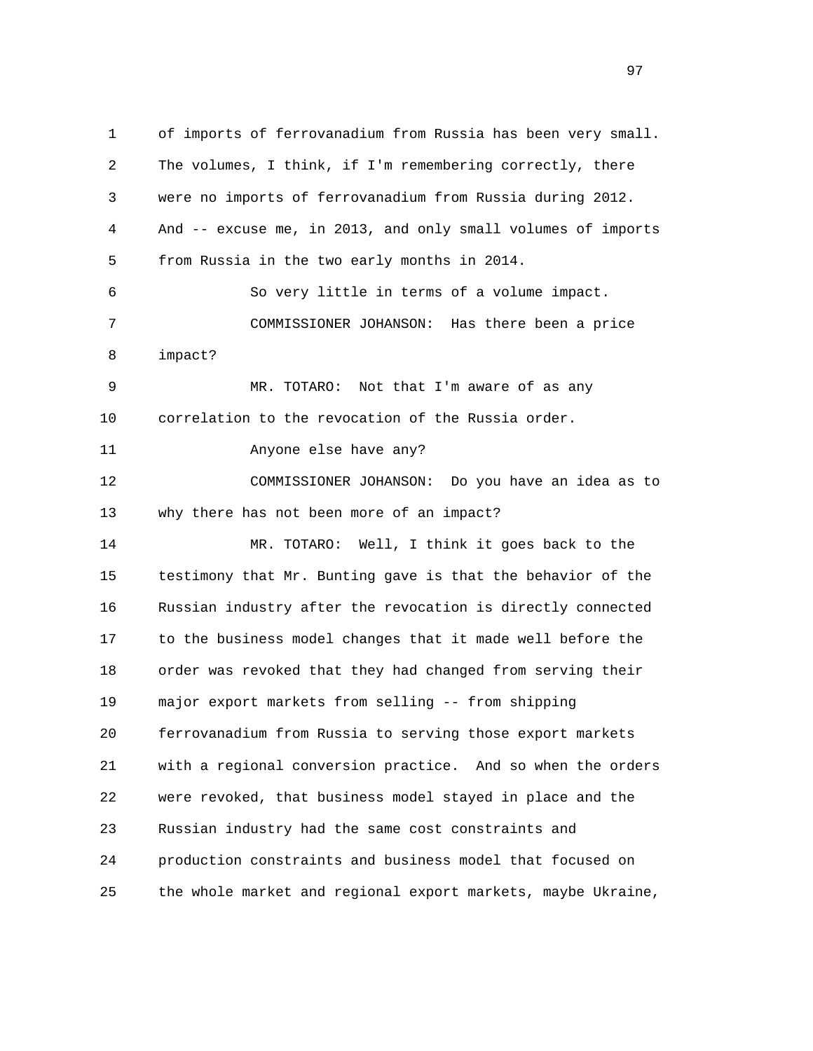of imports of ferrovanadium from Russia has been very small. The volumes, I think, if I'm remembering correctly, there were no imports of ferrovanadium from Russia during 2012. And -- excuse me, in 2013, and only small volumes of imports from Russia in the two early months in 2014.

So very little in terms of a volume impact.

COMMISSIONER JOHANSON: Has there been a price impact?

MR. TOTARO: Not that I'm aware of as any correlation to the revocation of the Russia order.

Anyone else have any?

COMMISSIONER JOHANSON: Do you have an idea as to why there has not been more of an impact?

MR. TOTARO: Well, I think it goes back to the testimony that Mr. Bunting gave is that the behavior of the Russian industry after the revocation is directly connected to the business model changes that it made well before the order was revoked that they had changed from serving their major export markets from selling -- from shipping ferrovanadium from Russia to serving those export markets with a regional conversion practice. And so when the orders were revoked, that business model stayed in place and the Russian industry had the same cost constraints and production constraints and business model that focused on the whole market and regional export markets, maybe Ukraine,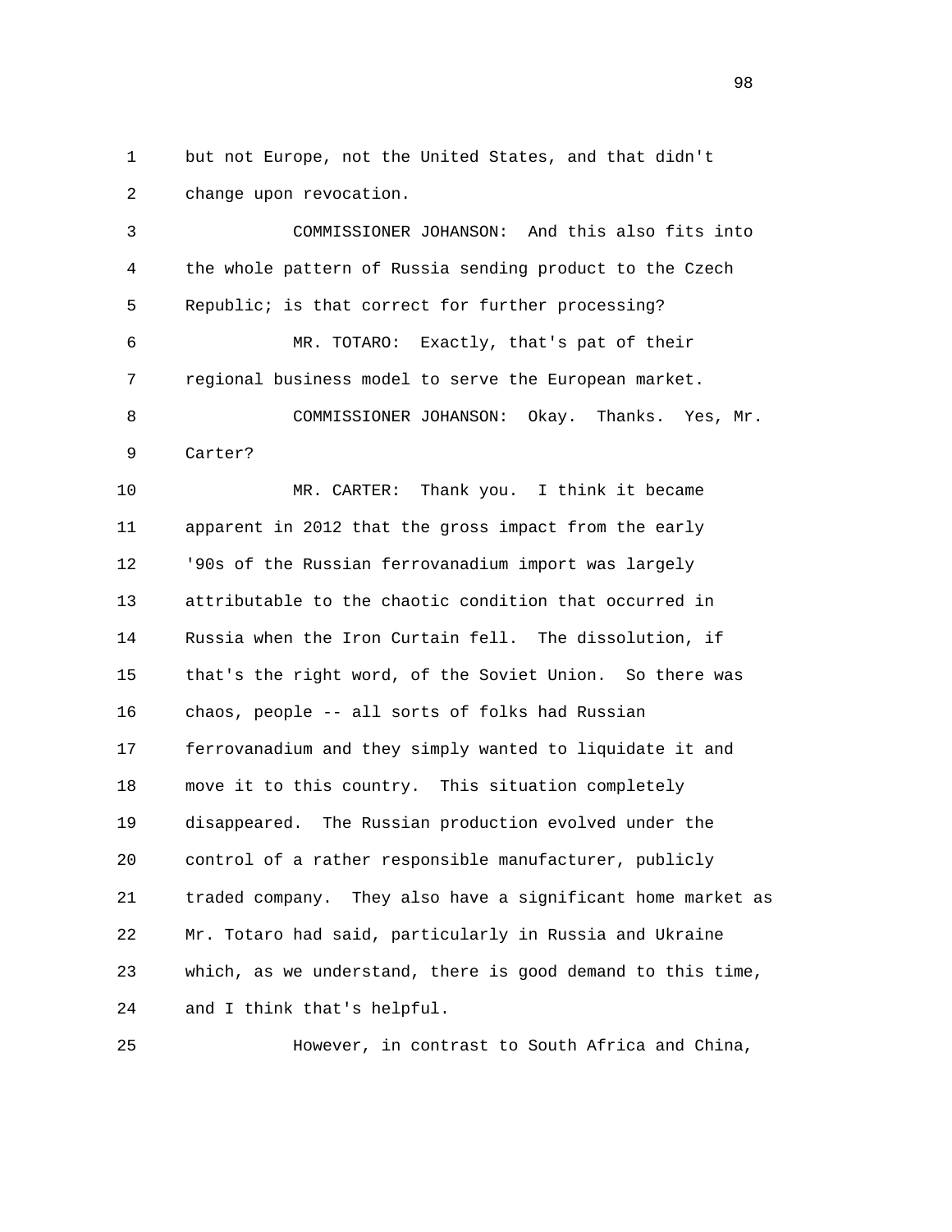but not Europe, not the United States, and that didn't change upon revocation.

COMMISSIONER JOHANSON: And this also fits into the whole pattern of Russia sending product to the Czech Republic; is that correct for further processing?

MR. TOTARO: Exactly, that's pat of their regional business model to serve the European market.

COMMISSIONER JOHANSON: Okay. Thanks. Yes, Mr. Carter?

MR. CARTER: Thank you. I think it became apparent in 2012 that the gross impact from the early '90s of the Russian ferrovanadium import was largely attributable to the chaotic condition that occurred in Russia when the Iron Curtain fell. The dissolution, if that's the right word, of the Soviet Union. So there was chaos, people -- all sorts of folks had Russian ferrovanadium and they simply wanted to liquidate it and move it to this country. This situation completely disappeared. The Russian production evolved under the control of a rather responsible manufacturer, publicly traded company. They also have a significant home market as Mr. Totaro had said, particularly in Russia and Ukraine which, as we understand, there is good demand to this time, and I think that's helpful.

However, in contrast to South Africa and China,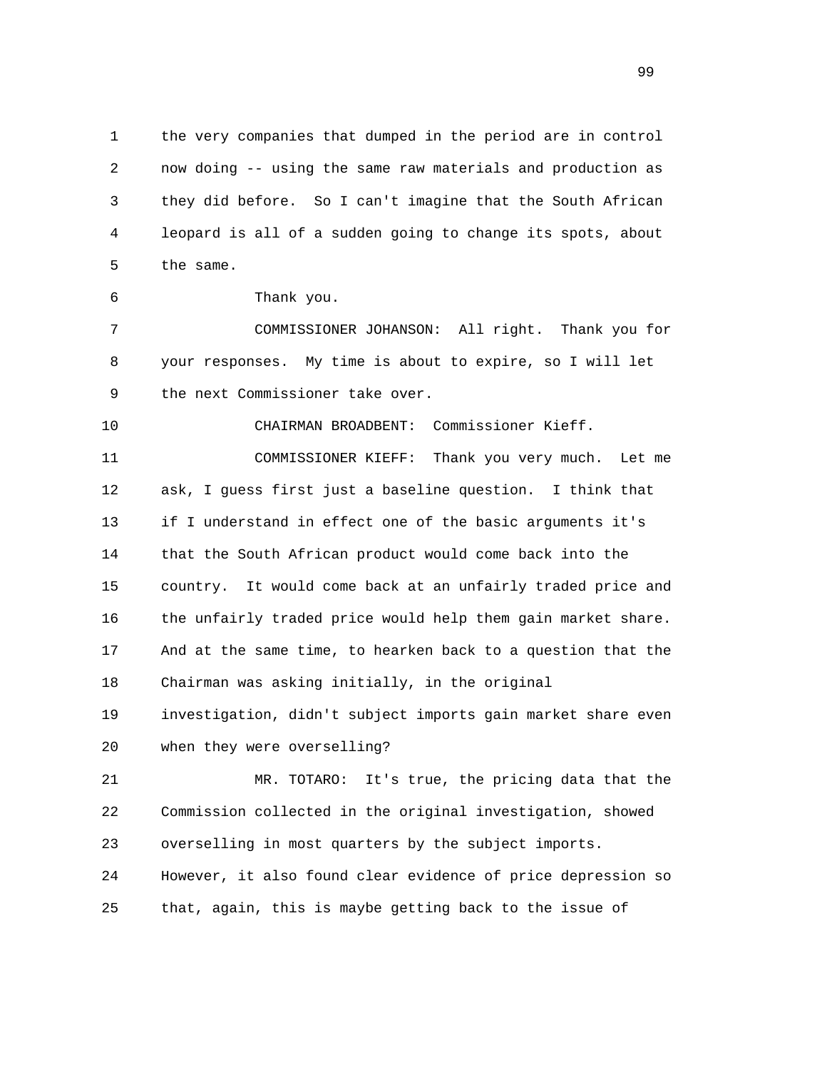the very companies that dumped in the period are in control now doing -- using the same raw materials and production as they did before. So I can't imagine that the South African leopard is all of a sudden going to change its spots, about the same.

Thank you.

COMMISSIONER JOHANSON: All right. Thank you for your responses. My time is about to expire, so I will let the next Commissioner take over.

CHAIRMAN BROADBENT: Commissioner Kieff.

COMMISSIONER KIEFF: Thank you very much. Let me ask, I guess first just a baseline question. I think that if I understand in effect one of the basic arguments it's that the South African product would come back into the country. It would come back at an unfairly traded price and the unfairly traded price would help them gain market share. And at the same time, to hearken back to a question that the Chairman was asking initially, in the original investigation, didn't subject imports gain market share even when they were overselling?

MR. TOTARO: It's true, the pricing data that the Commission collected in the original investigation, showed overselling in most quarters by the subject imports. However, it also found clear evidence of price depression so that, again, this is maybe getting back to the issue of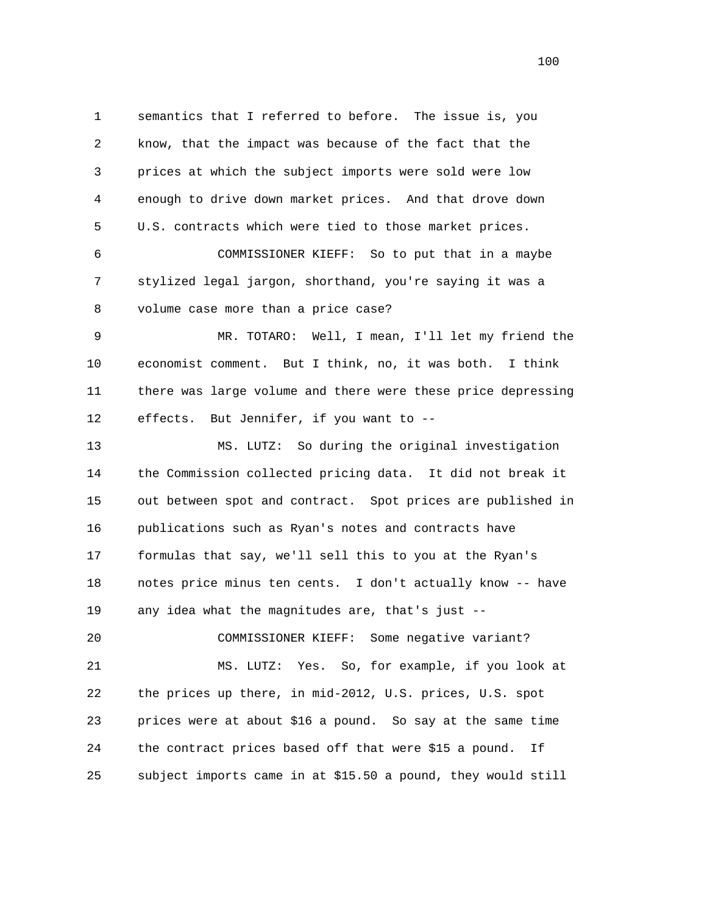semantics that I referred to before. The issue is, you know, that the impact was because of the fact that the prices at which the subject imports were sold were low enough to drive down market prices. And that drove down U.S. contracts which were tied to those market prices.

COMMISSIONER KIEFF: So to put that in a maybe stylized legal jargon, shorthand, you're saying it was a volume case more than a price case?

MR. TOTARO: Well, I mean, I'll let my friend the economist comment. But I think, no, it was both. I think there was large volume and there were these price depressing effects. But Jennifer, if you want to --

MS. LUTZ: So during the original investigation the Commission collected pricing data. It did not break it out between spot and contract. Spot prices are published in publications such as Ryan's notes and contracts have formulas that say, we'll sell this to you at the Ryan's notes price minus ten cents. I don't actually know -- have any idea what the magnitudes are, that's just --

COMMISSIONER KIEFF: Some negative variant?

MS. LUTZ: Yes. So, for example, if you look at the prices up there, in mid-2012, U.S. prices, U.S. spot prices were at about $16 a pound. So say at the same time the contract prices based off that were $15 a pound. If subject imports came in at $15.50 a pound, they would still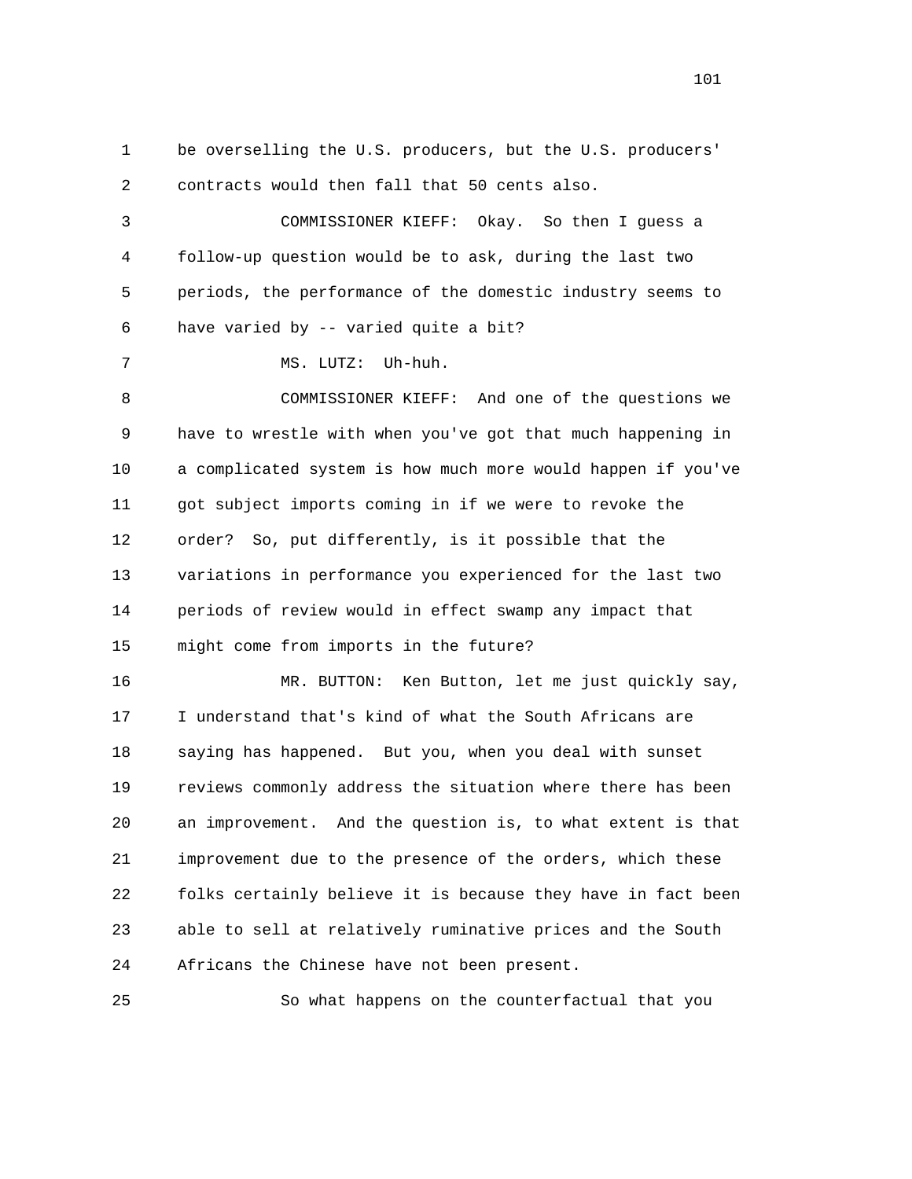be overselling the U.S. producers, but the U.S. producers' contracts would then fall that 50 cents also.

COMMISSIONER KIEFF: Okay. So then I guess a follow-up question would be to ask, during the last two periods, the performance of the domestic industry seems to have varied by -- varied quite a bit?

MS. LUTZ: Uh-huh.

COMMISSIONER KIEFF: And one of the questions we have to wrestle with when you've got that much happening in a complicated system is how much more would happen if you've got subject imports coming in if we were to revoke the order? So, put differently, is it possible that the variations in performance you experienced for the last two periods of review would in effect swamp any impact that might come from imports in the future?

MR. BUTTON: Ken Button, let me just quickly say, I understand that's kind of what the South Africans are saying has happened. But you, when you deal with sunset reviews commonly address the situation where there has been an improvement. And the question is, to what extent is that improvement due to the presence of the orders, which these folks certainly believe it is because they have in fact been able to sell at relatively ruminative prices and the South Africans the Chinese have not been present.

So what happens on the counterfactual that you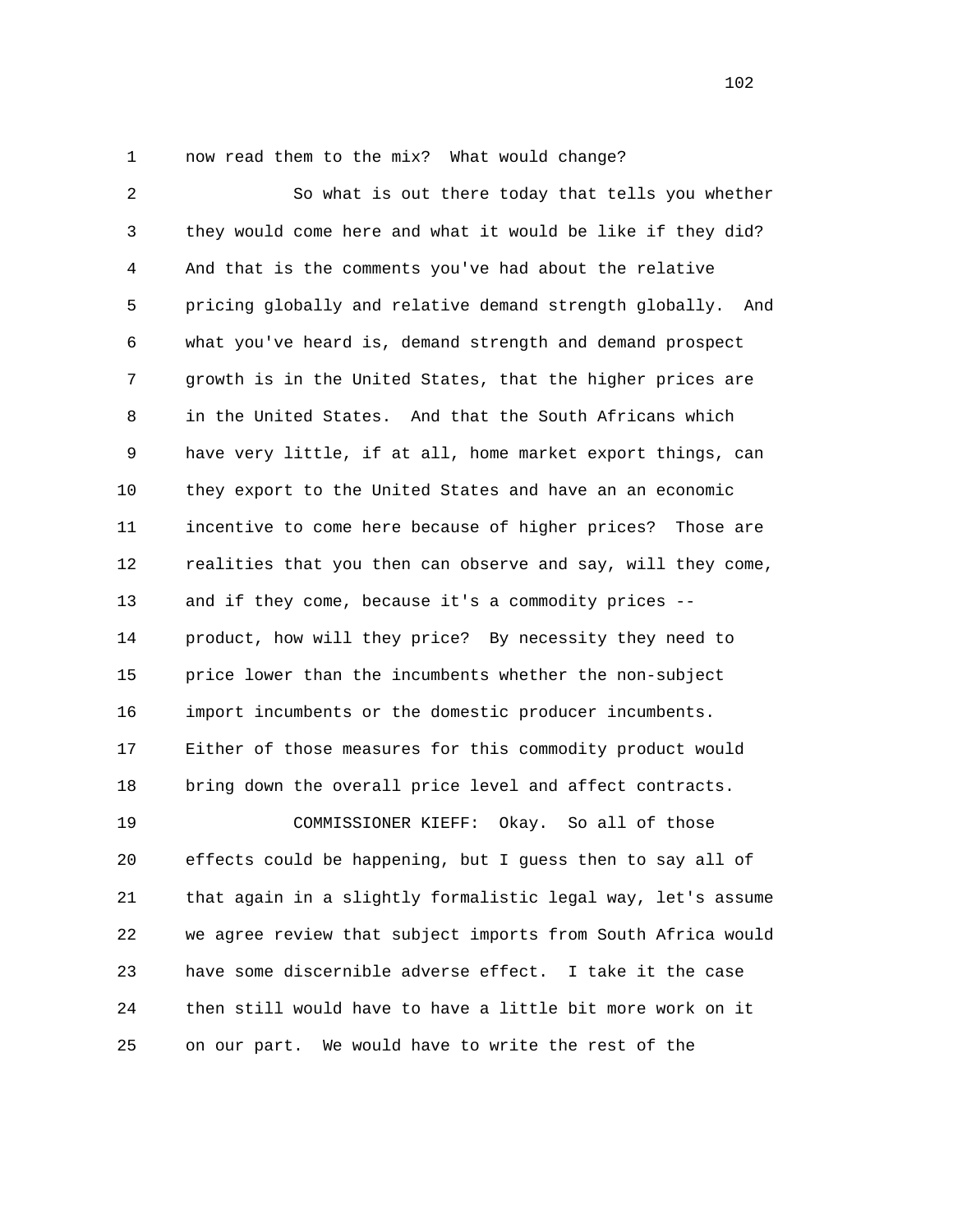now read them to the mix? What would change?

So what is out there today that tells you whether they would come here and what it would be like if they did? And that is the comments you've had about the relative pricing globally and relative demand strength globally. And what you've heard is, demand strength and demand prospect growth is in the United States, that the higher prices are in the United States. And that the South Africans which have very little, if at all, home market export things, can they export to the United States and have an an economic incentive to come here because of higher prices? Those are realities that you then can observe and say, will they come, and if they come, because it's a commodity prices -- product, how will they price? By necessity they need to price lower than the incumbents whether the non-subject import incumbents or the domestic producer incumbents. Either of those measures for this commodity product would bring down the overall price level and affect contracts.

COMMISSIONER KIEFF: Okay. So all of those effects could be happening, but I guess then to say all of that again in a slightly formalistic legal way, let's assume we agree review that subject imports from South Africa would have some discernible adverse effect. I take it the case then still would have to have a little bit more work on it on our part. We would have to write the rest of the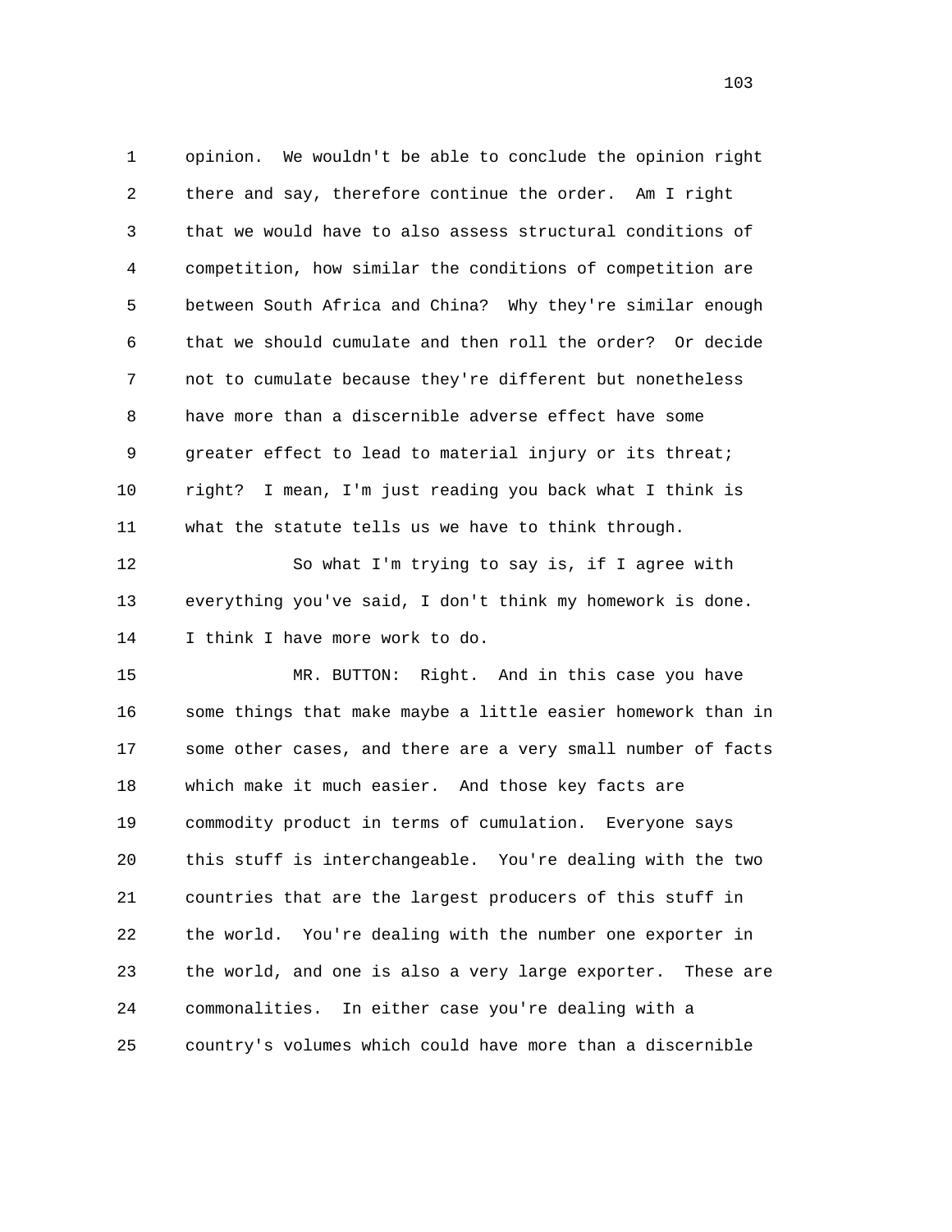opinion. We wouldn't be able to conclude the opinion right there and say, therefore continue the order. Am I right that we would have to also assess structural conditions of competition, how similar the conditions of competition are between South Africa and China? Why they're similar enough that we should cumulate and then roll the order? Or decide not to cumulate because they're different but nonetheless have more than a discernible adverse effect have some greater effect to lead to material injury or its threat; right? I mean, I'm just reading you back what I think is what the statute tells us we have to think through.

So what I'm trying to say is, if I agree with everything you've said, I don't think my homework is done. I think I have more work to do.

MR. BUTTON: Right. And in this case you have some things that make maybe a little easier homework than in some other cases, and there are a very small number of facts which make it much easier. And those key facts are commodity product in terms of cumulation. Everyone says this stuff is interchangeable. You're dealing with the two countries that are the largest producers of this stuff in the world. You're dealing with the number one exporter in the world, and one is also a very large exporter. These are commonalities. In either case you're dealing with a country's volumes which could have more than a discernible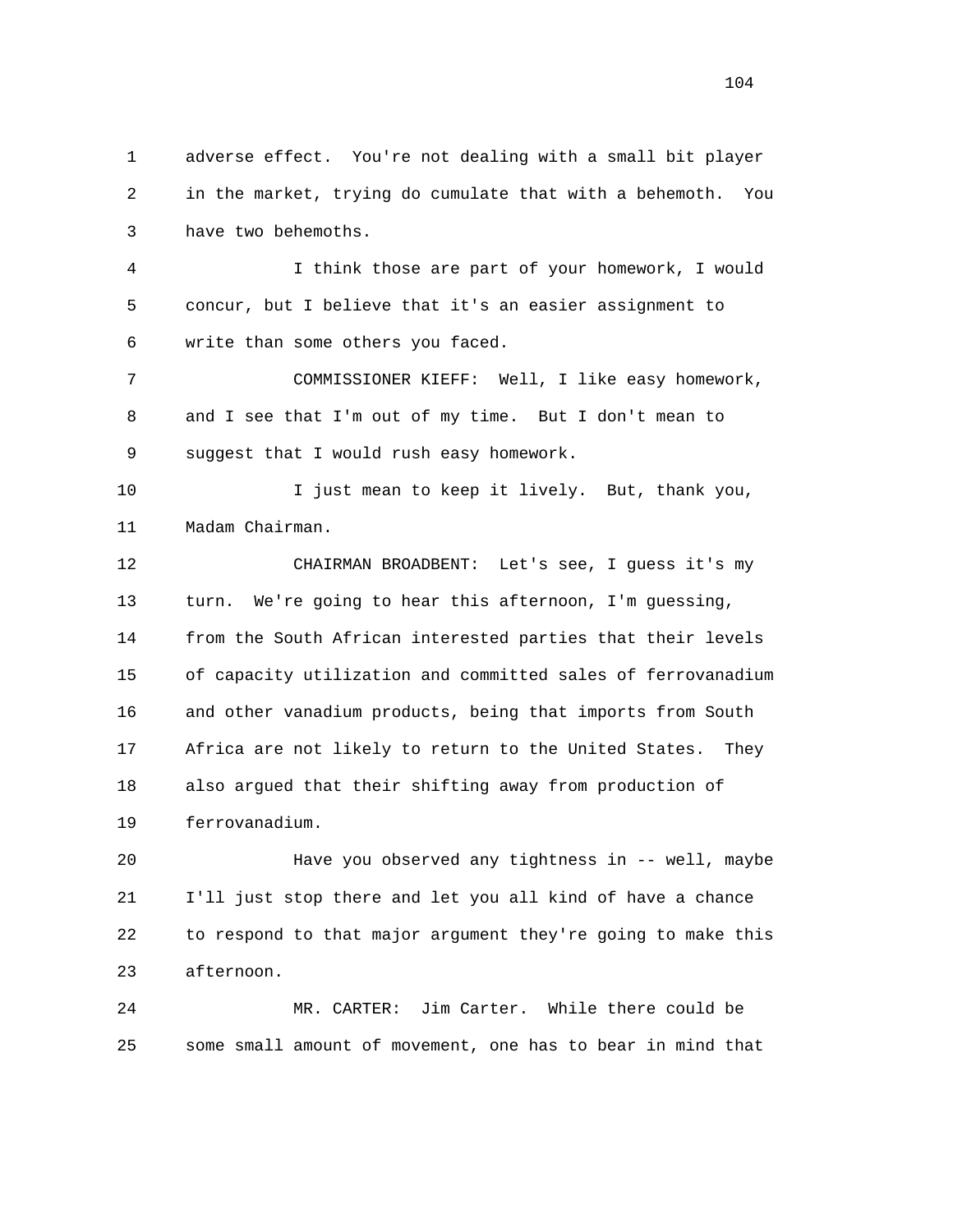adverse effect. You're not dealing with a small bit player in the market, trying do cumulate that with a behemoth. You have two behemoths.

I think those are part of your homework, I would concur, but I believe that it's an easier assignment to write than some others you faced.

COMMISSIONER KIEFF: Well, I like easy homework, and I see that I'm out of my time. But I don't mean to suggest that I would rush easy homework.

I just mean to keep it lively. But, thank you, Madam Chairman.

CHAIRMAN BROADBENT: Let's see, I guess it's my turn. We're going to hear this afternoon, I'm guessing, from the South African interested parties that their levels of capacity utilization and committed sales of ferrovanadium and other vanadium products, being that imports from South Africa are not likely to return to the United States. They also argued that their shifting away from production of ferrovanadium.

Have you observed any tightness in -- well, maybe I'll just stop there and let you all kind of have a chance to respond to that major argument they're going to make this afternoon.

MR. CARTER: Jim Carter. While there could be some small amount of movement, one has to bear in mind that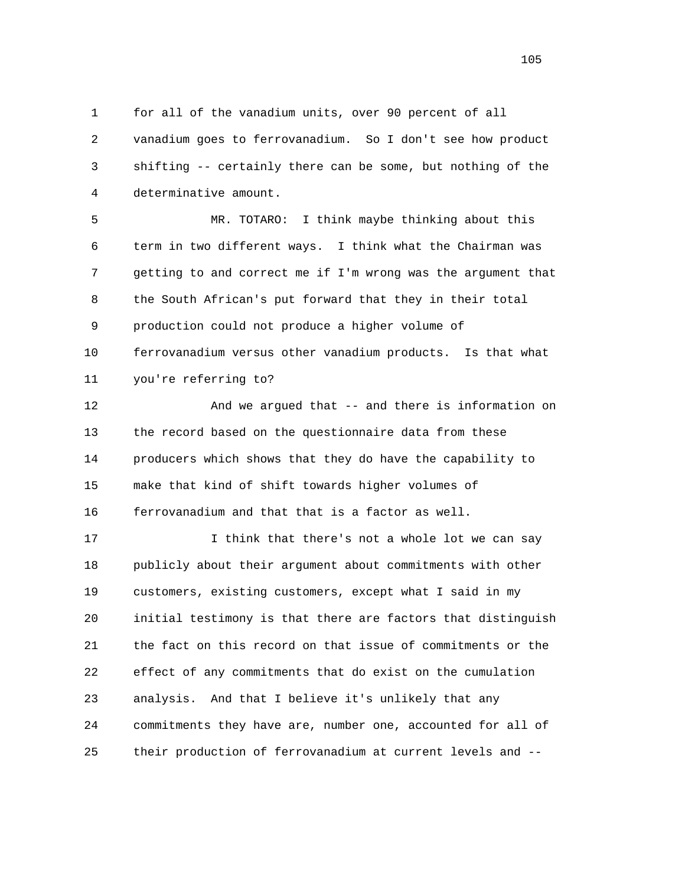1 for all of the vanadium units, over 90 percent of all
2 vanadium goes to ferrovanadium. So I don't see how product
3 shifting -- certainly there can be some, but nothing of the
4 determinative amount.

5 MR. TOTARO: I think maybe thinking about this
6 term in two different ways. I think what the Chairman was
7 getting to and correct me if I'm wrong was the argument that
8 the South African's put forward that they in their total
9 production could not produce a higher volume of
10 ferrovanadium versus other vanadium products. Is that what
11 you're referring to?

12 And we argued that -- and there is information on
13 the record based on the questionnaire data from these
14 producers which shows that they do have the capability to
15 make that kind of shift towards higher volumes of
16 ferrovanadium and that that is a factor as well.

17 I think that there's not a whole lot we can say
18 publicly about their argument about commitments with other
19 customers, existing customers, except what I said in my
20 initial testimony is that there are factors that distinguish
21 the fact on this record on that issue of commitments or the
22 effect of any commitments that do exist on the cumulation
23 analysis. And that I believe it's unlikely that any
24 commitments they have are, number one, accounted for all of
25 their production of ferrovanadium at current levels and --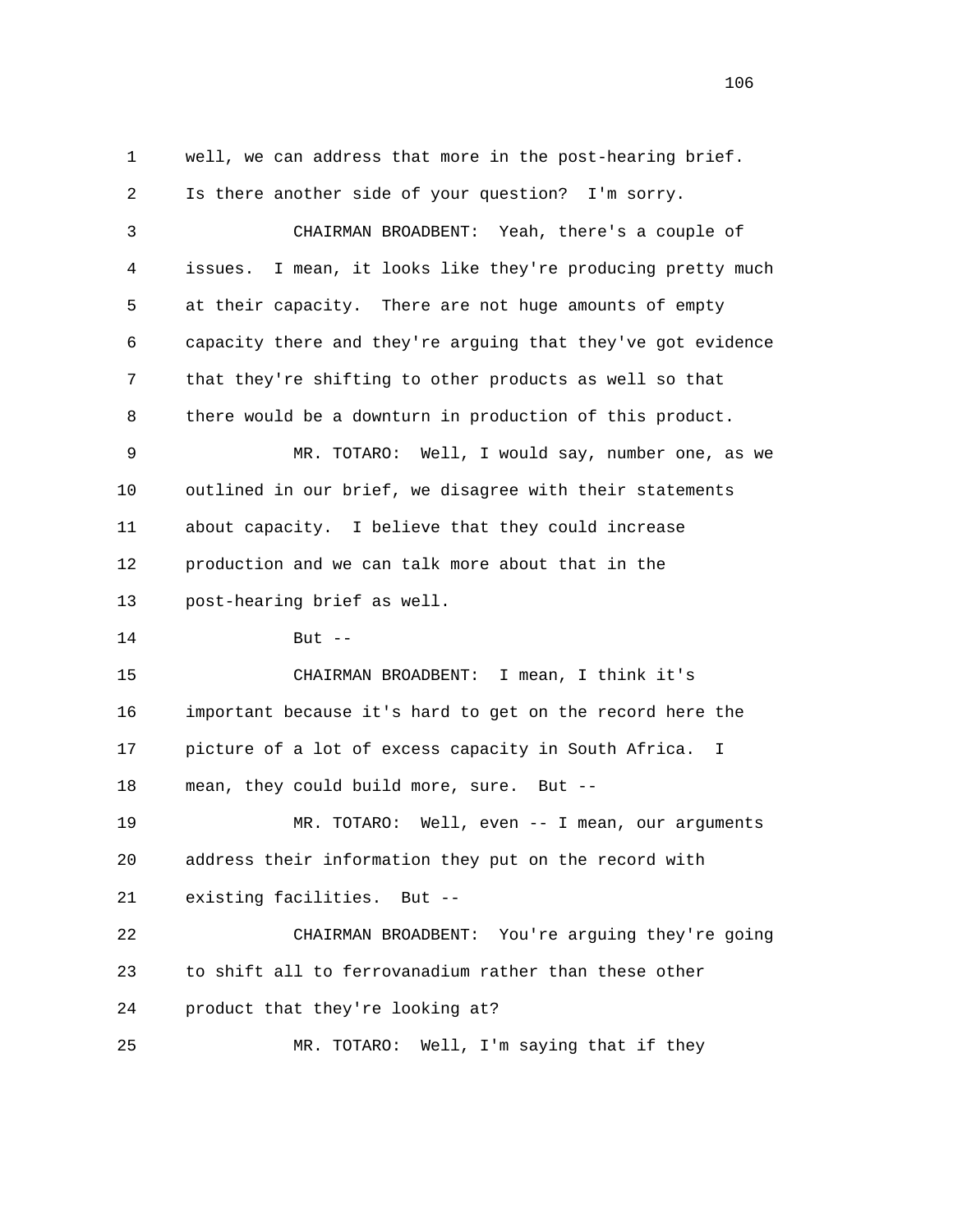well, we can address that more in the post-hearing brief. Is there another side of your question? I'm sorry.

CHAIRMAN BROADBENT: Yeah, there's a couple of issues. I mean, it looks like they're producing pretty much at their capacity. There are not huge amounts of empty capacity there and they're arguing that they've got evidence that they're shifting to other products as well so that there would be a downturn in production of this product.

MR. TOTARO: Well, I would say, number one, as we outlined in our brief, we disagree with their statements about capacity. I believe that they could increase production and we can talk more about that in the post-hearing brief as well.

But --

CHAIRMAN BROADBENT: I mean, I think it's important because it's hard to get on the record here the picture of a lot of excess capacity in South Africa. I mean, they could build more, sure. But --

MR. TOTARO: Well, even -- I mean, our arguments address their information they put on the record with existing facilities. But --

CHAIRMAN BROADBENT: You're arguing they're going to shift all to ferrovanadium rather than these other product that they're looking at?

MR. TOTARO: Well, I'm saying that if they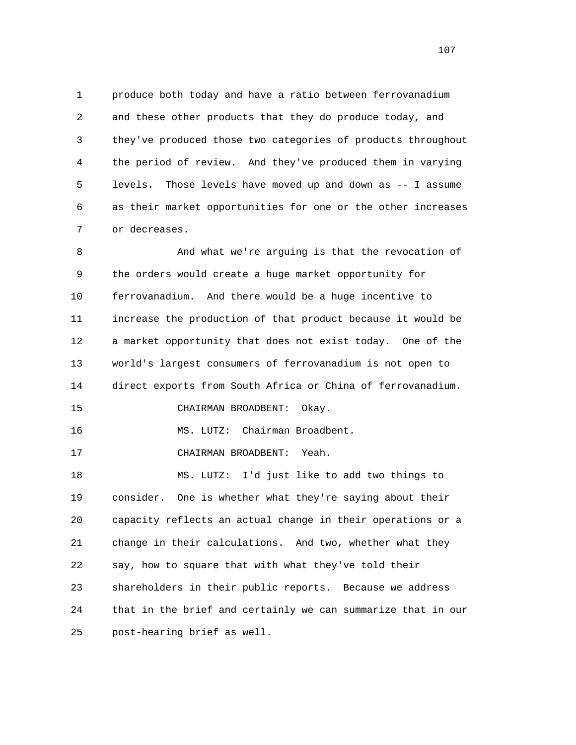produce both today and have a ratio between ferrovanadium and these other products that they do produce today, and they've produced those two categories of products throughout the period of review. And they've produced them in varying levels. Those levels have moved up and down as -- I assume as their market opportunities for one or the other increases or decreases.

And what we're arguing is that the revocation of the orders would create a huge market opportunity for ferrovanadium. And there would be a huge incentive to increase the production of that product because it would be a market opportunity that does not exist today. One of the world's largest consumers of ferrovanadium is not open to direct exports from South Africa or China of ferrovanadium.

CHAIRMAN BROADBENT: Okay.

MS. LUTZ: Chairman Broadbent.

CHAIRMAN BROADBENT: Yeah.

MS. LUTZ: I'd just like to add two things to consider. One is whether what they're saying about their capacity reflects an actual change in their operations or a change in their calculations. And two, whether what they say, how to square that with what they've told their shareholders in their public reports. Because we address that in the brief and certainly we can summarize that in our post-hearing brief as well.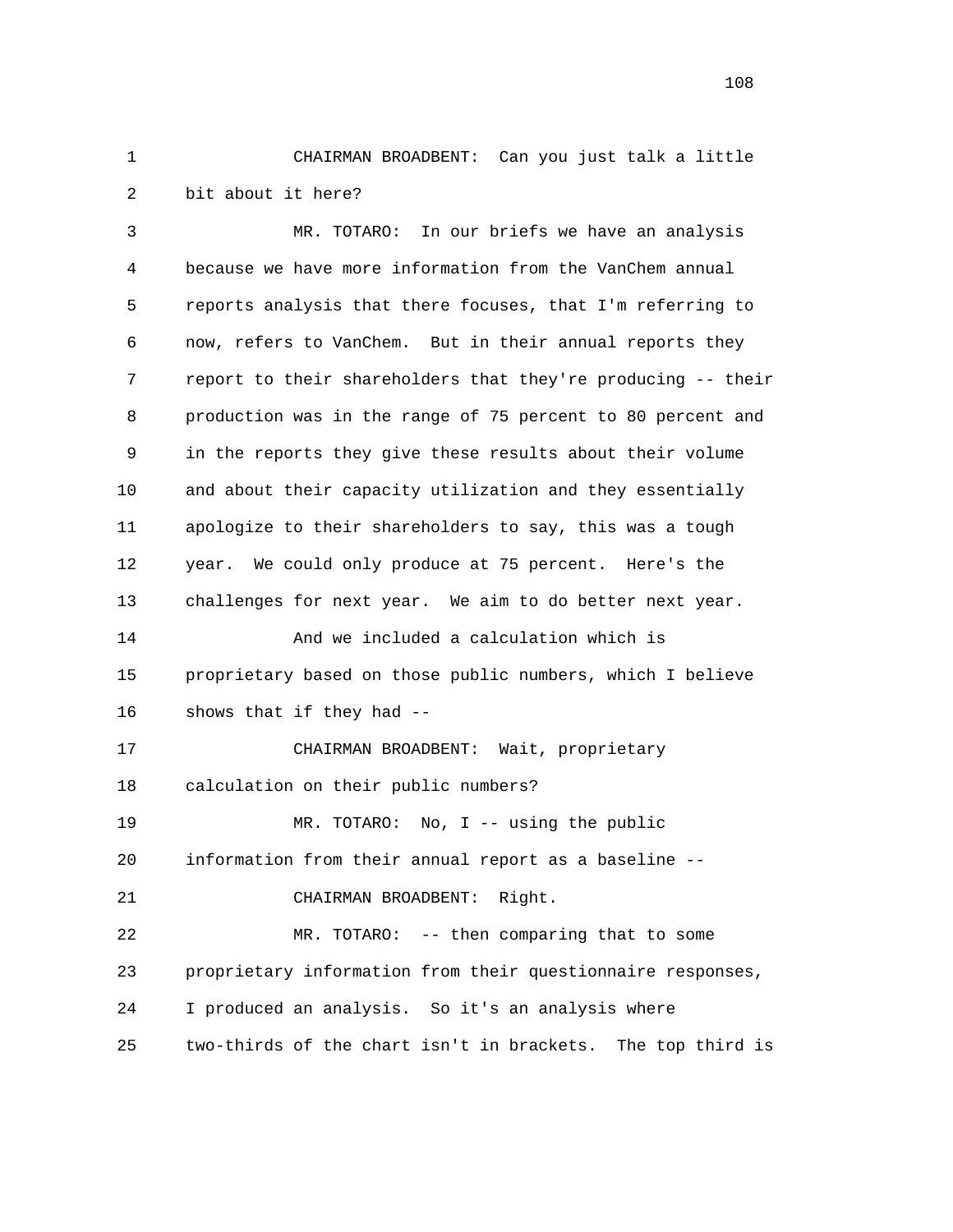CHAIRMAN BROADBENT: Can you just talk a little bit about it here?

MR. TOTARO: In our briefs we have an analysis because we have more information from the VanChem annual reports analysis that there focuses, that I'm referring to now, refers to VanChem. But in their annual reports they report to their shareholders that they're producing -- their production was in the range of 75 percent to 80 percent and in the reports they give these results about their volume and about their capacity utilization and they essentially apologize to their shareholders to say, this was a tough year. We could only produce at 75 percent. Here's the challenges for next year. We aim to do better next year.

And we included a calculation which is proprietary based on those public numbers, which I believe shows that if they had --

CHAIRMAN BROADBENT: Wait, proprietary calculation on their public numbers?

MR. TOTARO: No, I -- using the public information from their annual report as a baseline --

CHAIRMAN BROADBENT: Right.

MR. TOTARO: -- then comparing that to some proprietary information from their questionnaire responses, I produced an analysis. So it's an analysis where two-thirds of the chart isn't in brackets. The top third is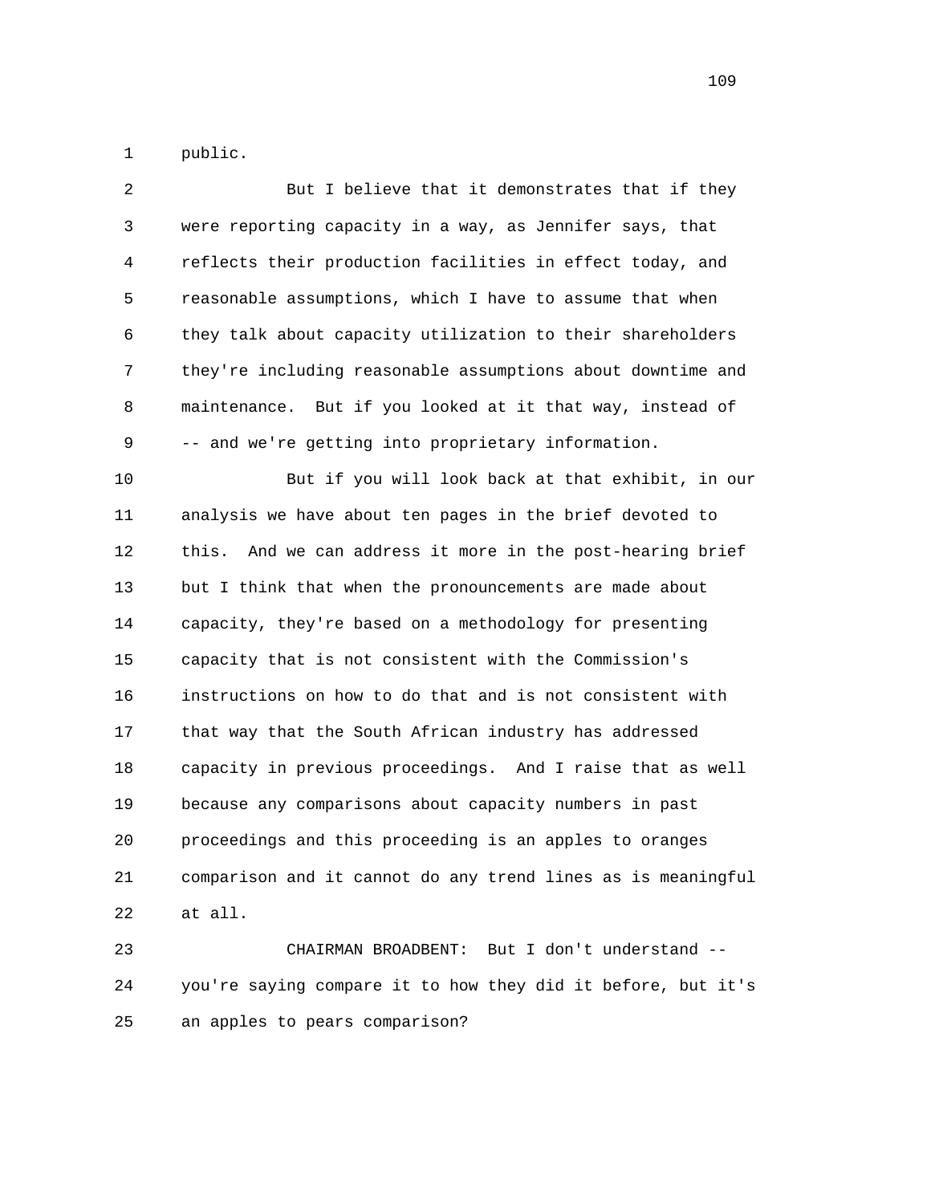public.

But I believe that it demonstrates that if they were reporting capacity in a way, as Jennifer says, that reflects their production facilities in effect today, and reasonable assumptions, which I have to assume that when they talk about capacity utilization to their shareholders they're including reasonable assumptions about downtime and maintenance. But if you looked at it that way, instead of -- and we're getting into proprietary information.

But if you will look back at that exhibit, in our analysis we have about ten pages in the brief devoted to this. And we can address it more in the post-hearing brief but I think that when the pronouncements are made about capacity, they're based on a methodology for presenting capacity that is not consistent with the Commission's instructions on how to do that and is not consistent with that way that the South African industry has addressed capacity in previous proceedings. And I raise that as well because any comparisons about capacity numbers in past proceedings and this proceeding is an apples to oranges comparison and it cannot do any trend lines as is meaningful at all.

CHAIRMAN BROADBENT: But I don't understand -- you're saying compare it to how they did it before, but it's an apples to pears comparison?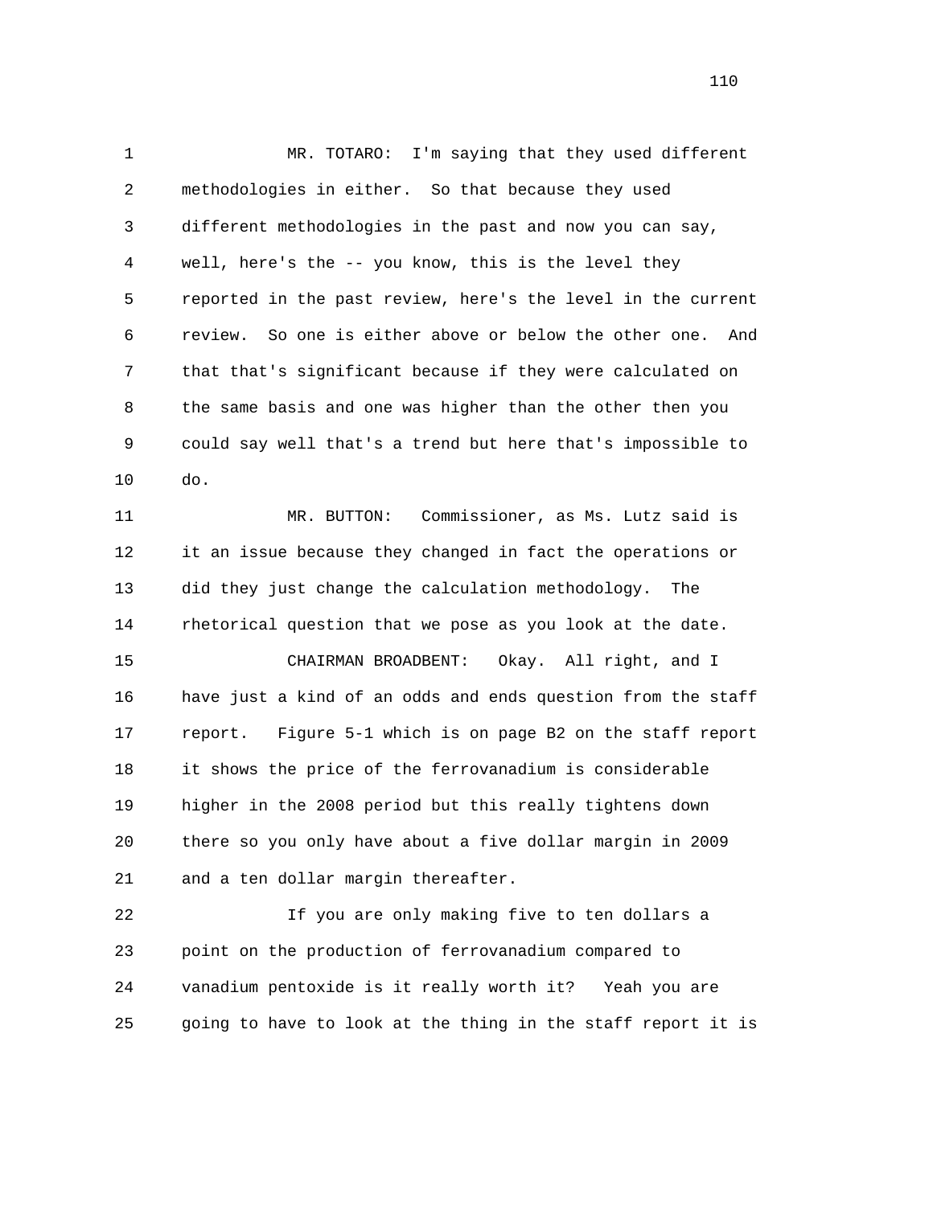MR. TOTARO: I'm saying that they used different methodologies in either. So that because they used different methodologies in the past and now you can say, well, here's the -- you know, this is the level they reported in the past review, here's the level in the current review. So one is either above or below the other one. And that that's significant because if they were calculated on the same basis and one was higher than the other then you could say well that's a trend but here that's impossible to do.

MR. BUTTON: Commissioner, as Ms. Lutz said is it an issue because they changed in fact the operations or did they just change the calculation methodology. The rhetorical question that we pose as you look at the date.

CHAIRMAN BROADBENT: Okay. All right, and I have just a kind of an odds and ends question from the staff report. Figure 5-1 which is on page B2 on the staff report it shows the price of the ferrovanadium is considerable higher in the 2008 period but this really tightens down there so you only have about a five dollar margin in 2009 and a ten dollar margin thereafter.

If you are only making five to ten dollars a point on the production of ferrovanadium compared to vanadium pentoxide is it really worth it? Yeah you are going to have to look at the thing in the staff report it is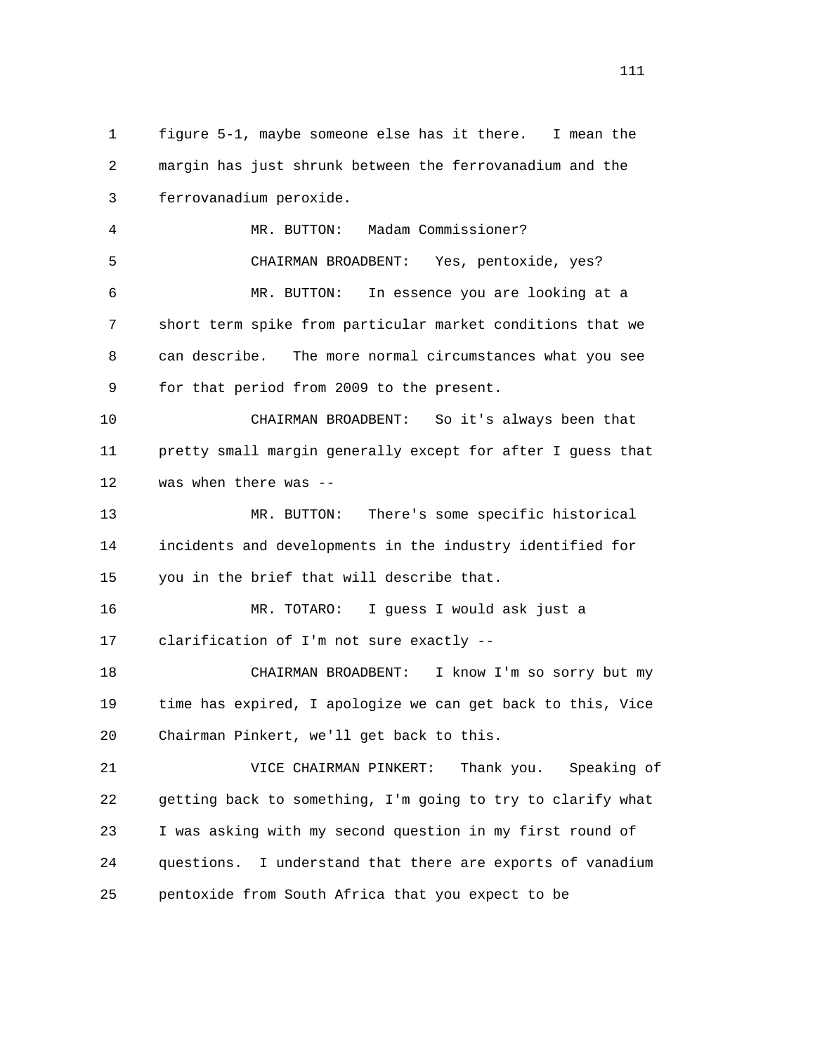figure 5-1, maybe someone else has it there. I mean the margin has just shrunk between the ferrovanadium and the ferrovanadium peroxide.

MR. BUTTON: Madam Commissioner?

CHAIRMAN BROADBENT: Yes, pentoxide, yes?

MR. BUTTON: In essence you are looking at a short term spike from particular market conditions that we can describe. The more normal circumstances what you see for that period from 2009 to the present.

CHAIRMAN BROADBENT: So it's always been that pretty small margin generally except for after I guess that was when there was --

MR. BUTTON: There's some specific historical incidents and developments in the industry identified for you in the brief that will describe that.

MR. TOTARO: I guess I would ask just a clarification of I'm not sure exactly --

CHAIRMAN BROADBENT: I know I'm so sorry but my time has expired, I apologize we can get back to this, Vice Chairman Pinkert, we'll get back to this.

VICE CHAIRMAN PINKERT: Thank you. Speaking of getting back to something, I'm going to try to clarify what I was asking with my second question in my first round of questions. I understand that there are exports of vanadium pentoxide from South Africa that you expect to be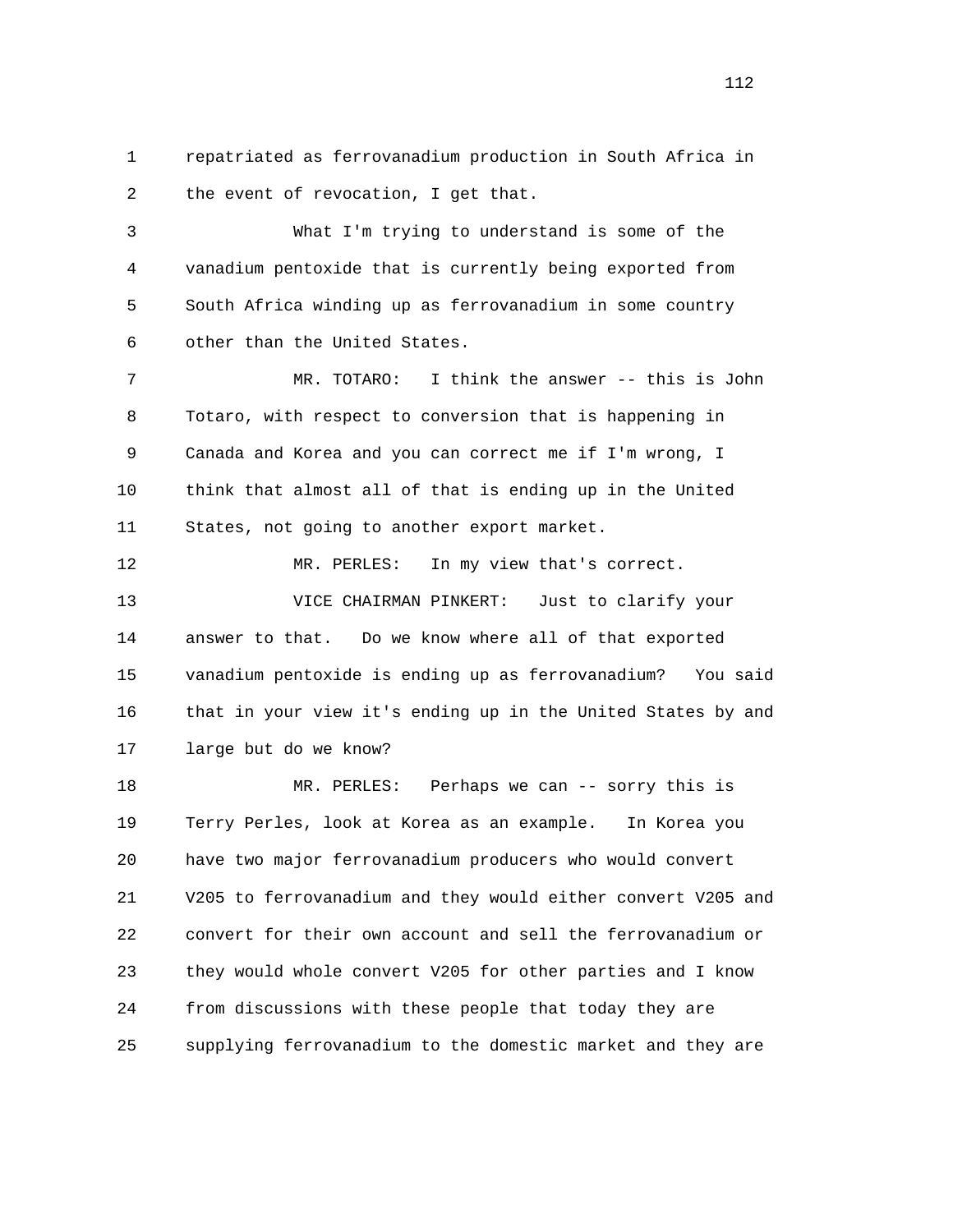repatriated as ferrovanadium production in South Africa in the event of revocation, I get that.

What I'm trying to understand is some of the vanadium pentoxide that is currently being exported from South Africa winding up as ferrovanadium in some country other than the United States.

MR. TOTARO: I think the answer -- this is John Totaro, with respect to conversion that is happening in Canada and Korea and you can correct me if I'm wrong, I think that almost all of that is ending up in the United States, not going to another export market.

MR. PERLES: In my view that's correct.

VICE CHAIRMAN PINKERT: Just to clarify your answer to that. Do we know where all of that exported vanadium pentoxide is ending up as ferrovanadium? You said that in your view it's ending up in the United States by and large but do we know?

MR. PERLES: Perhaps we can -- sorry this is Terry Perles, look at Korea as an example. In Korea you have two major ferrovanadium producers who would convert V205 to ferrovanadium and they would either convert V205 and convert for their own account and sell the ferrovanadium or they would whole convert V205 for other parties and I know from discussions with these people that today they are supplying ferrovanadium to the domestic market and they are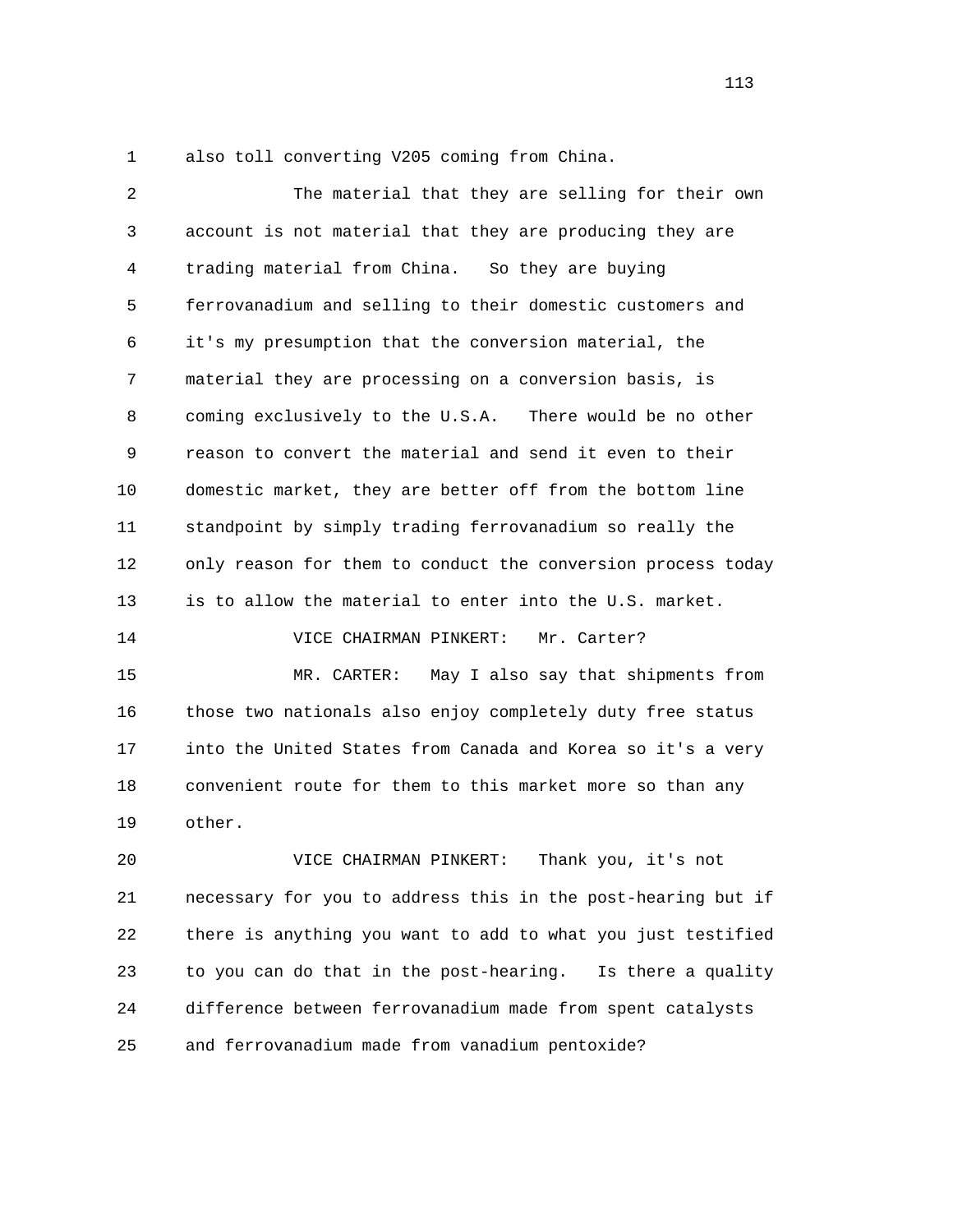also toll converting V205 coming from China.

The material that they are selling for their own account is not material that they are producing they are trading material from China. So they are buying ferrovanadium and selling to their domestic customers and it's my presumption that the conversion material, the material they are processing on a conversion basis, is coming exclusively to the U.S.A. There would be no other reason to convert the material and send it even to their domestic market, they are better off from the bottom line standpoint by simply trading ferrovanadium so really the only reason for them to conduct the conversion process today is to allow the material to enter into the U.S. market.

VICE CHAIRMAN PINKERT: Mr. Carter?

MR. CARTER: May I also say that shipments from those two nationals also enjoy completely duty free status into the United States from Canada and Korea so it's a very convenient route for them to this market more so than any other.

VICE CHAIRMAN PINKERT: Thank you, it's not necessary for you to address this in the post-hearing but if there is anything you want to add to what you just testified to you can do that in the post-hearing. Is there a quality difference between ferrovanadium made from spent catalysts and ferrovanadium made from vanadium pentoxide?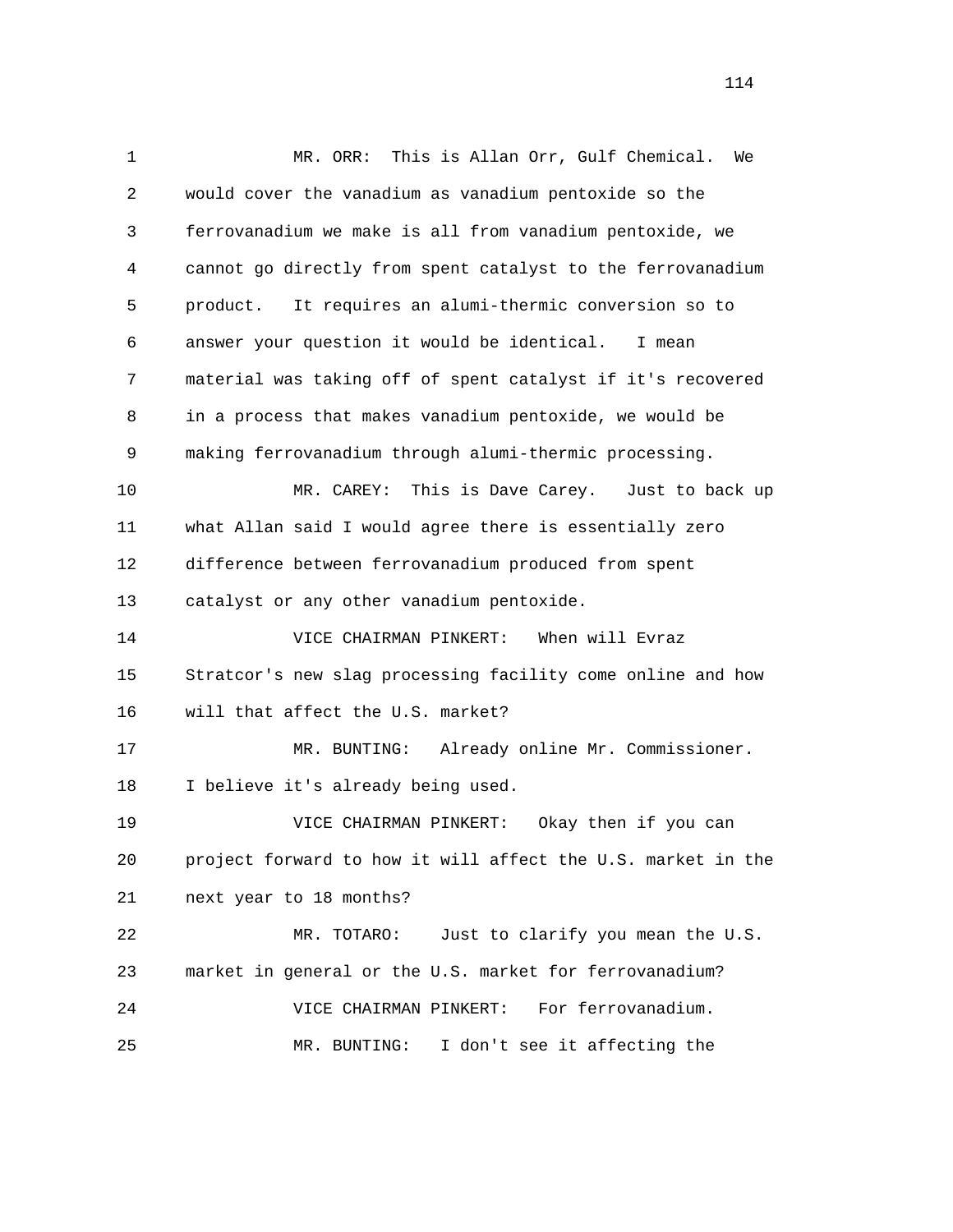MR. ORR: This is Allan Orr, Gulf Chemical. We would cover the vanadium as vanadium pentoxide so the ferrovanadium we make is all from vanadium pentoxide, we cannot go directly from spent catalyst to the ferrovanadium product. It requires an alumi-thermic conversion so to answer your question it would be identical. I mean material was taking off of spent catalyst if it's recovered in a process that makes vanadium pentoxide, we would be making ferrovanadium through alumi-thermic processing.

MR. CAREY: This is Dave Carey. Just to back up what Allan said I would agree there is essentially zero difference between ferrovanadium produced from spent catalyst or any other vanadium pentoxide.

VICE CHAIRMAN PINKERT: When will Evraz Stratcor's new slag processing facility come online and how will that affect the U.S. market?

MR. BUNTING: Already online Mr. Commissioner. I believe it's already being used.

VICE CHAIRMAN PINKERT: Okay then if you can project forward to how it will affect the U.S. market in the next year to 18 months?

MR. TOTARO: Just to clarify you mean the U.S. market in general or the U.S. market for ferrovanadium?

VICE CHAIRMAN PINKERT: For ferrovanadium.

MR. BUNTING: I don't see it affecting the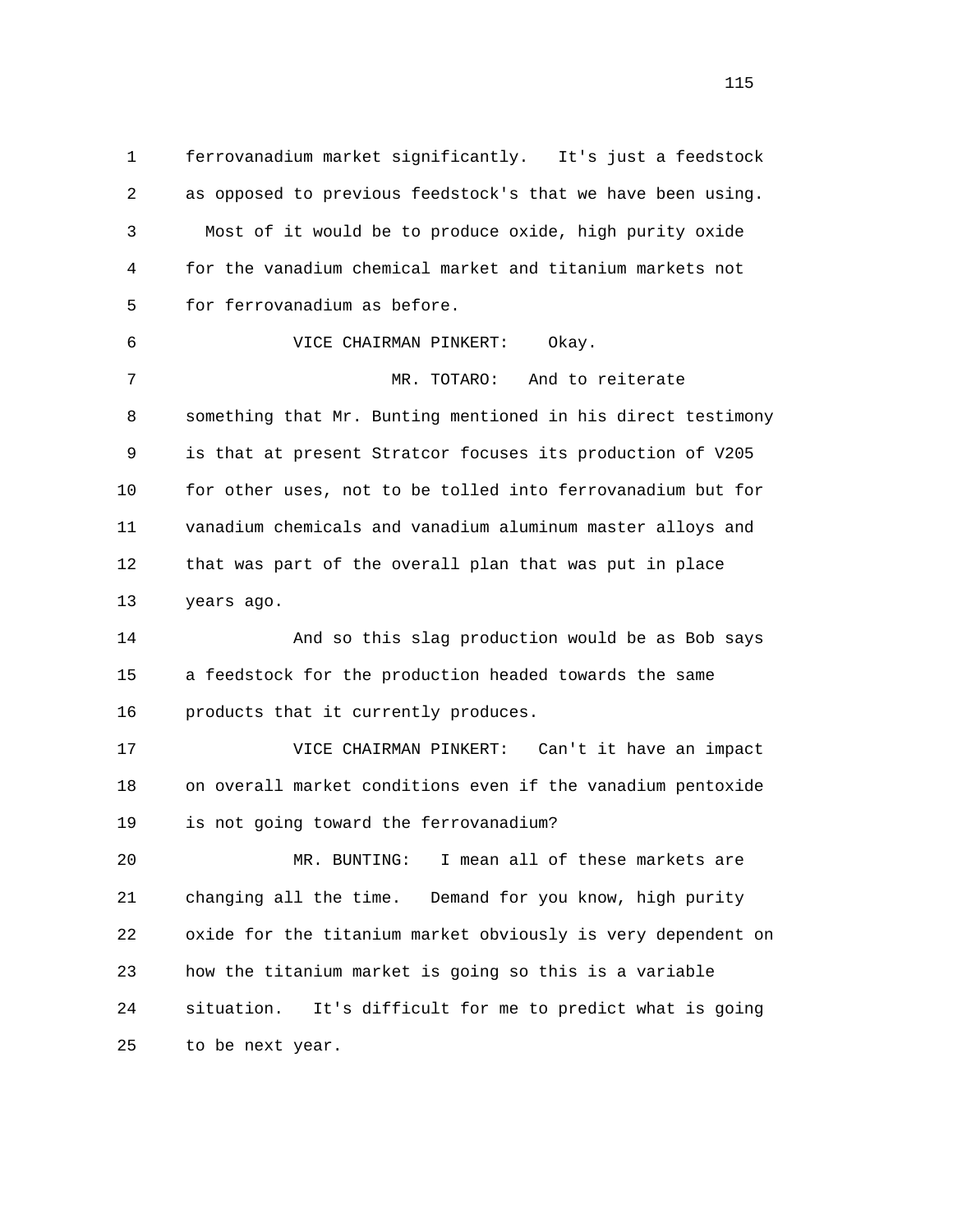ferrovanadium market significantly. It's just a feedstock as opposed to previous feedstock's that we have been using. Most of it would be to produce oxide, high purity oxide for the vanadium chemical market and titanium markets not for ferrovanadium as before.

VICE CHAIRMAN PINKERT: Okay.

MR. TOTARO: And to reiterate something that Mr. Bunting mentioned in his direct testimony is that at present Stratcor focuses its production of V205 for other uses, not to be tolled into ferrovanadium but for vanadium chemicals and vanadium aluminum master alloys and that was part of the overall plan that was put in place years ago.

And so this slag production would be as Bob says a feedstock for the production headed towards the same products that it currently produces.

VICE CHAIRMAN PINKERT: Can't it have an impact on overall market conditions even if the vanadium pentoxide is not going toward the ferrovanadium?

MR. BUNTING: I mean all of these markets are changing all the time. Demand for you know, high purity oxide for the titanium market obviously is very dependent on how the titanium market is going so this is a variable situation. It's difficult for me to predict what is going to be next year.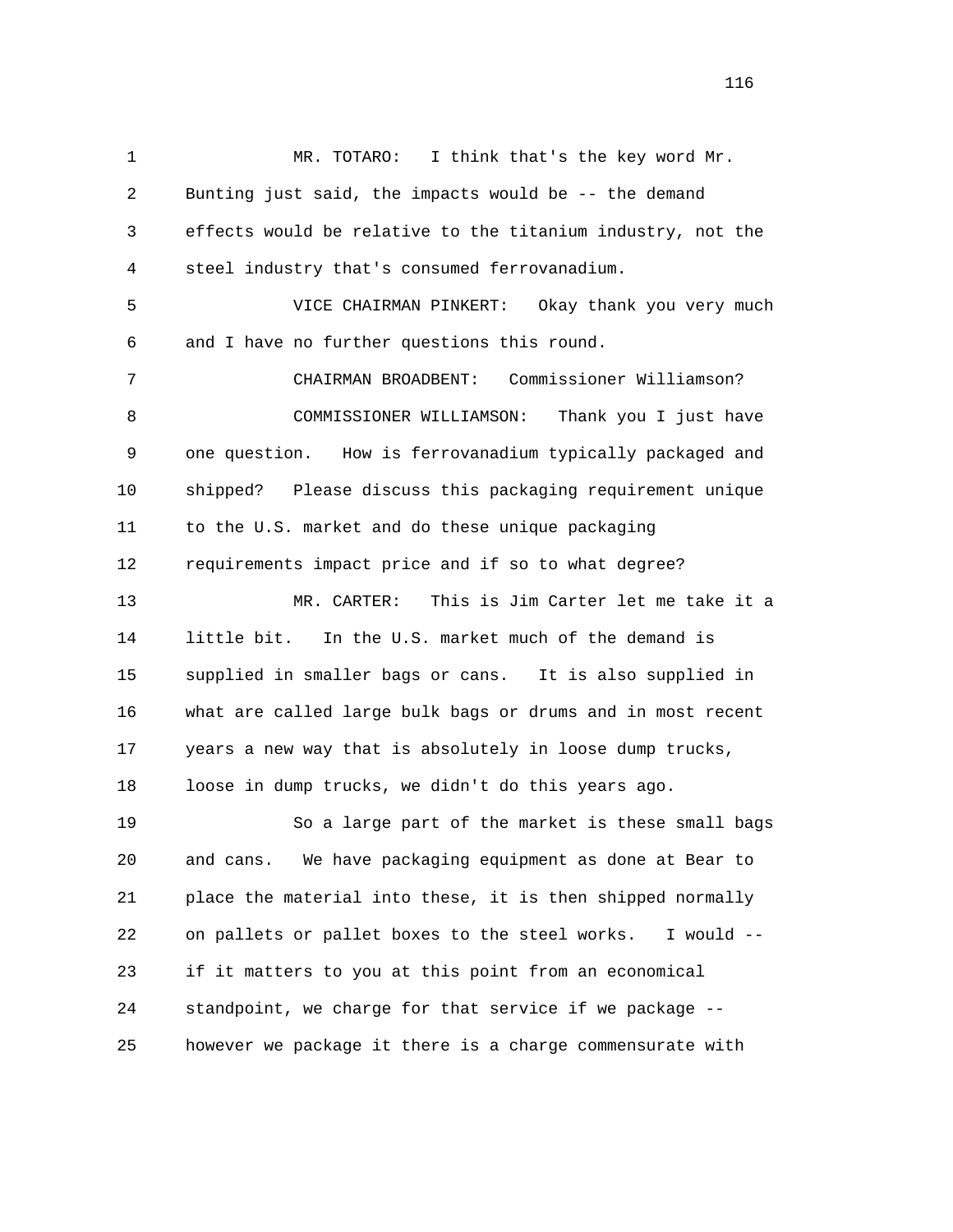1 MR. TOTARO: I think that's the key word Mr.
2 Bunting just said, the impacts would be -- the demand
3 effects would be relative to the titanium industry, not the
4 steel industry that's consumed ferrovanadium.

5 VICE CHAIRMAN PINKERT: Okay thank you very much
6 and I have no further questions this round.

7 CHAIRMAN BROADBENT: Commissioner Williamson?

8 COMMISSIONER WILLIAMSON: Thank you I just have
9 one question. How is ferrovanadium typically packaged and
10 shipped? Please discuss this packaging requirement unique
11 to the U.S. market and do these unique packaging
12 requirements impact price and if so to what degree?

13 MR. CARTER: This is Jim Carter let me take it a
14 little bit. In the U.S. market much of the demand is
15 supplied in smaller bags or cans. It is also supplied in
16 what are called large bulk bags or drums and in most recent
17 years a new way that is absolutely in loose dump trucks,
18 loose in dump trucks, we didn't do this years ago.

19 So a large part of the market is these small bags
20 and cans. We have packaging equipment as done at Bear to
21 place the material into these, it is then shipped normally
22 on pallets or pallet boxes to the steel works. I would --
23 if it matters to you at this point from an economical
24 standpoint, we charge for that service if we package --
25 however we package it there is a charge commensurate with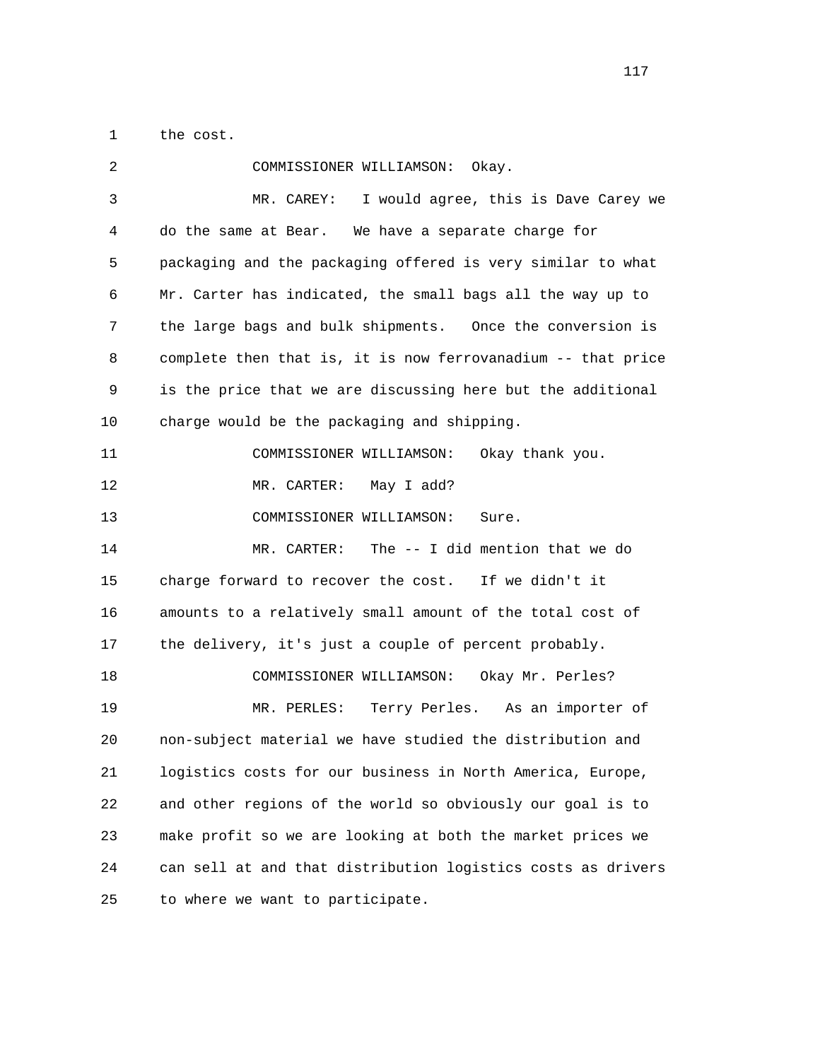the cost.

COMMISSIONER WILLIAMSON: Okay.

MR. CAREY: I would agree, this is Dave Carey we do the same at Bear. We have a separate charge for packaging and the packaging offered is very similar to what Mr. Carter has indicated, the small bags all the way up to the large bags and bulk shipments. Once the conversion is complete then that is, it is now ferrovanadium -- that price is the price that we are discussing here but the additional charge would be the packaging and shipping.

COMMISSIONER WILLIAMSON: Okay thank you.

MR. CARTER: May I add?

COMMISSIONER WILLIAMSON: Sure.

MR. CARTER: The -- I did mention that we do charge forward to recover the cost. If we didn't it amounts to a relatively small amount of the total cost of the delivery, it's just a couple of percent probably.

COMMISSIONER WILLIAMSON: Okay Mr. Perles?

MR. PERLES: Terry Perles. As an importer of non-subject material we have studied the distribution and logistics costs for our business in North America, Europe, and other regions of the world so obviously our goal is to make profit so we are looking at both the market prices we can sell at and that distribution logistics costs as drivers to where we want to participate.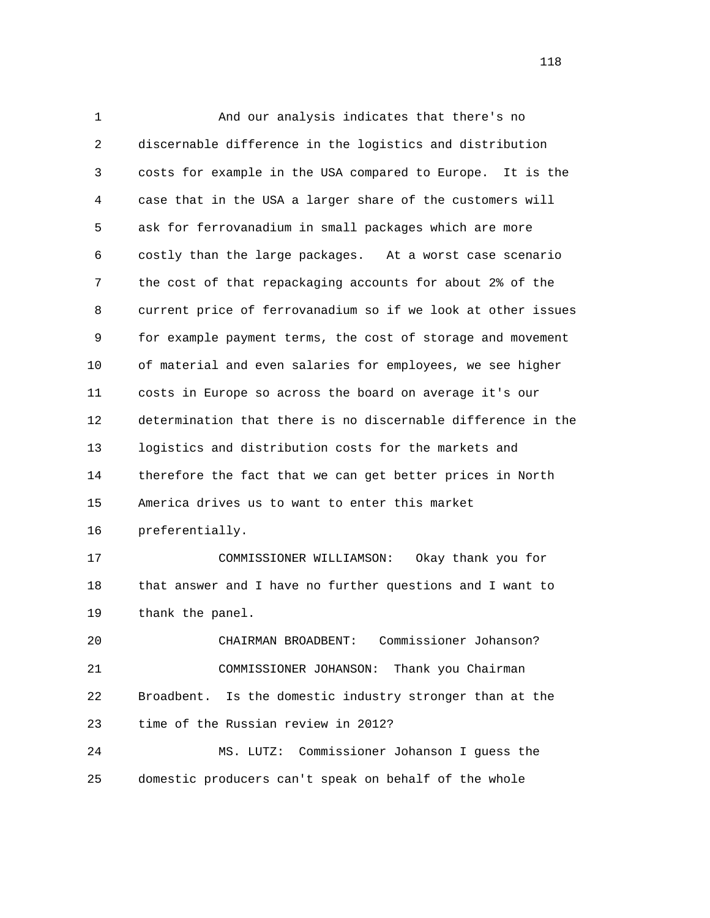And our analysis indicates that there's no discernable difference in the logistics and distribution costs for example in the USA compared to Europe. It is the case that in the USA a larger share of the customers will ask for ferrovanadium in small packages which are more costly than the large packages. At a worst case scenario the cost of that repackaging accounts for about 2% of the current price of ferrovanadium so if we look at other issues for example payment terms, the cost of storage and movement of material and even salaries for employees, we see higher costs in Europe so across the board on average it's our determination that there is no discernable difference in the logistics and distribution costs for the markets and therefore the fact that we can get better prices in North America drives us to want to enter this market preferentially.

COMMISSIONER WILLIAMSON: Okay thank you for that answer and I have no further questions and I want to thank the panel.

CHAIRMAN BROADBENT: Commissioner Johanson?

COMMISSIONER JOHANSON: Thank you Chairman Broadbent. Is the domestic industry stronger than at the time of the Russian review in 2012?

MS. LUTZ: Commissioner Johanson I guess the domestic producers can't speak on behalf of the whole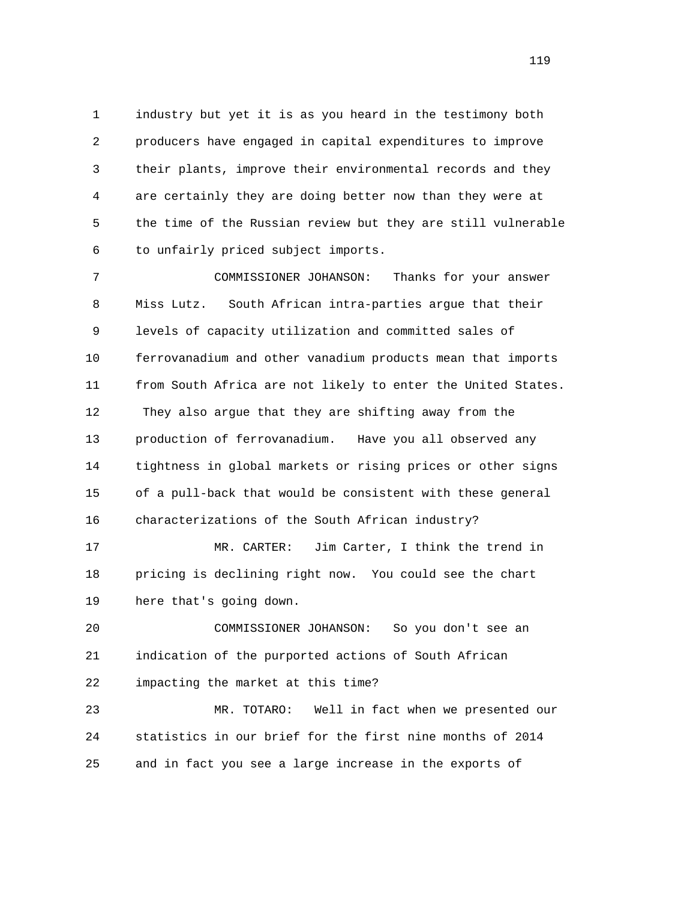industry but yet it is as you heard in the testimony both producers have engaged in capital expenditures to improve their plants, improve their environmental records and they are certainly they are doing better now than they were at the time of the Russian review but they are still vulnerable to unfairly priced subject imports.

COMMISSIONER JOHANSON: Thanks for your answer Miss Lutz. South African intra-parties argue that their levels of capacity utilization and committed sales of ferrovanadium and other vanadium products mean that imports from South Africa are not likely to enter the United States. They also argue that they are shifting away from the production of ferrovanadium. Have you all observed any tightness in global markets or rising prices or other signs of a pull-back that would be consistent with these general characterizations of the South African industry?

MR. CARTER: Jim Carter, I think the trend in pricing is declining right now. You could see the chart here that's going down.

COMMISSIONER JOHANSON: So you don't see an indication of the purported actions of South African impacting the market at this time?

MR. TOTARO: Well in fact when we presented our statistics in our brief for the first nine months of 2014 and in fact you see a large increase in the exports of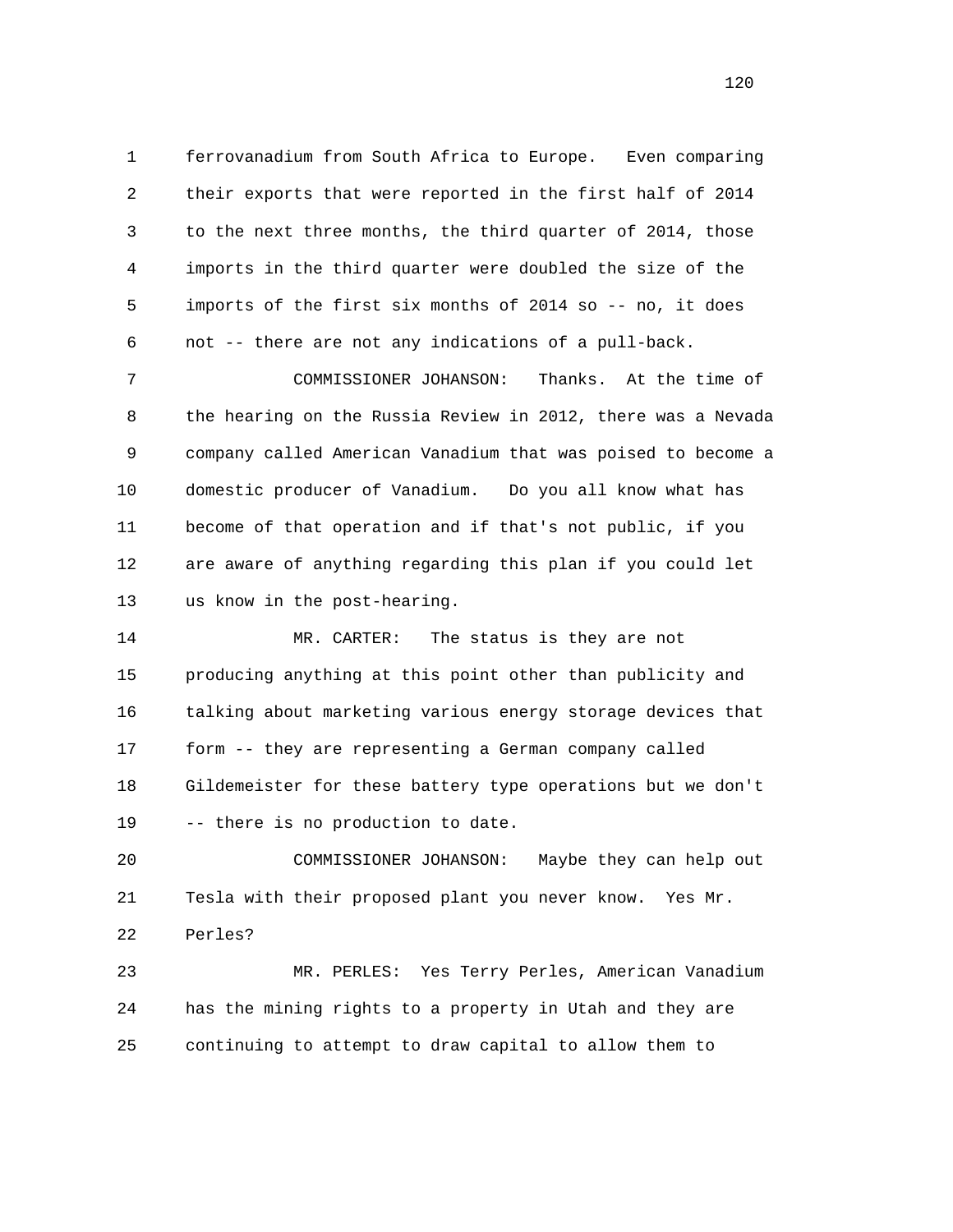ferrovanadium from South Africa to Europe. Even comparing their exports that were reported in the first half of 2014 to the next three months, the third quarter of 2014, those imports in the third quarter were doubled the size of the imports of the first six months of 2014 so -- no, it does not -- there are not any indications of a pull-back.

COMMISSIONER JOHANSON: Thanks. At the time of the hearing on the Russia Review in 2012, there was a Nevada company called American Vanadium that was poised to become a domestic producer of Vanadium. Do you all know what has become of that operation and if that's not public, if you are aware of anything regarding this plan if you could let us know in the post-hearing.

MR. CARTER: The status is they are not producing anything at this point other than publicity and talking about marketing various energy storage devices that form -- they are representing a German company called Gildemeister for these battery type operations but we don't -- there is no production to date.

COMMISSIONER JOHANSON: Maybe they can help out Tesla with their proposed plant you never know. Yes Mr. Perles?

MR. PERLES: Yes Terry Perles, American Vanadium has the mining rights to a property in Utah and they are continuing to attempt to draw capital to allow them to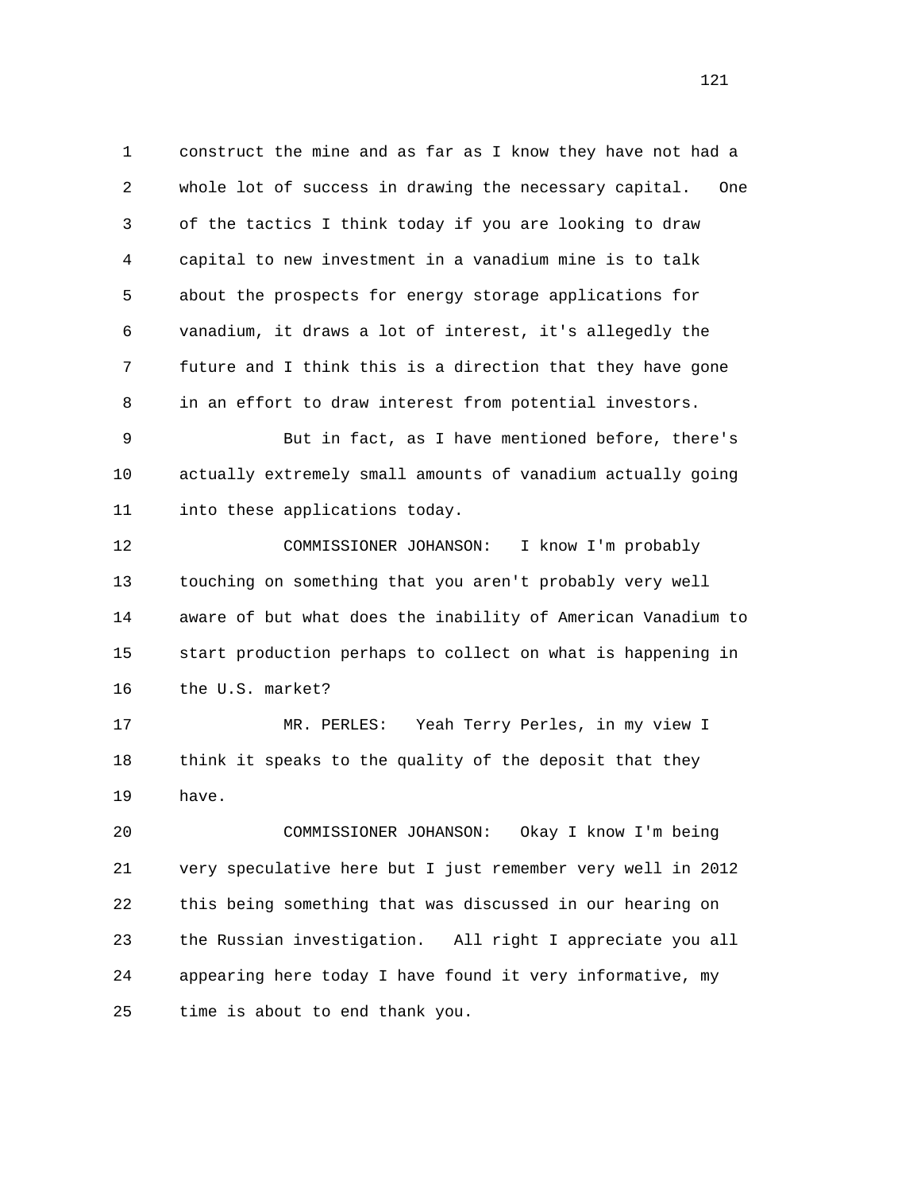construct the mine and as far as I know they have not had a whole lot of success in drawing the necessary capital. One of the tactics I think today if you are looking to draw capital to new investment in a vanadium mine is to talk about the prospects for energy storage applications for vanadium, it draws a lot of interest, it's allegedly the future and I think this is a direction that they have gone in an effort to draw interest from potential investors.

But in fact, as I have mentioned before, there's actually extremely small amounts of vanadium actually going into these applications today.

COMMISSIONER JOHANSON: I know I'm probably touching on something that you aren't probably very well aware of but what does the inability of American Vanadium to start production perhaps to collect on what is happening in the U.S. market?

MR. PERLES: Yeah Terry Perles, in my view I think it speaks to the quality of the deposit that they have.

COMMISSIONER JOHANSON: Okay I know I'm being very speculative here but I just remember very well in 2012 this being something that was discussed in our hearing on the Russian investigation. All right I appreciate you all appearing here today I have found it very informative, my time is about to end thank you.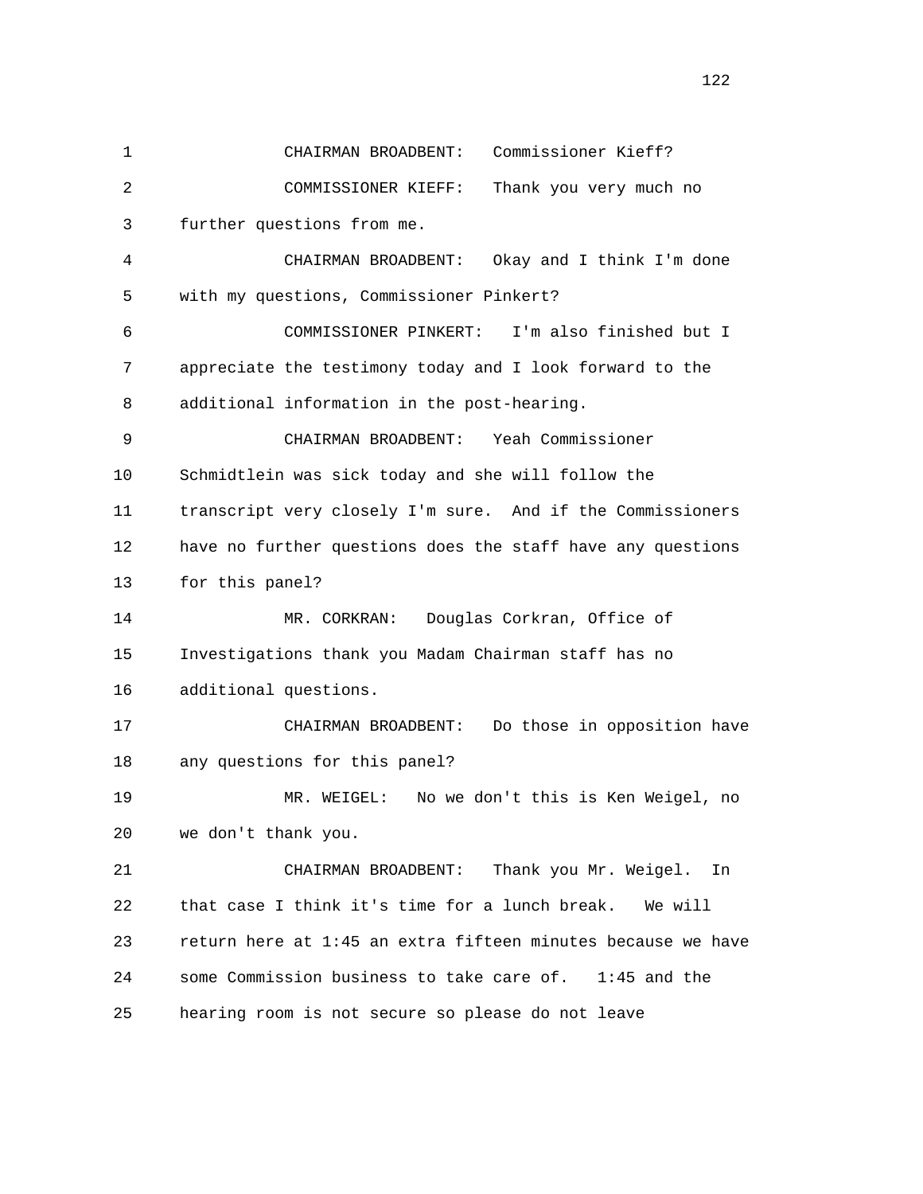1 CHAIRMAN BROADBENT: Commissioner Kieff?

2 COMMISSIONER KIEFF: Thank you very much no

3 further questions from me.

4 CHAIRMAN BROADBENT: Okay and I think I'm done

5 with my questions, Commissioner Pinkert?

6 COMMISSIONER PINKERT: I'm also finished but I

7 appreciate the testimony today and I look forward to the

8 additional information in the post-hearing.

9 CHAIRMAN BROADBENT: Yeah Commissioner

10 Schmidtlein was sick today and she will follow the

11 transcript very closely I'm sure. And if the Commissioners

12 have no further questions does the staff have any questions

13 for this panel?

14 MR. CORKRAN: Douglas Corkran, Office of

15 Investigations thank you Madam Chairman staff has no

16 additional questions.

17 CHAIRMAN BROADBENT: Do those in opposition have

18 any questions for this panel?

19 MR. WEIGEL: No we don't this is Ken Weigel, no

20 we don't thank you.

21 CHAIRMAN BROADBENT: Thank you Mr. Weigel. In

22 that case I think it's time for a lunch break. We will

23 return here at 1:45 an extra fifteen minutes because we have

24 some Commission business to take care of. 1:45 and the

25 hearing room is not secure so please do not leave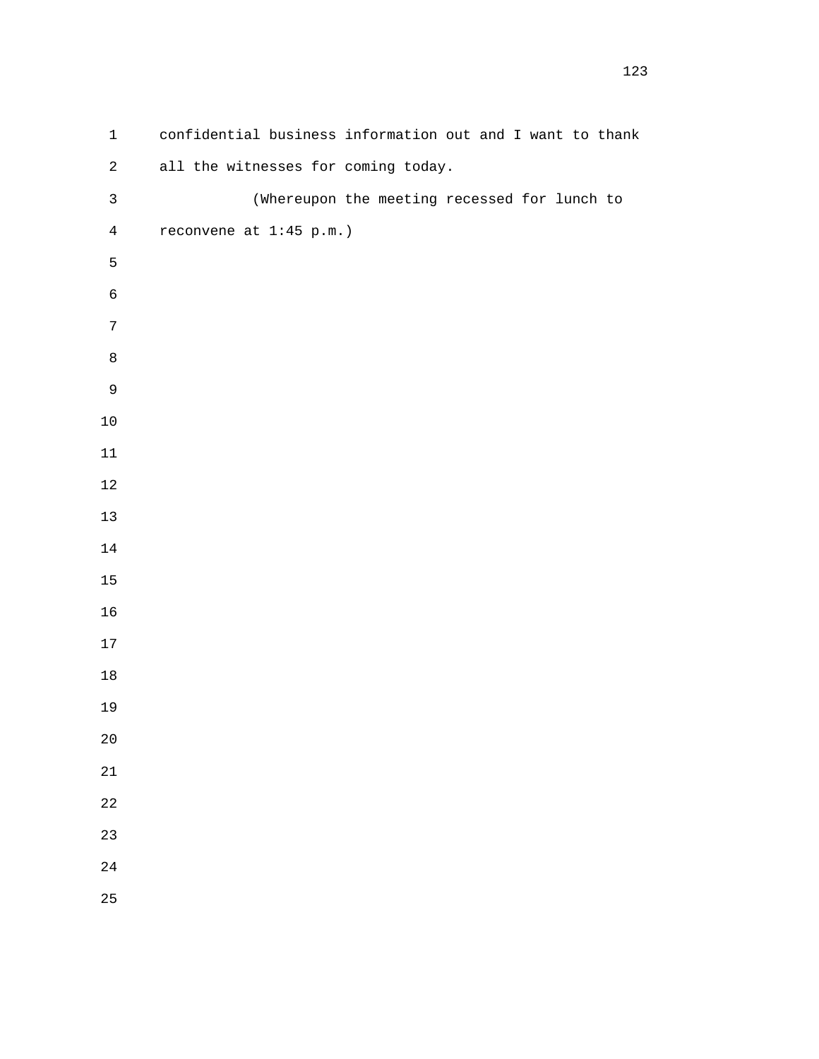confidential business information out and I want to thank all the witnesses for coming today.

(Whereupon the meeting recessed for lunch to reconvene at 1:45 p.m.)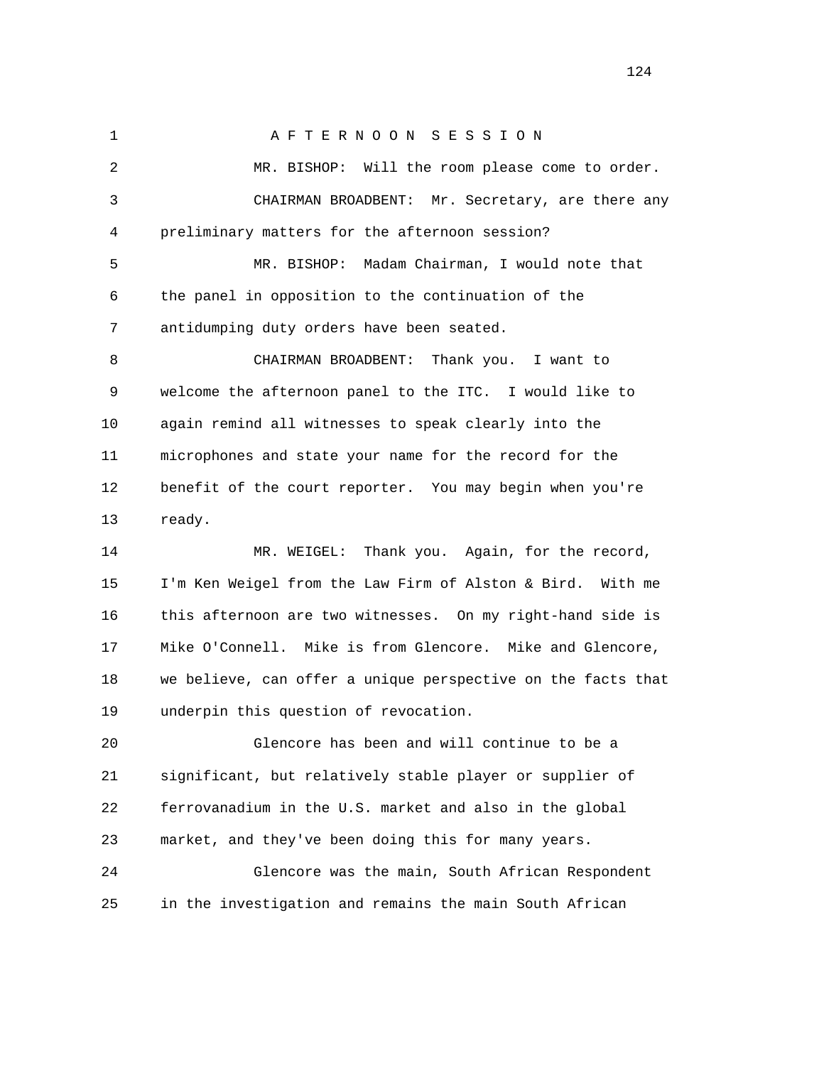A F T E R N O O N   S E S S I O N

MR. BISHOP: Will the room please come to order.

CHAIRMAN BROADBENT: Mr. Secretary, are there any preliminary matters for the afternoon session?

MR. BISHOP: Madam Chairman, I would note that the panel in opposition to the continuation of the antidumping duty orders have been seated.

CHAIRMAN BROADBENT: Thank you. I want to welcome the afternoon panel to the ITC. I would like to again remind all witnesses to speak clearly into the microphones and state your name for the record for the benefit of the court reporter. You may begin when you're ready.

MR. WEIGEL: Thank you. Again, for the record, I'm Ken Weigel from the Law Firm of Alston & Bird. With me this afternoon are two witnesses. On my right-hand side is Mike O'Connell. Mike is from Glencore. Mike and Glencore, we believe, can offer a unique perspective on the facts that underpin this question of revocation.

Glencore has been and will continue to be a significant, but relatively stable player or supplier of ferrovanadium in the U.S. market and also in the global market, and they've been doing this for many years.

Glencore was the main, South African Respondent in the investigation and remains the main South African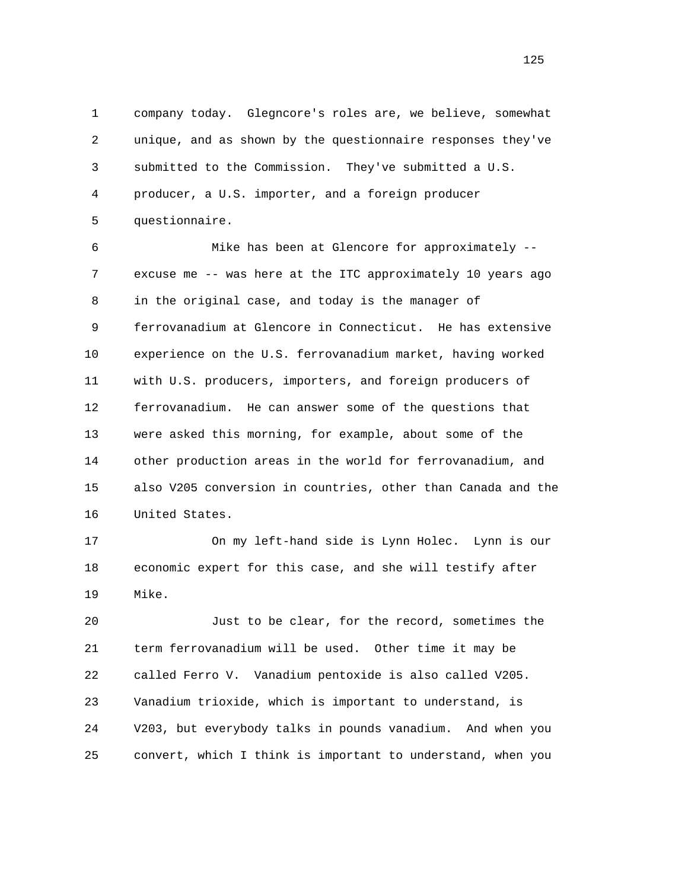1 company today. Glegncore's roles are, we believe, somewhat
2 unique, and as shown by the questionnaire responses they've
3 submitted to the Commission. They've submitted a U.S.
4 producer, a U.S. importer, and a foreign producer
5 questionnaire.

6 Mike has been at Glencore for approximately --
7 excuse me -- was here at the ITC approximately 10 years ago
8 in the original case, and today is the manager of
9 ferrovanadium at Glencore in Connecticut. He has extensive
10 experience on the U.S. ferrovanadium market, having worked
11 with U.S. producers, importers, and foreign producers of
12 ferrovanadium. He can answer some of the questions that
13 were asked this morning, for example, about some of the
14 other production areas in the world for ferrovanadium, and
15 also V205 conversion in countries, other than Canada and the
16 United States.

17 On my left-hand side is Lynn Holec. Lynn is our
18 economic expert for this case, and she will testify after
19 Mike.

20 Just to be clear, for the record, sometimes the
21 term ferrovanadium will be used. Other time it may be
22 called Ferro V. Vanadium pentoxide is also called V205.
23 Vanadium trioxide, which is important to understand, is
24 V203, but everybody talks in pounds vanadium. And when you
25 convert, which I think is important to understand, when you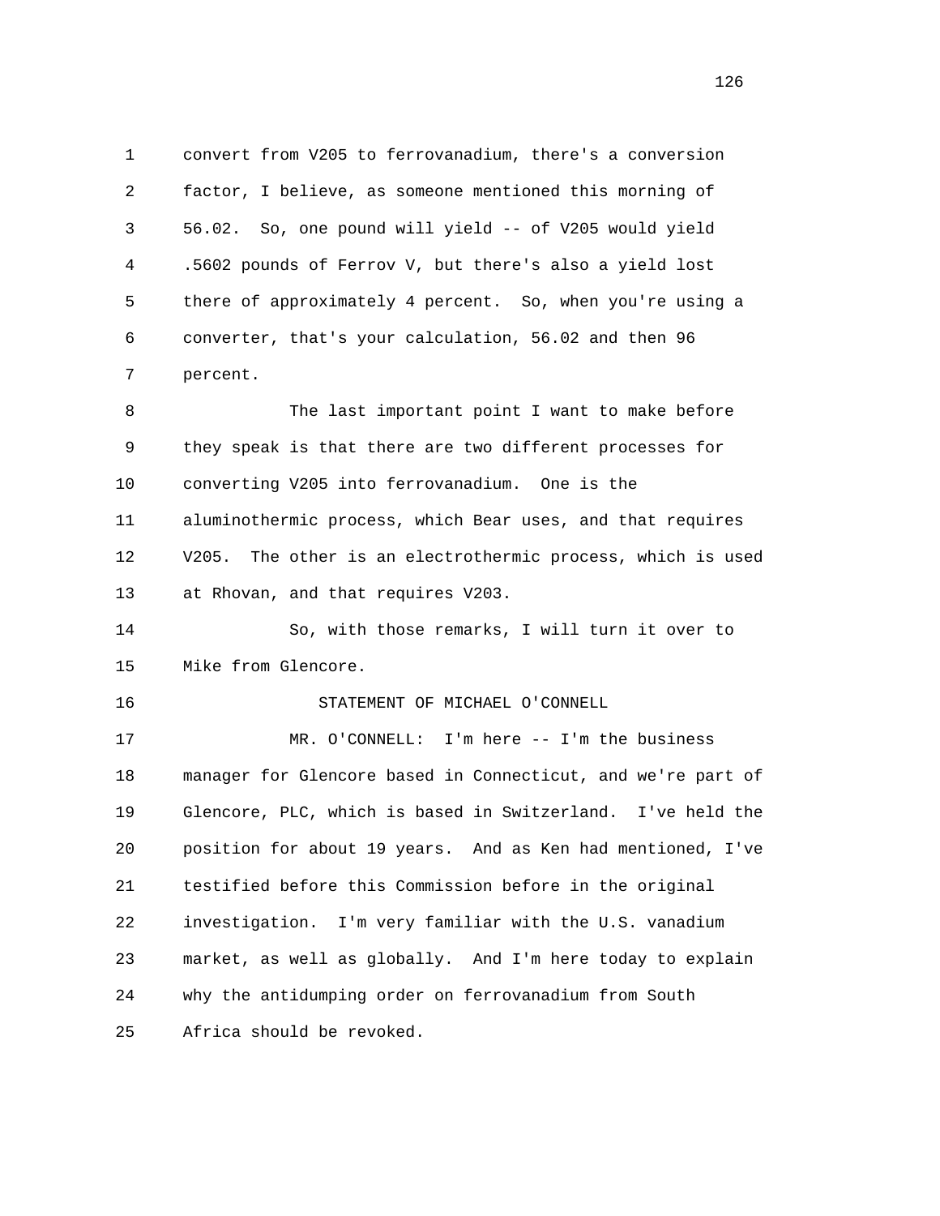convert from V205 to ferrovanadium, there's a conversion factor, I believe, as someone mentioned this morning of 56.02. So, one pound will yield -- of V205 would yield .5602 pounds of Ferrov V, but there's also a yield lost there of approximately 4 percent. So, when you're using a converter, that's your calculation, 56.02 and then 96 percent.

The last important point I want to make before they speak is that there are two different processes for converting V205 into ferrovanadium. One is the aluminothermic process, which Bear uses, and that requires V205. The other is an electrothermic process, which is used at Rhovan, and that requires V203.

So, with those remarks, I will turn it over to Mike from Glencore.

STATEMENT OF MICHAEL O'CONNELL

MR. O'CONNELL: I'm here -- I'm the business manager for Glencore based in Connecticut, and we're part of Glencore, PLC, which is based in Switzerland. I've held the position for about 19 years. And as Ken had mentioned, I've testified before this Commission before in the original investigation. I'm very familiar with the U.S. vanadium market, as well as globally. And I'm here today to explain why the antidumping order on ferrovanadium from South Africa should be revoked.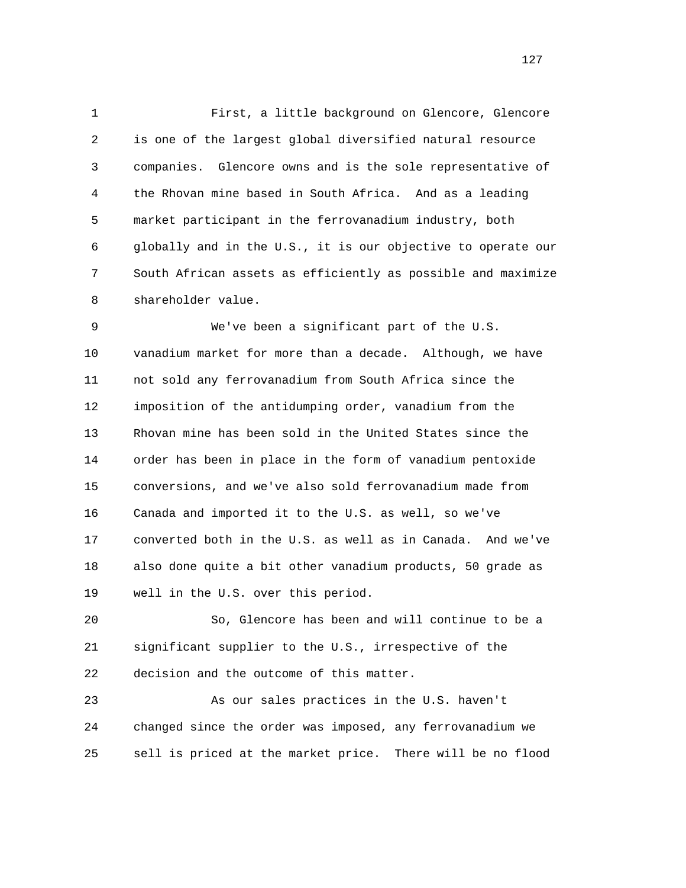First, a little background on Glencore, Glencore is one of the largest global diversified natural resource companies. Glencore owns and is the sole representative of the Rhovan mine based in South Africa. And as a leading market participant in the ferrovanadium industry, both globally and in the U.S., it is our objective to operate our South African assets as efficiently as possible and maximize shareholder value.

We've been a significant part of the U.S. vanadium market for more than a decade. Although, we have not sold any ferrovanadium from South Africa since the imposition of the antidumping order, vanadium from the Rhovan mine has been sold in the United States since the order has been in place in the form of vanadium pentoxide conversions, and we've also sold ferrovanadium made from Canada and imported it to the U.S. as well, so we've converted both in the U.S. as well as in Canada. And we've also done quite a bit other vanadium products, 50 grade as well in the U.S. over this period.

So, Glencore has been and will continue to be a significant supplier to the U.S., irrespective of the decision and the outcome of this matter.

As our sales practices in the U.S. haven't changed since the order was imposed, any ferrovanadium we sell is priced at the market price. There will be no flood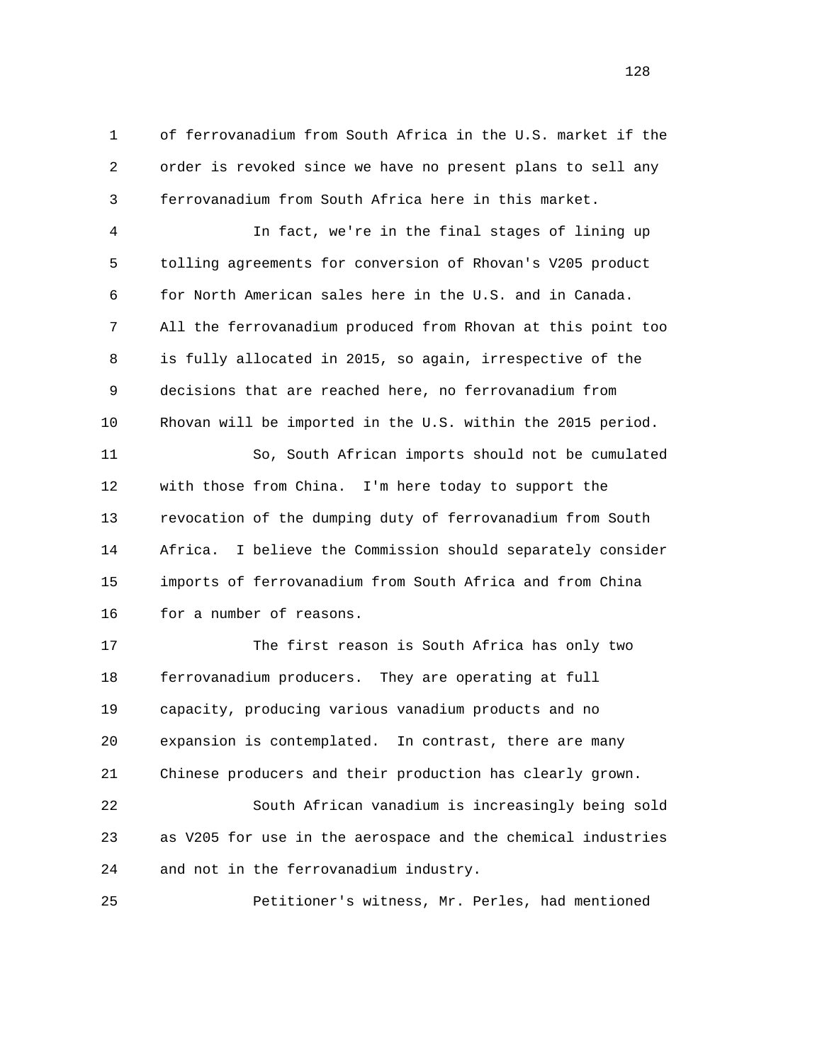of ferrovanadium from South Africa in the U.S. market if the order is revoked since we have no present plans to sell any ferrovanadium from South Africa here in this market.

In fact, we're in the final stages of lining up tolling agreements for conversion of Rhovan's V205 product for North American sales here in the U.S. and in Canada. All the ferrovanadium produced from Rhovan at this point too is fully allocated in 2015, so again, irrespective of the decisions that are reached here, no ferrovanadium from Rhovan will be imported in the U.S. within the 2015 period.

So, South African imports should not be cumulated with those from China. I'm here today to support the revocation of the dumping duty of ferrovanadium from South Africa. I believe the Commission should separately consider imports of ferrovanadium from South Africa and from China for a number of reasons.

The first reason is South Africa has only two ferrovanadium producers. They are operating at full capacity, producing various vanadium products and no expansion is contemplated. In contrast, there are many Chinese producers and their production has clearly grown.

South African vanadium is increasingly being sold as V205 for use in the aerospace and the chemical industries and not in the ferrovanadium industry.

Petitioner's witness, Mr. Perles, had mentioned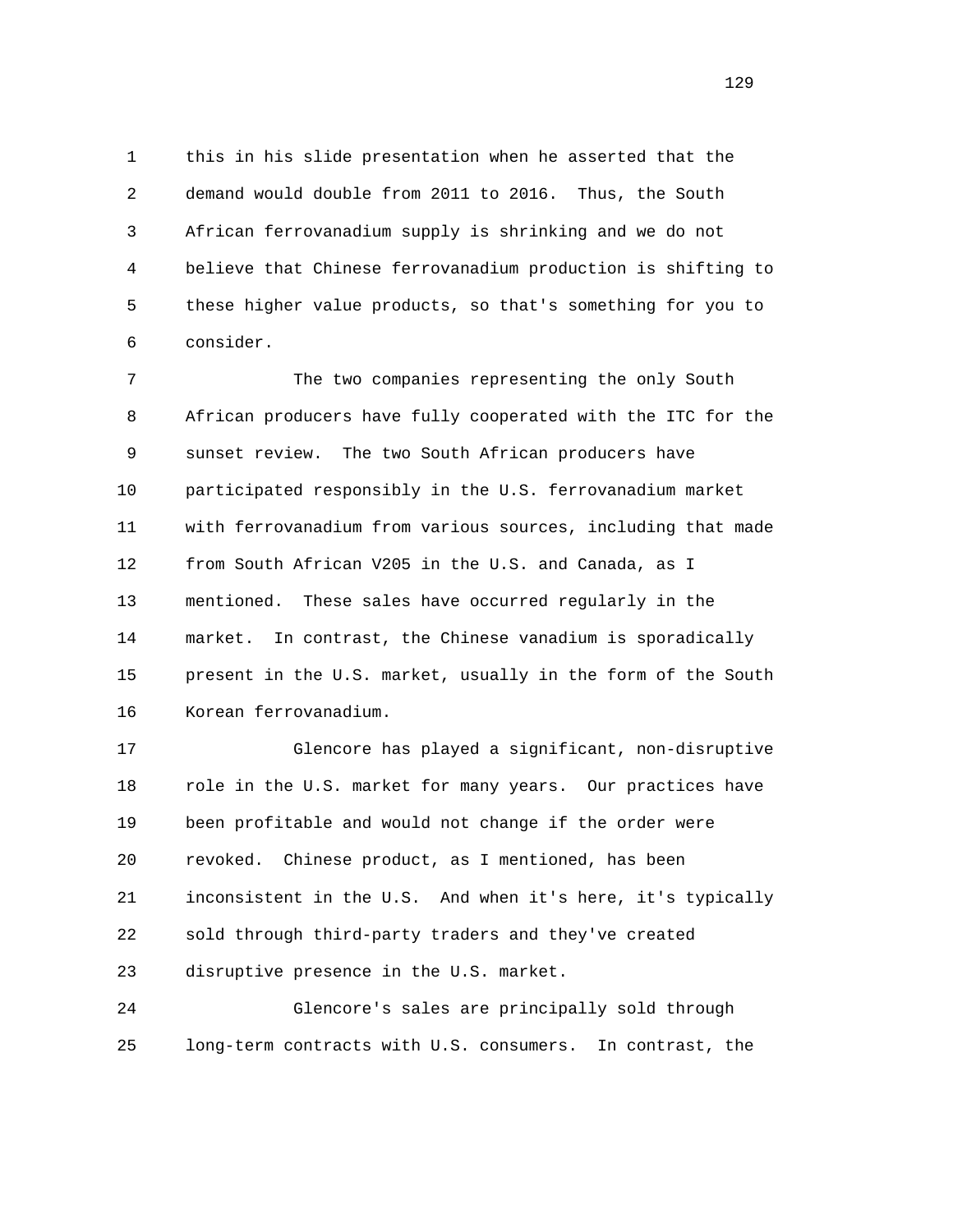this in his slide presentation when he asserted that the demand would double from 2011 to 2016. Thus, the South African ferrovanadium supply is shrinking and we do not believe that Chinese ferrovanadium production is shifting to these higher value products, so that's something for you to consider.

The two companies representing the only South African producers have fully cooperated with the ITC for the sunset review. The two South African producers have participated responsibly in the U.S. ferrovanadium market with ferrovanadium from various sources, including that made from South African V205 in the U.S. and Canada, as I mentioned. These sales have occurred regularly in the market. In contrast, the Chinese vanadium is sporadically present in the U.S. market, usually in the form of the South Korean ferrovanadium.

Glencore has played a significant, non-disruptive role in the U.S. market for many years. Our practices have been profitable and would not change if the order were revoked. Chinese product, as I mentioned, has been inconsistent in the U.S. And when it's here, it's typically sold through third-party traders and they've created disruptive presence in the U.S. market.

Glencore's sales are principally sold through long-term contracts with U.S. consumers. In contrast, the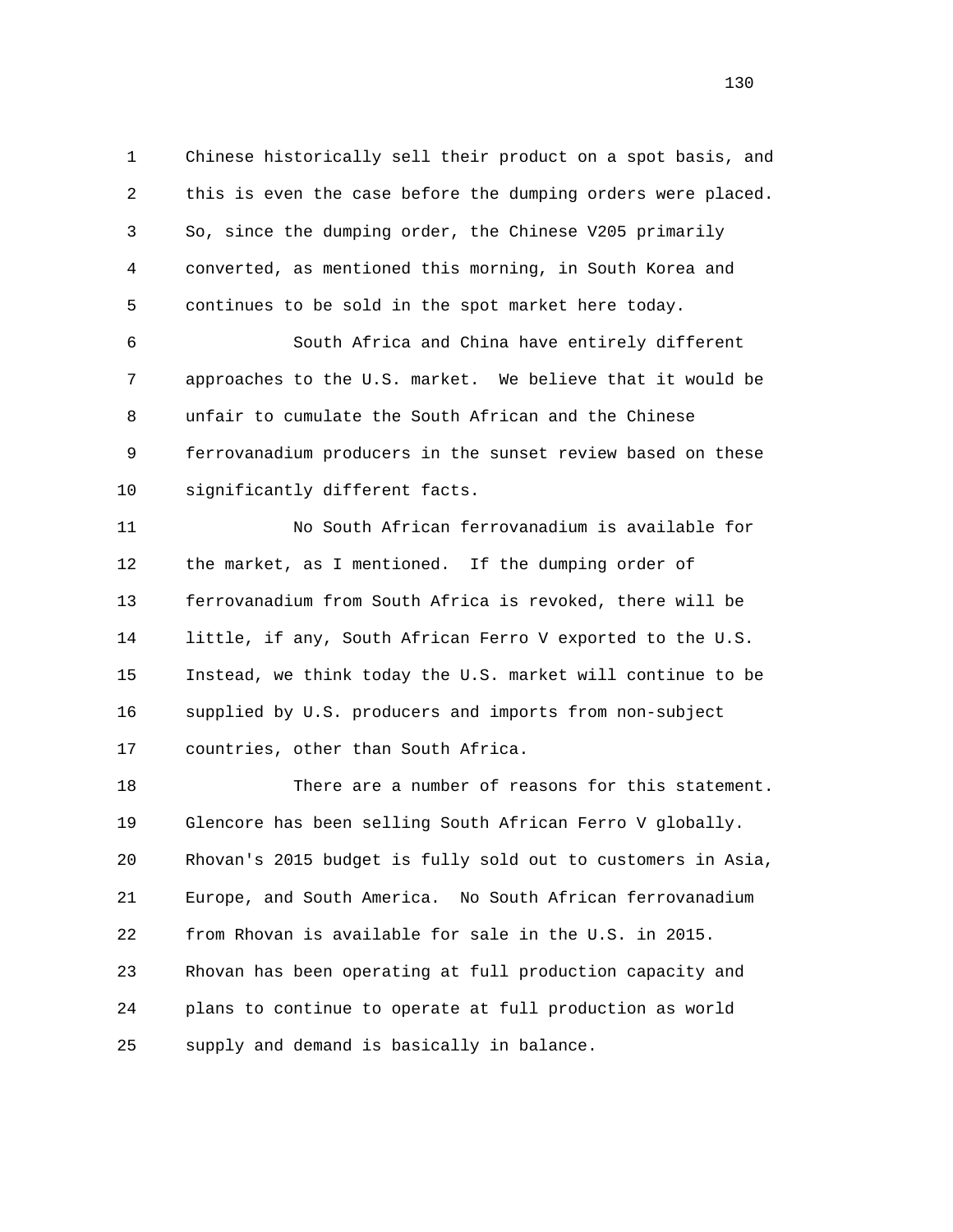Chinese historically sell their product on a spot basis, and this is even the case before the dumping orders were placed. So, since the dumping order, the Chinese V205 primarily converted, as mentioned this morning, in South Korea and continues to be sold in the spot market here today.

South Africa and China have entirely different approaches to the U.S. market. We believe that it would be unfair to cumulate the South African and the Chinese ferrovanadium producers in the sunset review based on these significantly different facts.

No South African ferrovanadium is available for the market, as I mentioned. If the dumping order of ferrovanadium from South Africa is revoked, there will be little, if any, South African Ferro V exported to the U.S. Instead, we think today the U.S. market will continue to be supplied by U.S. producers and imports from non-subject countries, other than South Africa.

There are a number of reasons for this statement. Glencore has been selling South African Ferro V globally. Rhovan's 2015 budget is fully sold out to customers in Asia, Europe, and South America. No South African ferrovanadium from Rhovan is available for sale in the U.S. in 2015. Rhovan has been operating at full production capacity and plans to continue to operate at full production as world supply and demand is basically in balance.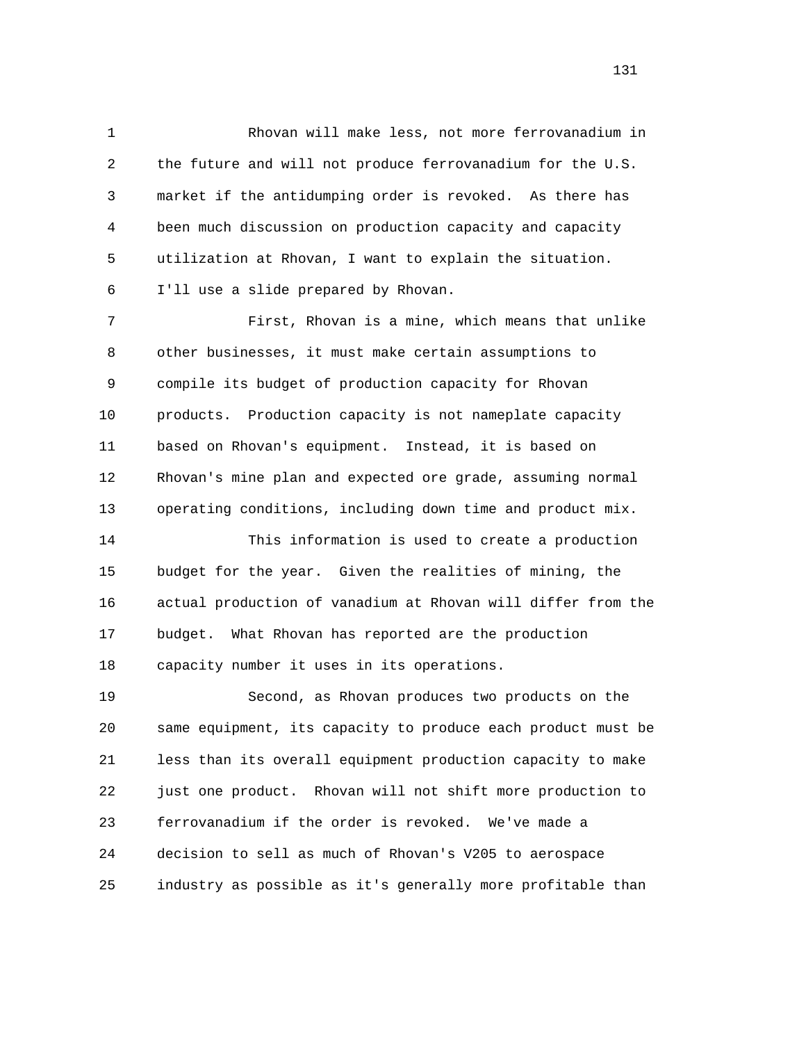Rhovan will make less, not more ferrovanadium in the future and will not produce ferrovanadium for the U.S. market if the antidumping order is revoked. As there has been much discussion on production capacity and capacity utilization at Rhovan, I want to explain the situation. I'll use a slide prepared by Rhovan.

First, Rhovan is a mine, which means that unlike other businesses, it must make certain assumptions to compile its budget of production capacity for Rhovan products. Production capacity is not nameplate capacity based on Rhovan's equipment. Instead, it is based on Rhovan's mine plan and expected ore grade, assuming normal operating conditions, including down time and product mix.

This information is used to create a production budget for the year. Given the realities of mining, the actual production of vanadium at Rhovan will differ from the budget. What Rhovan has reported are the production capacity number it uses in its operations.

Second, as Rhovan produces two products on the same equipment, its capacity to produce each product must be less than its overall equipment production capacity to make just one product. Rhovan will not shift more production to ferrovanadium if the order is revoked. We've made a decision to sell as much of Rhovan's V205 to aerospace industry as possible as it's generally more profitable than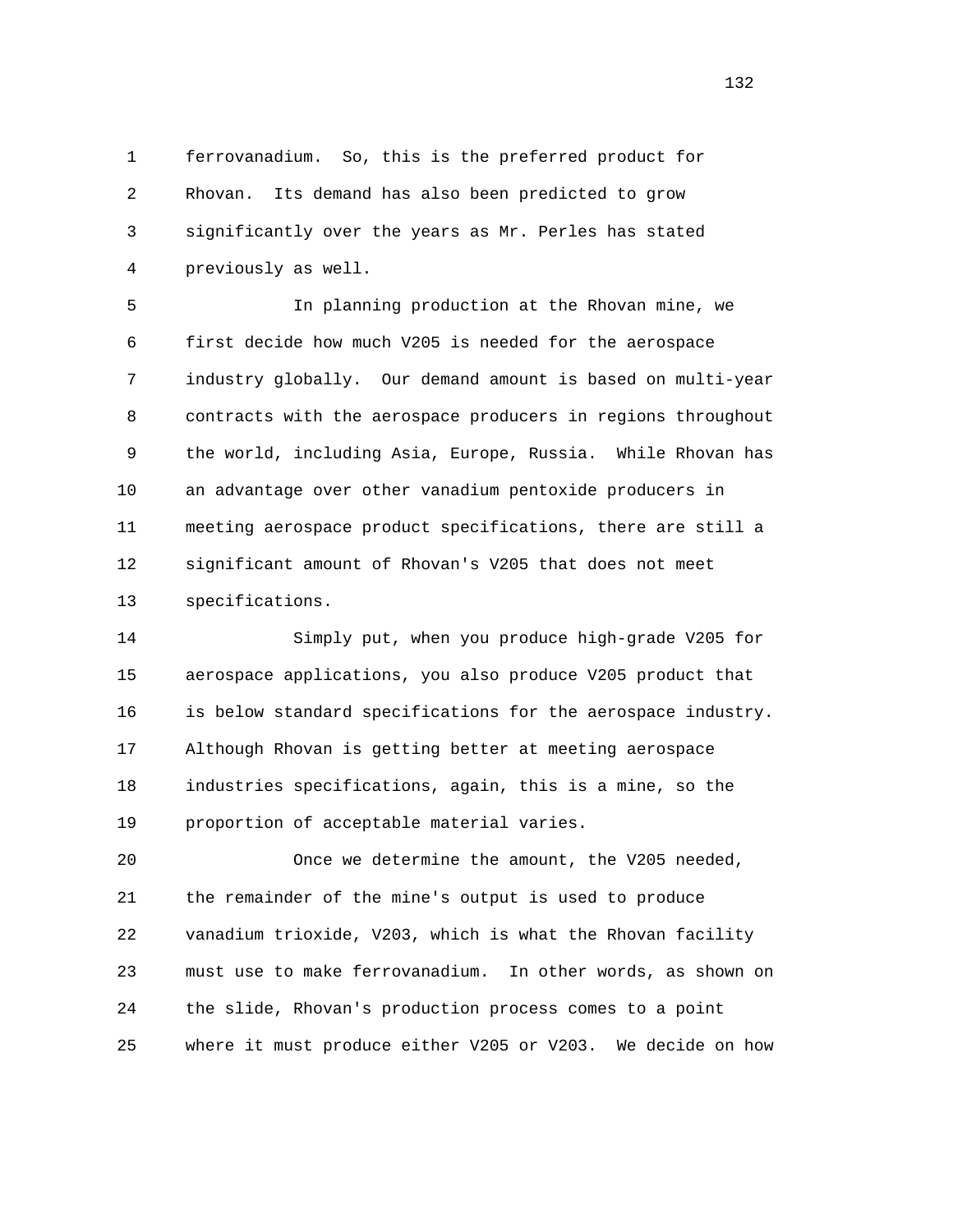1 ferrovanadium. So, this is the preferred product for
2 Rhovan. Its demand has also been predicted to grow
3 significantly over the years as Mr. Perles has stated
4 previously as well.

5 In planning production at the Rhovan mine, we
6 first decide how much V205 is needed for the aerospace
7 industry globally. Our demand amount is based on multi-year
8 contracts with the aerospace producers in regions throughout
9 the world, including Asia, Europe, Russia. While Rhovan has
10 an advantage over other vanadium pentoxide producers in
11 meeting aerospace product specifications, there are still a
12 significant amount of Rhovan's V205 that does not meet
13 specifications.

14 Simply put, when you produce high-grade V205 for
15 aerospace applications, you also produce V205 product that
16 is below standard specifications for the aerospace industry.
17 Although Rhovan is getting better at meeting aerospace
18 industries specifications, again, this is a mine, so the
19 proportion of acceptable material varies.

20 Once we determine the amount, the V205 needed,
21 the remainder of the mine's output is used to produce
22 vanadium trioxide, V203, which is what the Rhovan facility
23 must use to make ferrovanadium. In other words, as shown on
24 the slide, Rhovan's production process comes to a point
25 where it must produce either V205 or V203. We decide on how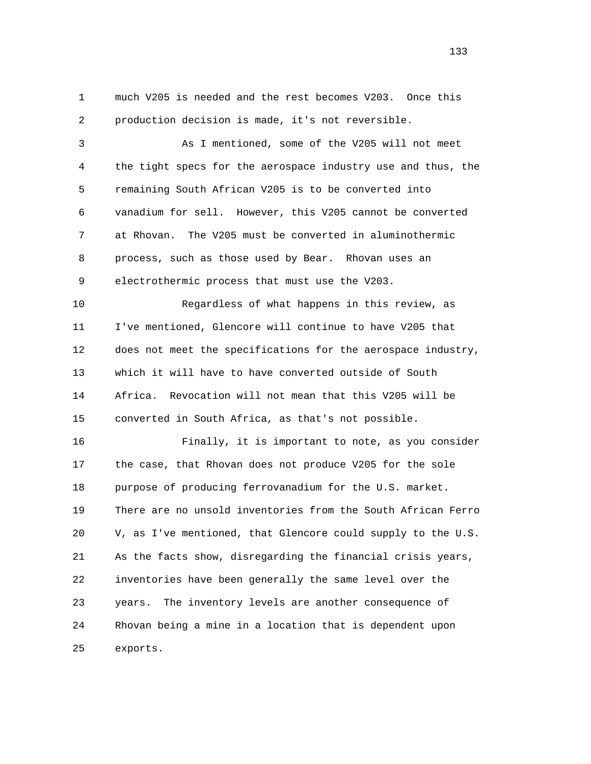much V205 is needed and the rest becomes V203. Once this production decision is made, it's not reversible.

As I mentioned, some of the V205 will not meet the tight specs for the aerospace industry use and thus, the remaining South African V205 is to be converted into vanadium for sell. However, this V205 cannot be converted at Rhovan. The V205 must be converted in aluminothermic process, such as those used by Bear. Rhovan uses an electrothermic process that must use the V203.

Regardless of what happens in this review, as I've mentioned, Glencore will continue to have V205 that does not meet the specifications for the aerospace industry, which it will have to have converted outside of South Africa. Revocation will not mean that this V205 will be converted in South Africa, as that's not possible.

Finally, it is important to note, as you consider the case, that Rhovan does not produce V205 for the sole purpose of producing ferrovanadium for the U.S. market. There are no unsold inventories from the South African Ferro V, as I've mentioned, that Glencore could supply to the U.S. As the facts show, disregarding the financial crisis years, inventories have been generally the same level over the years. The inventory levels are another consequence of Rhovan being a mine in a location that is dependent upon exports.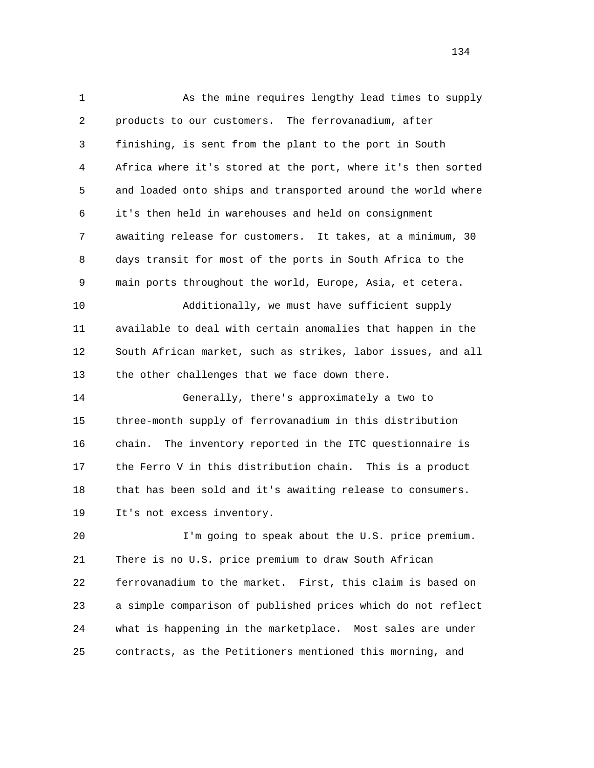As the mine requires lengthy lead times to supply products to our customers. The ferrovanadium, after finishing, is sent from the plant to the port in South Africa where it's stored at the port, where it's then sorted and loaded onto ships and transported around the world where it's then held in warehouses and held on consignment awaiting release for customers. It takes, at a minimum, 30 days transit for most of the ports in South Africa to the main ports throughout the world, Europe, Asia, et cetera.

Additionally, we must have sufficient supply available to deal with certain anomalies that happen in the South African market, such as strikes, labor issues, and all the other challenges that we face down there.

Generally, there's approximately a two to three-month supply of ferrovanadium in this distribution chain. The inventory reported in the ITC questionnaire is the Ferro V in this distribution chain. This is a product that has been sold and it's awaiting release to consumers. It's not excess inventory.

I'm going to speak about the U.S. price premium. There is no U.S. price premium to draw South African ferrovanadium to the market. First, this claim is based on a simple comparison of published prices which do not reflect what is happening in the marketplace. Most sales are under contracts, as the Petitioners mentioned this morning, and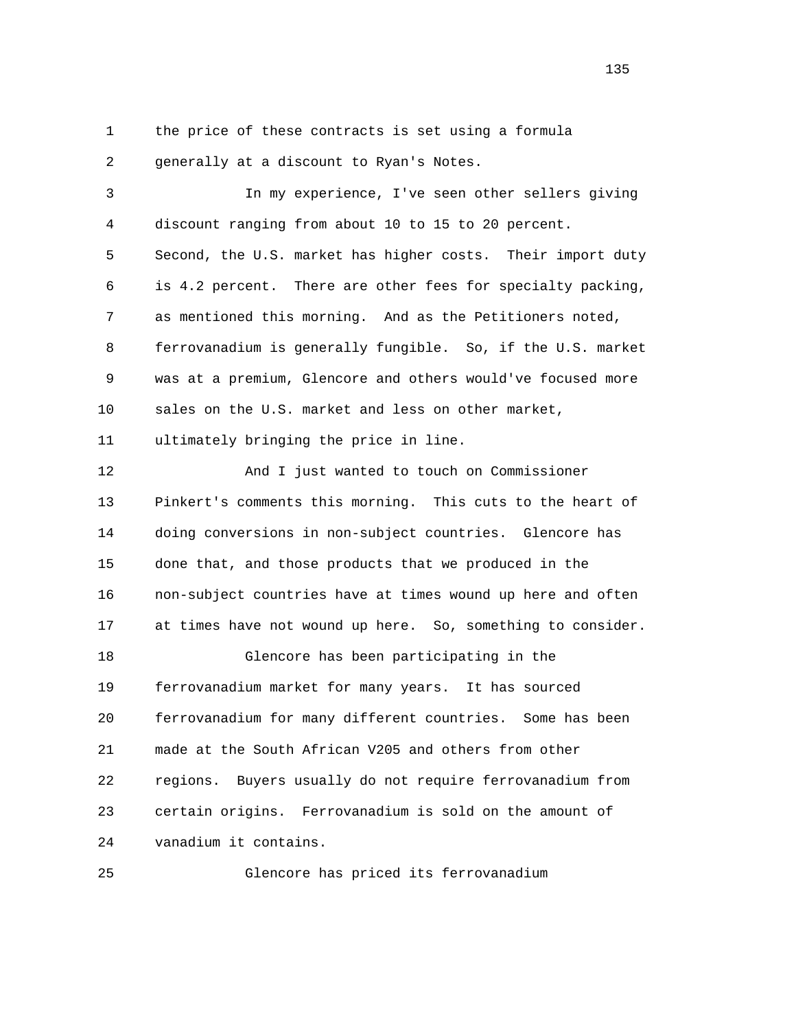the price of these contracts is set using a formula generally at a discount to Ryan's Notes.

In my experience, I've seen other sellers giving discount ranging from about 10 to 15 to 20 percent. Second, the U.S. market has higher costs. Their import duty is 4.2 percent. There are other fees for specialty packing, as mentioned this morning. And as the Petitioners noted, ferrovanadium is generally fungible. So, if the U.S. market was at a premium, Glencore and others would've focused more sales on the U.S. market and less on other market, ultimately bringing the price in line.

And I just wanted to touch on Commissioner Pinkert's comments this morning. This cuts to the heart of doing conversions in non-subject countries. Glencore has done that, and those products that we produced in the non-subject countries have at times wound up here and often at times have not wound up here. So, something to consider.

Glencore has been participating in the ferrovanadium market for many years. It has sourced ferrovanadium for many different countries. Some has been made at the South African V205 and others from other regions. Buyers usually do not require ferrovanadium from certain origins. Ferrovanadium is sold on the amount of vanadium it contains.

Glencore has priced its ferrovanadium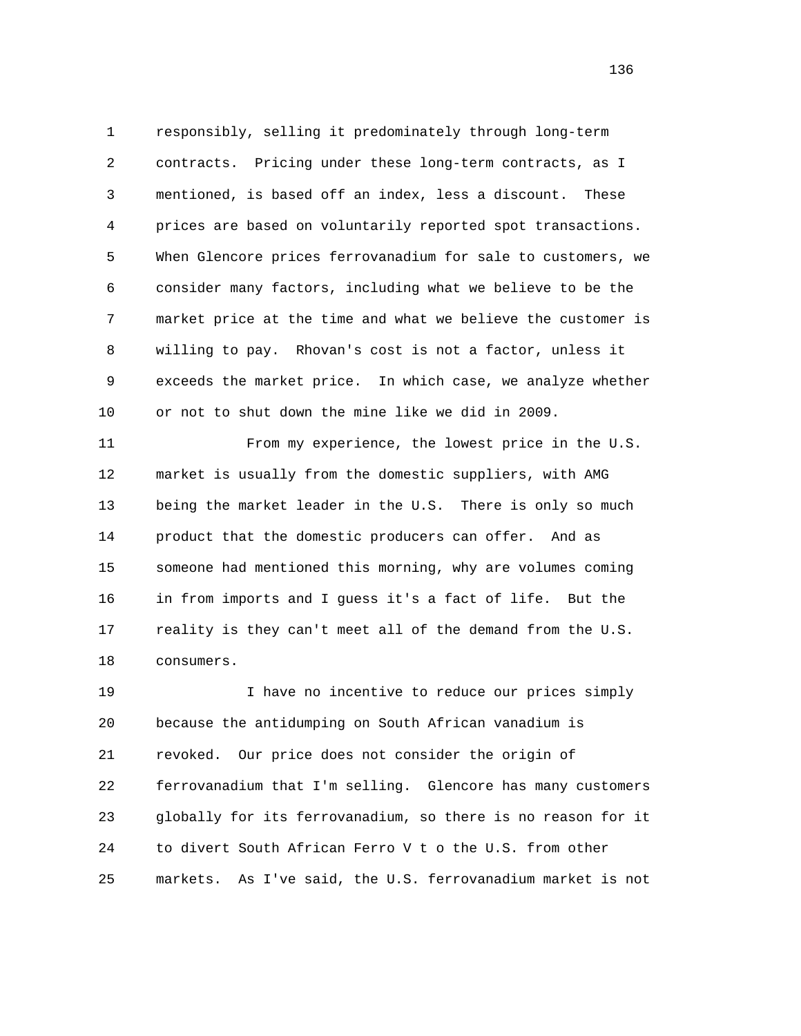responsibly, selling it predominately through long-term contracts. Pricing under these long-term contracts, as I mentioned, is based off an index, less a discount. These prices are based on voluntarily reported spot transactions. When Glencore prices ferrovanadium for sale to customers, we consider many factors, including what we believe to be the market price at the time and what we believe the customer is willing to pay. Rhovan's cost is not a factor, unless it exceeds the market price. In which case, we analyze whether or not to shut down the mine like we did in 2009.

From my experience, the lowest price in the U.S. market is usually from the domestic suppliers, with AMG being the market leader in the U.S. There is only so much product that the domestic producers can offer. And as someone had mentioned this morning, why are volumes coming in from imports and I guess it's a fact of life. But the reality is they can't meet all of the demand from the U.S. consumers.

I have no incentive to reduce our prices simply because the antidumping on South African vanadium is revoked. Our price does not consider the origin of ferrovanadium that I'm selling. Glencore has many customers globally for its ferrovanadium, so there is no reason for it to divert South African Ferro V t o the U.S. from other markets. As I've said, the U.S. ferrovanadium market is not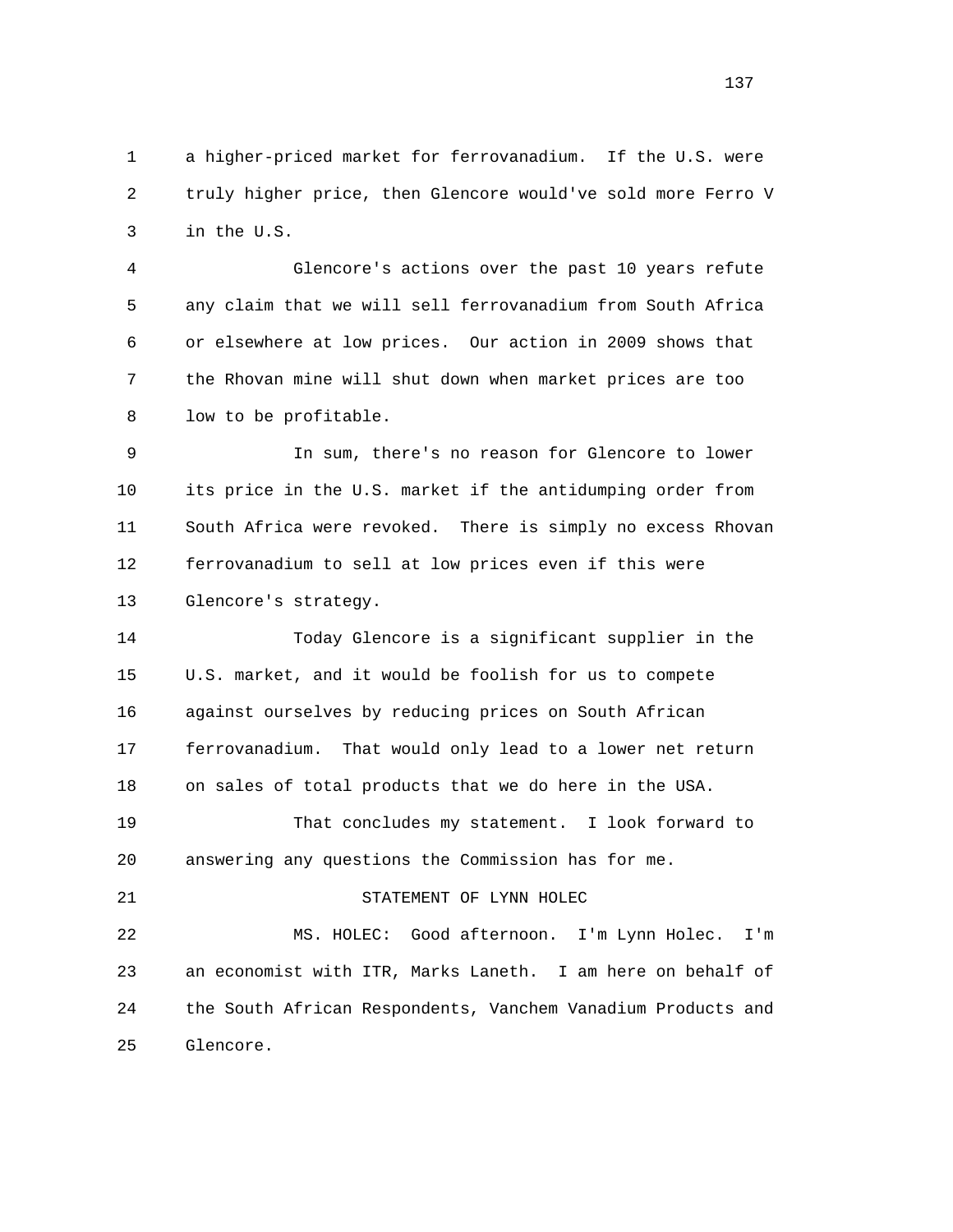a higher-priced market for ferrovanadium. If the U.S. were truly higher price, then Glencore would've sold more Ferro V in the U.S.

Glencore's actions over the past 10 years refute any claim that we will sell ferrovanadium from South Africa or elsewhere at low prices. Our action in 2009 shows that the Rhovan mine will shut down when market prices are too low to be profitable.

In sum, there's no reason for Glencore to lower its price in the U.S. market if the antidumping order from South Africa were revoked. There is simply no excess Rhovan ferrovanadium to sell at low prices even if this were Glencore's strategy.

Today Glencore is a significant supplier in the U.S. market, and it would be foolish for us to compete against ourselves by reducing prices on South African ferrovanadium. That would only lead to a lower net return on sales of total products that we do here in the USA.

That concludes my statement. I look forward to answering any questions the Commission has for me.

STATEMENT OF LYNN HOLEC

MS. HOLEC: Good afternoon. I'm Lynn Holec. I'm an economist with ITR, Marks Laneth. I am here on behalf of the South African Respondents, Vanchem Vanadium Products and Glencore.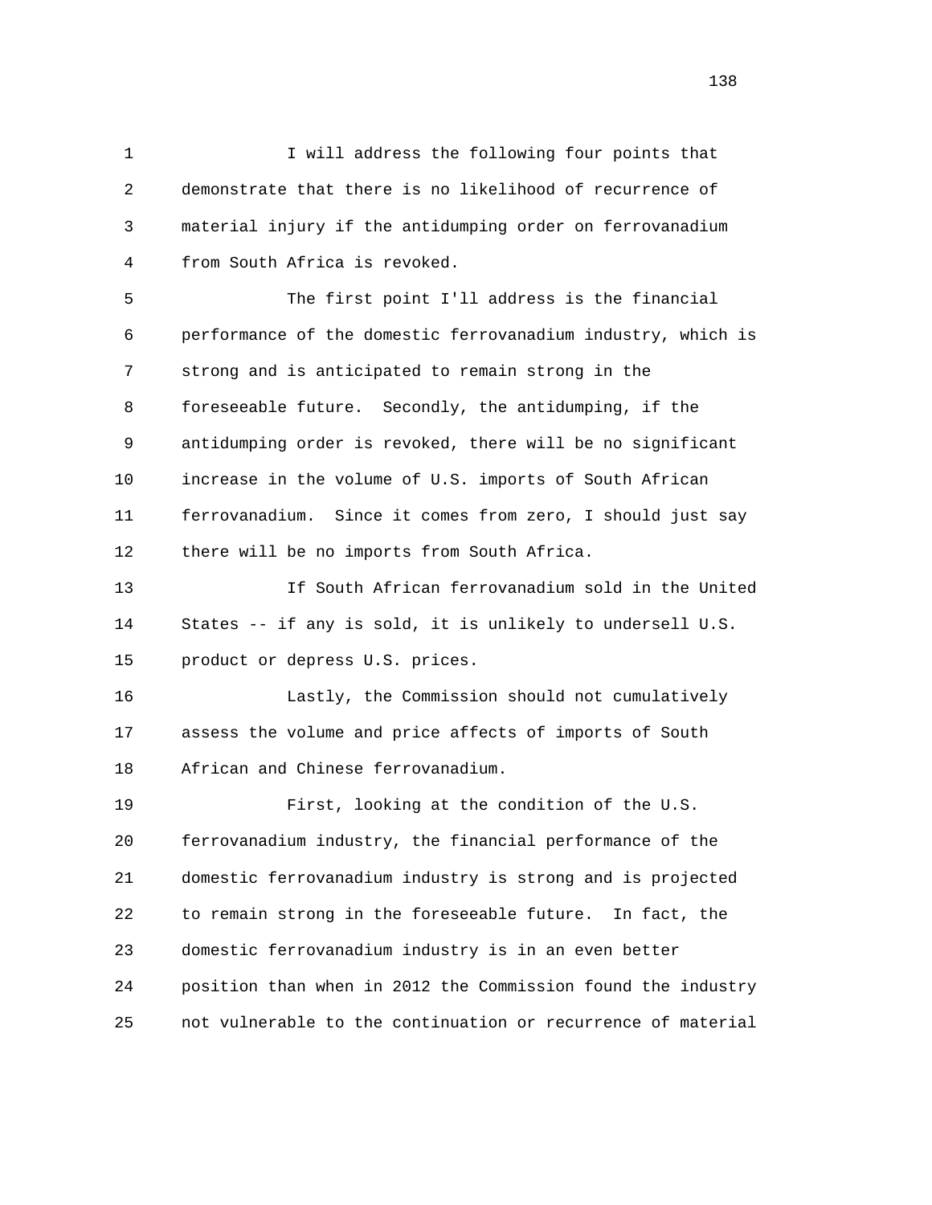I will address the following four points that demonstrate that there is no likelihood of recurrence of material injury if the antidumping order on ferrovanadium from South Africa is revoked.

The first point I'll address is the financial performance of the domestic ferrovanadium industry, which is strong and is anticipated to remain strong in the foreseeable future. Secondly, the antidumping, if the antidumping order is revoked, there will be no significant increase in the volume of U.S. imports of South African ferrovanadium. Since it comes from zero, I should just say there will be no imports from South Africa.

If South African ferrovanadium sold in the United States -- if any is sold, it is unlikely to undersell U.S. product or depress U.S. prices.

Lastly, the Commission should not cumulatively assess the volume and price affects of imports of South African and Chinese ferrovanadium.

First, looking at the condition of the U.S. ferrovanadium industry, the financial performance of the domestic ferrovanadium industry is strong and is projected to remain strong in the foreseeable future. In fact, the domestic ferrovanadium industry is in an even better position than when in 2012 the Commission found the industry not vulnerable to the continuation or recurrence of material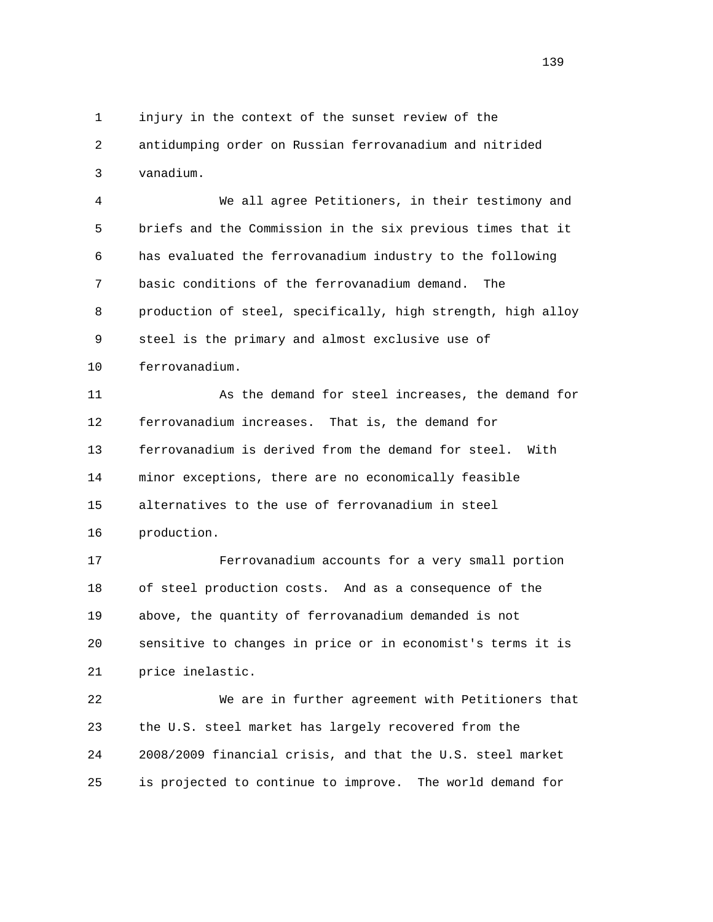injury in the context of the sunset review of the antidumping order on Russian ferrovanadium and nitrided vanadium.

We all agree Petitioners, in their testimony and briefs and the Commission in the six previous times that it has evaluated the ferrovanadium industry to the following basic conditions of the ferrovanadium demand. The production of steel, specifically, high strength, high alloy steel is the primary and almost exclusive use of ferrovanadium.

As the demand for steel increases, the demand for ferrovanadium increases. That is, the demand for ferrovanadium is derived from the demand for steel. With minor exceptions, there are no economically feasible alternatives to the use of ferrovanadium in steel production.

Ferrovanadium accounts for a very small portion of steel production costs. And as a consequence of the above, the quantity of ferrovanadium demanded is not sensitive to changes in price or in economist's terms it is price inelastic.

We are in further agreement with Petitioners that the U.S. steel market has largely recovered from the 2008/2009 financial crisis, and that the U.S. steel market is projected to continue to improve. The world demand for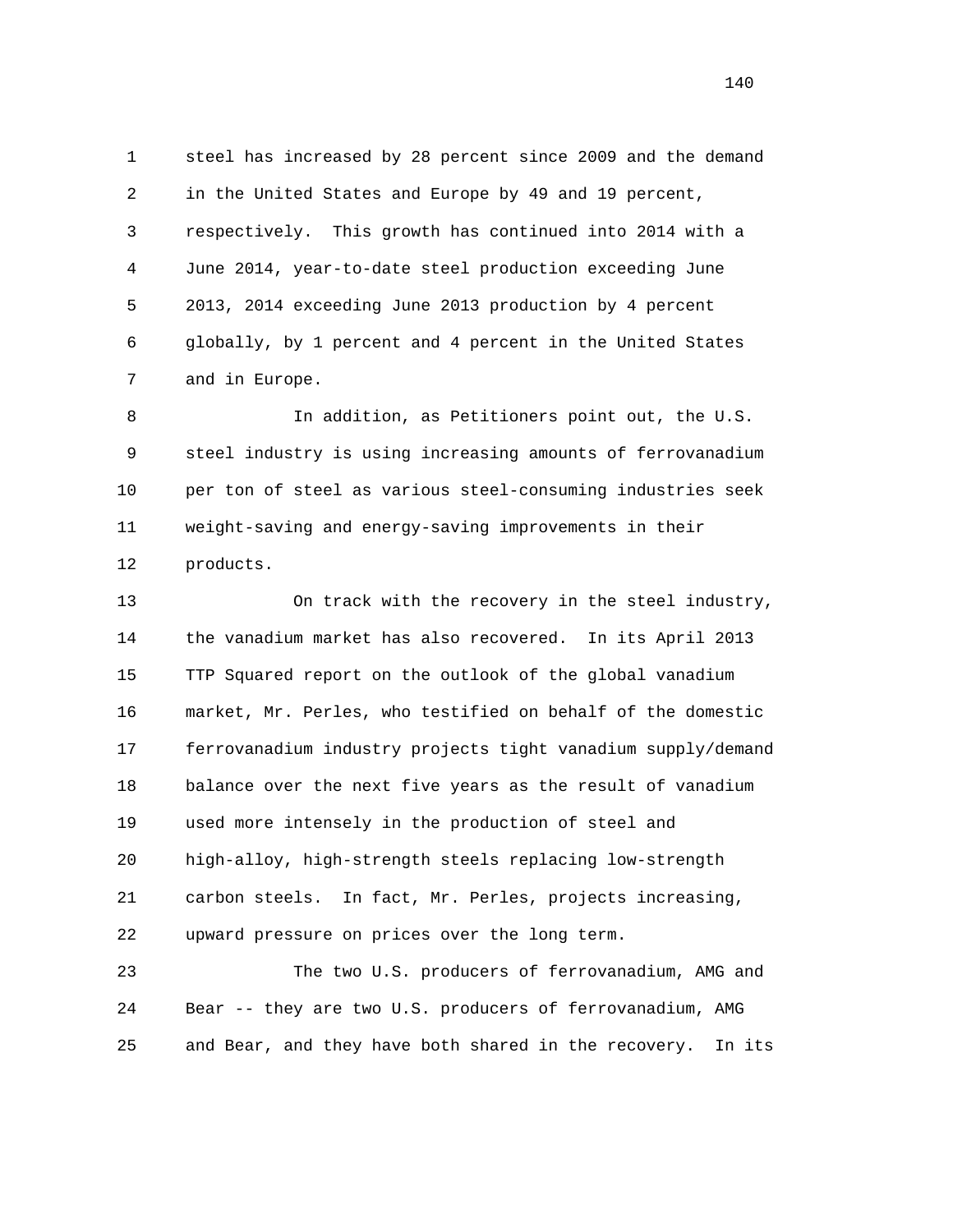steel has increased by 28 percent since 2009 and the demand in the United States and Europe by 49 and 19 percent, respectively. This growth has continued into 2014 with a June 2014, year-to-date steel production exceeding June 2013, 2014 exceeding June 2013 production by 4 percent globally, by 1 percent and 4 percent in the United States and in Europe.

In addition, as Petitioners point out, the U.S. steel industry is using increasing amounts of ferrovanadium per ton of steel as various steel-consuming industries seek weight-saving and energy-saving improvements in their products.

On track with the recovery in the steel industry, the vanadium market has also recovered. In its April 2013 TTP Squared report on the outlook of the global vanadium market, Mr. Perles, who testified on behalf of the domestic ferrovanadium industry projects tight vanadium supply/demand balance over the next five years as the result of vanadium used more intensely in the production of steel and high-alloy, high-strength steels replacing low-strength carbon steels. In fact, Mr. Perles, projects increasing, upward pressure on prices over the long term.

The two U.S. producers of ferrovanadium, AMG and Bear -- they are two U.S. producers of ferrovanadium, AMG and Bear, and they have both shared in the recovery. In its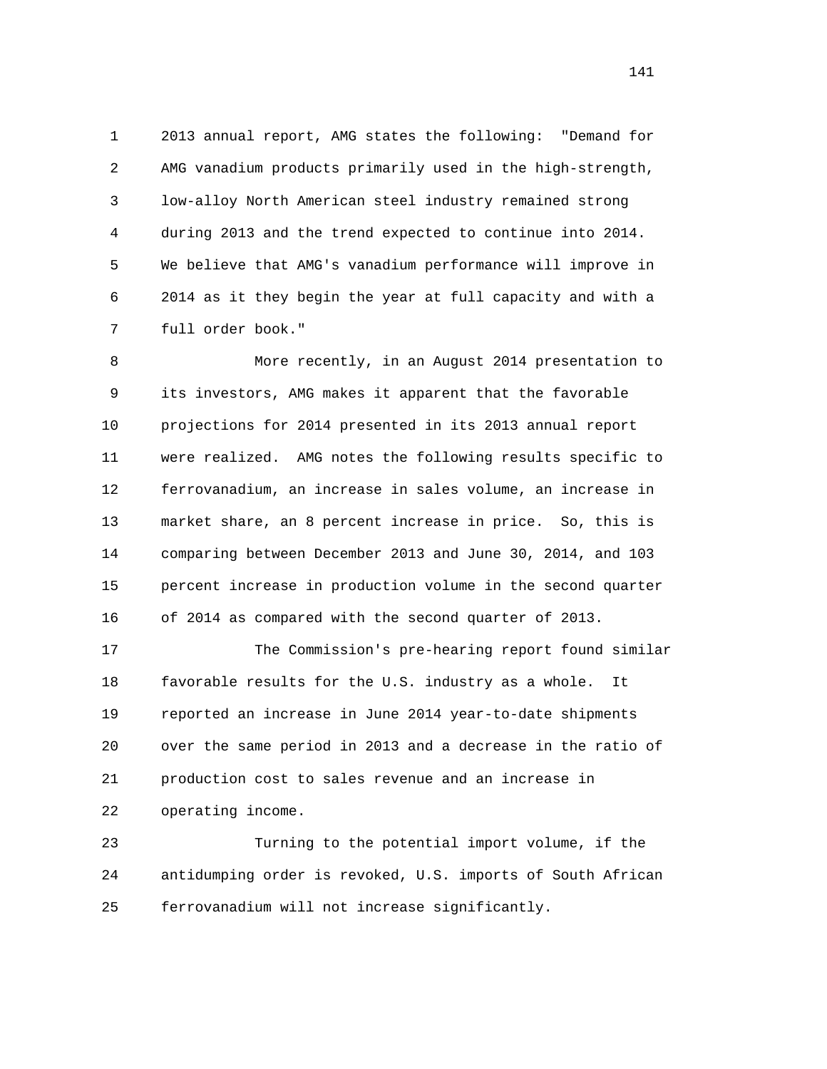2013 annual report, AMG states the following: "Demand for AMG vanadium products primarily used in the high-strength, low-alloy North American steel industry remained strong during 2013 and the trend expected to continue into 2014. We believe that AMG's vanadium performance will improve in 2014 as it they begin the year at full capacity and with a full order book."

More recently, in an August 2014 presentation to its investors, AMG makes it apparent that the favorable projections for 2014 presented in its 2013 annual report were realized. AMG notes the following results specific to ferrovanadium, an increase in sales volume, an increase in market share, an 8 percent increase in price. So, this is comparing between December 2013 and June 30, 2014, and 103 percent increase in production volume in the second quarter of 2014 as compared with the second quarter of 2013.

The Commission's pre-hearing report found similar favorable results for the U.S. industry as a whole. It reported an increase in June 2014 year-to-date shipments over the same period in 2013 and a decrease in the ratio of production cost to sales revenue and an increase in operating income.

Turning to the potential import volume, if the antidumping order is revoked, U.S. imports of South African ferrovanadium will not increase significantly.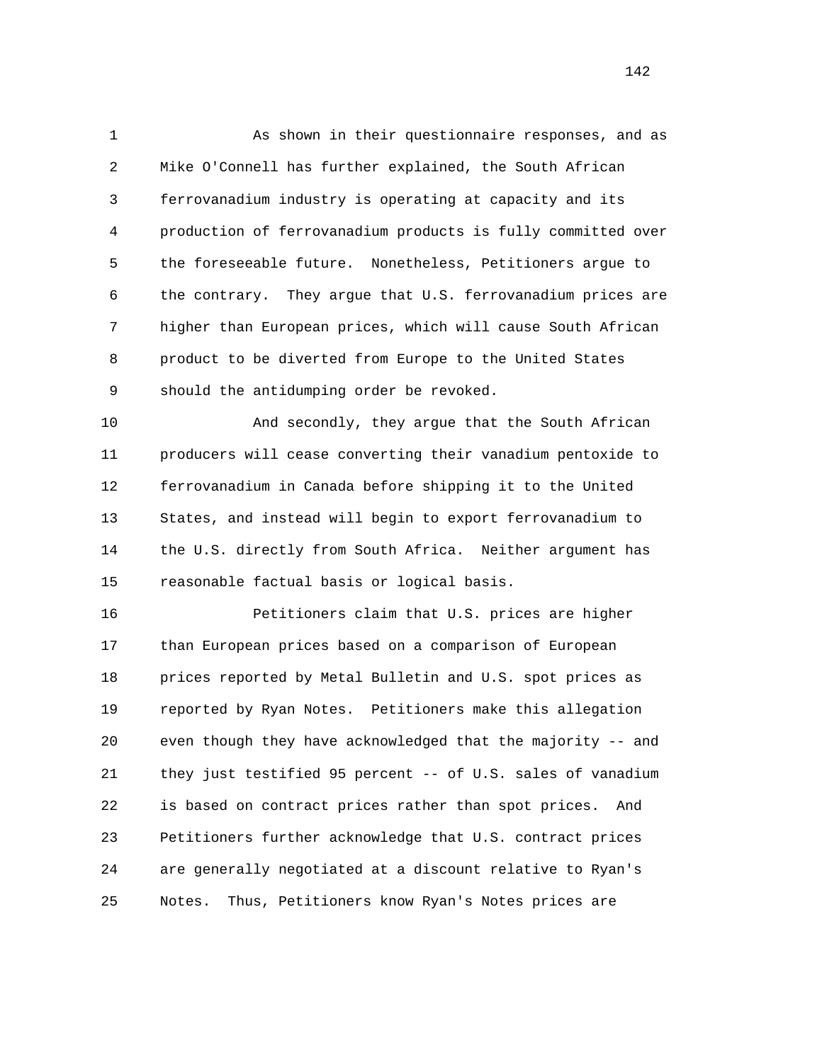As shown in their questionnaire responses, and as Mike O'Connell has further explained, the South African ferrovanadium industry is operating at capacity and its production of ferrovanadium products is fully committed over the foreseeable future. Nonetheless, Petitioners argue to the contrary. They argue that U.S. ferrovanadium prices are higher than European prices, which will cause South African product to be diverted from Europe to the United States should the antidumping order be revoked.

And secondly, they argue that the South African producers will cease converting their vanadium pentoxide to ferrovanadium in Canada before shipping it to the United States, and instead will begin to export ferrovanadium to the U.S. directly from South Africa. Neither argument has reasonable factual basis or logical basis.

Petitioners claim that U.S. prices are higher than European prices based on a comparison of European prices reported by Metal Bulletin and U.S. spot prices as reported by Ryan Notes. Petitioners make this allegation even though they have acknowledged that the majority -- and they just testified 95 percent -- of U.S. sales of vanadium is based on contract prices rather than spot prices. And Petitioners further acknowledge that U.S. contract prices are generally negotiated at a discount relative to Ryan's Notes. Thus, Petitioners know Ryan's Notes prices are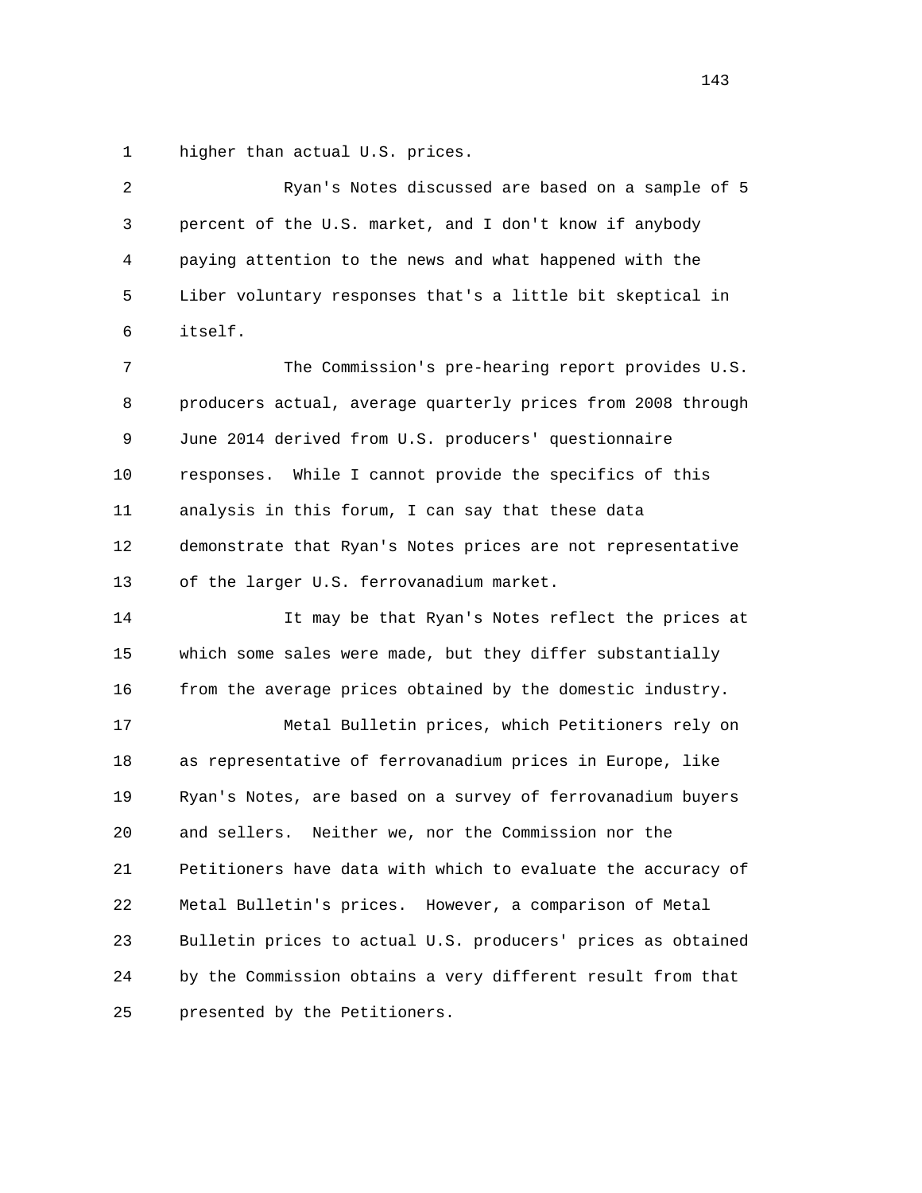higher than actual U.S. prices.

Ryan's Notes discussed are based on a sample of 5 percent of the U.S. market, and I don't know if anybody paying attention to the news and what happened with the Liber voluntary responses that's a little bit skeptical in itself.

The Commission's pre-hearing report provides U.S. producers actual, average quarterly prices from 2008 through June 2014 derived from U.S. producers' questionnaire responses. While I cannot provide the specifics of this analysis in this forum, I can say that these data demonstrate that Ryan's Notes prices are not representative of the larger U.S. ferrovanadium market.

It may be that Ryan's Notes reflect the prices at which some sales were made, but they differ substantially from the average prices obtained by the domestic industry.

Metal Bulletin prices, which Petitioners rely on as representative of ferrovanadium prices in Europe, like Ryan's Notes, are based on a survey of ferrovanadium buyers and sellers. Neither we, nor the Commission nor the Petitioners have data with which to evaluate the accuracy of Metal Bulletin's prices. However, a comparison of Metal Bulletin prices to actual U.S. producers' prices as obtained by the Commission obtains a very different result from that presented by the Petitioners.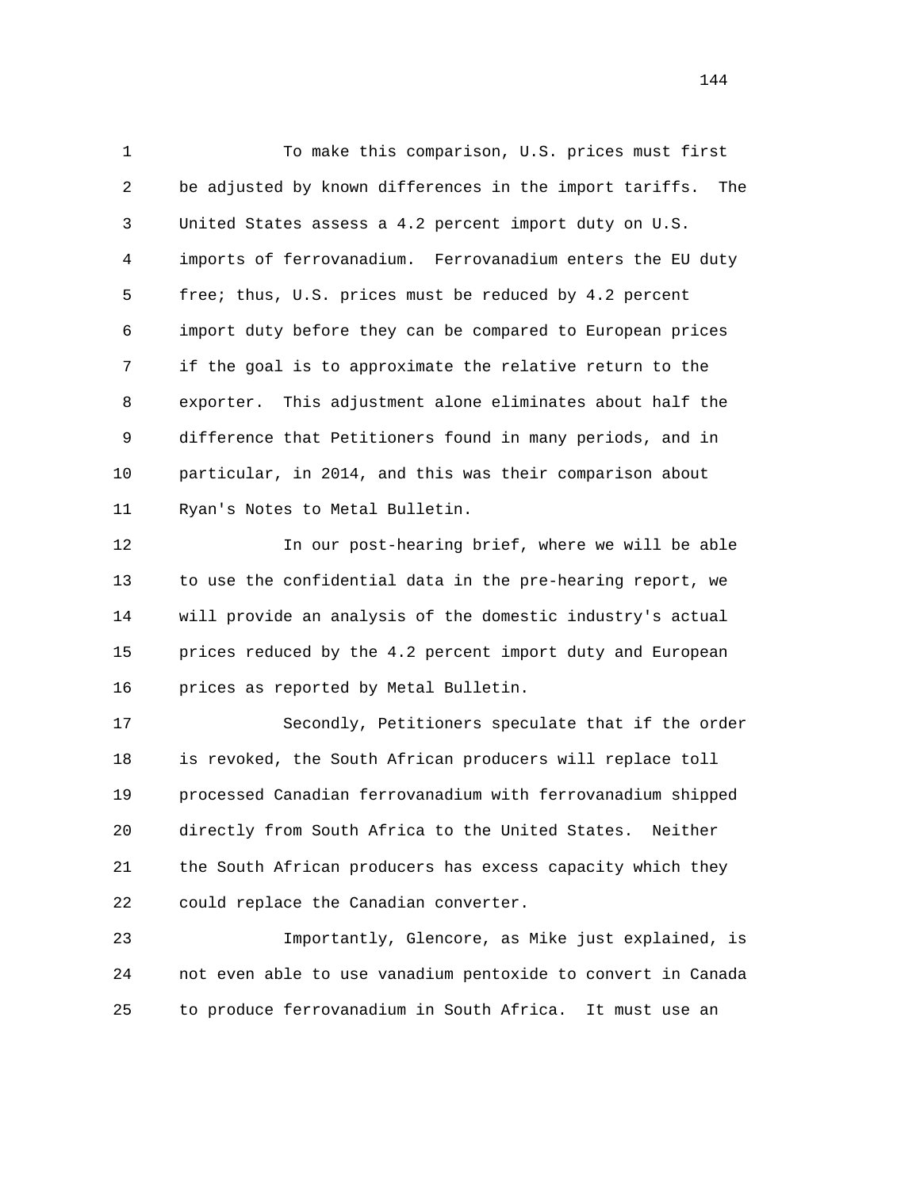1 To make this comparison, U.S. prices must first
2 be adjusted by known differences in the import tariffs. The
3 United States assess a 4.2 percent import duty on U.S.
4 imports of ferrovanadium. Ferrovanadium enters the EU duty
5 free; thus, U.S. prices must be reduced by 4.2 percent
6 import duty before they can be compared to European prices
7 if the goal is to approximate the relative return to the
8 exporter. This adjustment alone eliminates about half the
9 difference that Petitioners found in many periods, and in
10 particular, in 2014, and this was their comparison about
11 Ryan's Notes to Metal Bulletin.

12 In our post-hearing brief, where we will be able
13 to use the confidential data in the pre-hearing report, we
14 will provide an analysis of the domestic industry's actual
15 prices reduced by the 4.2 percent import duty and European
16 prices as reported by Metal Bulletin.

17 Secondly, Petitioners speculate that if the order
18 is revoked, the South African producers will replace toll
19 processed Canadian ferrovanadium with ferrovanadium shipped
20 directly from South Africa to the United States. Neither
21 the South African producers has excess capacity which they
22 could replace the Canadian converter.

23 Importantly, Glencore, as Mike just explained, is
24 not even able to use vanadium pentoxide to convert in Canada
25 to produce ferrovanadium in South Africa. It must use an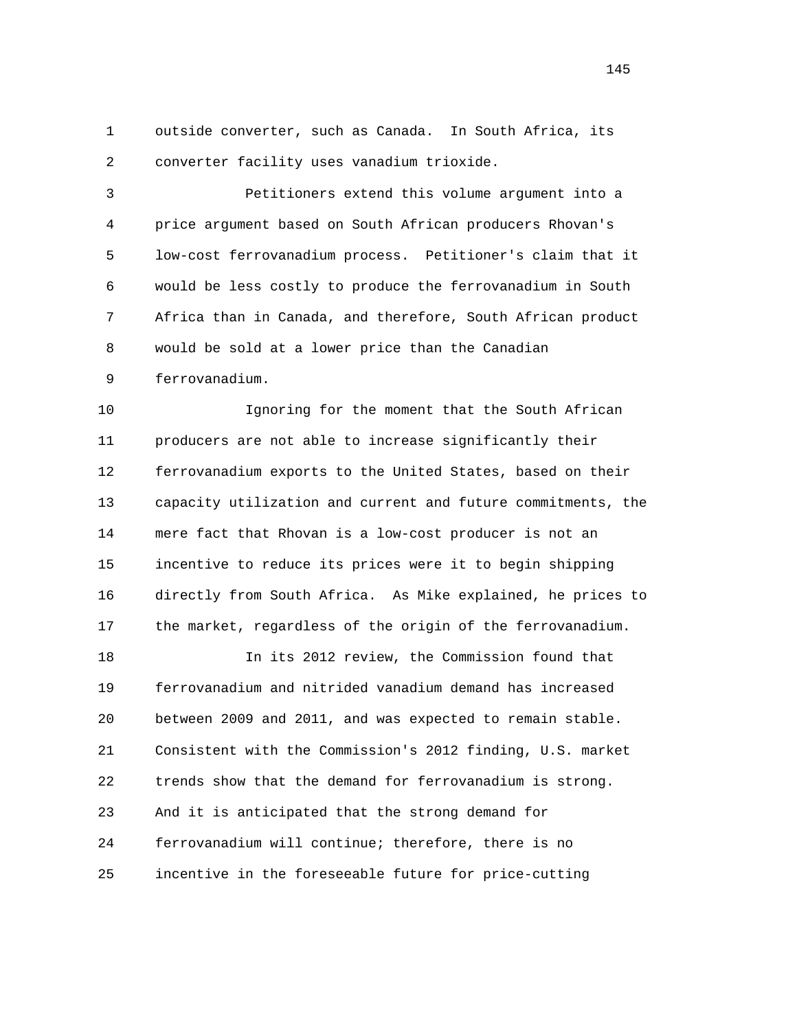outside converter, such as Canada. In South Africa, its converter facility uses vanadium trioxide.

Petitioners extend this volume argument into a price argument based on South African producers Rhovan's low-cost ferrovanadium process. Petitioner's claim that it would be less costly to produce the ferrovanadium in South Africa than in Canada, and therefore, South African product would be sold at a lower price than the Canadian ferrovanadium.

Ignoring for the moment that the South African producers are not able to increase significantly their ferrovanadium exports to the United States, based on their capacity utilization and current and future commitments, the mere fact that Rhovan is a low-cost producer is not an incentive to reduce its prices were it to begin shipping directly from South Africa. As Mike explained, he prices to the market, regardless of the origin of the ferrovanadium.

In its 2012 review, the Commission found that ferrovanadium and nitrided vanadium demand has increased between 2009 and 2011, and was expected to remain stable. Consistent with the Commission's 2012 finding, U.S. market trends show that the demand for ferrovanadium is strong. And it is anticipated that the strong demand for ferrovanadium will continue; therefore, there is no incentive in the foreseeable future for price-cutting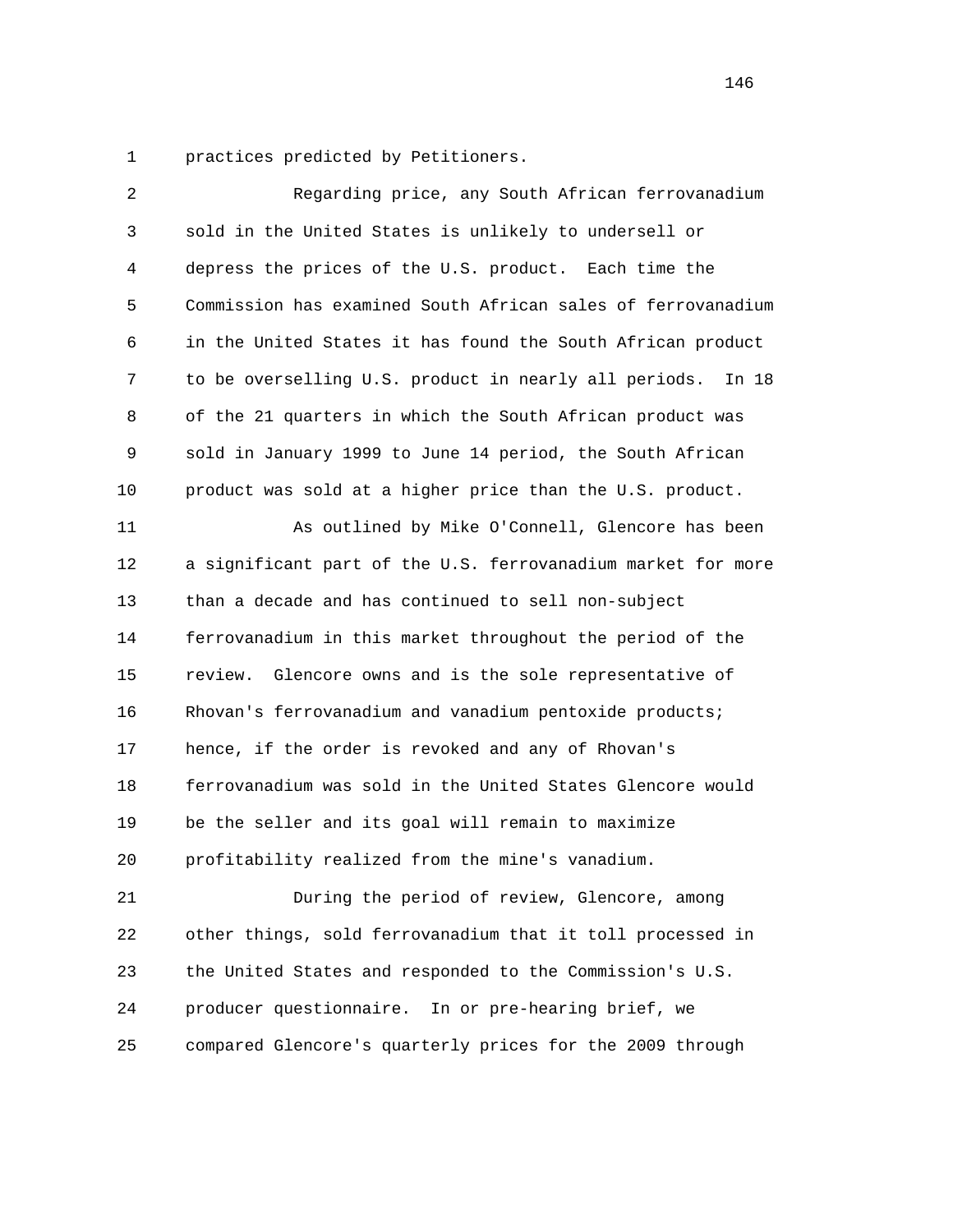practices predicted by Petitioners.

Regarding price, any South African ferrovanadium sold in the United States is unlikely to undersell or depress the prices of the U.S. product. Each time the Commission has examined South African sales of ferrovanadium in the United States it has found the South African product to be overselling U.S. product in nearly all periods. In 18 of the 21 quarters in which the South African product was sold in January 1999 to June 14 period, the South African product was sold at a higher price than the U.S. product.

As outlined by Mike O'Connell, Glencore has been a significant part of the U.S. ferrovanadium market for more than a decade and has continued to sell non-subject ferrovanadium in this market throughout the period of the review. Glencore owns and is the sole representative of Rhovan's ferrovanadium and vanadium pentoxide products; hence, if the order is revoked and any of Rhovan's ferrovanadium was sold in the United States Glencore would be the seller and its goal will remain to maximize profitability realized from the mine's vanadium.

During the period of review, Glencore, among other things, sold ferrovanadium that it toll processed in the United States and responded to the Commission's U.S. producer questionnaire. In or pre-hearing brief, we compared Glencore's quarterly prices for the 2009 through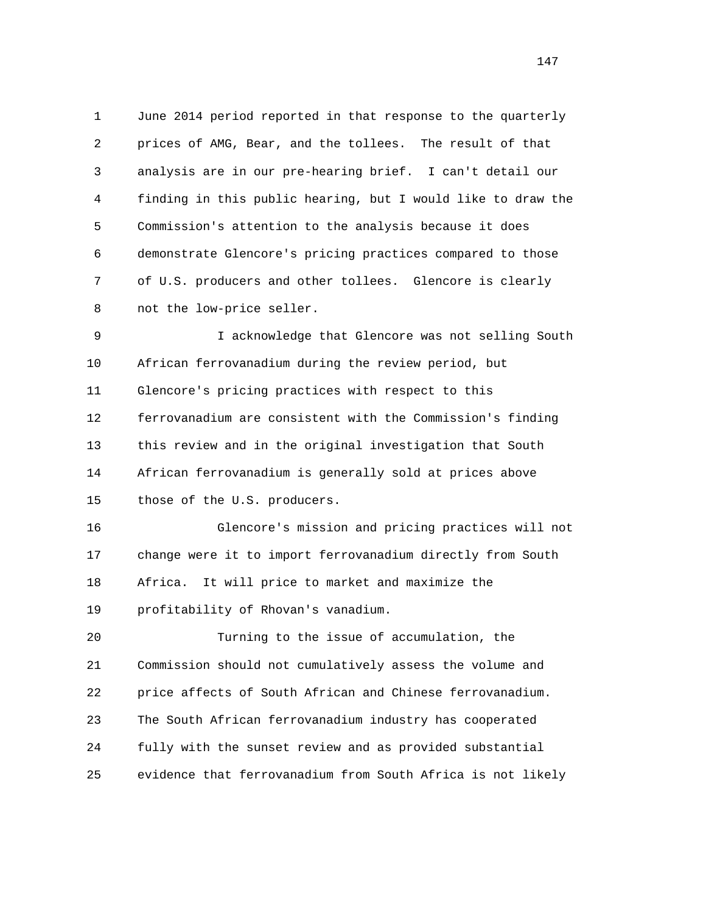June 2014 period reported in that response to the quarterly prices of AMG, Bear, and the tollees. The result of that analysis are in our pre-hearing brief. I can't detail our finding in this public hearing, but I would like to draw the Commission's attention to the analysis because it does demonstrate Glencore's pricing practices compared to those of U.S. producers and other tollees. Glencore is clearly not the low-price seller.

I acknowledge that Glencore was not selling South African ferrovanadium during the review period, but Glencore's pricing practices with respect to this ferrovanadium are consistent with the Commission's finding this review and in the original investigation that South African ferrovanadium is generally sold at prices above those of the U.S. producers.

Glencore's mission and pricing practices will not change were it to import ferrovanadium directly from South Africa. It will price to market and maximize the profitability of Rhovan's vanadium.

Turning to the issue of accumulation, the Commission should not cumulatively assess the volume and price affects of South African and Chinese ferrovanadium. The South African ferrovanadium industry has cooperated fully with the sunset review and as provided substantial evidence that ferrovanadium from South Africa is not likely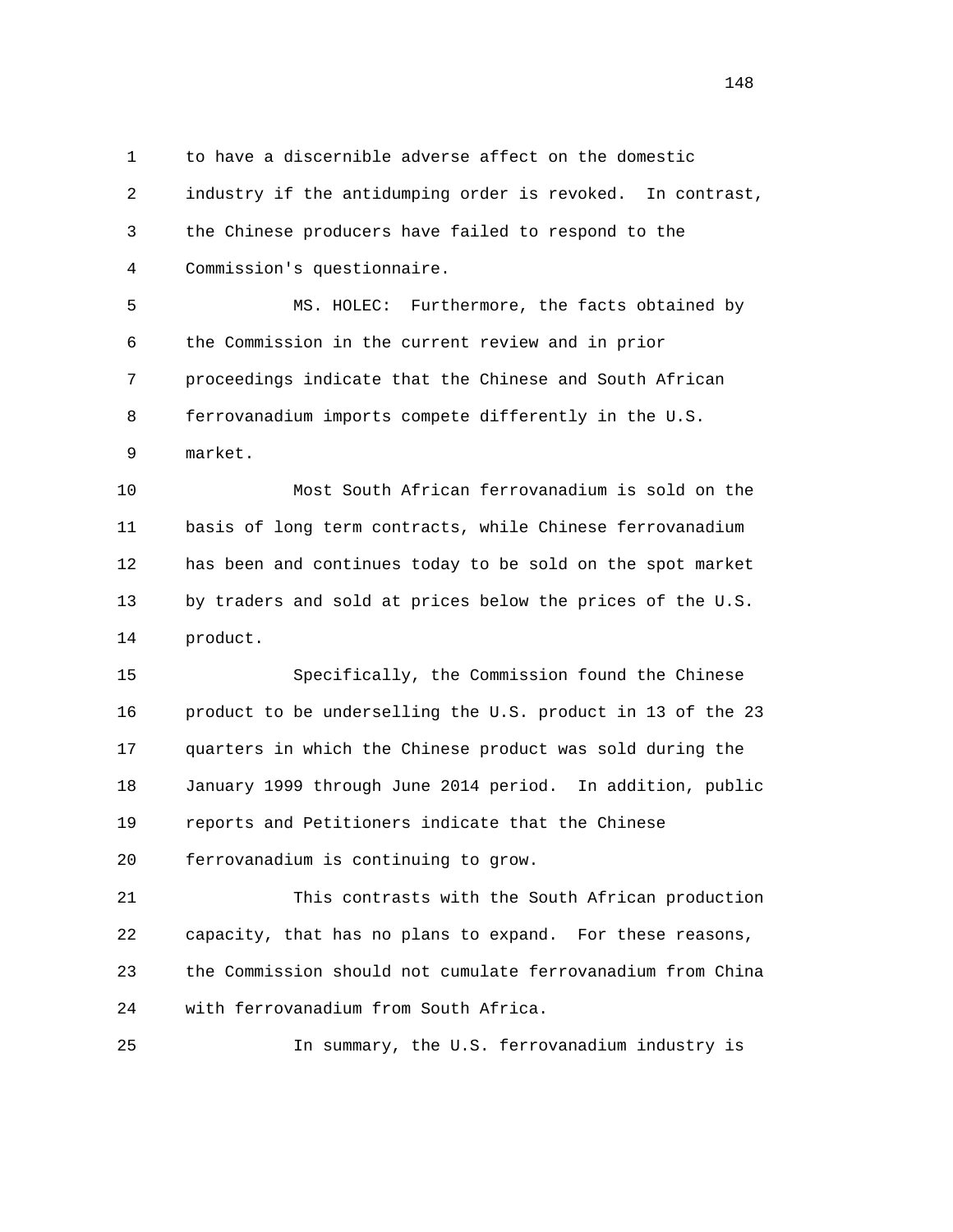to have a discernible adverse affect on the domestic industry if the antidumping order is revoked. In contrast, the Chinese producers have failed to respond to the Commission's questionnaire.

MS. HOLEC: Furthermore, the facts obtained by the Commission in the current review and in prior proceedings indicate that the Chinese and South African ferrovanadium imports compete differently in the U.S. market.

Most South African ferrovanadium is sold on the basis of long term contracts, while Chinese ferrovanadium has been and continues today to be sold on the spot market by traders and sold at prices below the prices of the U.S. product.

Specifically, the Commission found the Chinese product to be underselling the U.S. product in 13 of the 23 quarters in which the Chinese product was sold during the January 1999 through June 2014 period. In addition, public reports and Petitioners indicate that the Chinese ferrovanadium is continuing to grow.

This contrasts with the South African production capacity, that has no plans to expand. For these reasons, the Commission should not cumulate ferrovanadium from China with ferrovanadium from South Africa.

In summary, the U.S. ferrovanadium industry is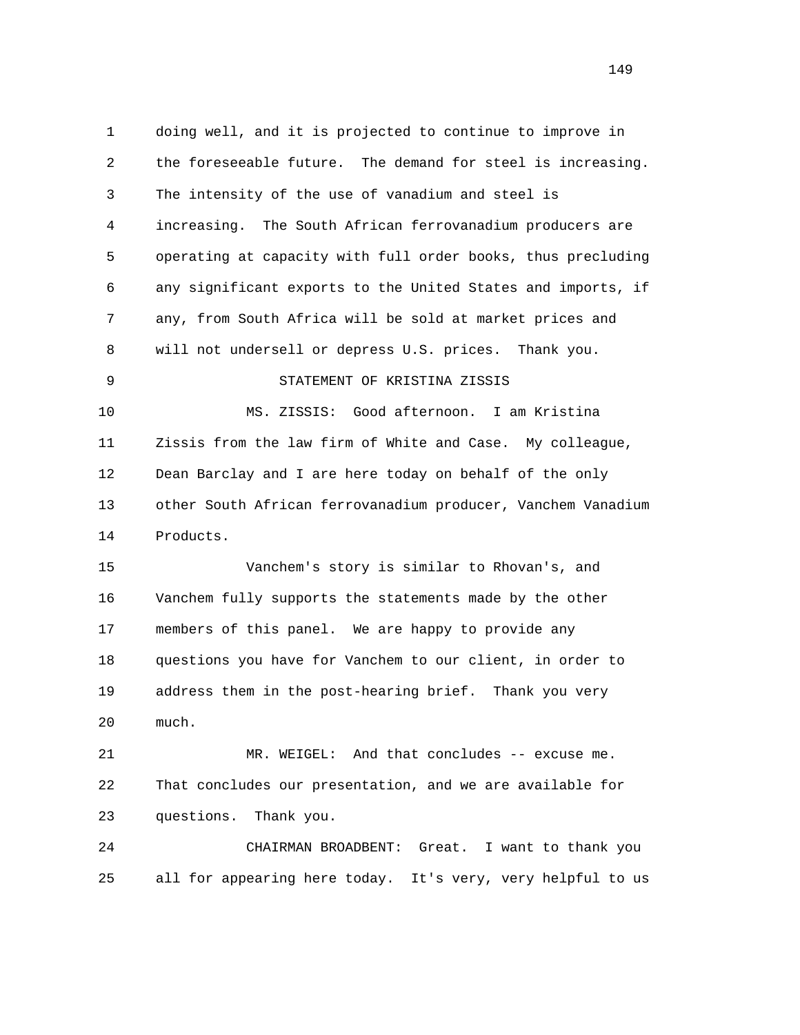doing well, and it is projected to continue to improve in the foreseeable future. The demand for steel is increasing. The intensity of the use of vanadium and steel is increasing. The South African ferrovanadium producers are operating at capacity with full order books, thus precluding any significant exports to the United States and imports, if any, from South Africa will be sold at market prices and will not undersell or depress U.S. prices. Thank you.

STATEMENT OF KRISTINA ZISSIS

MS. ZISSIS: Good afternoon. I am Kristina Zissis from the law firm of White and Case. My colleague, Dean Barclay and I are here today on behalf of the only other South African ferrovanadium producer, Vanchem Vanadium Products.

Vanchem's story is similar to Rhovan's, and Vanchem fully supports the statements made by the other members of this panel. We are happy to provide any questions you have for Vanchem to our client, in order to address them in the post-hearing brief. Thank you very much.

MR. WEIGEL: And that concludes -- excuse me. That concludes our presentation, and we are available for questions. Thank you.

CHAIRMAN BROADBENT: Great. I want to thank you all for appearing here today. It's very, very helpful to us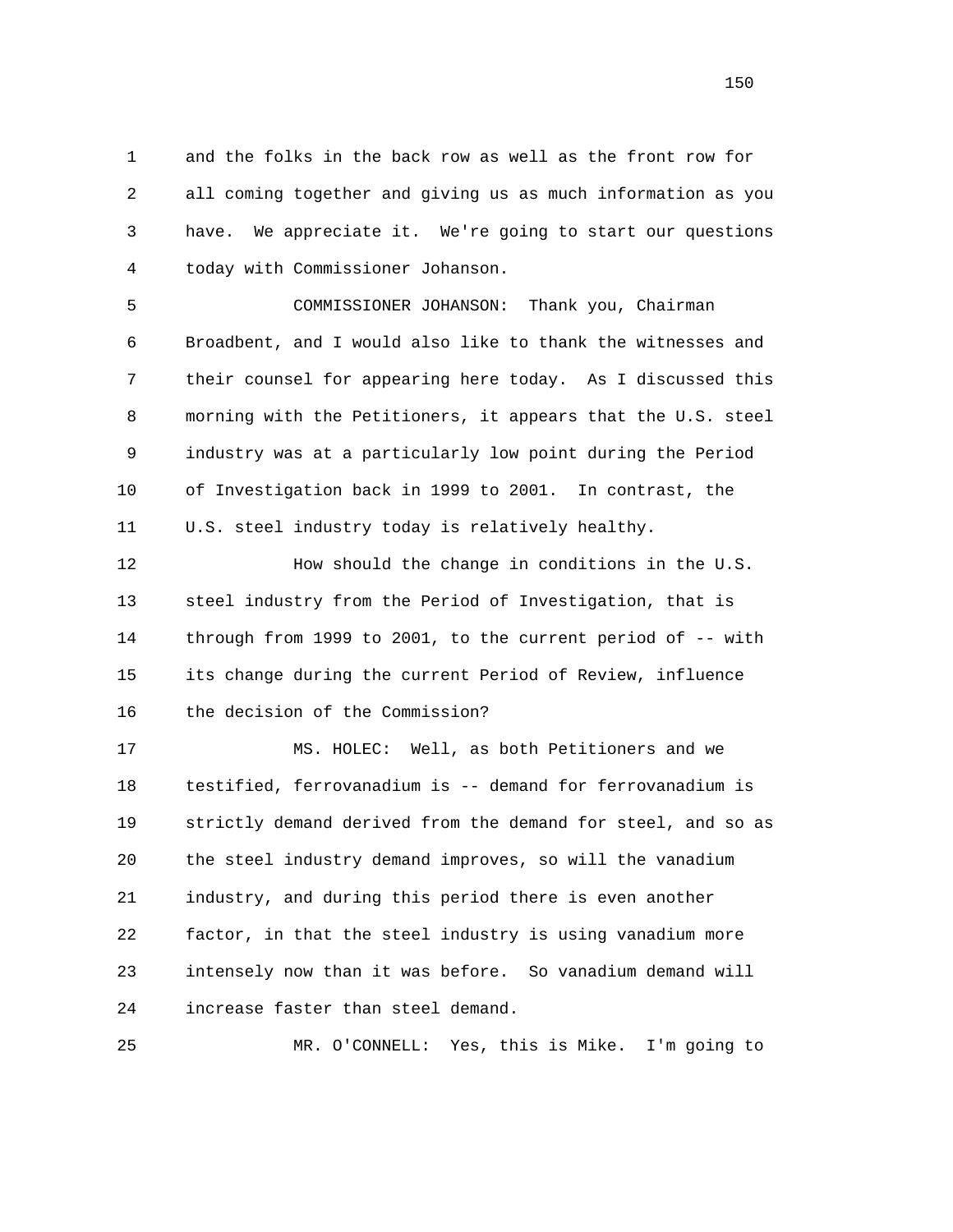and the folks in the back row as well as the front row for all coming together and giving us as much information as you have. We appreciate it. We're going to start our questions today with Commissioner Johanson.

COMMISSIONER JOHANSON: Thank you, Chairman Broadbent, and I would also like to thank the witnesses and their counsel for appearing here today. As I discussed this morning with the Petitioners, it appears that the U.S. steel industry was at a particularly low point during the Period of Investigation back in 1999 to 2001. In contrast, the U.S. steel industry today is relatively healthy.

How should the change in conditions in the U.S. steel industry from the Period of Investigation, that is through from 1999 to 2001, to the current period of -- with its change during the current Period of Review, influence the decision of the Commission?

MS. HOLEC: Well, as both Petitioners and we testified, ferrovanadium is -- demand for ferrovanadium is strictly demand derived from the demand for steel, and so as the steel industry demand improves, so will the vanadium industry, and during this period there is even another factor, in that the steel industry is using vanadium more intensely now than it was before. So vanadium demand will increase faster than steel demand.

MR. O'CONNELL: Yes, this is Mike. I'm going to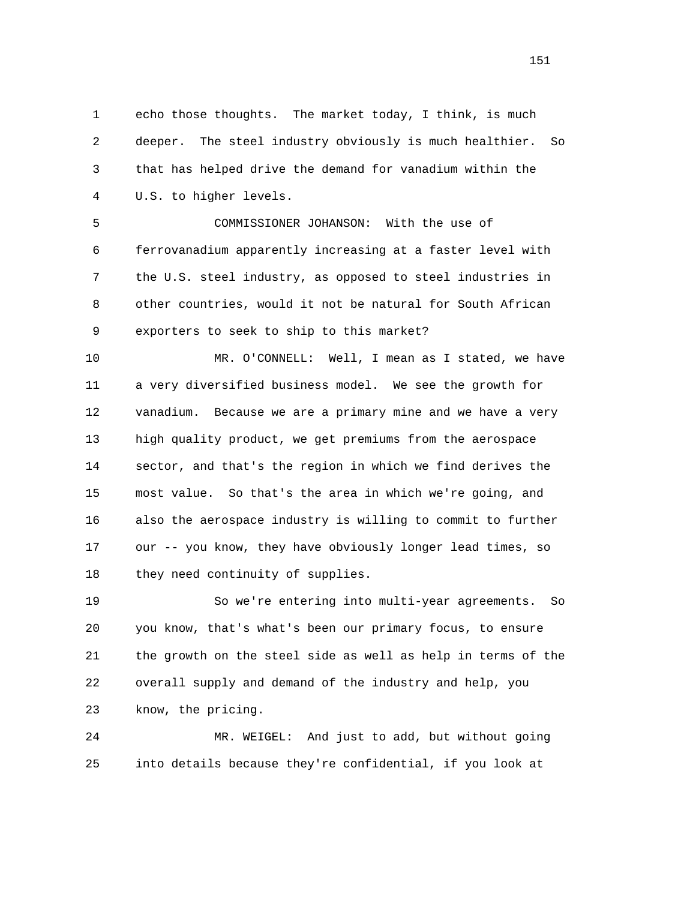echo those thoughts. The market today, I think, is much deeper. The steel industry obviously is much healthier. So that has helped drive the demand for vanadium within the U.S. to higher levels.

COMMISSIONER JOHANSON: With the use of ferrovanadium apparently increasing at a faster level with the U.S. steel industry, as opposed to steel industries in other countries, would it not be natural for South African exporters to seek to ship to this market?

MR. O'CONNELL: Well, I mean as I stated, we have a very diversified business model. We see the growth for vanadium. Because we are a primary mine and we have a very high quality product, we get premiums from the aerospace sector, and that's the region in which we find derives the most value. So that's the area in which we're going, and also the aerospace industry is willing to commit to further our -- you know, they have obviously longer lead times, so they need continuity of supplies.

So we're entering into multi-year agreements. So you know, that's what's been our primary focus, to ensure the growth on the steel side as well as help in terms of the overall supply and demand of the industry and help, you know, the pricing.

MR. WEIGEL: And just to add, but without going into details because they're confidential, if you look at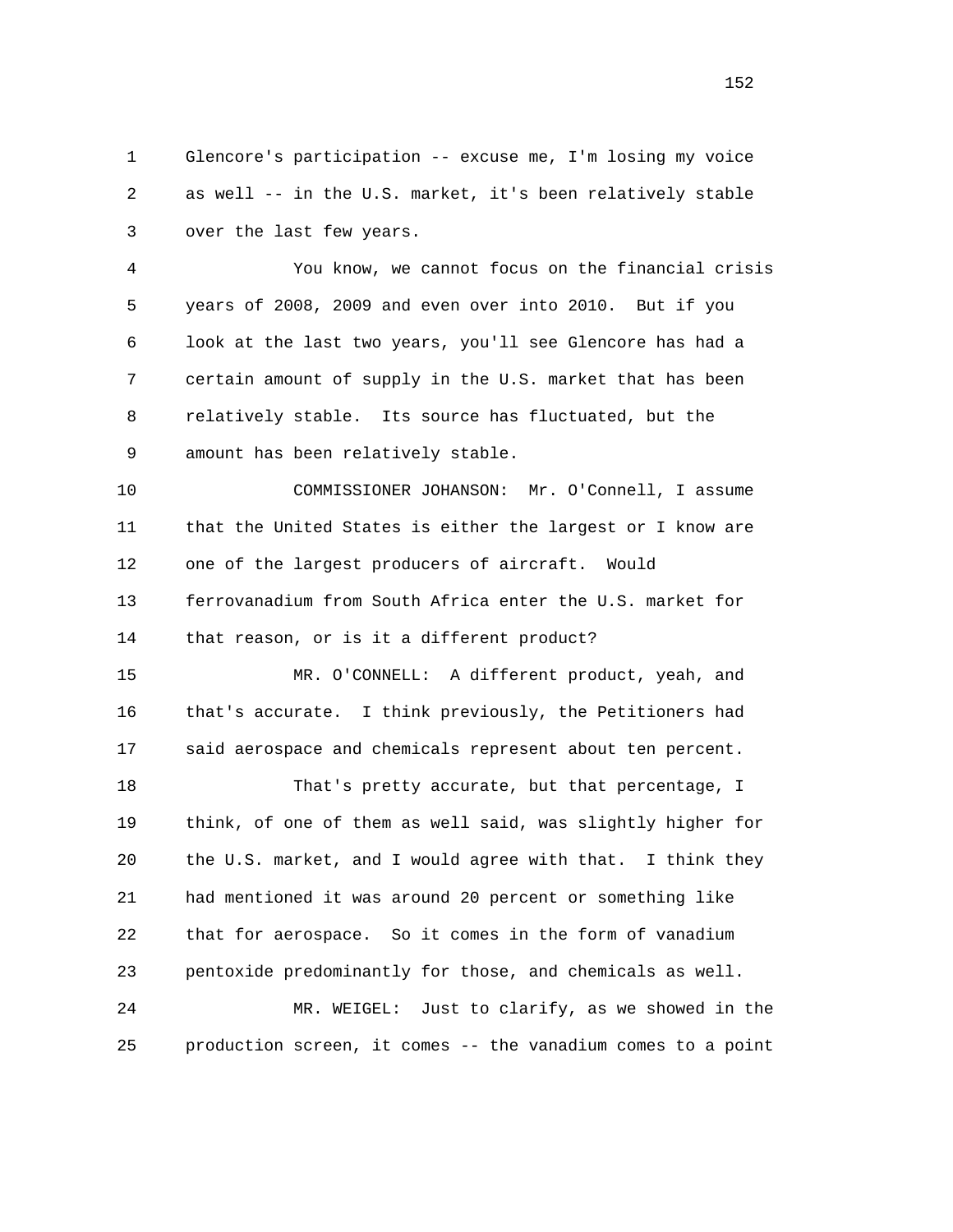1 Glencore's participation -- excuse me, I'm losing my voice
2 as well -- in the U.S. market, it's been relatively stable
3 over the last few years.

4 You know, we cannot focus on the financial crisis
5 years of 2008, 2009 and even over into 2010. But if you
6 look at the last two years, you'll see Glencore has had a
7 certain amount of supply in the U.S. market that has been
8 relatively stable. Its source has fluctuated, but the
9 amount has been relatively stable.

10 COMMISSIONER JOHANSON: Mr. O'Connell, I assume
11 that the United States is either the largest or I know are
12 one of the largest producers of aircraft. Would
13 ferrovanadium from South Africa enter the U.S. market for
14 that reason, or is it a different product?

15 MR. O'CONNELL: A different product, yeah, and
16 that's accurate. I think previously, the Petitioners had
17 said aerospace and chemicals represent about ten percent.

18 That's pretty accurate, but that percentage, I
19 think, of one of them as well said, was slightly higher for
20 the U.S. market, and I would agree with that. I think they
21 had mentioned it was around 20 percent or something like
22 that for aerospace. So it comes in the form of vanadium
23 pentoxide predominantly for those, and chemicals as well.

24 MR. WEIGEL: Just to clarify, as we showed in the
25 production screen, it comes -- the vanadium comes to a point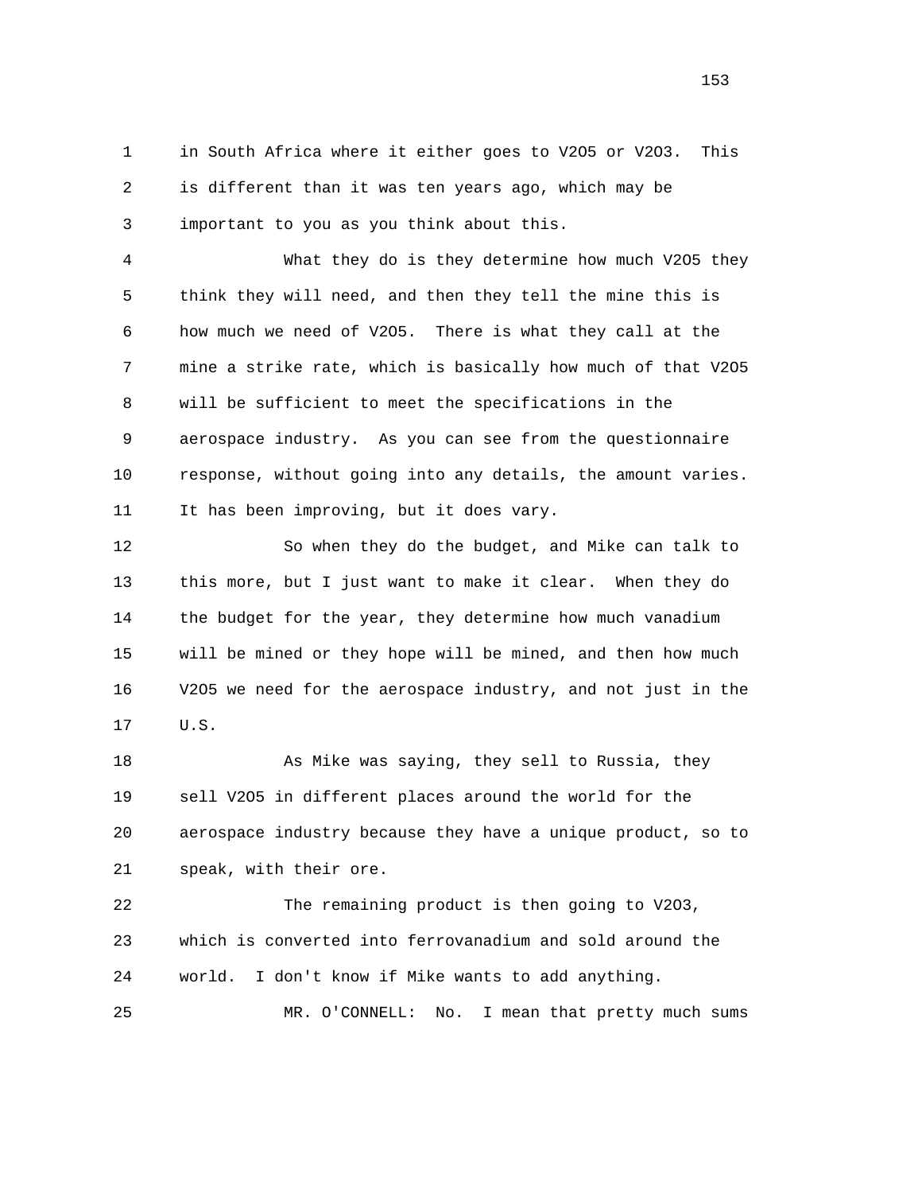in South Africa where it either goes to $V_2O_5$ or $V_2O_3$. This is different than it was ten years ago, which may be important to you as you think about this.

What they do is they determine how much $V_2O_5$ they think they will need, and then they tell the mine this is how much we need of $V_2O_5$. There is what they call at the mine a strike rate, which is basically how much of that $V_2O_5$ will be sufficient to meet the specifications in the aerospace industry. As you can see from the questionnaire response, without going into any details, the amount varies. It has been improving, but it does vary.

So when they do the budget, and Mike can talk to this more, but I just want to make it clear. When they do the budget for the year, they determine how much vanadium will be mined or they hope will be mined, and then how much $V_2O_5$ we need for the aerospace industry, and not just in the U.S.

As Mike was saying, they sell to Russia, they sell $V_2O_5$ in different places around the world for the aerospace industry because they have a unique product, so to speak, with their ore.

The remaining product is then going to $V_2O_3$, which is converted into ferrovanadium and sold around the world. I don't know if Mike wants to add anything.

MR. O'CONNELL: No. I mean that pretty much sums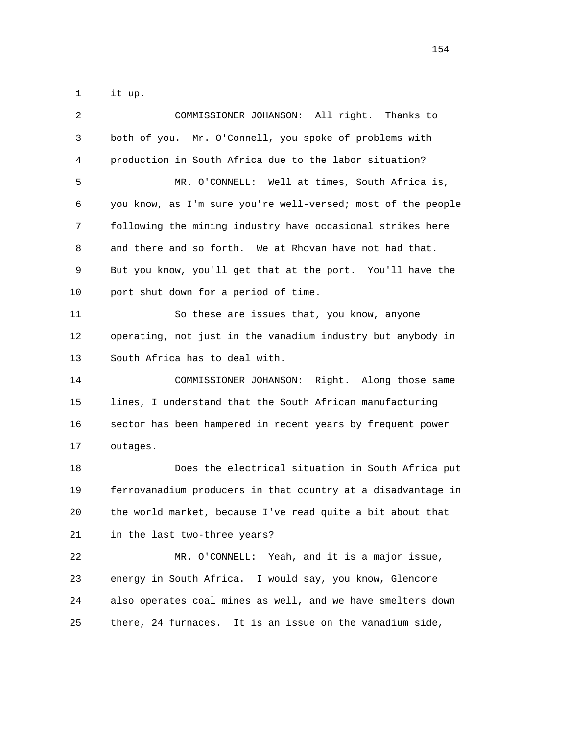it up.

COMMISSIONER JOHANSON: All right. Thanks to both of you. Mr. O'Connell, you spoke of problems with production in South Africa due to the labor situation?

MR. O'CONNELL: Well at times, South Africa is, you know, as I'm sure you're well-versed; most of the people following the mining industry have occasional strikes here and there and so forth. We at Rhovan have not had that. But you know, you'll get that at the port. You'll have the port shut down for a period of time.

So these are issues that, you know, anyone operating, not just in the vanadium industry but anybody in South Africa has to deal with.

COMMISSIONER JOHANSON: Right. Along those same lines, I understand that the South African manufacturing sector has been hampered in recent years by frequent power outages.

Does the electrical situation in South Africa put ferrovanadium producers in that country at a disadvantage in the world market, because I've read quite a bit about that in the last two-three years?

MR. O'CONNELL: Yeah, and it is a major issue, energy in South Africa. I would say, you know, Glencore also operates coal mines as well, and we have smelters down there, 24 furnaces. It is an issue on the vanadium side,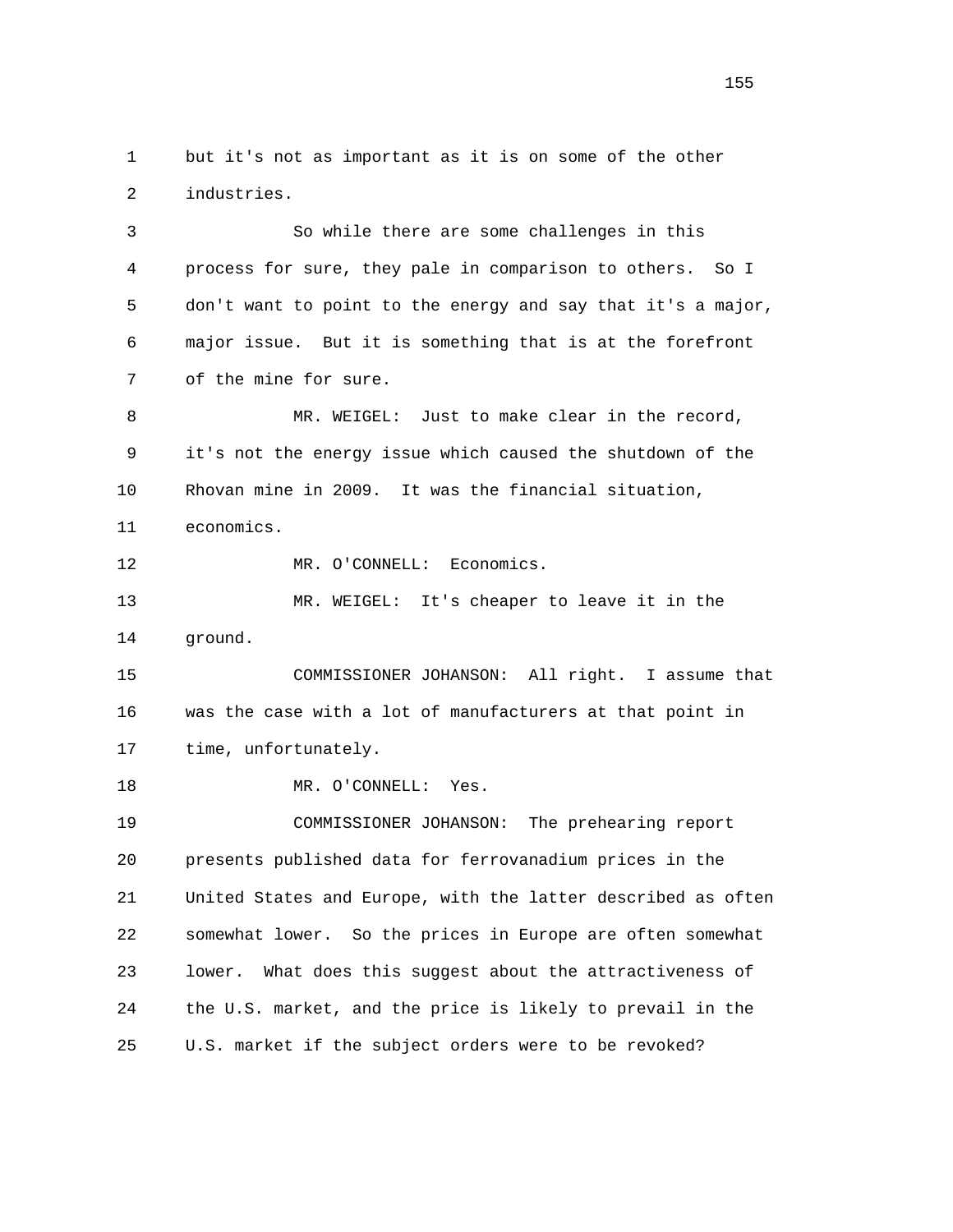but it's not as important as it is on some of the other industries.

So while there are some challenges in this process for sure, they pale in comparison to others. So I don't want to point to the energy and say that it's a major, major issue. But it is something that is at the forefront of the mine for sure.

MR. WEIGEL: Just to make clear in the record, it's not the energy issue which caused the shutdown of the Rhovan mine in 2009. It was the financial situation, economics.

MR. O'CONNELL: Economics.

MR. WEIGEL: It's cheaper to leave it in the ground.

COMMISSIONER JOHANSON: All right. I assume that was the case with a lot of manufacturers at that point in time, unfortunately.

MR. O'CONNELL: Yes.

COMMISSIONER JOHANSON: The prehearing report presents published data for ferrovanadium prices in the United States and Europe, with the latter described as often somewhat lower. So the prices in Europe are often somewhat lower. What does this suggest about the attractiveness of the U.S. market, and the price is likely to prevail in the U.S. market if the subject orders were to be revoked?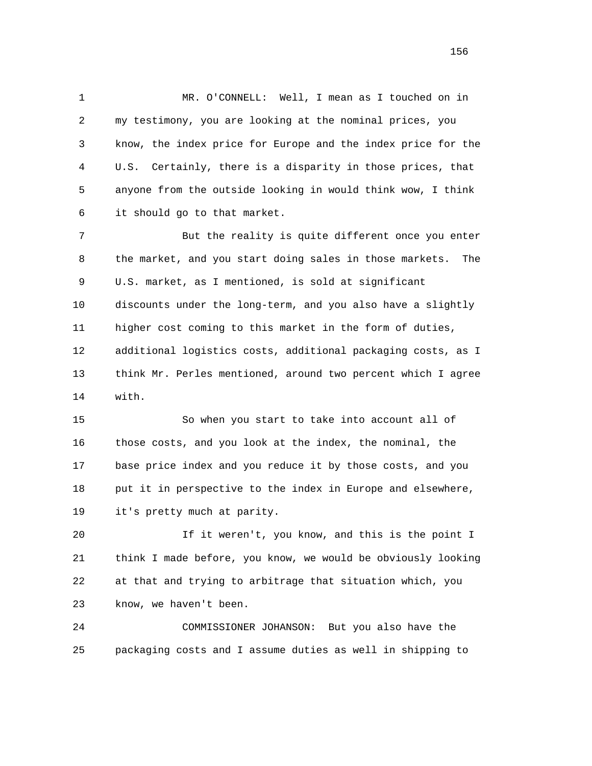MR. O'CONNELL: Well, I mean as I touched on in my testimony, you are looking at the nominal prices, you know, the index price for Europe and the index price for the U.S. Certainly, there is a disparity in those prices, that anyone from the outside looking in would think wow, I think it should go to that market.

But the reality is quite different once you enter the market, and you start doing sales in those markets. The U.S. market, as I mentioned, is sold at significant discounts under the long-term, and you also have a slightly higher cost coming to this market in the form of duties, additional logistics costs, additional packaging costs, as I think Mr. Perles mentioned, around two percent which I agree with.

So when you start to take into account all of those costs, and you look at the index, the nominal, the base price index and you reduce it by those costs, and you put it in perspective to the index in Europe and elsewhere, it's pretty much at parity.

If it weren't, you know, and this is the point I think I made before, you know, we would be obviously looking at that and trying to arbitrage that situation which, you know, we haven't been.

COMMISSIONER JOHANSON: But you also have the packaging costs and I assume duties as well in shipping to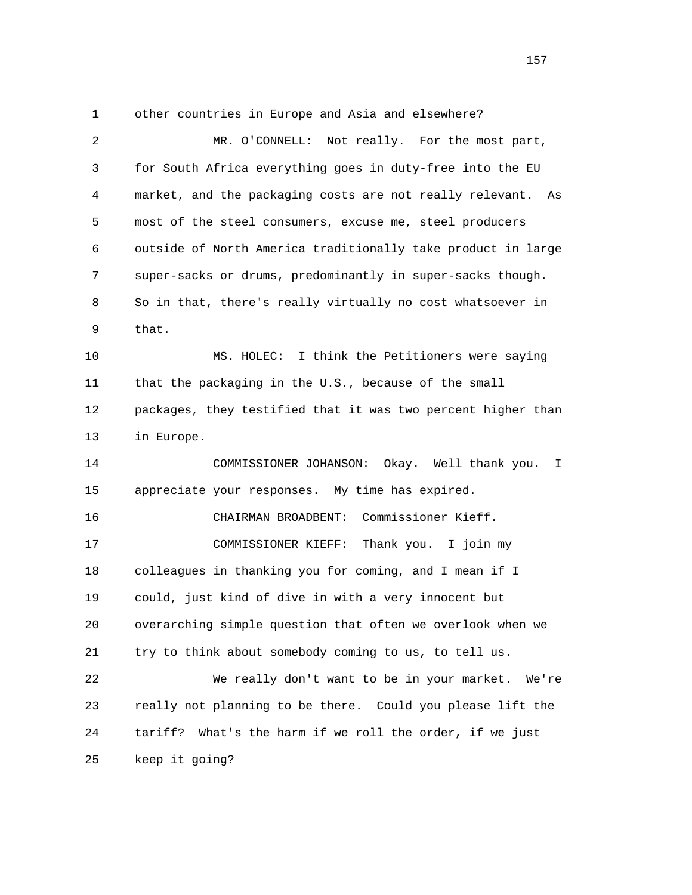other countries in Europe and Asia and elsewhere?

MR. O'CONNELL: Not really. For the most part, for South Africa everything goes in duty-free into the EU market, and the packaging costs are not really relevant. As most of the steel consumers, excuse me, steel producers outside of North America traditionally take product in large super-sacks or drums, predominantly in super-sacks though. So in that, there's really virtually no cost whatsoever in that.

MS. HOLEC: I think the Petitioners were saying that the packaging in the U.S., because of the small packages, they testified that it was two percent higher than in Europe.

COMMISSIONER JOHANSON: Okay. Well thank you. I appreciate your responses. My time has expired.

CHAIRMAN BROADBENT: Commissioner Kieff.

COMMISSIONER KIEFF: Thank you. I join my colleagues in thanking you for coming, and I mean if I could, just kind of dive in with a very innocent but overarching simple question that often we overlook when we try to think about somebody coming to us, to tell us.

We really don't want to be in your market. We're really not planning to be there. Could you please lift the tariff? What's the harm if we roll the order, if we just keep it going?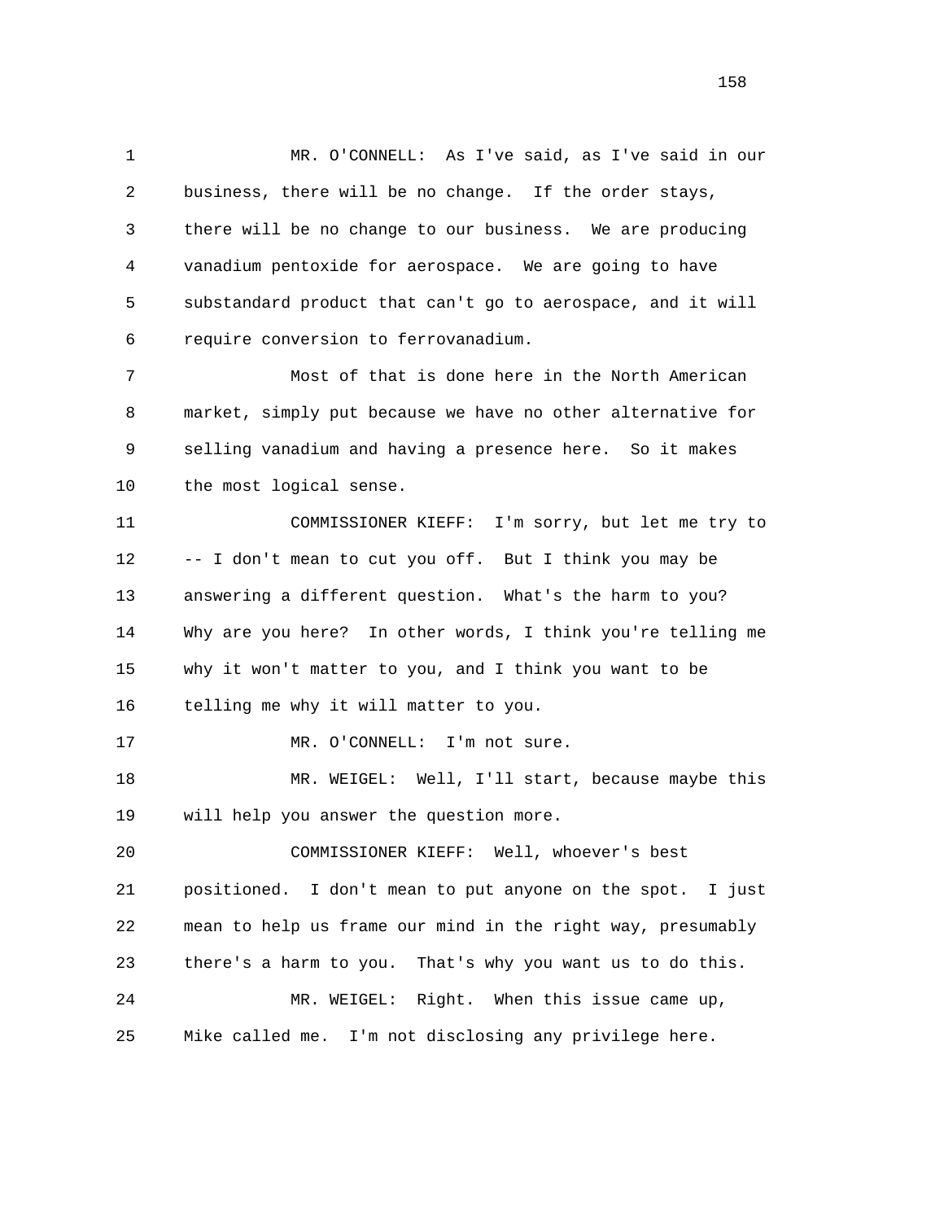MR. O'CONNELL: As I've said, as I've said in our business, there will be no change. If the order stays, there will be no change to our business. We are producing vanadium pentoxide for aerospace. We are going to have substandard product that can't go to aerospace, and it will require conversion to ferrovanadium.

Most of that is done here in the North American market, simply put because we have no other alternative for selling vanadium and having a presence here. So it makes the most logical sense.

COMMISSIONER KIEFF: I'm sorry, but let me try to -- I don't mean to cut you off. But I think you may be answering a different question. What's the harm to you? Why are you here? In other words, I think you're telling me why it won't matter to you, and I think you want to be telling me why it will matter to you.

MR. O'CONNELL: I'm not sure.

MR. WEIGEL: Well, I'll start, because maybe this will help you answer the question more.

COMMISSIONER KIEFF: Well, whoever's best positioned. I don't mean to put anyone on the spot. I just mean to help us frame our mind in the right way, presumably there's a harm to you. That's why you want us to do this.

MR. WEIGEL: Right. When this issue came up, Mike called me. I'm not disclosing any privilege here.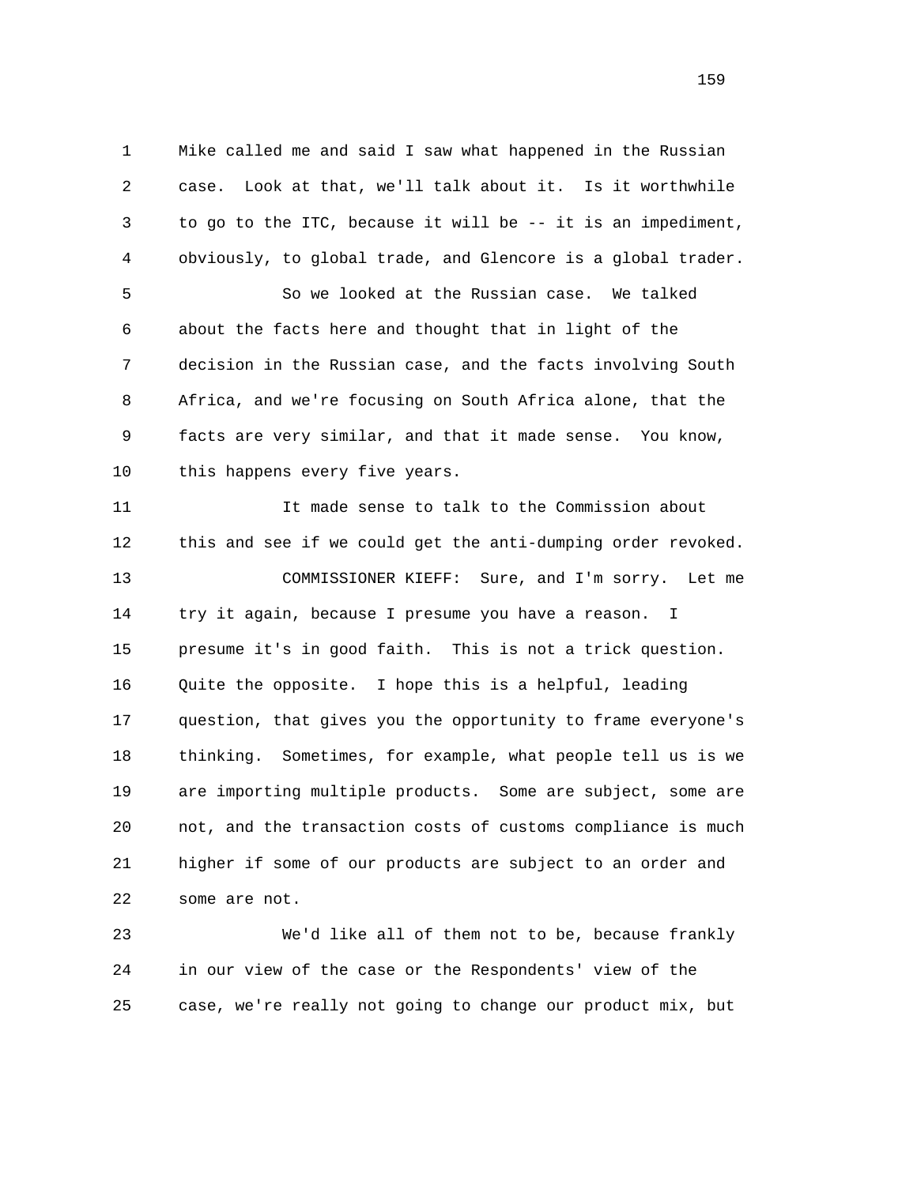Mike called me and said I saw what happened in the Russian case. Look at that, we'll talk about it. Is it worthwhile to go to the ITC, because it will be -- it is an impediment, obviously, to global trade, and Glencore is a global trader.

So we looked at the Russian case. We talked about the facts here and thought that in light of the decision in the Russian case, and the facts involving South Africa, and we're focusing on South Africa alone, that the facts are very similar, and that it made sense. You know, this happens every five years.

It made sense to talk to the Commission about this and see if we could get the anti-dumping order revoked.

COMMISSIONER KIEFF: Sure, and I'm sorry. Let me try it again, because I presume you have a reason. I presume it's in good faith. This is not a trick question. Quite the opposite. I hope this is a helpful, leading question, that gives you the opportunity to frame everyone's thinking. Sometimes, for example, what people tell us is we are importing multiple products. Some are subject, some are not, and the transaction costs of customs compliance is much higher if some of our products are subject to an order and some are not.

We'd like all of them not to be, because frankly in our view of the case or the Respondents' view of the case, we're really not going to change our product mix, but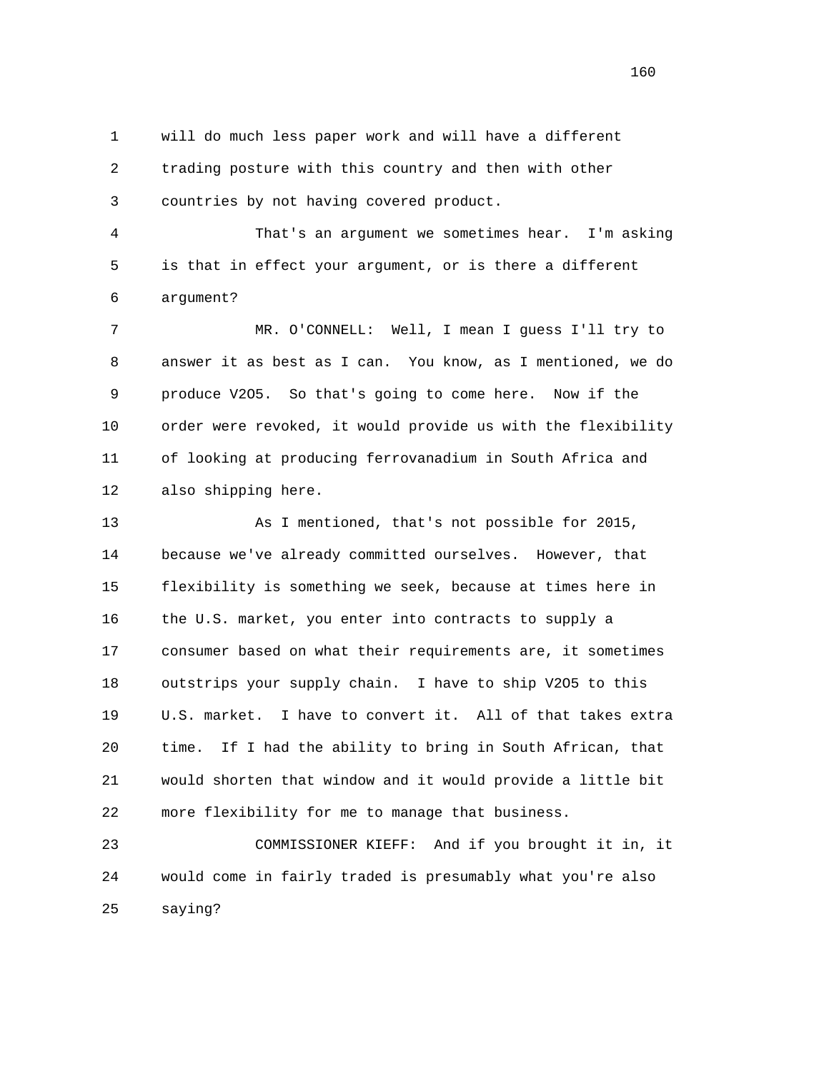will do much less paper work and will have a different trading posture with this country and then with other countries by not having covered product.

That's an argument we sometimes hear. I'm asking is that in effect your argument, or is there a different argument?

MR. O'CONNELL: Well, I mean I guess I'll try to answer it as best as I can. You know, as I mentioned, we do produce V2O5. So that's going to come here. Now if the order were revoked, it would provide us with the flexibility of looking at producing ferrovanadium in South Africa and also shipping here.

As I mentioned, that's not possible for 2015, because we've already committed ourselves. However, that flexibility is something we seek, because at times here in the U.S. market, you enter into contracts to supply a consumer based on what their requirements are, it sometimes outstrips your supply chain. I have to ship V2O5 to this U.S. market. I have to convert it. All of that takes extra time. If I had the ability to bring in South African, that would shorten that window and it would provide a little bit more flexibility for me to manage that business.

COMMISSIONER KIEFF: And if you brought it in, it would come in fairly traded is presumably what you're also saying?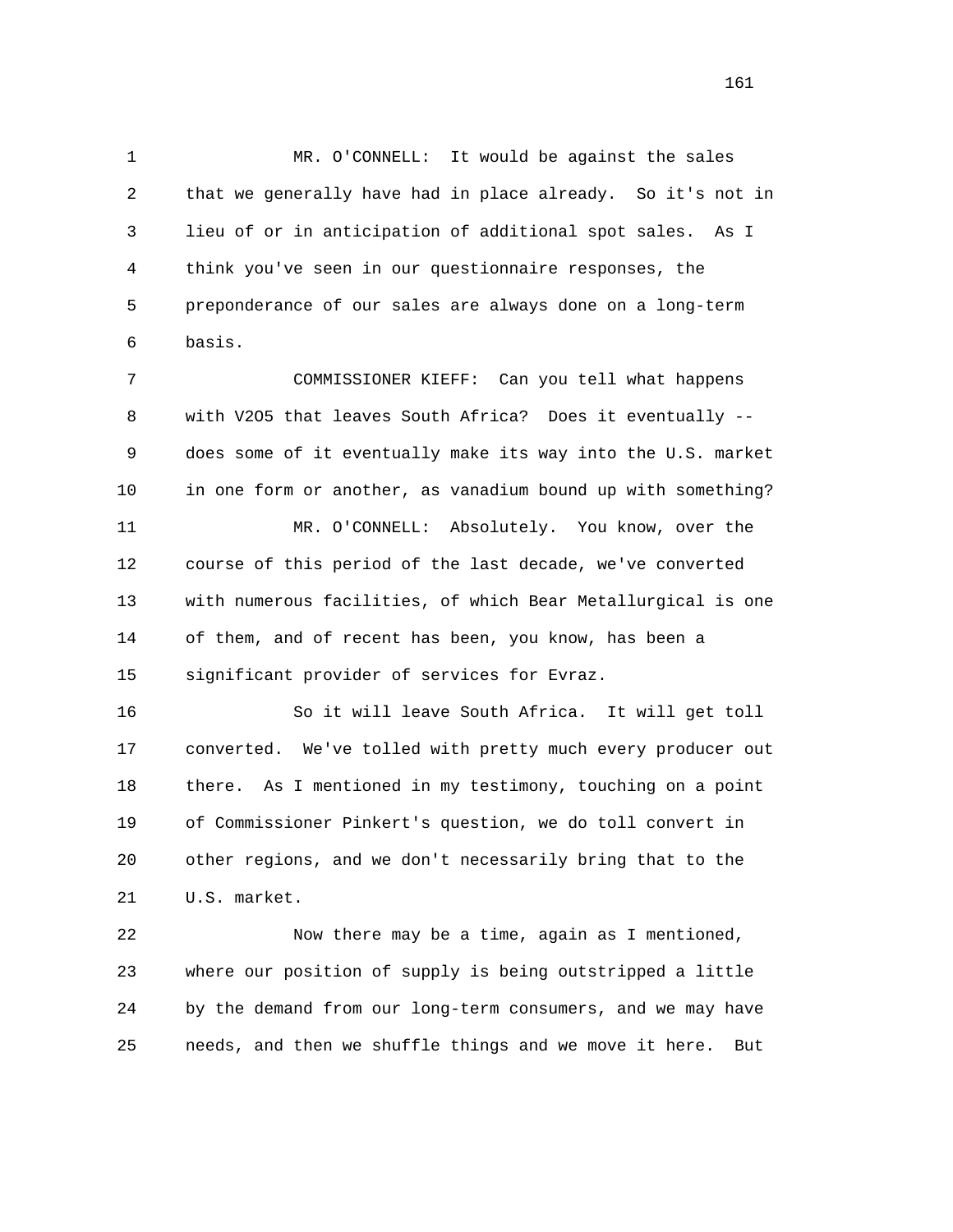MR. O'CONNELL: It would be against the sales that we generally have had in place already. So it's not in lieu of or in anticipation of additional spot sales. As I think you've seen in our questionnaire responses, the preponderance of our sales are always done on a long-term basis.

COMMISSIONER KIEFF: Can you tell what happens with $V_2O_5$ that leaves South Africa? Does it eventually -- does some of it eventually make its way into the U.S. market in one form or another, as vanadium bound up with something?

MR. O'CONNELL: Absolutely. You know, over the course of this period of the last decade, we've converted with numerous facilities, of which Bear Metallurgical is one of them, and of recent has been, you know, has been a significant provider of services for Evraz.

So it will leave South Africa. It will get toll converted. We've tolled with pretty much every producer out there. As I mentioned in my testimony, touching on a point of Commissioner Pinkert's question, we do toll convert in other regions, and we don't necessarily bring that to the U.S. market.

Now there may be a time, again as I mentioned, where our position of supply is being outstripped a little by the demand from our long-term consumers, and we may have needs, and then we shuffle things and we move it here. But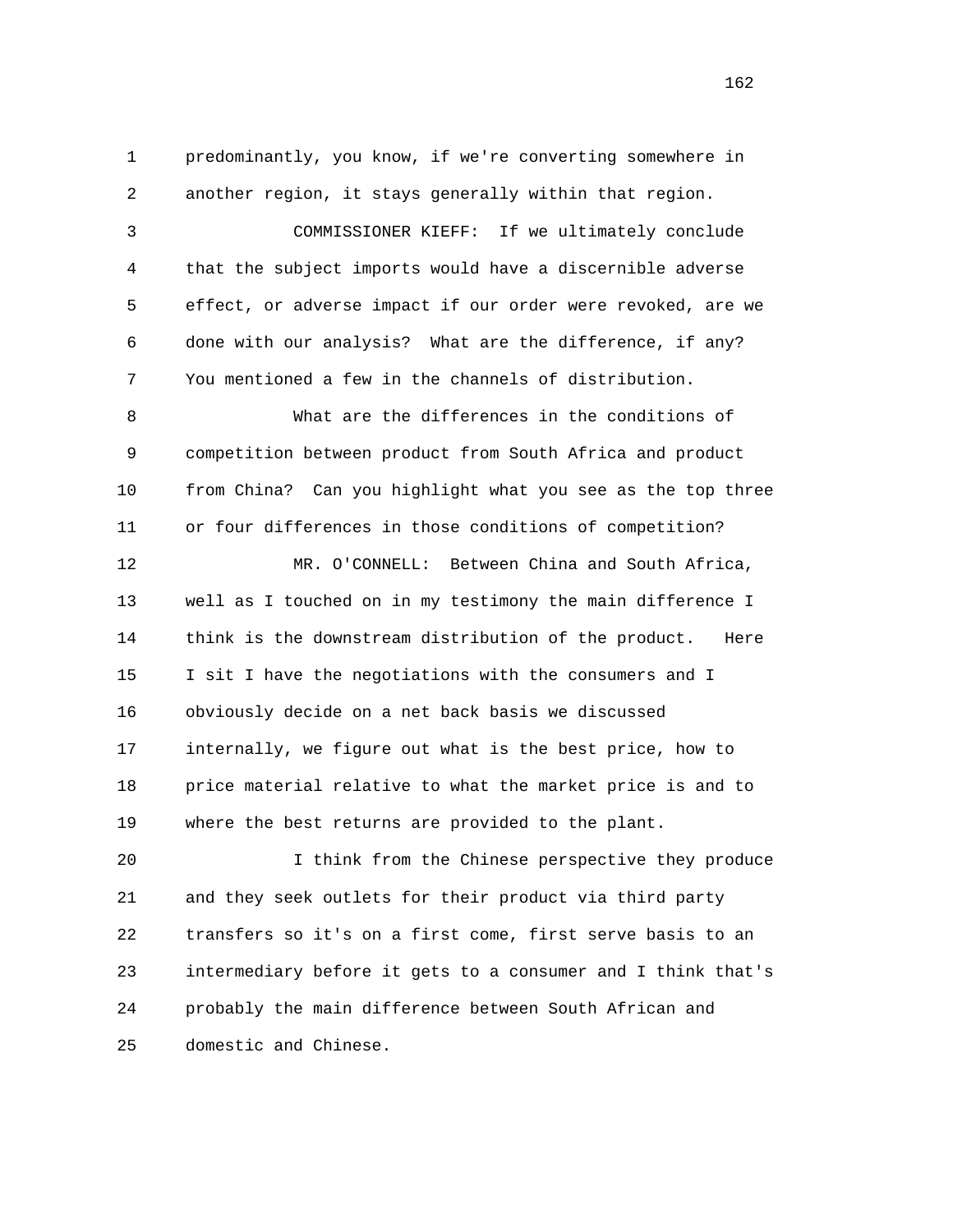predominantly, you know, if we're converting somewhere in another region, it stays generally within that region.

COMMISSIONER KIEFF: If we ultimately conclude that the subject imports would have a discernible adverse effect, or adverse impact if our order were revoked, are we done with our analysis? What are the difference, if any? You mentioned a few in the channels of distribution.

What are the differences in the conditions of competition between product from South Africa and product from China? Can you highlight what you see as the top three or four differences in those conditions of competition?

MR. O'CONNELL: Between China and South Africa, well as I touched on in my testimony the main difference I think is the downstream distribution of the product. Here I sit I have the negotiations with the consumers and I obviously decide on a net back basis we discussed internally, we figure out what is the best price, how to price material relative to what the market price is and to where the best returns are provided to the plant.

I think from the Chinese perspective they produce and they seek outlets for their product via third party transfers so it's on a first come, first serve basis to an intermediary before it gets to a consumer and I think that's probably the main difference between South African and domestic and Chinese.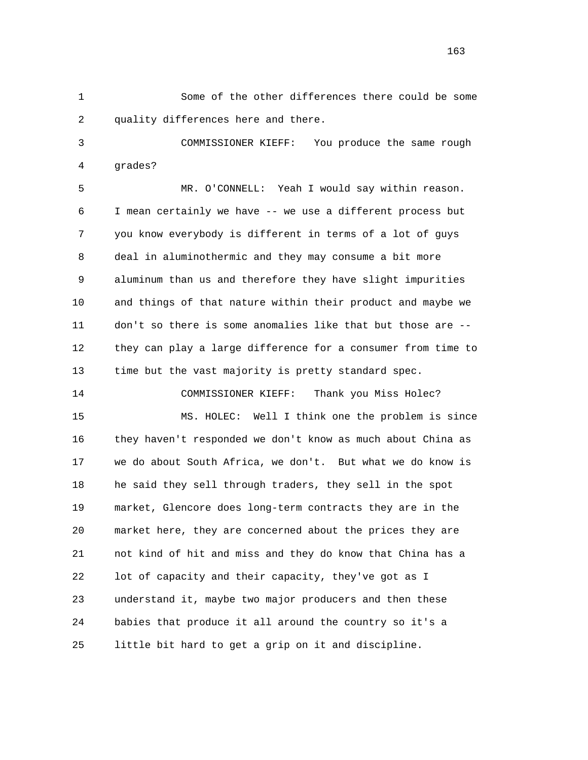Some of the other differences there could be some quality differences here and there.

COMMISSIONER KIEFF: You produce the same rough grades?

MR. O'CONNELL: Yeah I would say within reason. I mean certainly we have -- we use a different process but you know everybody is different in terms of a lot of guys deal in aluminothermic and they may consume a bit more aluminum than us and therefore they have slight impurities and things of that nature within their product and maybe we don't so there is some anomalies like that but those are -- they can play a large difference for a consumer from time to time but the vast majority is pretty standard spec.

COMMISSIONER KIEFF: Thank you Miss Holec?

MS. HOLEC: Well I think one the problem is since they haven't responded we don't know as much about China as we do about South Africa, we don't. But what we do know is he said they sell through traders, they sell in the spot market, Glencore does long-term contracts they are in the market here, they are concerned about the prices they are not kind of hit and miss and they do know that China has a lot of capacity and their capacity, they've got as I understand it, maybe two major producers and then these babies that produce it all around the country so it's a little bit hard to get a grip on it and discipline.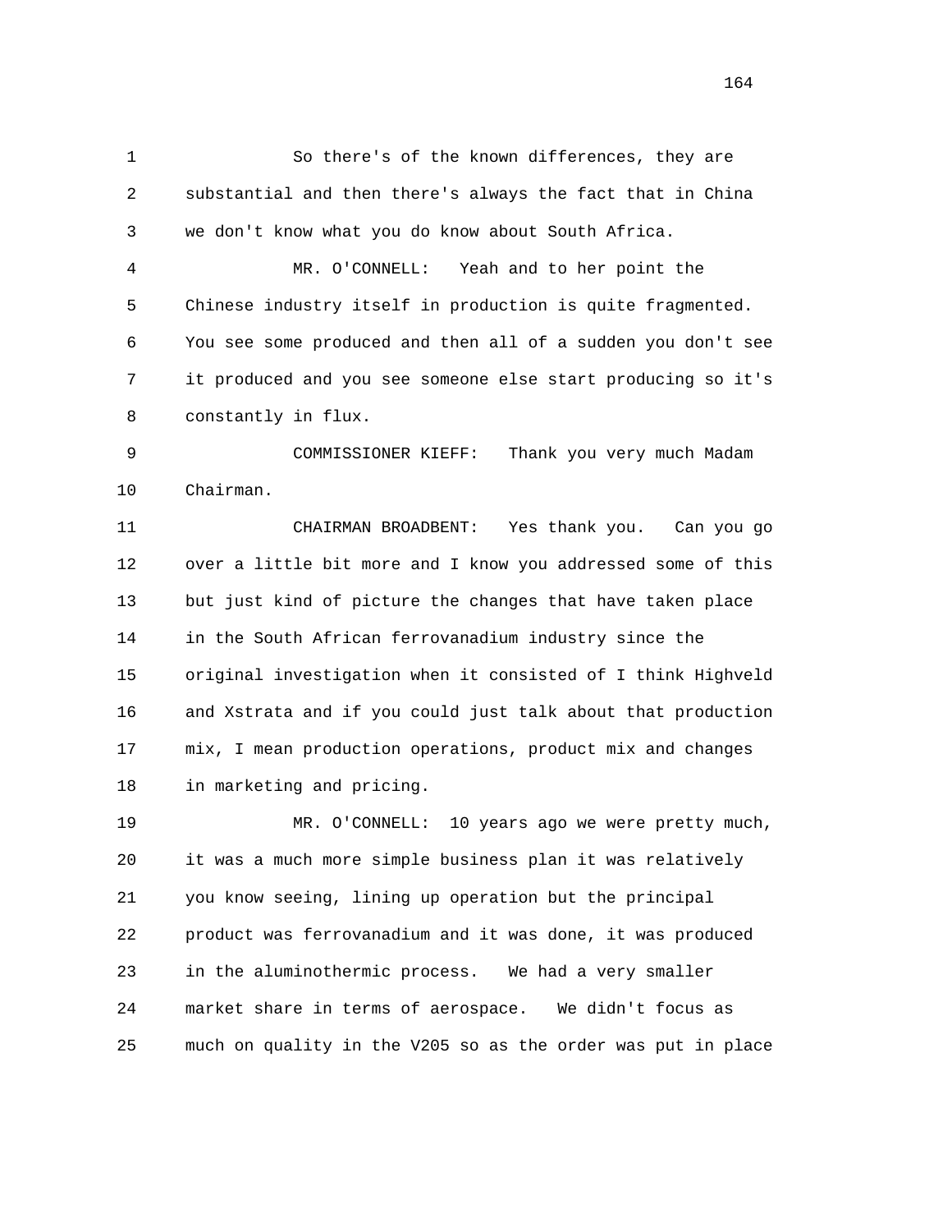1 So there's of the known differences, they are
2 substantial and then there's always the fact that in China
3 we don't know what you do know about South Africa.
4 MR. O'CONNELL: Yeah and to her point the
5 Chinese industry itself in production is quite fragmented.
6 You see some produced and then all of a sudden you don't see
7 it produced and you see someone else start producing so it's
8 constantly in flux.
9 COMMISSIONER KIEFF: Thank you very much Madam
10 Chairman.
11 CHAIRMAN BROADBENT: Yes thank you. Can you go
12 over a little bit more and I know you addressed some of this
13 but just kind of picture the changes that have taken place
14 in the South African ferrovanadium industry since the
15 original investigation when it consisted of I think Highveld
16 and Xstrata and if you could just talk about that production
17 mix, I mean production operations, product mix and changes
18 in marketing and pricing.
19 MR. O'CONNELL: 10 years ago we were pretty much,
20 it was a much more simple business plan it was relatively
21 you know seeing, lining up operation but the principal
22 product was ferrovanadium and it was done, it was produced
23 in the aluminothermic process. We had a very smaller
24 market share in terms of aerospace. We didn't focus as
25 much on quality in the V205 so as the order was put in place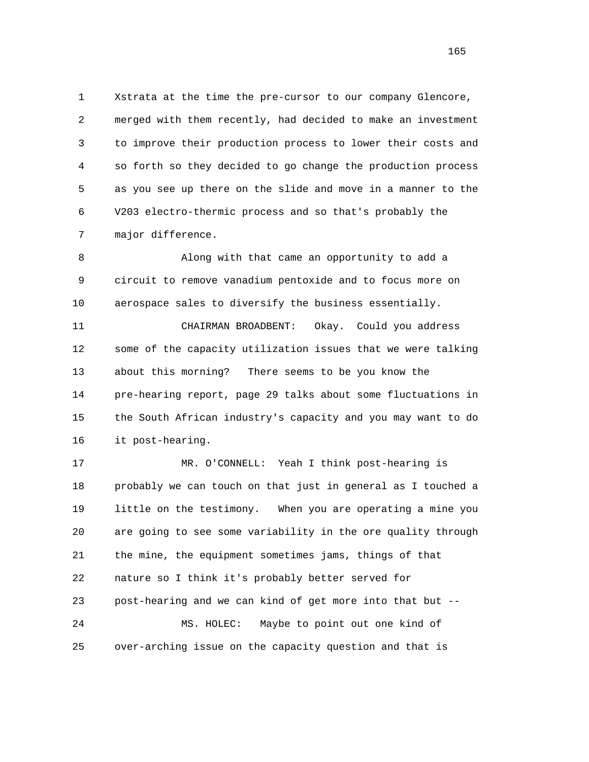Xstrata at the time the pre-cursor to our company Glencore, merged with them recently, had decided to make an investment to improve their production process to lower their costs and so forth so they decided to go change the production process as you see up there on the slide and move in a manner to the V203 electro-thermic process and so that's probably the major difference.

Along with that came an opportunity to add a circuit to remove vanadium pentoxide and to focus more on aerospace sales to diversify the business essentially.

CHAIRMAN BROADBENT: Okay. Could you address some of the capacity utilization issues that we were talking about this morning? There seems to be you know the pre-hearing report, page 29 talks about some fluctuations in the South African industry's capacity and you may want to do it post-hearing.

MR. O'CONNELL: Yeah I think post-hearing is probably we can touch on that just in general as I touched a little on the testimony. When you are operating a mine you are going to see some variability in the ore quality through the mine, the equipment sometimes jams, things of that nature so I think it's probably better served for post-hearing and we can kind of get more into that but --

MS. HOLEC: Maybe to point out one kind of over-arching issue on the capacity question and that is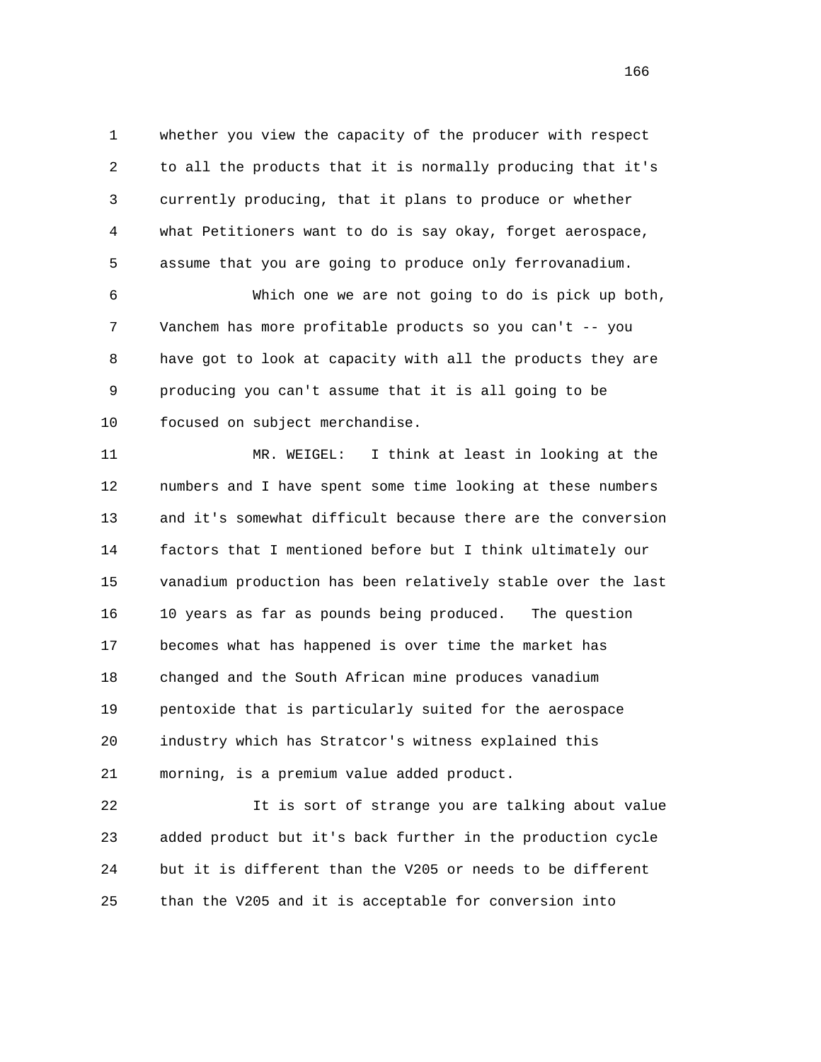whether you view the capacity of the producer with respect to all the products that it is normally producing that it's currently producing, that it plans to produce or whether what Petitioners want to do is say okay, forget aerospace, assume that you are going to produce only ferrovanadium.

Which one we are not going to do is pick up both, Vanchem has more profitable products so you can't -- you have got to look at capacity with all the products they are producing you can't assume that it is all going to be focused on subject merchandise.

MR. WEIGEL: I think at least in looking at the numbers and I have spent some time looking at these numbers and it's somewhat difficult because there are the conversion factors that I mentioned before but I think ultimately our vanadium production has been relatively stable over the last 10 years as far as pounds being produced. The question becomes what has happened is over time the market has changed and the South African mine produces vanadium pentoxide that is particularly suited for the aerospace industry which has Stratcor's witness explained this morning, is a premium value added product.

It is sort of strange you are talking about value added product but it's back further in the production cycle but it is different than the V205 or needs to be different than the V205 and it is acceptable for conversion into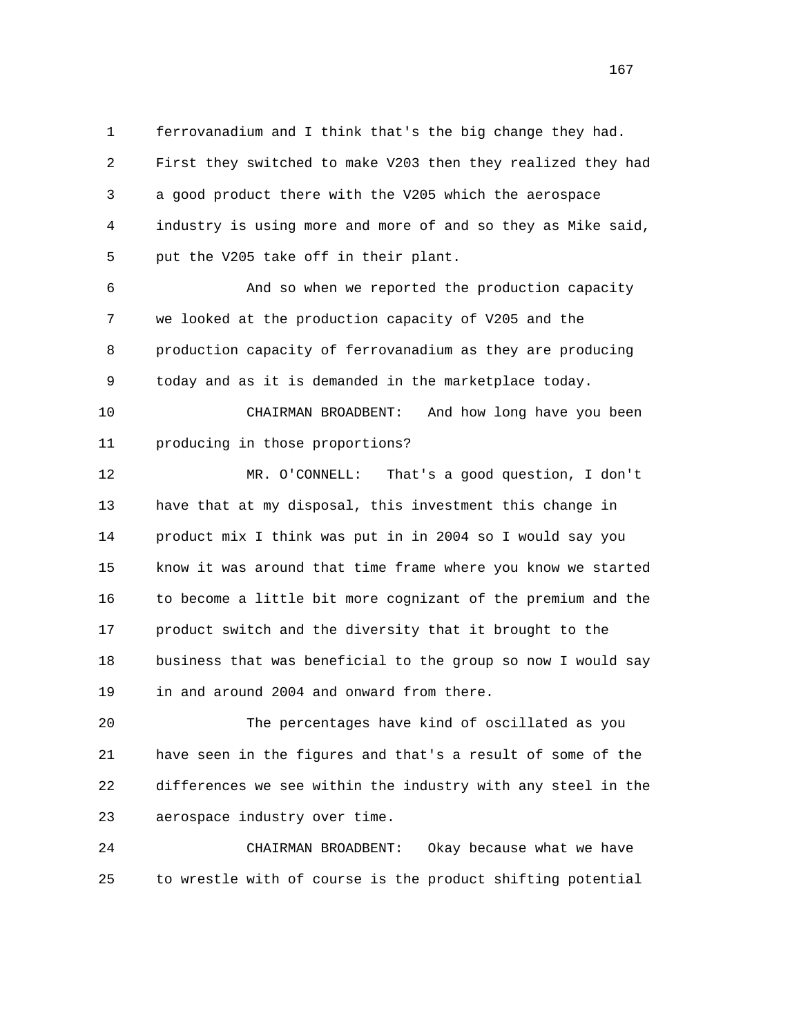1 ferrovanadium and I think that's the big change they had.
2 First they switched to make V203 then they realized they had
3 a good product there with the V205 which the aerospace
4 industry is using more and more of and so they as Mike said,
5 put the V205 take off in their plant.

6 And so when we reported the production capacity
7 we looked at the production capacity of V205 and the
8 production capacity of ferrovanadium as they are producing
9 today and as it is demanded in the marketplace today.

10 CHAIRMAN BROADBENT: And how long have you been
11 producing in those proportions?

12 MR. O'CONNELL: That's a good question, I don't
13 have that at my disposal, this investment this change in
14 product mix I think was put in in 2004 so I would say you
15 know it was around that time frame where you know we started
16 to become a little bit more cognizant of the premium and the
17 product switch and the diversity that it brought to the
18 business that was beneficial to the group so now I would say
19 in and around 2004 and onward from there.

20 The percentages have kind of oscillated as you
21 have seen in the figures and that's a result of some of the
22 differences we see within the industry with any steel in the
23 aerospace industry over time.

24 CHAIRMAN BROADBENT: Okay because what we have
25 to wrestle with of course is the product shifting potential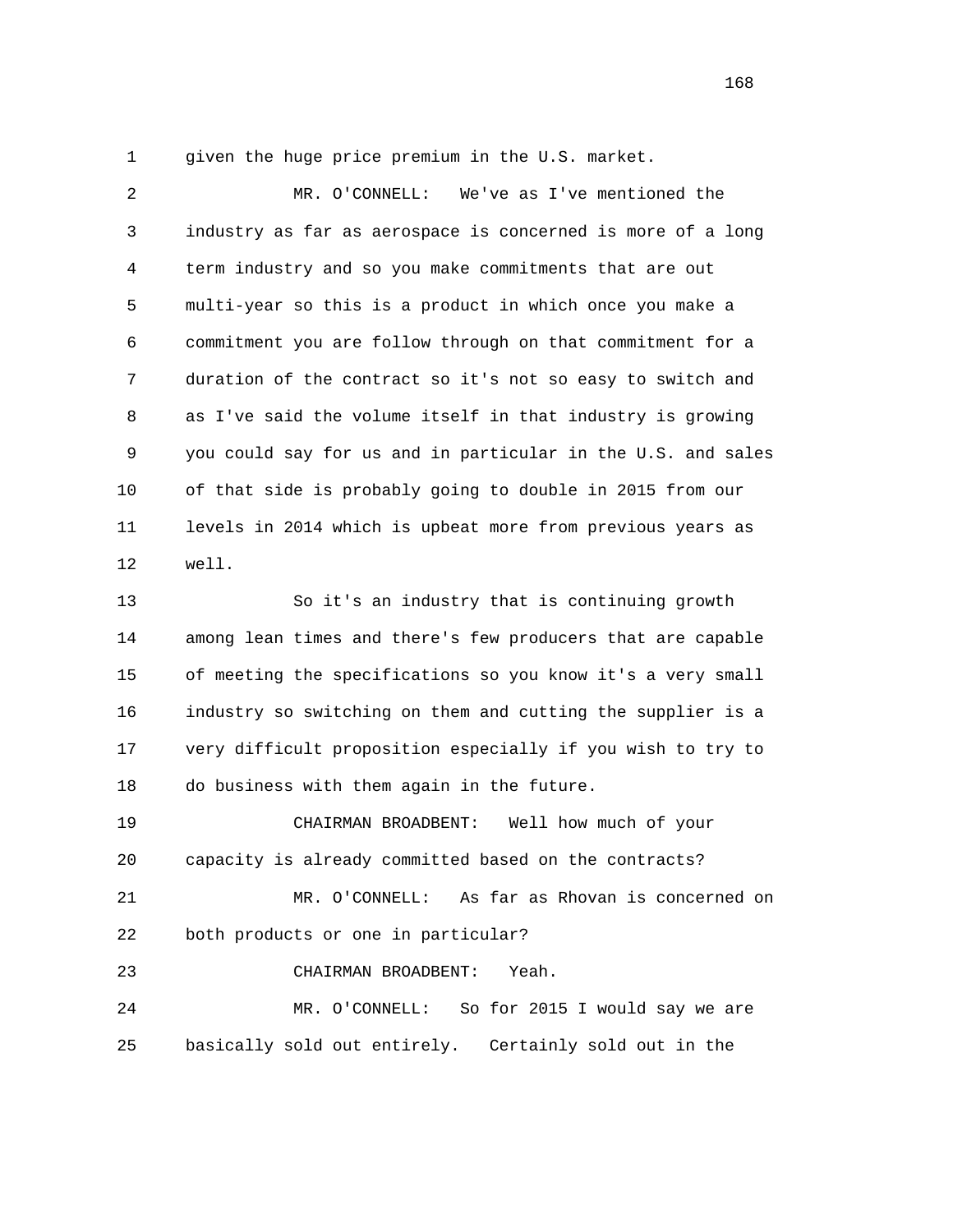given the huge price premium in the U.S. market.

MR. O'CONNELL: We've as I've mentioned the industry as far as aerospace is concerned is more of a long term industry and so you make commitments that are out multi-year so this is a product in which once you make a commitment you are follow through on that commitment for a duration of the contract so it's not so easy to switch and as I've said the volume itself in that industry is growing you could say for us and in particular in the U.S. and sales of that side is probably going to double in 2015 from our levels in 2014 which is upbeat more from previous years as well.

So it's an industry that is continuing growth among lean times and there's few producers that are capable of meeting the specifications so you know it's a very small industry so switching on them and cutting the supplier is a very difficult proposition especially if you wish to try to do business with them again in the future.

CHAIRMAN BROADBENT: Well how much of your capacity is already committed based on the contracts?

MR. O'CONNELL: As far as Rhovan is concerned on both products or one in particular?

CHAIRMAN BROADBENT: Yeah.

MR. O'CONNELL: So for 2015 I would say we are basically sold out entirely. Certainly sold out in the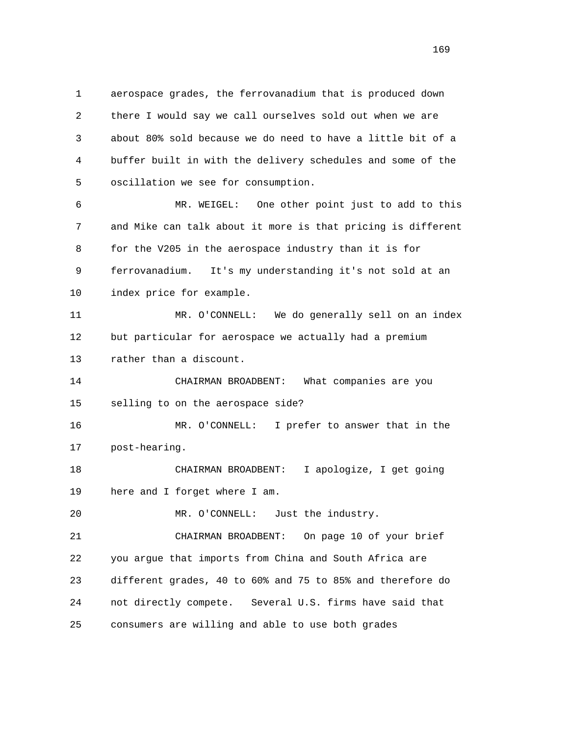aerospace grades, the ferrovanadium that is produced down there I would say we call ourselves sold out when we are about 80% sold because we do need to have a little bit of a buffer built in with the delivery schedules and some of the oscillation we see for consumption.

MR. WEIGEL: One other point just to add to this and Mike can talk about it more is that pricing is different for the V205 in the aerospace industry than it is for ferrovanadium. It's my understanding it's not sold at an index price for example.

MR. O'CONNELL: We do generally sell on an index but particular for aerospace we actually had a premium rather than a discount.

CHAIRMAN BROADBENT: What companies are you selling to on the aerospace side?

MR. O'CONNELL: I prefer to answer that in the post-hearing.

CHAIRMAN BROADBENT: I apologize, I get going here and I forget where I am.

MR. O'CONNELL: Just the industry.

CHAIRMAN BROADBENT: On page 10 of your brief you argue that imports from China and South Africa are different grades, 40 to 60% and 75 to 85% and therefore do not directly compete. Several U.S. firms have said that consumers are willing and able to use both grades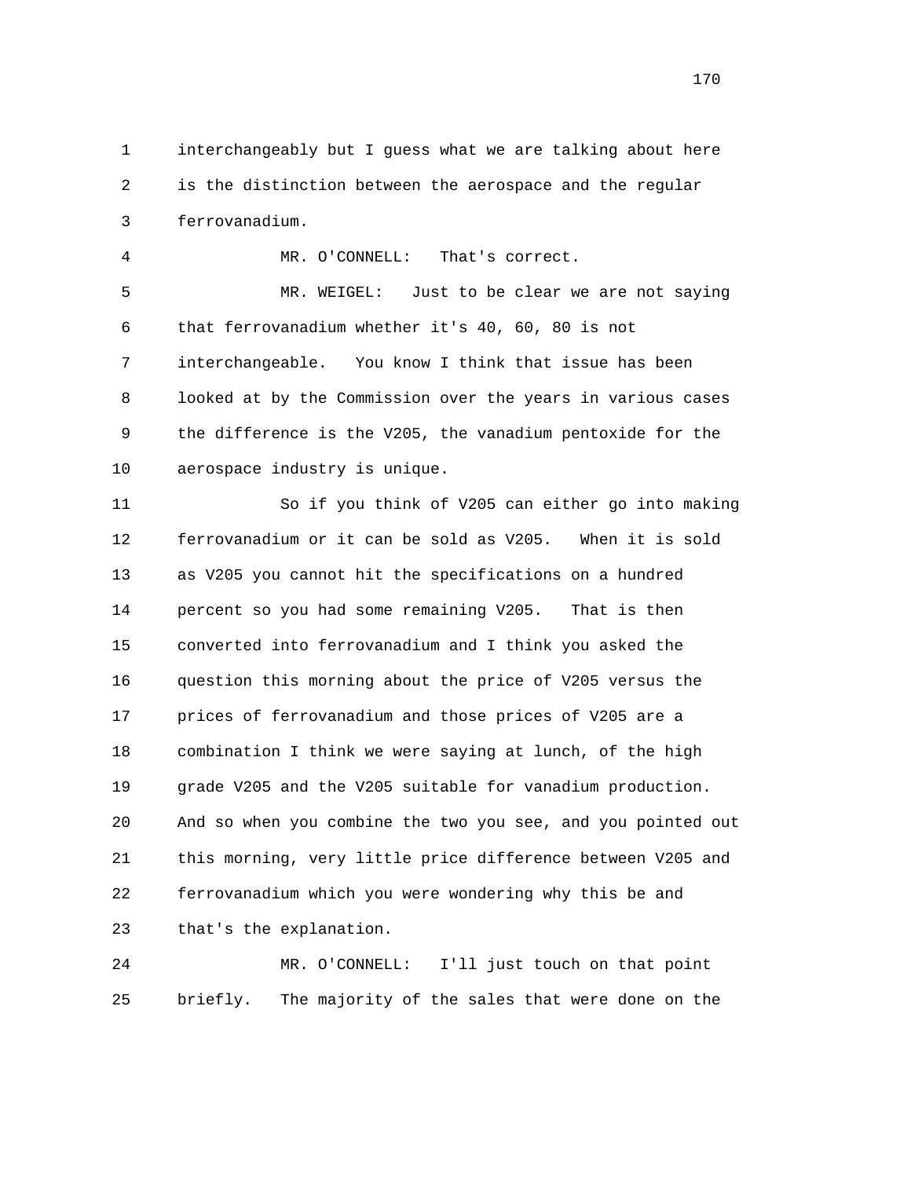interchangeably but I guess what we are talking about here is the distinction between the aerospace and the regular ferrovanadium.

MR. O'CONNELL: That's correct.

MR. WEIGEL: Just to be clear we are not saying that ferrovanadium whether it's 40, 60, 80 is not interchangeable. You know I think that issue has been looked at by the Commission over the years in various cases the difference is the V205, the vanadium pentoxide for the aerospace industry is unique.

So if you think of V205 can either go into making ferrovanadium or it can be sold as V205. When it is sold as V205 you cannot hit the specifications on a hundred percent so you had some remaining V205. That is then converted into ferrovanadium and I think you asked the question this morning about the price of V205 versus the prices of ferrovanadium and those prices of V205 are a combination I think we were saying at lunch, of the high grade V205 and the V205 suitable for vanadium production. And so when you combine the two you see, and you pointed out this morning, very little price difference between V205 and ferrovanadium which you were wondering why this be and that's the explanation.

MR. O'CONNELL: I'll just touch on that point briefly. The majority of the sales that were done on the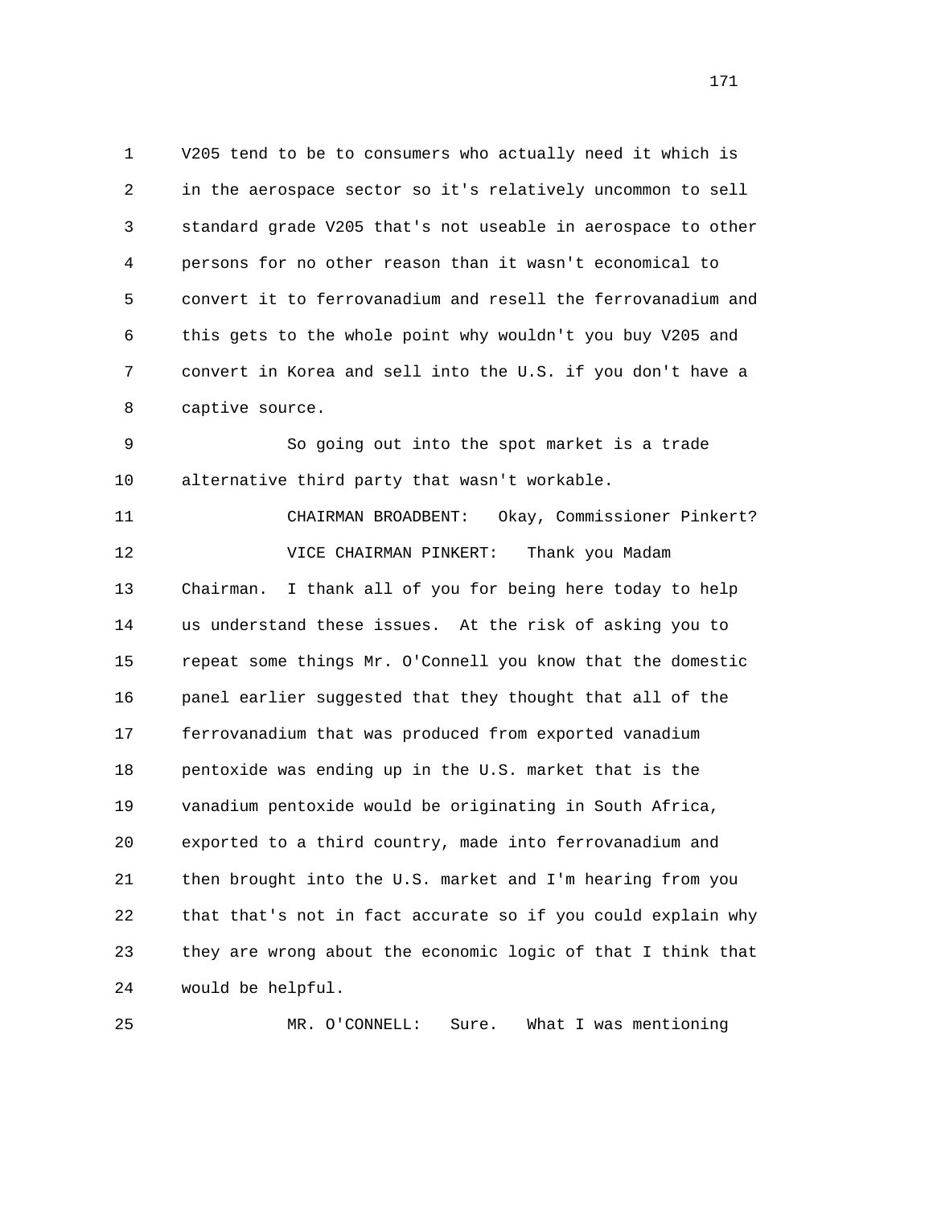1 V205 tend to be to consumers who actually need it which is
2 in the aerospace sector so it's relatively uncommon to sell
3 standard grade V205 that's not useable in aerospace to other
4 persons for no other reason than it wasn't economical to
5 convert it to ferrovanadium and resell the ferrovanadium and
6 this gets to the whole point why wouldn't you buy V205 and
7 convert in Korea and sell into the U.S. if you don't have a
8 captive source.

9 So going out into the spot market is a trade
10 alternative third party that wasn't workable.

11 CHAIRMAN BROADBENT: Okay, Commissioner Pinkert?

12 VICE CHAIRMAN PINKERT: Thank you Madam
13 Chairman. I thank all of you for being here today to help
14 us understand these issues. At the risk of asking you to
15 repeat some things Mr. O'Connell you know that the domestic
16 panel earlier suggested that they thought that all of the
17 ferrovanadium that was produced from exported vanadium
18 pentoxide was ending up in the U.S. market that is the
19 vanadium pentoxide would be originating in South Africa,
20 exported to a third country, made into ferrovanadium and
21 then brought into the U.S. market and I'm hearing from you
22 that that's not in fact accurate so if you could explain why
23 they are wrong about the economic logic of that I think that
24 would be helpful.

25 MR. O'CONNELL: Sure. What I was mentioning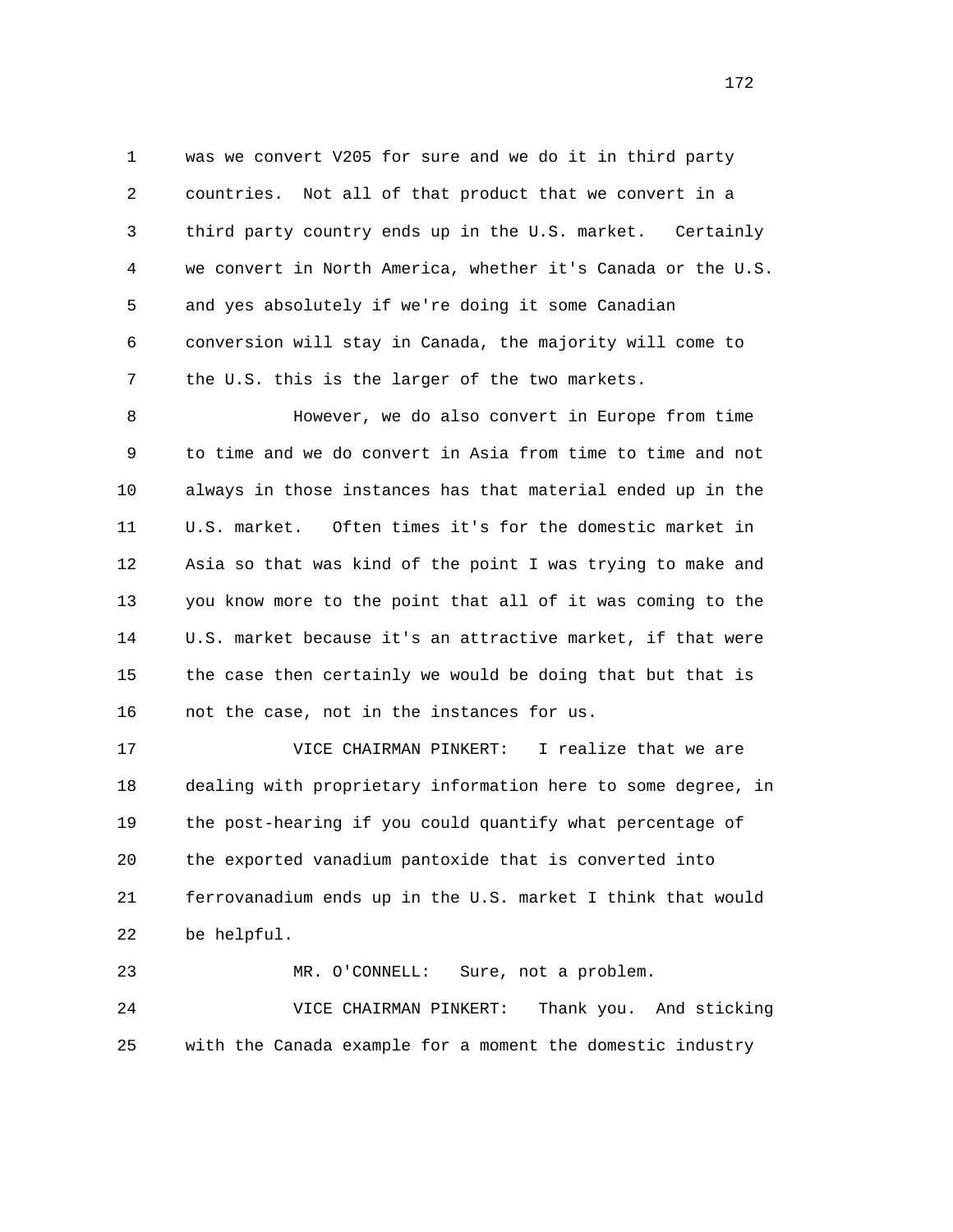was we convert V205 for sure and we do it in third party countries. Not all of that product that we convert in a third party country ends up in the U.S. market. Certainly we convert in North America, whether it's Canada or the U.S. and yes absolutely if we're doing it some Canadian conversion will stay in Canada, the majority will come to the U.S. this is the larger of the two markets.

However, we do also convert in Europe from time to time and we do convert in Asia from time to time and not always in those instances has that material ended up in the U.S. market. Often times it's for the domestic market in Asia so that was kind of the point I was trying to make and you know more to the point that all of it was coming to the U.S. market because it's an attractive market, if that were the case then certainly we would be doing that but that is not the case, not in the instances for us.

VICE CHAIRMAN PINKERT: I realize that we are dealing with proprietary information here to some degree, in the post-hearing if you could quantify what percentage of the exported vanadium pantoxide that is converted into ferrovanadium ends up in the U.S. market I think that would be helpful.

MR. O'CONNELL: Sure, not a problem.

VICE CHAIRMAN PINKERT: Thank you. And sticking with the Canada example for a moment the domestic industry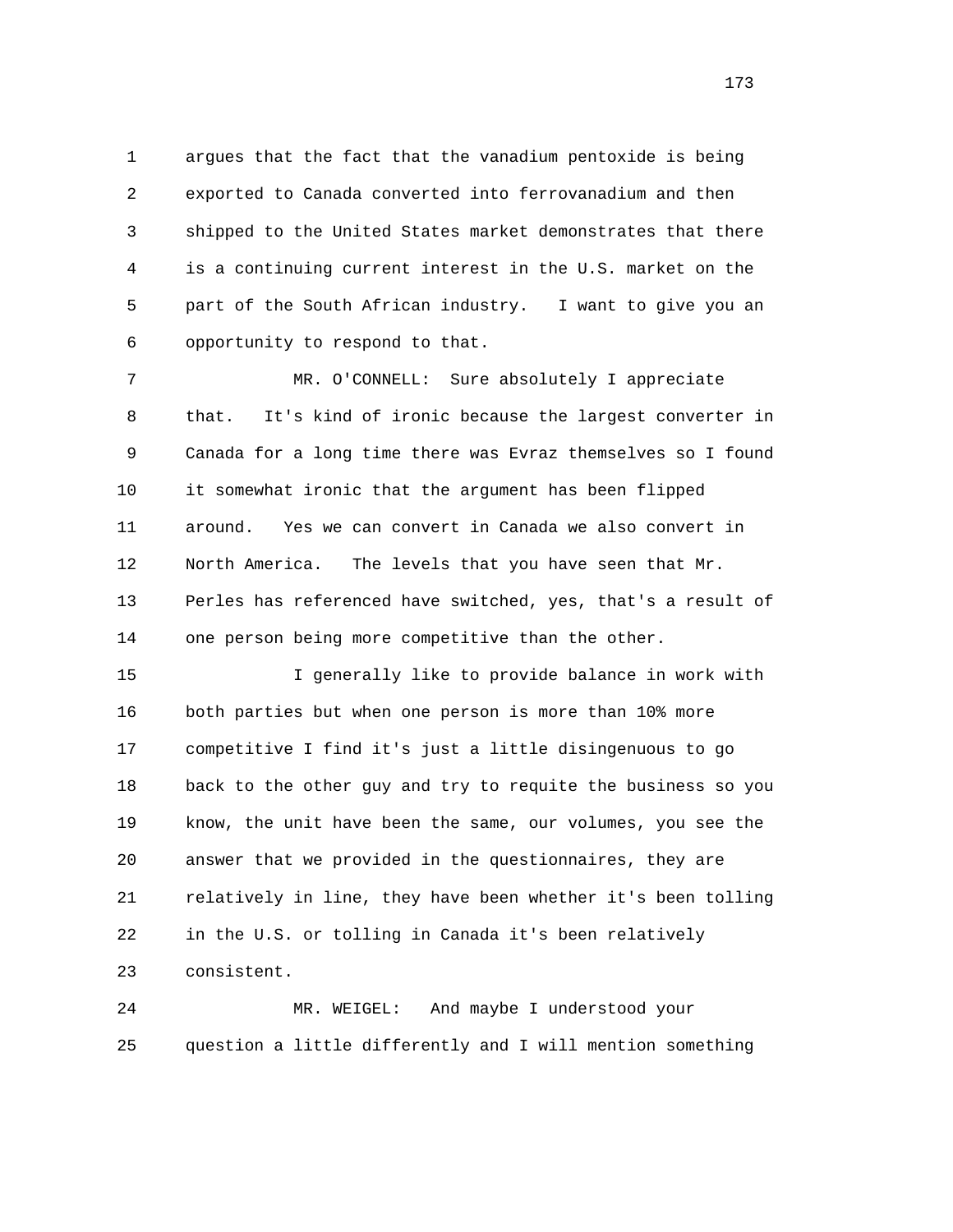argues that the fact that the vanadium pentoxide is being exported to Canada converted into ferrovanadium and then shipped to the United States market demonstrates that there is a continuing current interest in the U.S. market on the part of the South African industry. I want to give you an opportunity to respond to that.

MR. O'CONNELL: Sure absolutely I appreciate that. It's kind of ironic because the largest converter in Canada for a long time there was Evraz themselves so I found it somewhat ironic that the argument has been flipped around. Yes we can convert in Canada we also convert in North America. The levels that you have seen that Mr. Perles has referenced have switched, yes, that's a result of one person being more competitive than the other.

I generally like to provide balance in work with both parties but when one person is more than 10% more competitive I find it's just a little disingenuous to go back to the other guy and try to requite the business so you know, the unit have been the same, our volumes, you see the answer that we provided in the questionnaires, they are relatively in line, they have been whether it's been tolling in the U.S. or tolling in Canada it's been relatively consistent.

MR. WEIGEL: And maybe I understood your question a little differently and I will mention something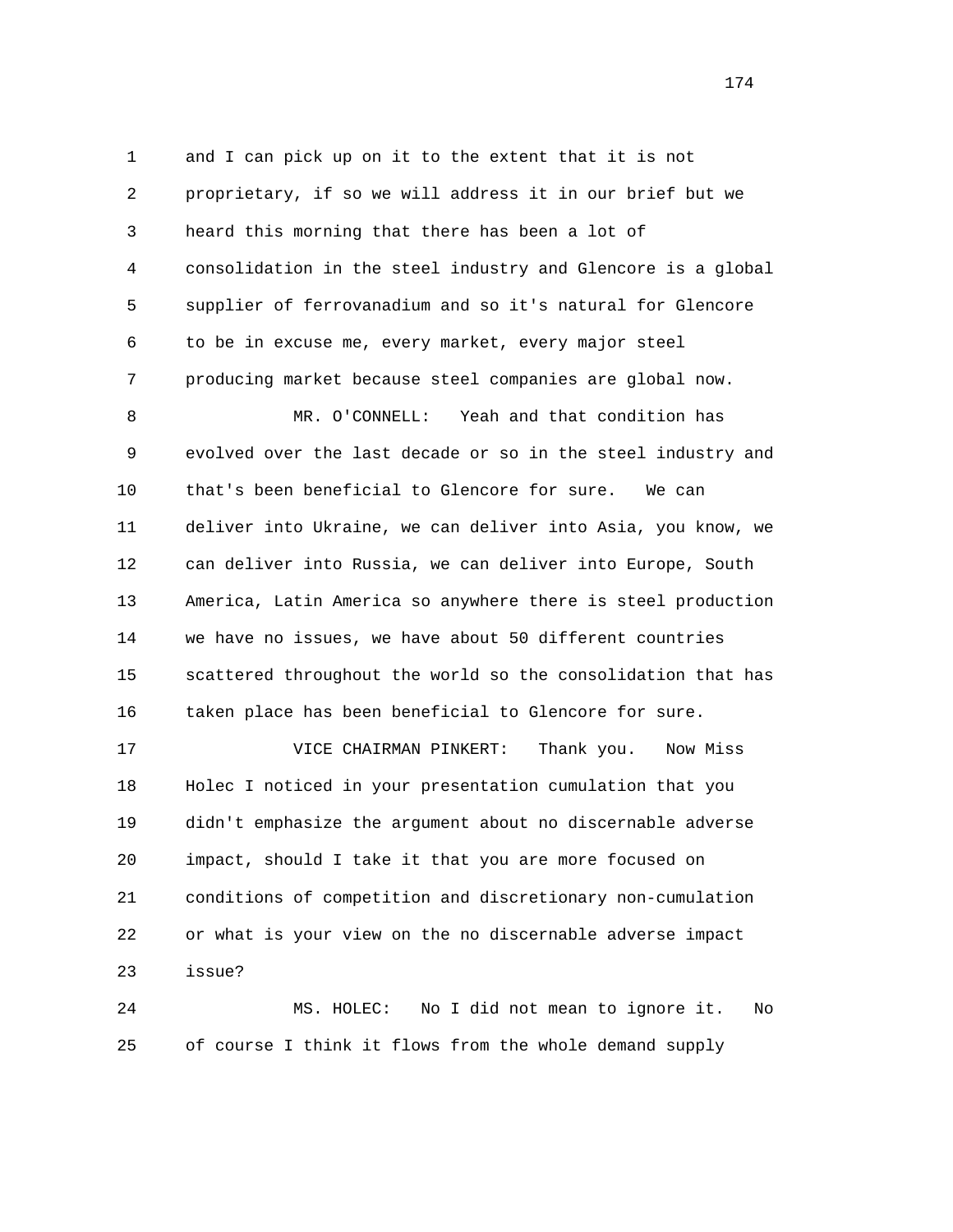and I can pick up on it to the extent that it is not proprietary, if so we will address it in our brief but we heard this morning that there has been a lot of consolidation in the steel industry and Glencore is a global supplier of ferrovanadium and so it's natural for Glencore to be in excuse me, every market, every major steel producing market because steel companies are global now.

MR. O'CONNELL: Yeah and that condition has evolved over the last decade or so in the steel industry and that's been beneficial to Glencore for sure. We can deliver into Ukraine, we can deliver into Asia, you know, we can deliver into Russia, we can deliver into Europe, South America, Latin America so anywhere there is steel production we have no issues, we have about 50 different countries scattered throughout the world so the consolidation that has taken place has been beneficial to Glencore for sure.

VICE CHAIRMAN PINKERT: Thank you. Now Miss Holec I noticed in your presentation cumulation that you didn't emphasize the argument about no discernable adverse impact, should I take it that you are more focused on conditions of competition and discretionary non-cumulation or what is your view on the no discernable adverse impact issue?

MS. HOLEC: No I did not mean to ignore it. No of course I think it flows from the whole demand supply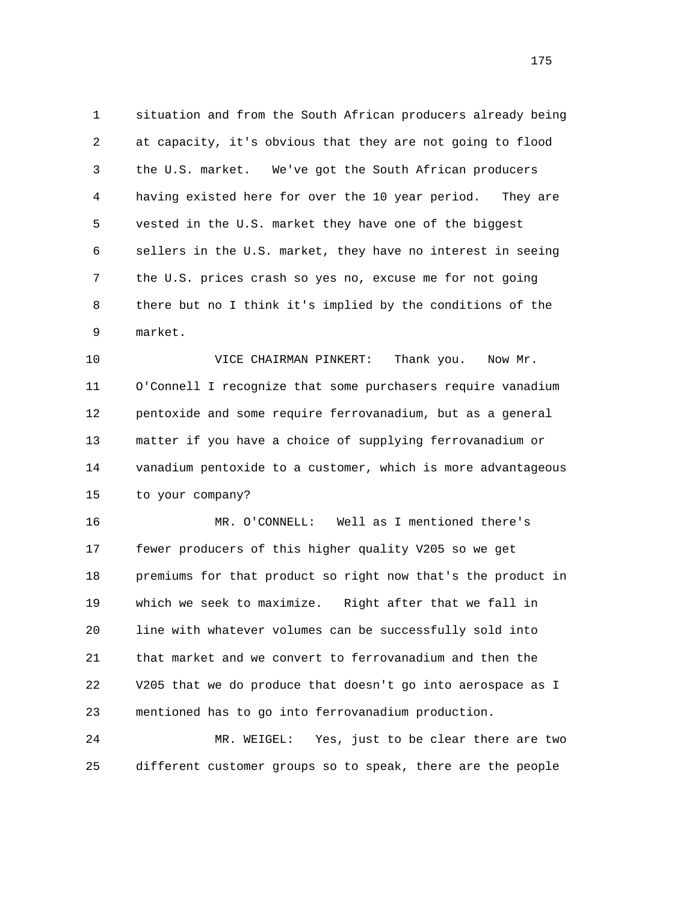situation and from the South African producers already being at capacity, it's obvious that they are not going to flood the U.S. market. We've got the South African producers having existed here for over the 10 year period. They are vested in the U.S. market they have one of the biggest sellers in the U.S. market, they have no interest in seeing the U.S. prices crash so yes no, excuse me for not going there but no I think it's implied by the conditions of the market.

VICE CHAIRMAN PINKERT: Thank you. Now Mr. O'Connell I recognize that some purchasers require vanadium pentoxide and some require ferrovanadium, but as a general matter if you have a choice of supplying ferrovanadium or vanadium pentoxide to a customer, which is more advantageous to your company?

MR. O'CONNELL: Well as I mentioned there's fewer producers of this higher quality V205 so we get premiums for that product so right now that's the product in which we seek to maximize. Right after that we fall in line with whatever volumes can be successfully sold into that market and we convert to ferrovanadium and then the V205 that we do produce that doesn't go into aerospace as I mentioned has to go into ferrovanadium production.

MR. WEIGEL: Yes, just to be clear there are two different customer groups so to speak, there are the people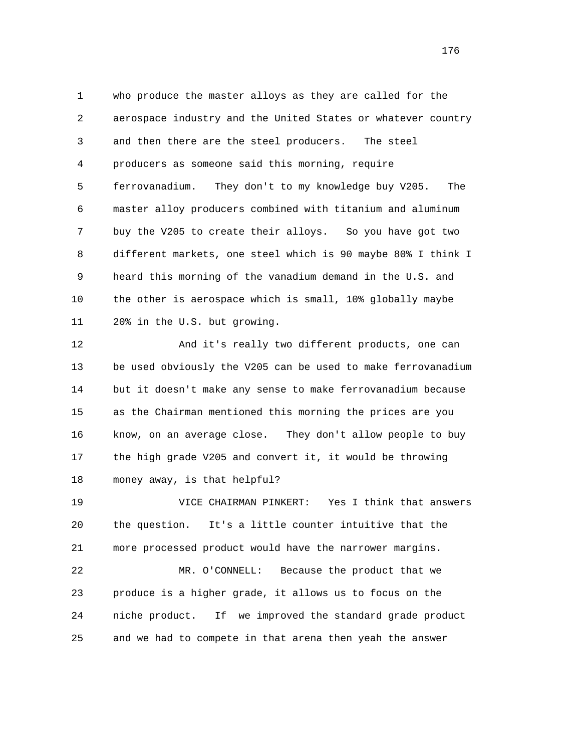1 who produce the master alloys as they are called for the
2 aerospace industry and the United States or whatever country
3 and then there are the steel producers. The steel
4 producers as someone said this morning, require
5 ferrovanadium. They don't to my knowledge buy V205. The
6 master alloy producers combined with titanium and aluminum
7 buy the V205 to create their alloys. So you have got two
8 different markets, one steel which is 90 maybe 80% I think I
9 heard this morning of the vanadium demand in the U.S. and
10 the other is aerospace which is small, 10% globally maybe
11 20% in the U.S. but growing.

12 And it's really two different products, one can
13 be used obviously the V205 can be used to make ferrovanadium
14 but it doesn't make any sense to make ferrovanadium because
15 as the Chairman mentioned this morning the prices are you
16 know, on an average close. They don't allow people to buy
17 the high grade V205 and convert it, it would be throwing
18 money away, is that helpful?

19 VICE CHAIRMAN PINKERT: Yes I think that answers
20 the question. It's a little counter intuitive that the
21 more processed product would have the narrower margins.

22 MR. O'CONNELL: Because the product that we
23 produce is a higher grade, it allows us to focus on the
24 niche product. If we improved the standard grade product
25 and we had to compete in that arena then yeah the answer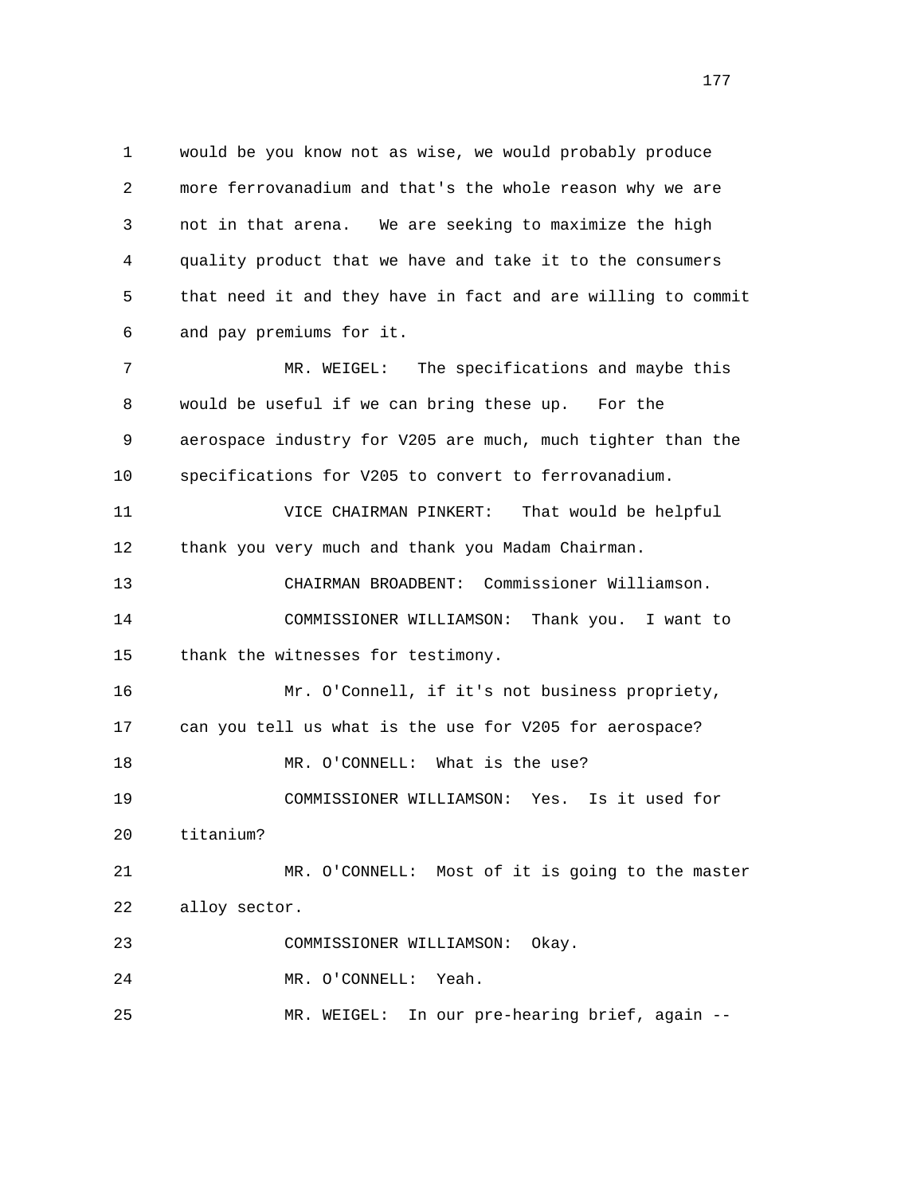would be you know not as wise, we would probably produce more ferrovanadium and that's the whole reason why we are not in that arena. We are seeking to maximize the high quality product that we have and take it to the consumers that need it and they have in fact and are willing to commit and pay premiums for it.

MR. WEIGEL: The specifications and maybe this would be useful if we can bring these up. For the aerospace industry for V205 are much, much tighter than the specifications for V205 to convert to ferrovanadium.

VICE CHAIRMAN PINKERT: That would be helpful thank you very much and thank you Madam Chairman.

CHAIRMAN BROADBENT: Commissioner Williamson.

COMMISSIONER WILLIAMSON: Thank you. I want to thank the witnesses for testimony.

Mr. O'Connell, if it's not business propriety, can you tell us what is the use for V205 for aerospace?

MR. O'CONNELL: What is the use?

COMMISSIONER WILLIAMSON: Yes. Is it used for titanium?

MR. O'CONNELL: Most of it is going to the master alloy sector.

COMMISSIONER WILLIAMSON: Okay.

MR. O'CONNELL: Yeah.

MR. WEIGEL: In our pre-hearing brief, again --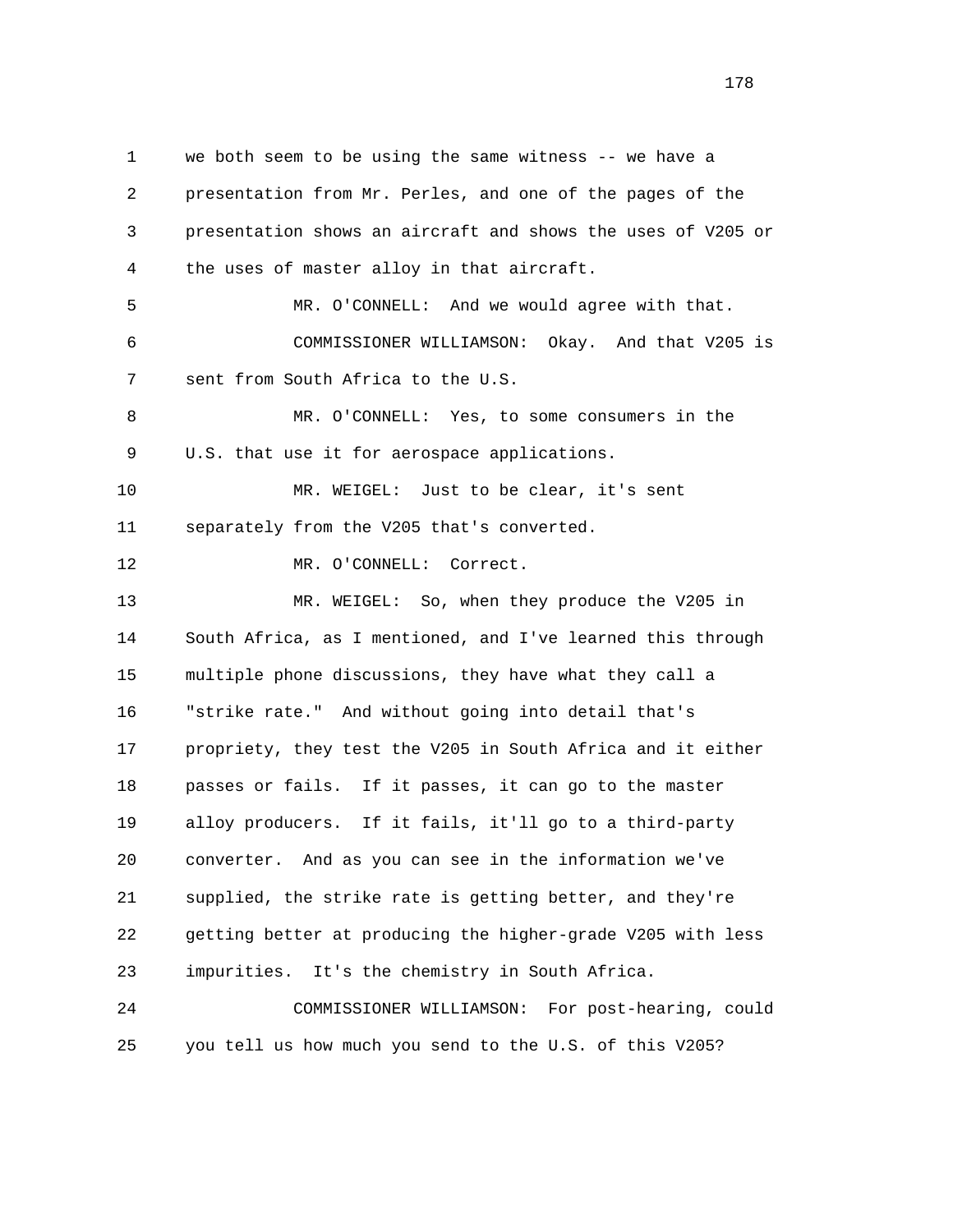we both seem to be using the same witness -- we have a presentation from Mr. Perles, and one of the pages of the presentation shows an aircraft and shows the uses of V205 or the uses of master alloy in that aircraft.

MR. O'CONNELL: And we would agree with that.

COMMISSIONER WILLIAMSON: Okay. And that V205 is sent from South Africa to the U.S.

MR. O'CONNELL: Yes, to some consumers in the U.S. that use it for aerospace applications.

MR. WEIGEL: Just to be clear, it's sent separately from the V205 that's converted.

MR. O'CONNELL: Correct.

MR. WEIGEL: So, when they produce the V205 in South Africa, as I mentioned, and I've learned this through multiple phone discussions, they have what they call a "strike rate." And without going into detail that's propriety, they test the V205 in South Africa and it either passes or fails. If it passes, it can go to the master alloy producers. If it fails, it'll go to a third-party converter. And as you can see in the information we've supplied, the strike rate is getting better, and they're getting better at producing the higher-grade V205 with less impurities. It's the chemistry in South Africa.

COMMISSIONER WILLIAMSON: For post-hearing, could you tell us how much you send to the U.S. of this V205?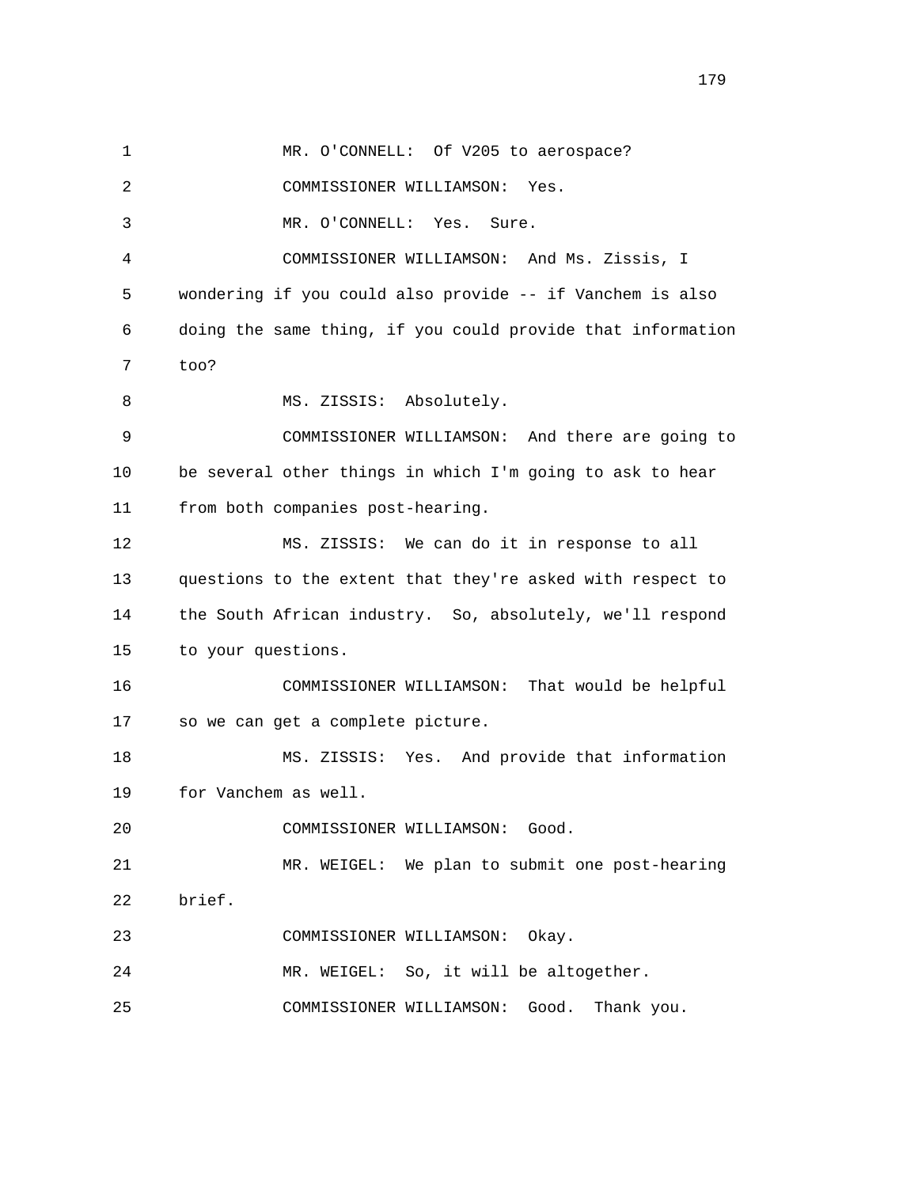MR. O'CONNELL: Of V205 to aerospace?

COMMISSIONER WILLIAMSON: Yes.

MR. O'CONNELL: Yes. Sure.

COMMISSIONER WILLIAMSON: And Ms. Zissis, I wondering if you could also provide -- if Vanchem is also doing the same thing, if you could provide that information too?

MS. ZISSIS: Absolutely.

COMMISSIONER WILLIAMSON: And there are going to be several other things in which I'm going to ask to hear from both companies post-hearing.

MS. ZISSIS: We can do it in response to all questions to the extent that they're asked with respect to the South African industry. So, absolutely, we'll respond to your questions.

COMMISSIONER WILLIAMSON: That would be helpful so we can get a complete picture.

MS. ZISSIS: Yes. And provide that information for Vanchem as well.

COMMISSIONER WILLIAMSON: Good.

MR. WEIGEL: We plan to submit one post-hearing brief.

COMMISSIONER WILLIAMSON: Okay.

MR. WEIGEL: So, it will be altogether.

COMMISSIONER WILLIAMSON: Good. Thank you.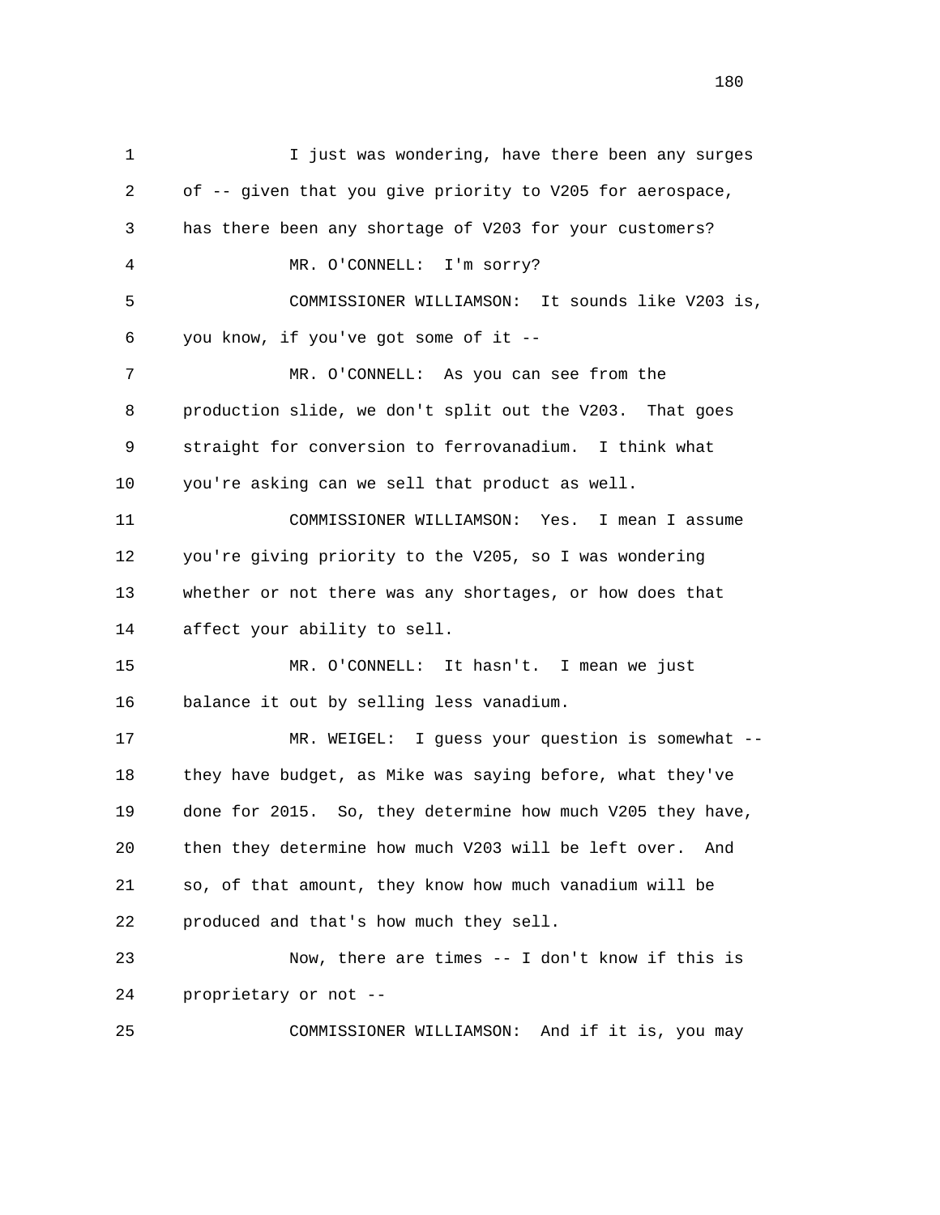I just was wondering, have there been any surges of -- given that you give priority to V205 for aerospace, has there been any shortage of V203 for your customers?

MR. O'CONNELL: I'm sorry?

COMMISSIONER WILLIAMSON: It sounds like V203 is, you know, if you've got some of it --

MR. O'CONNELL: As you can see from the production slide, we don't split out the V203. That goes straight for conversion to ferrovanadium. I think what you're asking can we sell that product as well.

COMMISSIONER WILLIAMSON: Yes. I mean I assume you're giving priority to the V205, so I was wondering whether or not there was any shortages, or how does that affect your ability to sell.

MR. O'CONNELL: It hasn't. I mean we just balance it out by selling less vanadium.

MR. WEIGEL: I guess your question is somewhat -- they have budget, as Mike was saying before, what they've done for 2015. So, they determine how much V205 they have, then they determine how much V203 will be left over. And so, of that amount, they know how much vanadium will be produced and that's how much they sell.

Now, there are times -- I don't know if this is proprietary or not --

COMMISSIONER WILLIAMSON: And if it is, you may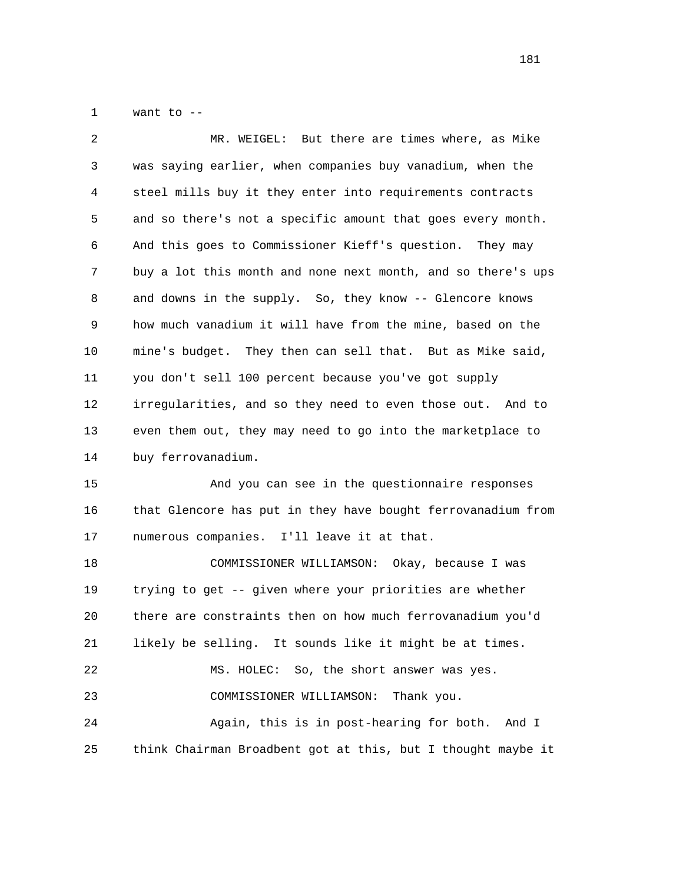want to --

MR. WEIGEL: But there are times where, as Mike was saying earlier, when companies buy vanadium, when the steel mills buy it they enter into requirements contracts and so there's not a specific amount that goes every month. And this goes to Commissioner Kieff's question. They may buy a lot this month and none next month, and so there's ups and downs in the supply. So, they know -- Glencore knows how much vanadium it will have from the mine, based on the mine's budget. They then can sell that. But as Mike said, you don't sell 100 percent because you've got supply irregularities, and so they need to even those out. And to even them out, they may need to go into the marketplace to buy ferrovanadium.

And you can see in the questionnaire responses that Glencore has put in they have bought ferrovanadium from numerous companies. I'll leave it at that.

COMMISSIONER WILLIAMSON: Okay, because I was trying to get -- given where your priorities are whether there are constraints then on how much ferrovanadium you'd likely be selling. It sounds like it might be at times.

MS. HOLEC: So, the short answer was yes.

COMMISSIONER WILLIAMSON: Thank you.

Again, this is in post-hearing for both. And I think Chairman Broadbent got at this, but I thought maybe it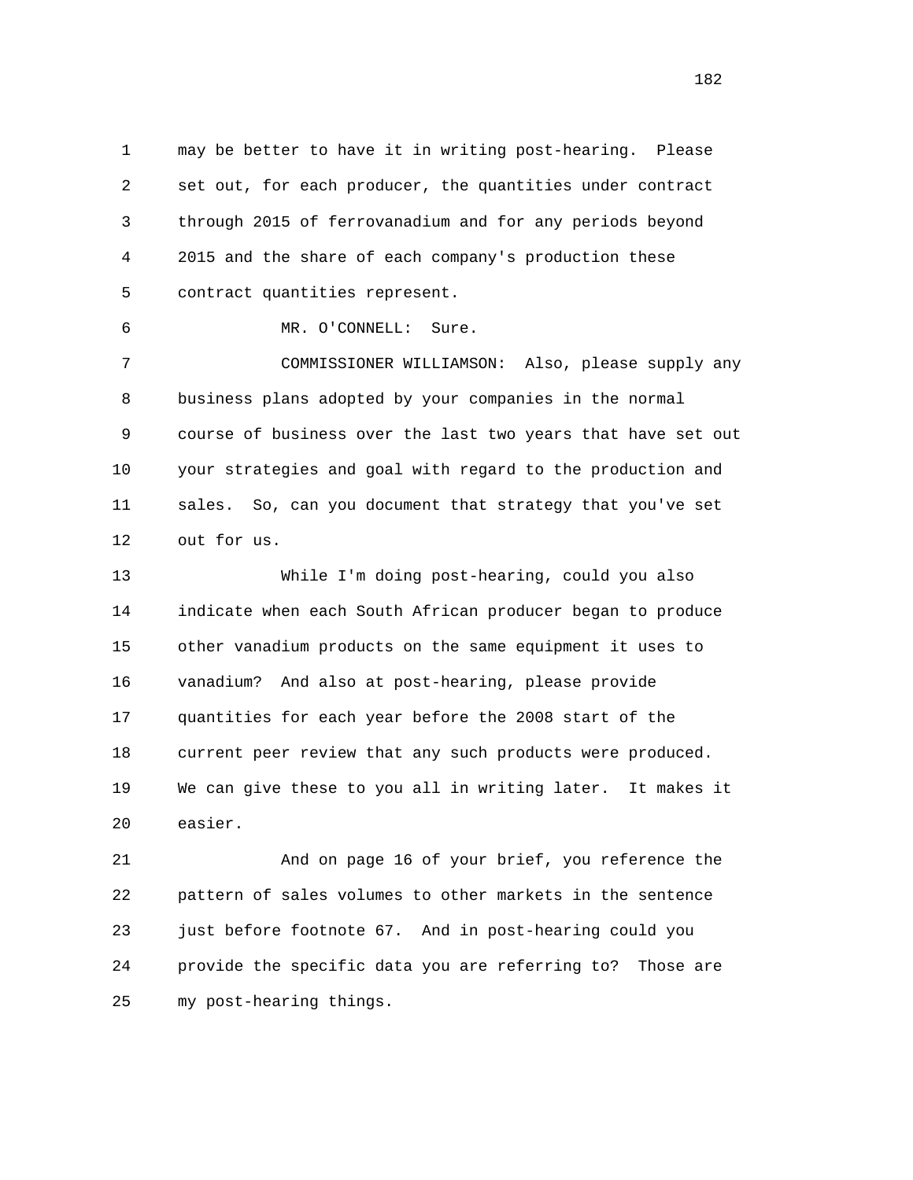may be better to have it in writing post-hearing. Please set out, for each producer, the quantities under contract through 2015 of ferrovanadium and for any periods beyond 2015 and the share of each company's production these contract quantities represent.

MR. O'CONNELL: Sure.

COMMISSIONER WILLIAMSON: Also, please supply any business plans adopted by your companies in the normal course of business over the last two years that have set out your strategies and goal with regard to the production and sales. So, can you document that strategy that you've set out for us.

While I'm doing post-hearing, could you also indicate when each South African producer began to produce other vanadium products on the same equipment it uses to vanadium? And also at post-hearing, please provide quantities for each year before the 2008 start of the current peer review that any such products were produced. We can give these to you all in writing later. It makes it easier.

And on page 16 of your brief, you reference the pattern of sales volumes to other markets in the sentence just before footnote 67. And in post-hearing could you provide the specific data you are referring to? Those are my post-hearing things.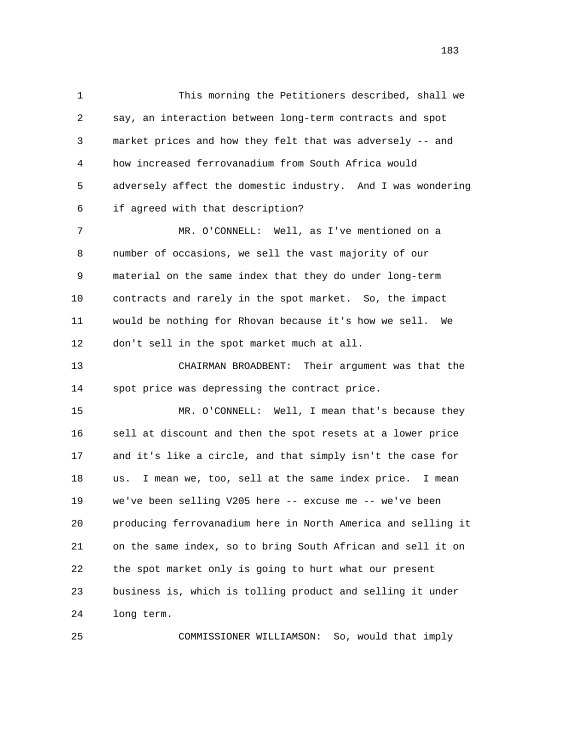This morning the Petitioners described, shall we say, an interaction between long-term contracts and spot market prices and how they felt that was adversely -- and how increased ferrovanadium from South Africa would adversely affect the domestic industry. And I was wondering if agreed with that description?

MR. O'CONNELL: Well, as I've mentioned on a number of occasions, we sell the vast majority of our material on the same index that they do under long-term contracts and rarely in the spot market. So, the impact would be nothing for Rhovan because it's how we sell. We don't sell in the spot market much at all.

CHAIRMAN BROADBENT: Their argument was that the spot price was depressing the contract price.

MR. O'CONNELL: Well, I mean that's because they sell at discount and then the spot resets at a lower price and it's like a circle, and that simply isn't the case for us. I mean we, too, sell at the same index price. I mean we've been selling V205 here -- excuse me -- we've been producing ferrovanadium here in North America and selling it on the same index, so to bring South African and sell it on the spot market only is going to hurt what our present business is, which is tolling product and selling it under long term.

COMMISSIONER WILLIAMSON: So, would that imply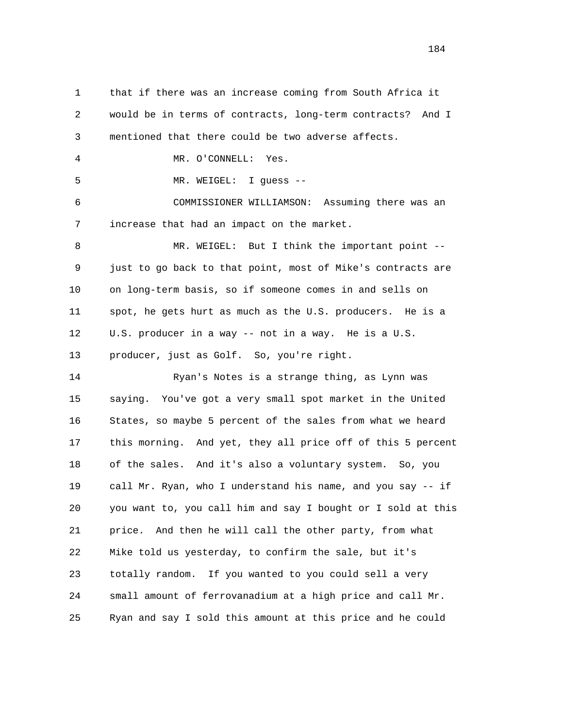that if there was an increase coming from South Africa it would be in terms of contracts, long-term contracts? And I mentioned that there could be two adverse affects.

MR. O'CONNELL: Yes.

MR. WEIGEL: I guess --

COMMISSIONER WILLIAMSON: Assuming there was an increase that had an impact on the market.

MR. WEIGEL: But I think the important point -- just to go back to that point, most of Mike's contracts are on long-term basis, so if someone comes in and sells on spot, he gets hurt as much as the U.S. producers. He is a U.S. producer in a way -- not in a way. He is a U.S. producer, just as Golf. So, you're right.

Ryan's Notes is a strange thing, as Lynn was saying. You've got a very small spot market in the United States, so maybe 5 percent of the sales from what we heard this morning. And yet, they all price off of this 5 percent of the sales. And it's also a voluntary system. So, you call Mr. Ryan, who I understand his name, and you say -- if you want to, you call him and say I bought or I sold at this price. And then he will call the other party, from what Mike told us yesterday, to confirm the sale, but it's totally random. If you wanted to you could sell a very small amount of ferrovanadium at a high price and call Mr. Ryan and say I sold this amount at this price and he could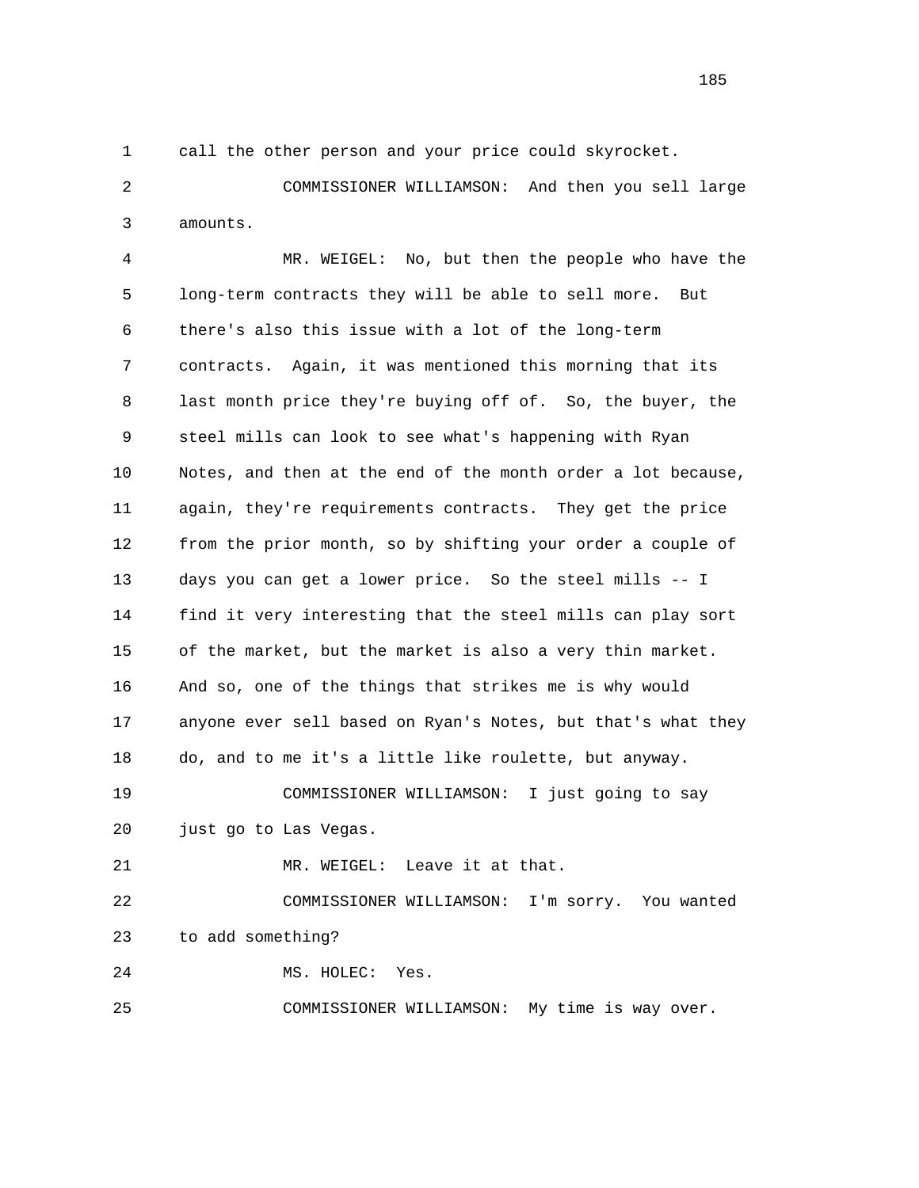call the other person and your price could skyrocket.

COMMISSIONER WILLIAMSON: And then you sell large amounts.

MR. WEIGEL: No, but then the people who have the long-term contracts they will be able to sell more. But there's also this issue with a lot of the long-term contracts. Again, it was mentioned this morning that its last month price they're buying off of. So, the buyer, the steel mills can look to see what's happening with Ryan Notes, and then at the end of the month order a lot because, again, they're requirements contracts. They get the price from the prior month, so by shifting your order a couple of days you can get a lower price. So the steel mills -- I find it very interesting that the steel mills can play sort of the market, but the market is also a very thin market. And so, one of the things that strikes me is why would anyone ever sell based on Ryan's Notes, but that's what they do, and to me it's a little like roulette, but anyway.

COMMISSIONER WILLIAMSON: I just going to say just go to Las Vegas.

MR. WEIGEL: Leave it at that.

COMMISSIONER WILLIAMSON: I'm sorry. You wanted to add something?

MS. HOLEC: Yes.

COMMISSIONER WILLIAMSON: My time is way over.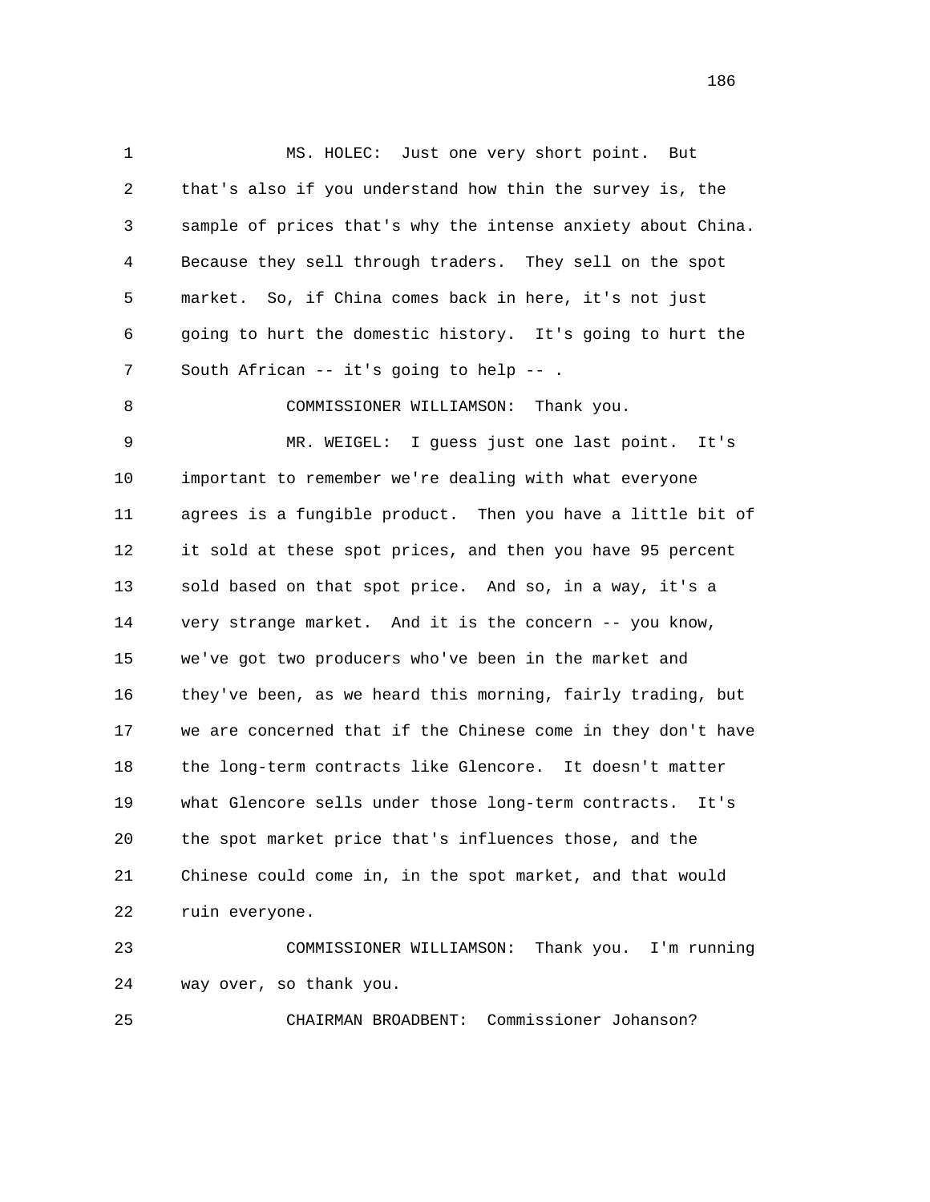MS. HOLEC: Just one very short point. But that's also if you understand how thin the survey is, the sample of prices that's why the intense anxiety about China. Because they sell through traders. They sell on the spot market. So, if China comes back in here, it's not just going to hurt the domestic history. It's going to hurt the South African -- it's going to help -- .

COMMISSIONER WILLIAMSON: Thank you.

MR. WEIGEL: I guess just one last point. It's important to remember we're dealing with what everyone agrees is a fungible product. Then you have a little bit of it sold at these spot prices, and then you have 95 percent sold based on that spot price. And so, in a way, it's a very strange market. And it is the concern -- you know, we've got two producers who've been in the market and they've been, as we heard this morning, fairly trading, but we are concerned that if the Chinese come in they don't have the long-term contracts like Glencore. It doesn't matter what Glencore sells under those long-term contracts. It's the spot market price that's influences those, and the Chinese could come in, in the spot market, and that would ruin everyone.

COMMISSIONER WILLIAMSON: Thank you. I'm running way over, so thank you.

CHAIRMAN BROADBENT: Commissioner Johanson?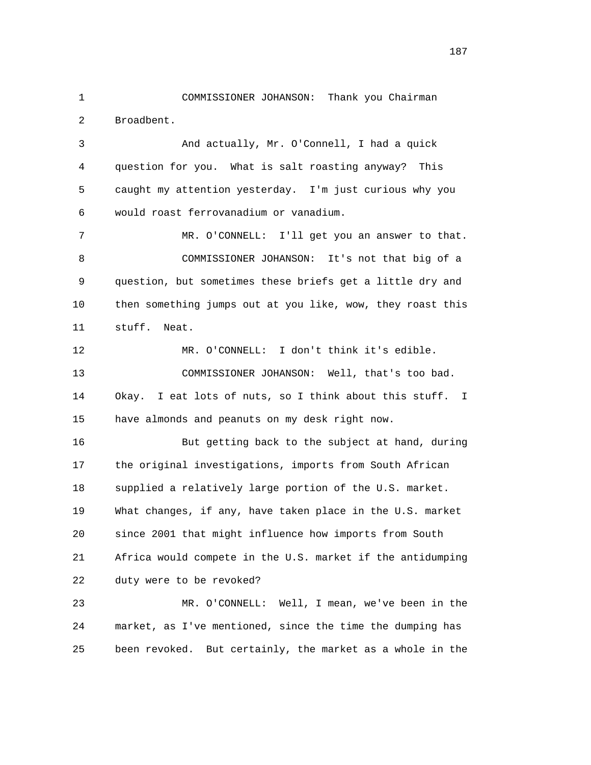COMMISSIONER JOHANSON: Thank you Chairman Broadbent.

And actually, Mr. O'Connell, I had a quick question for you. What is salt roasting anyway? This caught my attention yesterday. I'm just curious why you would roast ferrovanadium or vanadium.

MR. O'CONNELL: I'll get you an answer to that.

COMMISSIONER JOHANSON: It's not that big of a question, but sometimes these briefs get a little dry and then something jumps out at you like, wow, they roast this stuff. Neat.

MR. O'CONNELL: I don't think it's edible.

COMMISSIONER JOHANSON: Well, that's too bad. Okay. I eat lots of nuts, so I think about this stuff. I have almonds and peanuts on my desk right now.

But getting back to the subject at hand, during the original investigations, imports from South African supplied a relatively large portion of the U.S. market. What changes, if any, have taken place in the U.S. market since 2001 that might influence how imports from South Africa would compete in the U.S. market if the antidumping duty were to be revoked?

MR. O'CONNELL: Well, I mean, we've been in the market, as I've mentioned, since the time the dumping has been revoked. But certainly, the market as a whole in the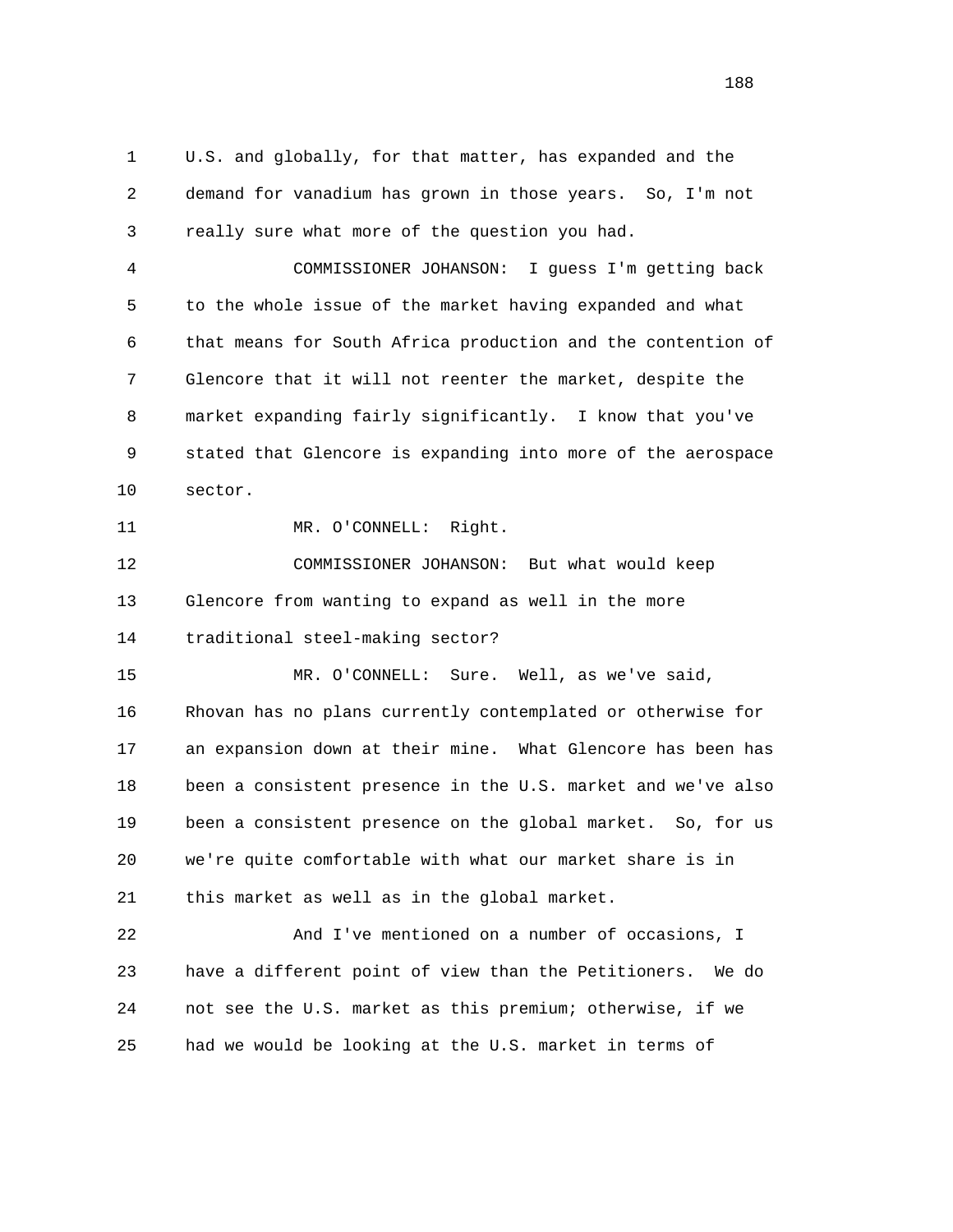U.S. and globally, for that matter, has expanded and the demand for vanadium has grown in those years. So, I'm not really sure what more of the question you had.

COMMISSIONER JOHANSON: I guess I'm getting back to the whole issue of the market having expanded and what that means for South Africa production and the contention of Glencore that it will not reenter the market, despite the market expanding fairly significantly. I know that you've stated that Glencore is expanding into more of the aerospace sector.

MR. O'CONNELL: Right.

COMMISSIONER JOHANSON: But what would keep Glencore from wanting to expand as well in the more traditional steel-making sector?

MR. O'CONNELL: Sure. Well, as we've said, Rhovan has no plans currently contemplated or otherwise for an expansion down at their mine. What Glencore has been has been a consistent presence in the U.S. market and we've also been a consistent presence on the global market. So, for us we're quite comfortable with what our market share is in this market as well as in the global market.

And I've mentioned on a number of occasions, I have a different point of view than the Petitioners. We do not see the U.S. market as this premium; otherwise, if we had we would be looking at the U.S. market in terms of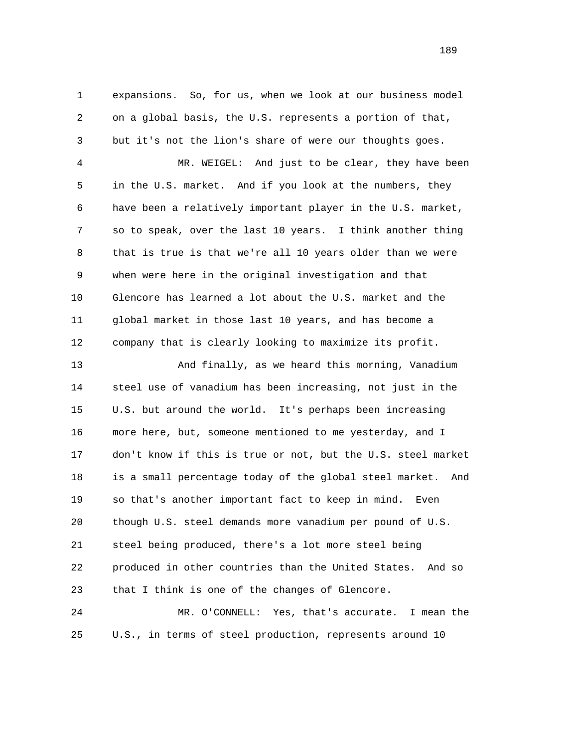expansions. So, for us, when we look at our business model on a global basis, the U.S. represents a portion of that, but it's not the lion's share of were our thoughts goes.

MR. WEIGEL: And just to be clear, they have been in the U.S. market. And if you look at the numbers, they have been a relatively important player in the U.S. market, so to speak, over the last 10 years. I think another thing that is true is that we're all 10 years older than we were when were here in the original investigation and that Glencore has learned a lot about the U.S. market and the global market in those last 10 years, and has become a company that is clearly looking to maximize its profit.

And finally, as we heard this morning, Vanadium steel use of vanadium has been increasing, not just in the U.S. but around the world. It's perhaps been increasing more here, but, someone mentioned to me yesterday, and I don't know if this is true or not, but the U.S. steel market is a small percentage today of the global steel market. And so that's another important fact to keep in mind. Even though U.S. steel demands more vanadium per pound of U.S. steel being produced, there's a lot more steel being produced in other countries than the United States. And so that I think is one of the changes of Glencore.

MR. O'CONNELL: Yes, that's accurate. I mean the U.S., in terms of steel production, represents around 10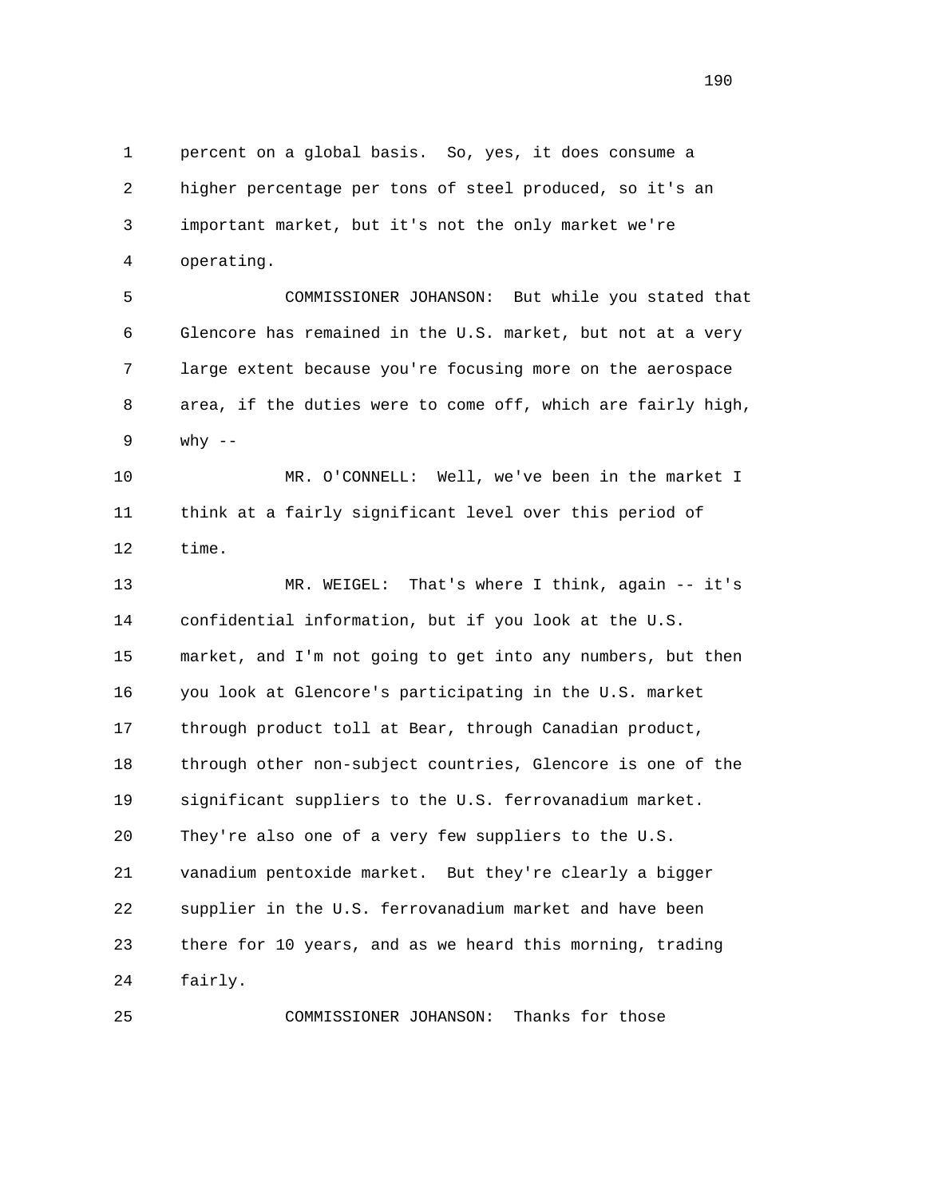percent on a global basis. So, yes, it does consume a higher percentage per tons of steel produced, so it's an important market, but it's not the only market we're operating.

COMMISSIONER JOHANSON: But while you stated that Glencore has remained in the U.S. market, but not at a very large extent because you're focusing more on the aerospace area, if the duties were to come off, which are fairly high, why --

MR. O'CONNELL: Well, we've been in the market I think at a fairly significant level over this period of time.

MR. WEIGEL: That's where I think, again -- it's confidential information, but if you look at the U.S. market, and I'm not going to get into any numbers, but then you look at Glencore's participating in the U.S. market through product toll at Bear, through Canadian product, through other non-subject countries, Glencore is one of the significant suppliers to the U.S. ferrovanadium market. They're also one of a very few suppliers to the U.S. vanadium pentoxide market. But they're clearly a bigger supplier in the U.S. ferrovanadium market and have been there for 10 years, and as we heard this morning, trading fairly.

COMMISSIONER JOHANSON: Thanks for those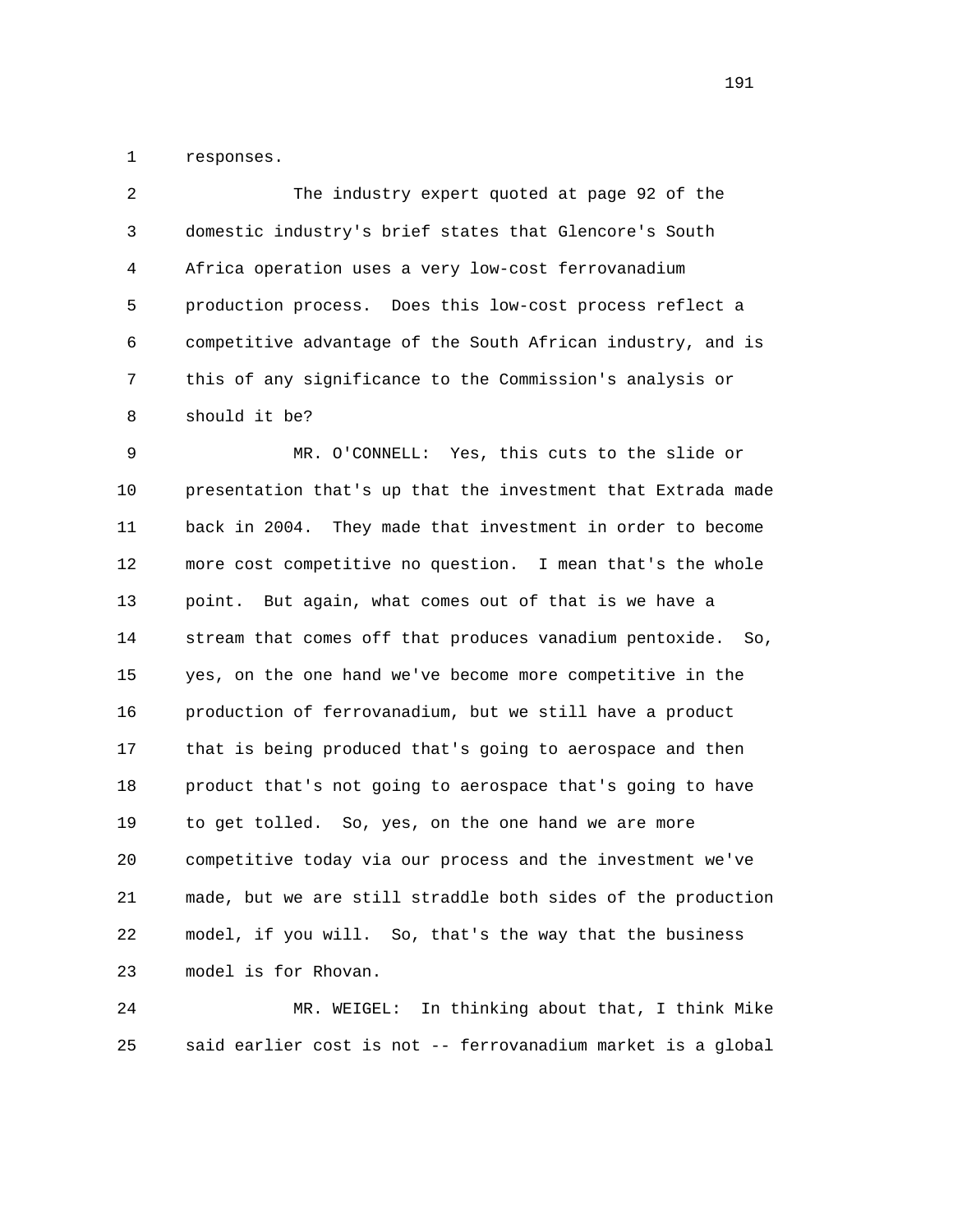responses.

The industry expert quoted at page 92 of the domestic industry's brief states that Glencore's South Africa operation uses a very low-cost ferrovanadium production process. Does this low-cost process reflect a competitive advantage of the South African industry, and is this of any significance to the Commission's analysis or should it be?

MR. O'CONNELL: Yes, this cuts to the slide or presentation that's up that the investment that Extrada made back in 2004. They made that investment in order to become more cost competitive no question. I mean that's the whole point. But again, what comes out of that is we have a stream that comes off that produces vanadium pentoxide. So, yes, on the one hand we've become more competitive in the production of ferrovanadium, but we still have a product that is being produced that's going to aerospace and then product that's not going to aerospace that's going to have to get tolled. So, yes, on the one hand we are more competitive today via our process and the investment we've made, but we are still straddle both sides of the production model, if you will. So, that's the way that the business model is for Rhovan.

MR. WEIGEL: In thinking about that, I think Mike said earlier cost is not -- ferrovanadium market is a global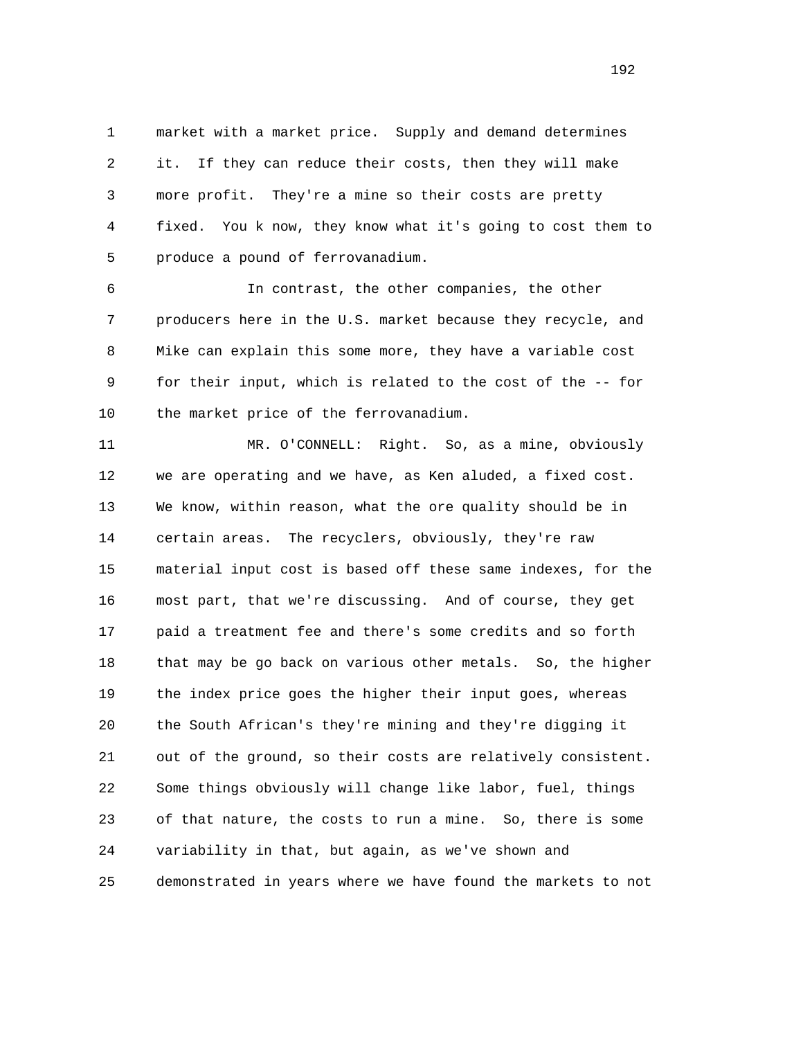market with a market price. Supply and demand determines it. If they can reduce their costs, then they will make more profit. They're a mine so their costs are pretty fixed. You k now, they know what it's going to cost them to produce a pound of ferrovanadium.

In contrast, the other companies, the other producers here in the U.S. market because they recycle, and Mike can explain this some more, they have a variable cost for their input, which is related to the cost of the -- for the market price of the ferrovanadium.

MR. O'CONNELL: Right. So, as a mine, obviously we are operating and we have, as Ken aluded, a fixed cost. We know, within reason, what the ore quality should be in certain areas. The recyclers, obviously, they're raw material input cost is based off these same indexes, for the most part, that we're discussing. And of course, they get paid a treatment fee and there's some credits and so forth that may be go back on various other metals. So, the higher the index price goes the higher their input goes, whereas the South African's they're mining and they're digging it out of the ground, so their costs are relatively consistent. Some things obviously will change like labor, fuel, things of that nature, the costs to run a mine. So, there is some variability in that, but again, as we've shown and demonstrated in years where we have found the markets to not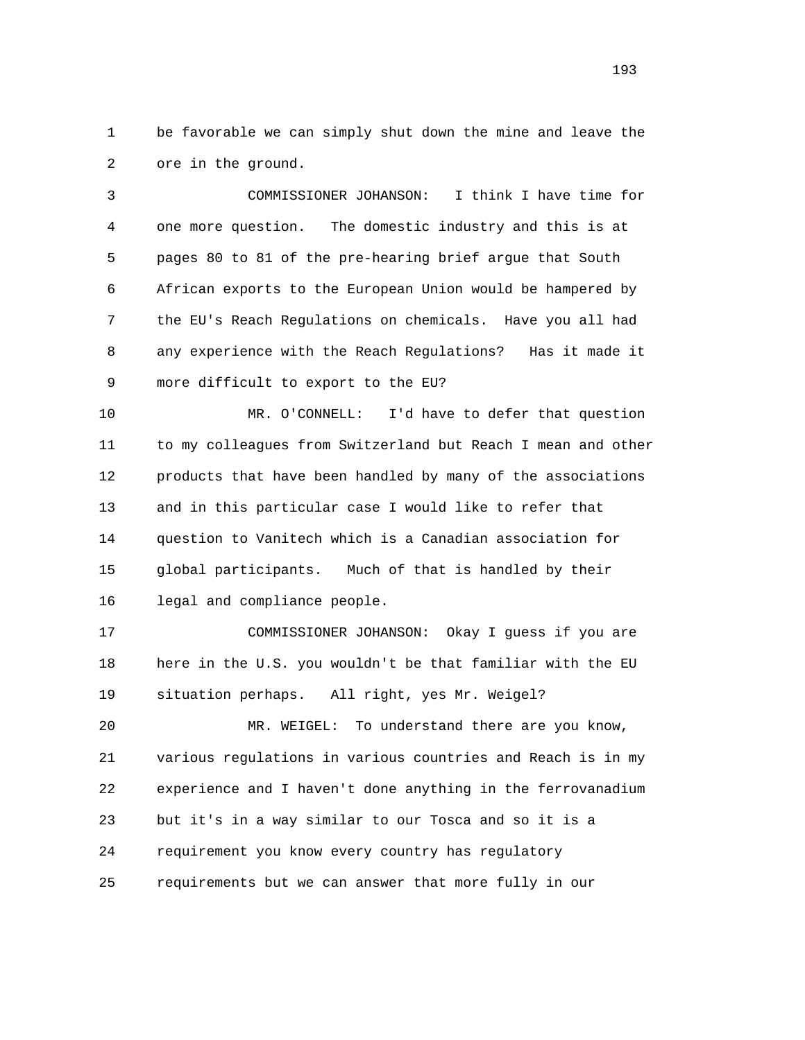1 be favorable we can simply shut down the mine and leave the
2 ore in the ground.

3 COMMISSIONER JOHANSON: I think I have time for
4 one more question. The domestic industry and this is at
5 pages 80 to 81 of the pre-hearing brief argue that South
6 African exports to the European Union would be hampered by
7 the EU's Reach Regulations on chemicals. Have you all had
8 any experience with the Reach Regulations? Has it made it
9 more difficult to export to the EU?

10 MR. O'CONNELL: I'd have to defer that question
11 to my colleagues from Switzerland but Reach I mean and other
12 products that have been handled by many of the associations
13 and in this particular case I would like to refer that
14 question to Vanitech which is a Canadian association for
15 global participants. Much of that is handled by their
16 legal and compliance people.

17 COMMISSIONER JOHANSON: Okay I guess if you are
18 here in the U.S. you wouldn't be that familiar with the EU
19 situation perhaps. All right, yes Mr. Weigel?

20 MR. WEIGEL: To understand there are you know,
21 various regulations in various countries and Reach is in my
22 experience and I haven't done anything in the ferrovanadium
23 but it's in a way similar to our Tosca and so it is a
24 requirement you know every country has regulatory
25 requirements but we can answer that more fully in our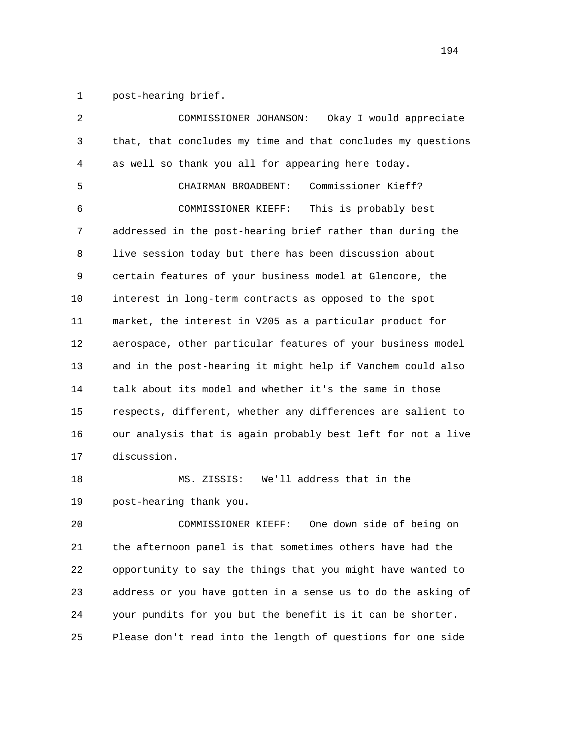1 post-hearing brief.

2 COMMISSIONER JOHANSON: Okay I would appreciate
3 that, that concludes my time and that concludes my questions
4 as well so thank you all for appearing here today.

5 CHAIRMAN BROADBENT: Commissioner Kieff?

6 COMMISSIONER KIEFF: This is probably best
7 addressed in the post-hearing brief rather than during the
8 live session today but there has been discussion about
9 certain features of your business model at Glencore, the
10 interest in long-term contracts as opposed to the spot
11 market, the interest in V205 as a particular product for
12 aerospace, other particular features of your business model
13 and in the post-hearing it might help if Vanchem could also
14 talk about its model and whether it's the same in those
15 respects, different, whether any differences are salient to
16 our analysis that is again probably best left for not a live
17 discussion.

18 MS. ZISSIS: We'll address that in the
19 post-hearing thank you.

20 COMMISSIONER KIEFF: One down side of being on
21 the afternoon panel is that sometimes others have had the
22 opportunity to say the things that you might have wanted to
23 address or you have gotten in a sense us to do the asking of
24 your pundits for you but the benefit is it can be shorter.
25 Please don't read into the length of questions for one side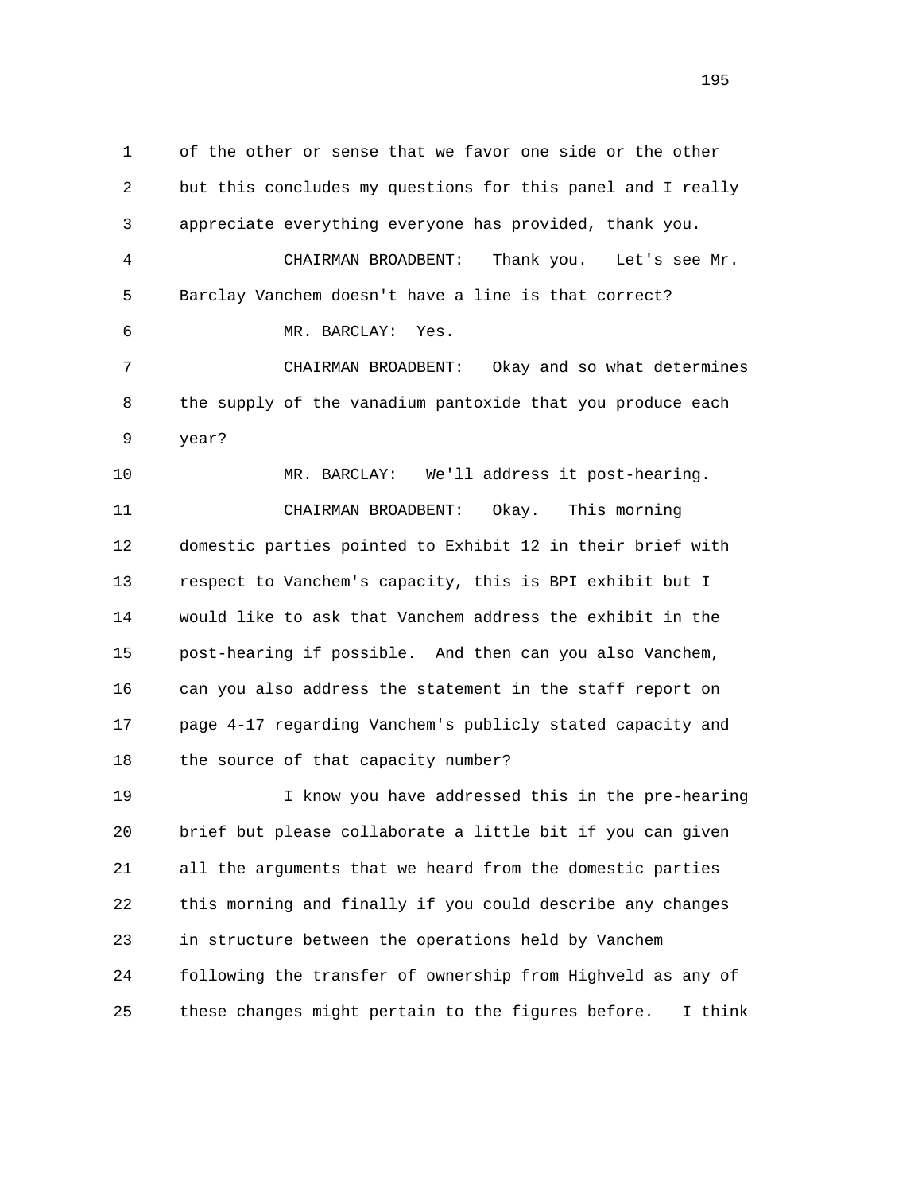1 of the other or sense that we favor one side or the other
2 but this concludes my questions for this panel and I really
3 appreciate everything everyone has provided, thank you.
4 CHAIRMAN BROADBENT: Thank you. Let's see Mr.
5 Barclay Vanchem doesn't have a line is that correct?
6 MR. BARCLAY: Yes.
7 CHAIRMAN BROADBENT: Okay and so what determines
8 the supply of the vanadium pantoxide that you produce each
9 year?
10 MR. BARCLAY: We'll address it post-hearing.
11 CHAIRMAN BROADBENT: Okay. This morning
12 domestic parties pointed to Exhibit 12 in their brief with
13 respect to Vanchem's capacity, this is BPI exhibit but I
14 would like to ask that Vanchem address the exhibit in the
15 post-hearing if possible. And then can you also Vanchem,
16 can you also address the statement in the staff report on
17 page 4-17 regarding Vanchem's publicly stated capacity and
18 the source of that capacity number?
19 I know you have addressed this in the pre-hearing
20 brief but please collaborate a little bit if you can given
21 all the arguments that we heard from the domestic parties
22 this morning and finally if you could describe any changes
23 in structure between the operations held by Vanchem
24 following the transfer of ownership from Highveld as any of
25 these changes might pertain to the figures before. I think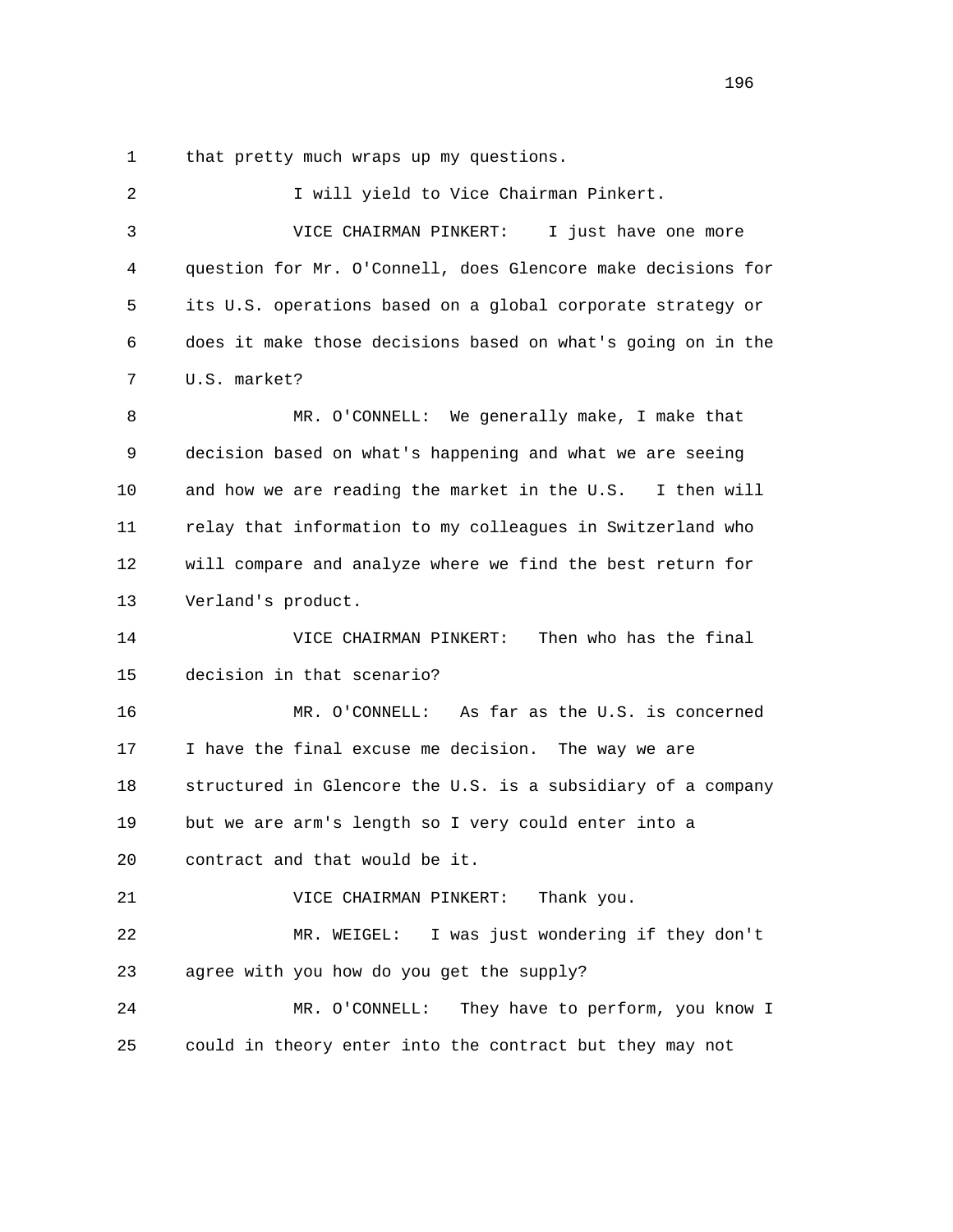1 that pretty much wraps up my questions.

2 I will yield to Vice Chairman Pinkert.

3 VICE CHAIRMAN PINKERT: I just have one more
4 question for Mr. O'Connell, does Glencore make decisions for
5 its U.S. operations based on a global corporate strategy or
6 does it make those decisions based on what's going on in the
7 U.S. market?

8 MR. O'CONNELL: We generally make, I make that
9 decision based on what's happening and what we are seeing
10 and how we are reading the market in the U.S. I then will
11 relay that information to my colleagues in Switzerland who
12 will compare and analyze where we find the best return for
13 Verland's product.

14 VICE CHAIRMAN PINKERT: Then who has the final
15 decision in that scenario?

16 MR. O'CONNELL: As far as the U.S. is concerned
17 I have the final excuse me decision. The way we are
18 structured in Glencore the U.S. is a subsidiary of a company
19 but we are arm's length so I very could enter into a
20 contract and that would be it.

21 VICE CHAIRMAN PINKERT: Thank you.

22 MR. WEIGEL: I was just wondering if they don't
23 agree with you how do you get the supply?

24 MR. O'CONNELL: They have to perform, you know I
25 could in theory enter into the contract but they may not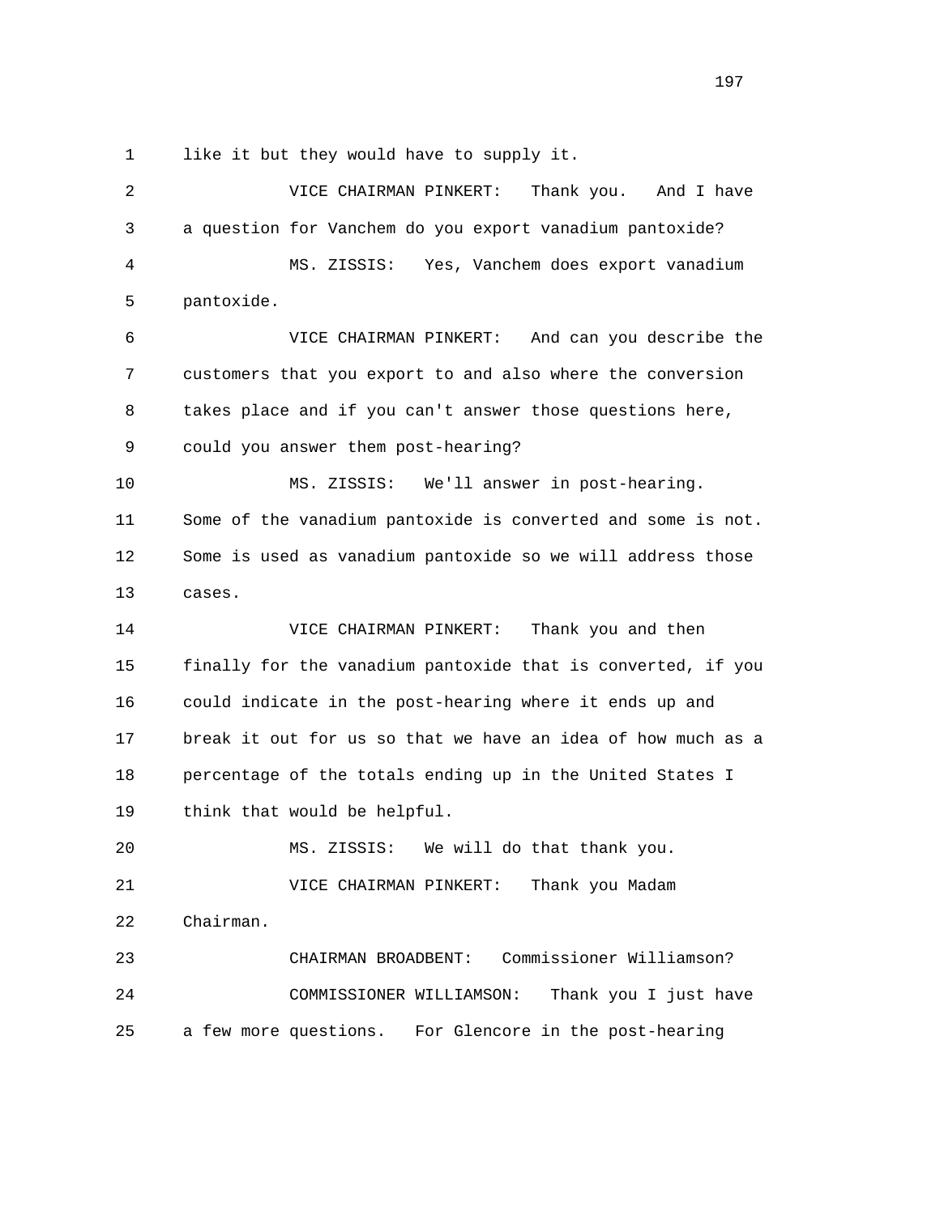like it but they would have to supply it.

VICE CHAIRMAN PINKERT: Thank you. And I have a question for Vanchem do you export vanadium pantoxide?

MS. ZISSIS: Yes, Vanchem does export vanadium pantoxide.

VICE CHAIRMAN PINKERT: And can you describe the customers that you export to and also where the conversion takes place and if you can't answer those questions here, could you answer them post-hearing?

MS. ZISSIS: We'll answer in post-hearing. Some of the vanadium pantoxide is converted and some is not. Some is used as vanadium pantoxide so we will address those cases.

VICE CHAIRMAN PINKERT: Thank you and then finally for the vanadium pantoxide that is converted, if you could indicate in the post-hearing where it ends up and break it out for us so that we have an idea of how much as a percentage of the totals ending up in the United States I think that would be helpful.

MS. ZISSIS: We will do that thank you.

VICE CHAIRMAN PINKERT: Thank you Madam Chairman.

CHAIRMAN BROADBENT: Commissioner Williamson?

COMMISSIONER WILLIAMSON: Thank you I just have a few more questions. For Glencore in the post-hearing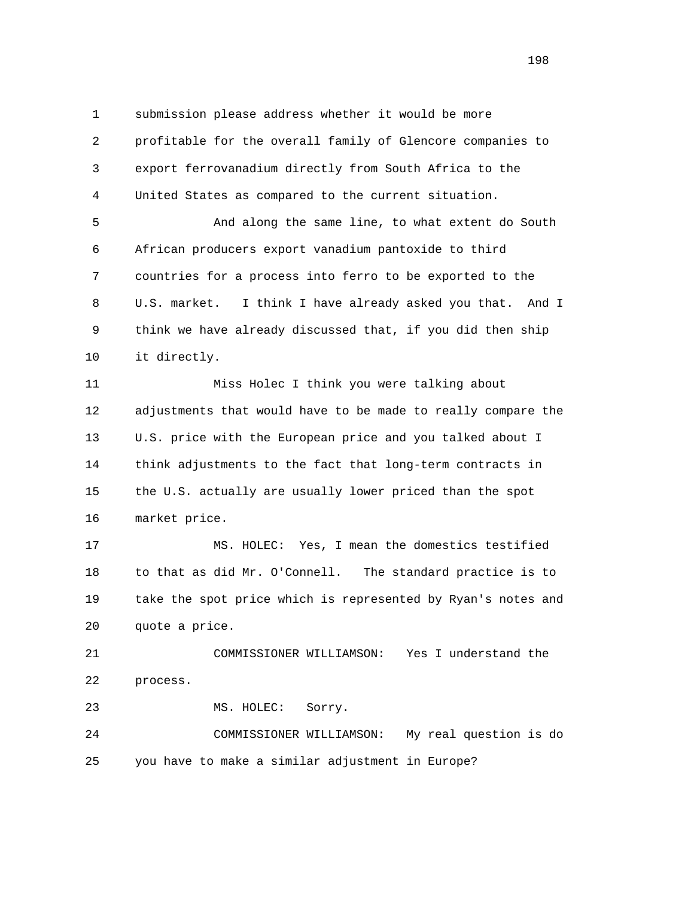submission please address whether it would be more profitable for the overall family of Glencore companies to export ferrovanadium directly from South Africa to the United States as compared to the current situation.

And along the same line, to what extent do South African producers export vanadium pantoxide to third countries for a process into ferro to be exported to the U.S. market. I think I have already asked you that. And I think we have already discussed that, if you did then ship it directly.

Miss Holec I think you were talking about adjustments that would have to be made to really compare the U.S. price with the European price and you talked about I think adjustments to the fact that long-term contracts in the U.S. actually are usually lower priced than the spot market price.

MS. HOLEC: Yes, I mean the domestics testified to that as did Mr. O'Connell. The standard practice is to take the spot price which is represented by Ryan's notes and quote a price.

COMMISSIONER WILLIAMSON: Yes I understand the process.

MS. HOLEC: Sorry.

COMMISSIONER WILLIAMSON: My real question is do you have to make a similar adjustment in Europe?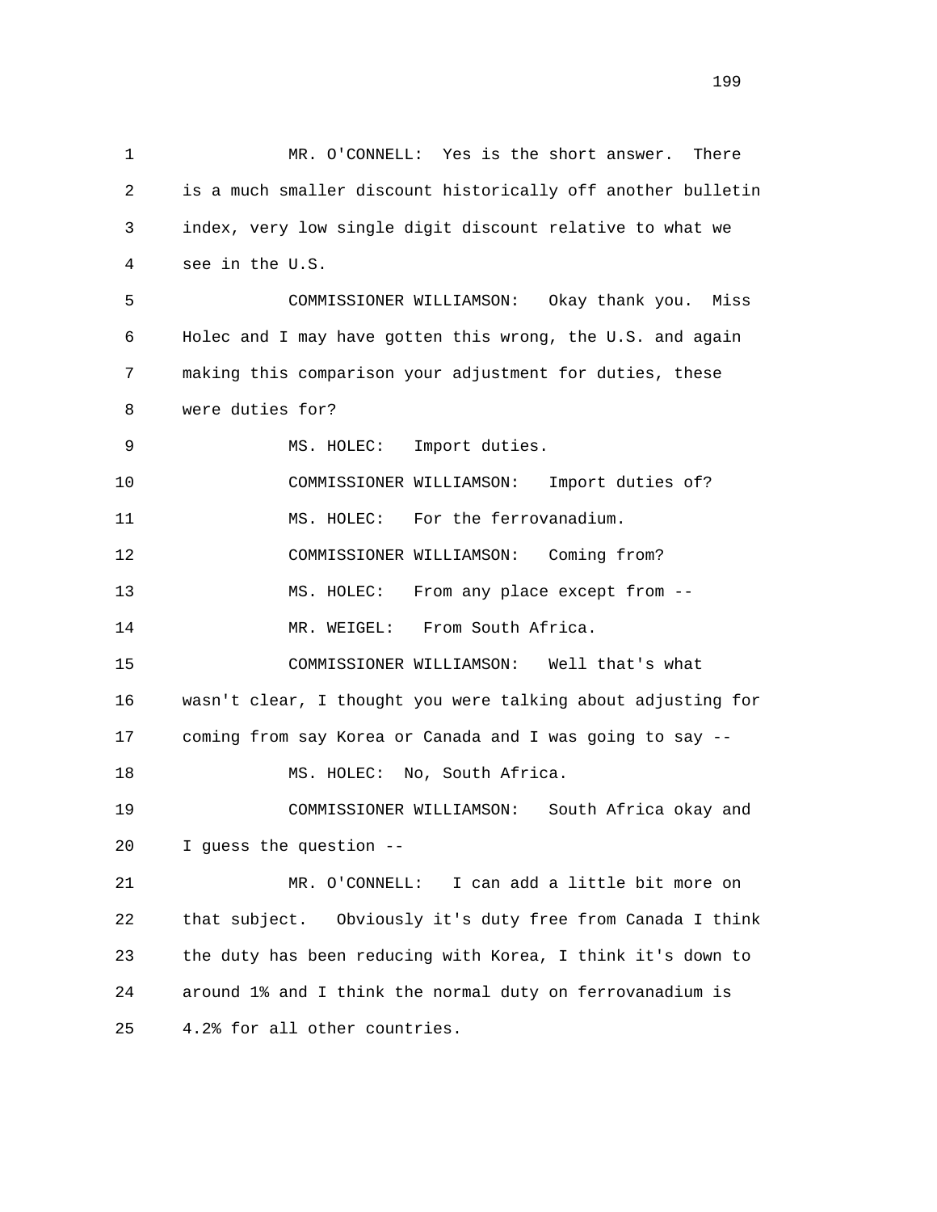MR. O'CONNELL: Yes is the short answer. There is a much smaller discount historically off another bulletin index, very low single digit discount relative to what we see in the U.S.

COMMISSIONER WILLIAMSON: Okay thank you. Miss Holec and I may have gotten this wrong, the U.S. and again making this comparison your adjustment for duties, these were duties for?

MS. HOLEC: Import duties.

COMMISSIONER WILLIAMSON: Import duties of?

MS. HOLEC: For the ferrovanadium.

COMMISSIONER WILLIAMSON: Coming from?

MS. HOLEC: From any place except from --

MR. WEIGEL: From South Africa.

COMMISSIONER WILLIAMSON: Well that's what wasn't clear, I thought you were talking about adjusting for coming from say Korea or Canada and I was going to say --

MS. HOLEC: No, South Africa.

COMMISSIONER WILLIAMSON: South Africa okay and I guess the question --

MR. O'CONNELL: I can add a little bit more on that subject. Obviously it's duty free from Canada I think the duty has been reducing with Korea, I think it's down to around 1% and I think the normal duty on ferrovanadium is 4.2% for all other countries.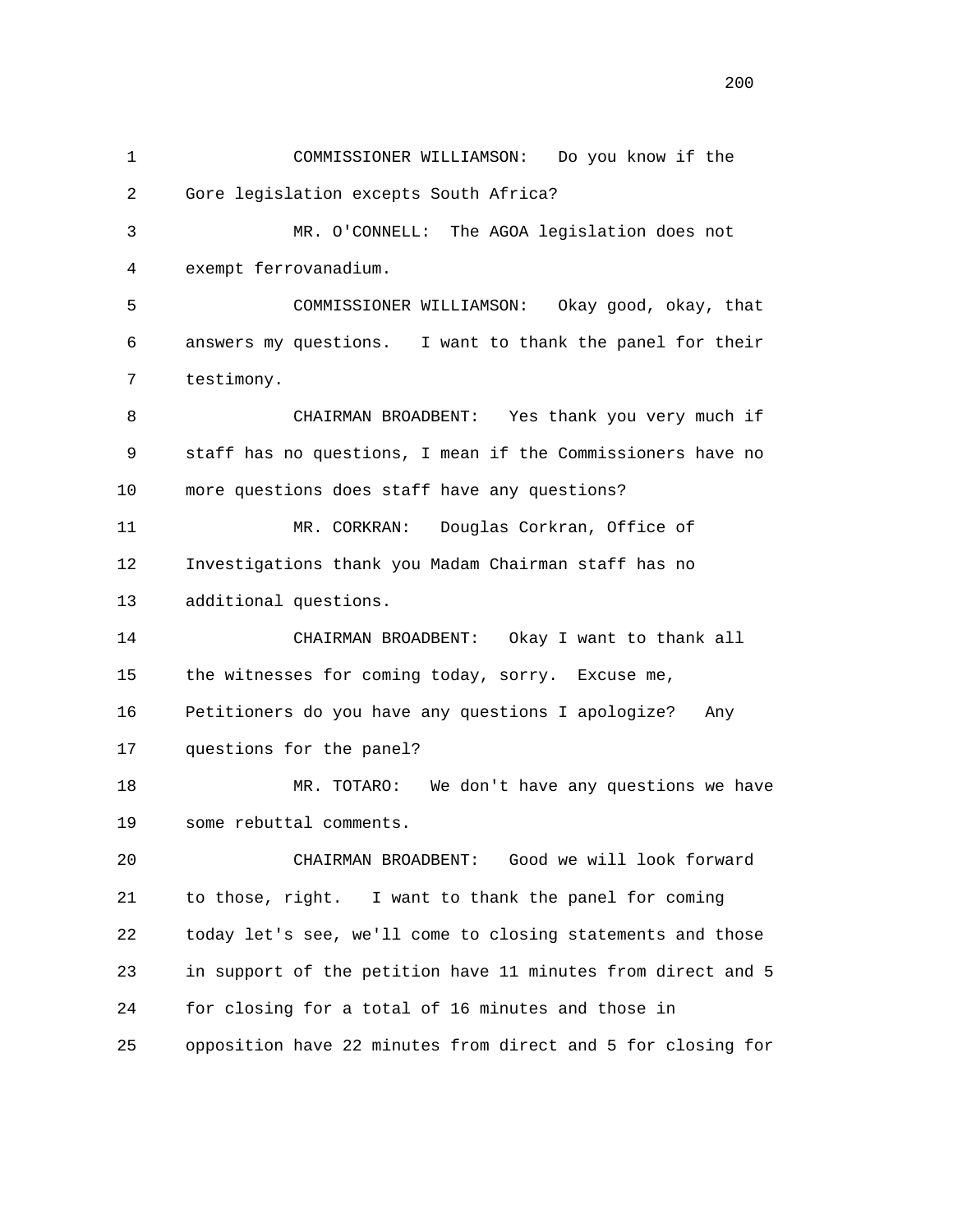1 COMMISSIONER WILLIAMSON: Do you know if the
2 Gore legislation excepts South Africa?
3 MR. O'CONNELL: The AGOA legislation does not
4 exempt ferrovanadium.
5 COMMISSIONER WILLIAMSON: Okay good, okay, that
6 answers my questions. I want to thank the panel for their
7 testimony.
8 CHAIRMAN BROADBENT: Yes thank you very much if
9 staff has no questions, I mean if the Commissioners have no
10 more questions does staff have any questions?
11 MR. CORKRAN: Douglas Corkran, Office of
12 Investigations thank you Madam Chairman staff has no
13 additional questions.
14 CHAIRMAN BROADBENT: Okay I want to thank all
15 the witnesses for coming today, sorry. Excuse me,
16 Petitioners do you have any questions I apologize? Any
17 questions for the panel?
18 MR. TOTARO: We don't have any questions we have
19 some rebuttal comments.
20 CHAIRMAN BROADBENT: Good we will look forward
21 to those, right. I want to thank the panel for coming
22 today let's see, we'll come to closing statements and those
23 in support of the petition have 11 minutes from direct and 5
24 for closing for a total of 16 minutes and those in
25 opposition have 22 minutes from direct and 5 for closing for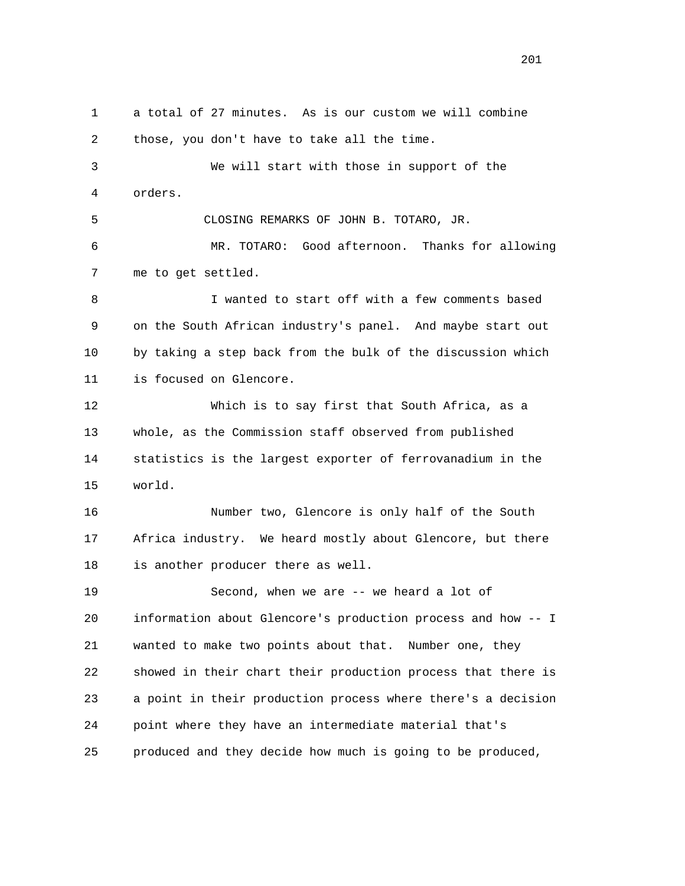a total of 27 minutes. As is our custom we will combine those, you don't have to take all the time.

We will start with those in support of the orders.

CLOSING REMARKS OF JOHN B. TOTARO, JR.

MR. TOTARO: Good afternoon. Thanks for allowing me to get settled.

I wanted to start off with a few comments based on the South African industry's panel. And maybe start out by taking a step back from the bulk of the discussion which is focused on Glencore.

Which is to say first that South Africa, as a whole, as the Commission staff observed from published statistics is the largest exporter of ferrovanadium in the world.

Number two, Glencore is only half of the South Africa industry. We heard mostly about Glencore, but there is another producer there as well.

Second, when we are -- we heard a lot of information about Glencore's production process and how -- I wanted to make two points about that. Number one, they showed in their chart their production process that there is a point in their production process where there's a decision point where they have an intermediate material that's produced and they decide how much is going to be produced,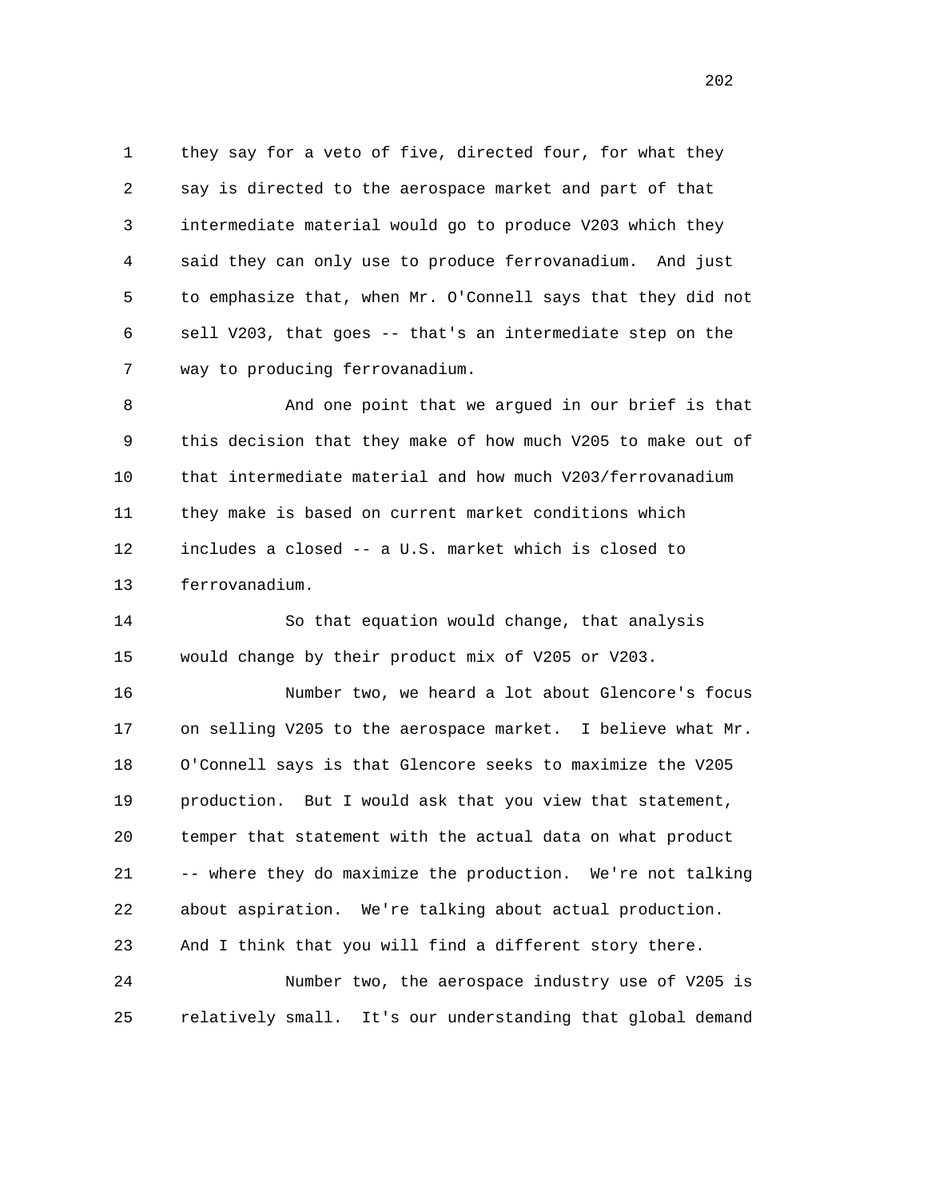they say for a veto of five, directed four, for what they say is directed to the aerospace market and part of that intermediate material would go to produce V203 which they said they can only use to produce ferrovanadium. And just to emphasize that, when Mr. O'Connell says that they did not sell V203, that goes -- that's an intermediate step on the way to producing ferrovanadium.

And one point that we argued in our brief is that this decision that they make of how much V205 to make out of that intermediate material and how much V203/ferrovanadium they make is based on current market conditions which includes a closed -- a U.S. market which is closed to ferrovanadium.

So that equation would change, that analysis would change by their product mix of V205 or V203.

Number two, we heard a lot about Glencore's focus on selling V205 to the aerospace market. I believe what Mr. O'Connell says is that Glencore seeks to maximize the V205 production. But I would ask that you view that statement, temper that statement with the actual data on what product -- where they do maximize the production. We're not talking about aspiration. We're talking about actual production. And I think that you will find a different story there.

Number two, the aerospace industry use of V205 is relatively small. It's our understanding that global demand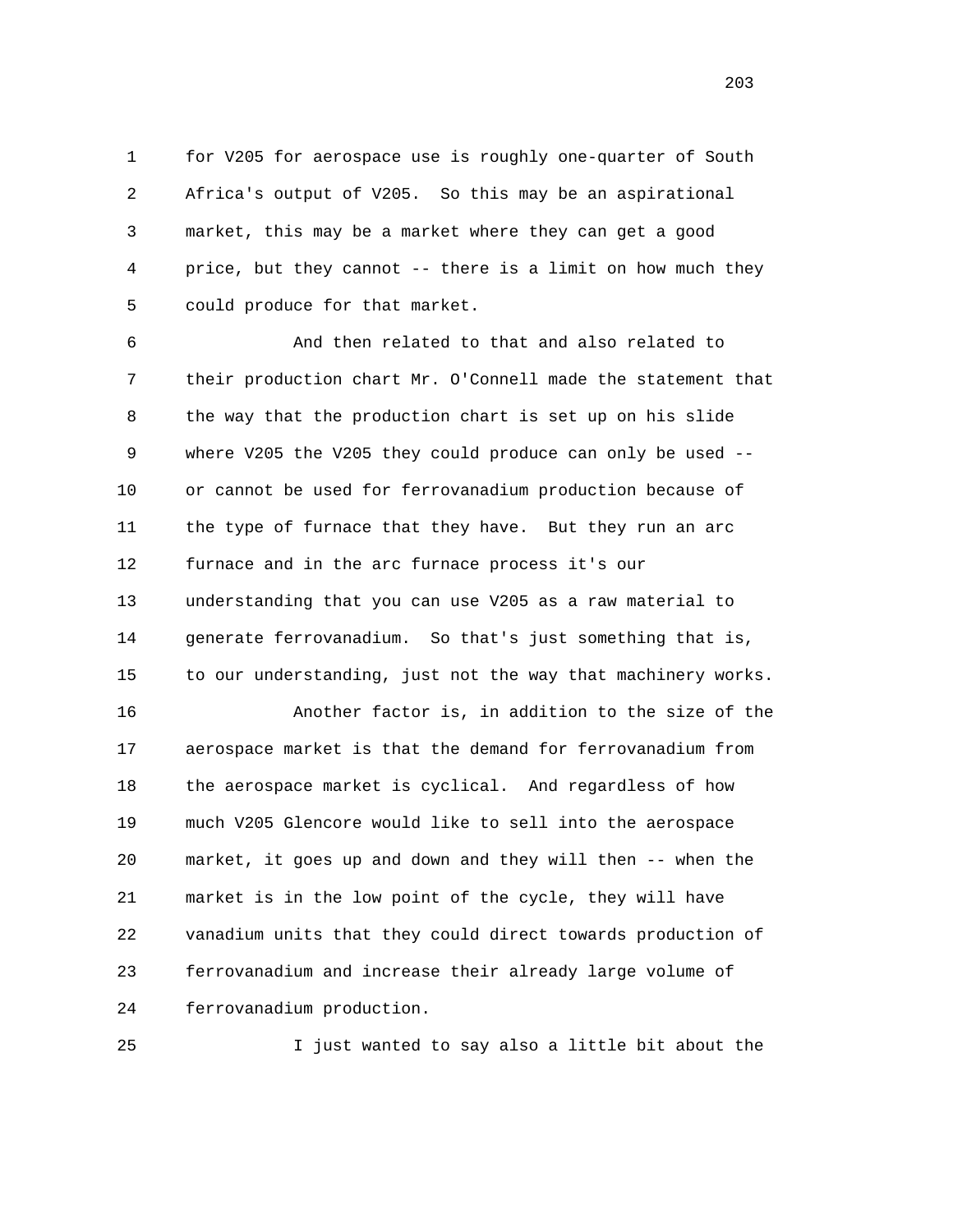for V205 for aerospace use is roughly one-quarter of South Africa's output of V205. So this may be an aspirational market, this may be a market where they can get a good price, but they cannot -- there is a limit on how much they could produce for that market.

And then related to that and also related to their production chart Mr. O'Connell made the statement that the way that the production chart is set up on his slide where V205 the V205 they could produce can only be used -- or cannot be used for ferrovanadium production because of the type of furnace that they have. But they run an arc furnace and in the arc furnace process it's our understanding that you can use V205 as a raw material to generate ferrovanadium. So that's just something that is, to our understanding, just not the way that machinery works.

Another factor is, in addition to the size of the aerospace market is that the demand for ferrovanadium from the aerospace market is cyclical. And regardless of how much V205 Glencore would like to sell into the aerospace market, it goes up and down and they will then -- when the market is in the low point of the cycle, they will have vanadium units that they could direct towards production of ferrovanadium and increase their already large volume of ferrovanadium production.

I just wanted to say also a little bit about the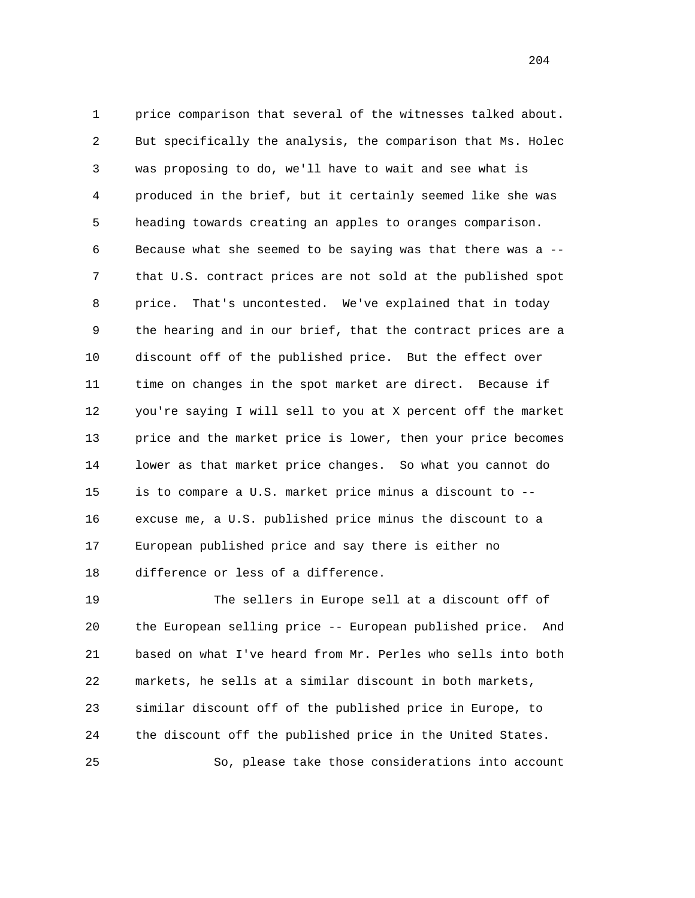price comparison that several of the witnesses talked about. But specifically the analysis, the comparison that Ms. Holec was proposing to do, we'll have to wait and see what is produced in the brief, but it certainly seemed like she was heading towards creating an apples to oranges comparison. Because what she seemed to be saying was that there was a -- that U.S. contract prices are not sold at the published spot price. That's uncontested. We've explained that in today the hearing and in our brief, that the contract prices are a discount off of the published price. But the effect over time on changes in the spot market are direct. Because if you're saying I will sell to you at X percent off the market price and the market price is lower, then your price becomes lower as that market price changes. So what you cannot do is to compare a U.S. market price minus a discount to -- excuse me, a U.S. published price minus the discount to a European published price and say there is either no difference or less of a difference.

The sellers in Europe sell at a discount off of the European selling price -- European published price. And based on what I've heard from Mr. Perles who sells into both markets, he sells at a similar discount in both markets, similar discount off of the published price in Europe, to the discount off the published price in the United States.

So, please take those considerations into account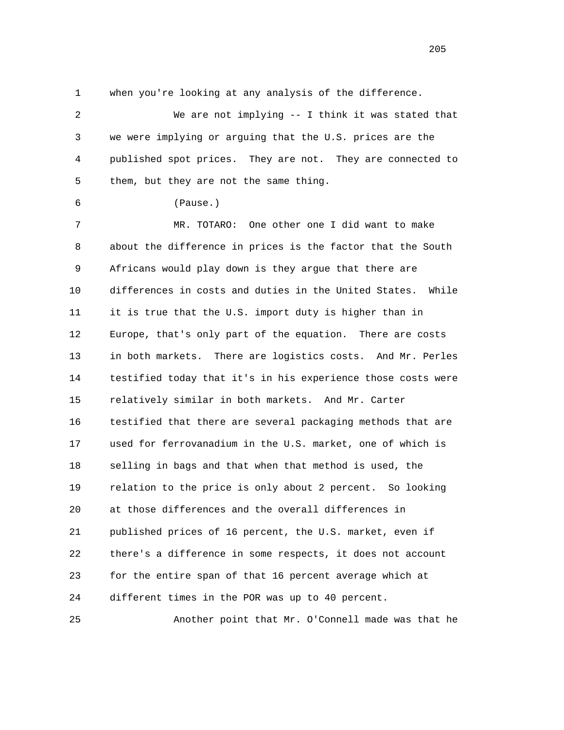when you're looking at any analysis of the difference.

We are not implying -- I think it was stated that we were implying or arguing that the U.S. prices are the published spot prices. They are not. They are connected to them, but they are not the same thing.

(Pause.)

MR. TOTARO: One other one I did want to make about the difference in prices is the factor that the South Africans would play down is they argue that there are differences in costs and duties in the United States. While it is true that the U.S. import duty is higher than in Europe, that's only part of the equation. There are costs in both markets. There are logistics costs. And Mr. Perles testified today that it's in his experience those costs were relatively similar in both markets. And Mr. Carter testified that there are several packaging methods that are used for ferrovanadium in the U.S. market, one of which is selling in bags and that when that method is used, the relation to the price is only about 2 percent. So looking at those differences and the overall differences in published prices of 16 percent, the U.S. market, even if there's a difference in some respects, it does not account for the entire span of that 16 percent average which at different times in the POR was up to 40 percent.

Another point that Mr. O'Connell made was that he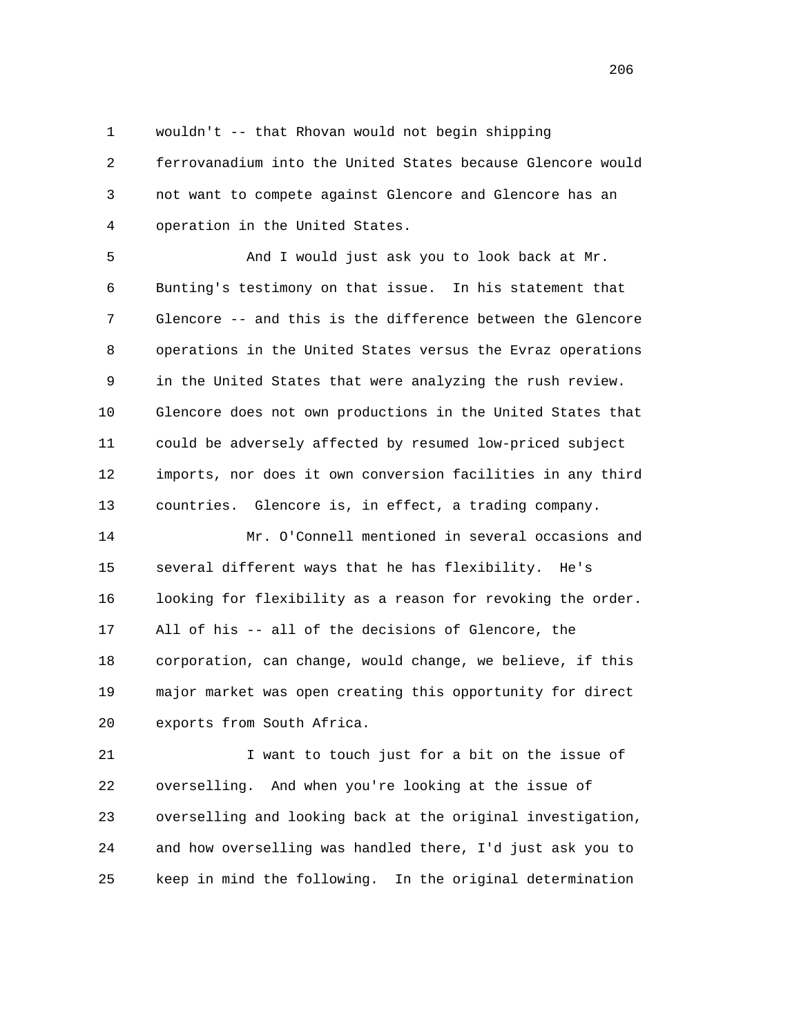wouldn't -- that Rhovan would not begin shipping ferrovanadium into the United States because Glencore would not want to compete against Glencore and Glencore has an operation in the United States.

And I would just ask you to look back at Mr. Bunting's testimony on that issue. In his statement that Glencore -- and this is the difference between the Glencore operations in the United States versus the Evraz operations in the United States that were analyzing the rush review. Glencore does not own productions in the United States that could be adversely affected by resumed low-priced subject imports, nor does it own conversion facilities in any third countries. Glencore is, in effect, a trading company.

Mr. O'Connell mentioned in several occasions and several different ways that he has flexibility. He's looking for flexibility as a reason for revoking the order. All of his -- all of the decisions of Glencore, the corporation, can change, would change, we believe, if this major market was open creating this opportunity for direct exports from South Africa.

I want to touch just for a bit on the issue of overselling. And when you're looking at the issue of overselling and looking back at the original investigation, and how overselling was handled there, I'd just ask you to keep in mind the following. In the original determination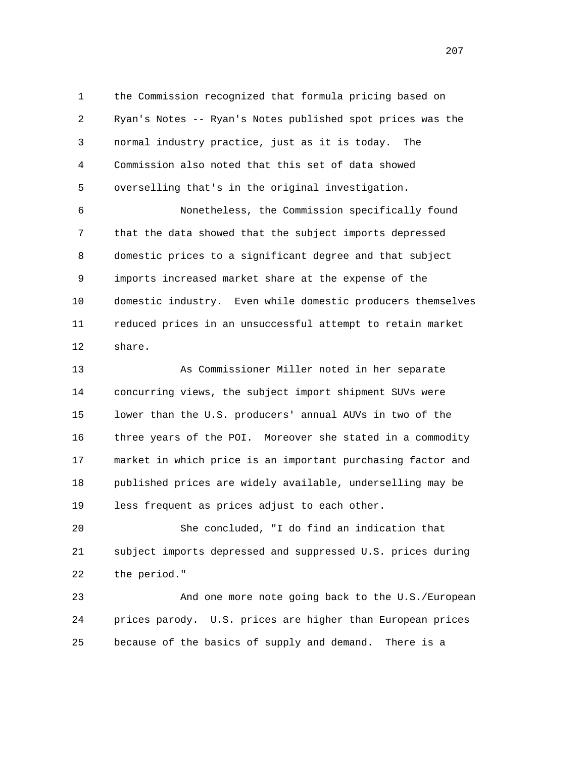the Commission recognized that formula pricing based on Ryan's Notes -- Ryan's Notes published spot prices was the normal industry practice, just as it is today. The Commission also noted that this set of data showed overselling that's in the original investigation.

Nonetheless, the Commission specifically found that the data showed that the subject imports depressed domestic prices to a significant degree and that subject imports increased market share at the expense of the domestic industry. Even while domestic producers themselves reduced prices in an unsuccessful attempt to retain market share.

As Commissioner Miller noted in her separate concurring views, the subject import shipment SUVs were lower than the U.S. producers' annual AUVs in two of the three years of the POI. Moreover she stated in a commodity market in which price is an important purchasing factor and published prices are widely available, underselling may be less frequent as prices adjust to each other.

She concluded, "I do find an indication that subject imports depressed and suppressed U.S. prices during the period."

And one more note going back to the U.S./European prices parody. U.S. prices are higher than European prices because of the basics of supply and demand. There is a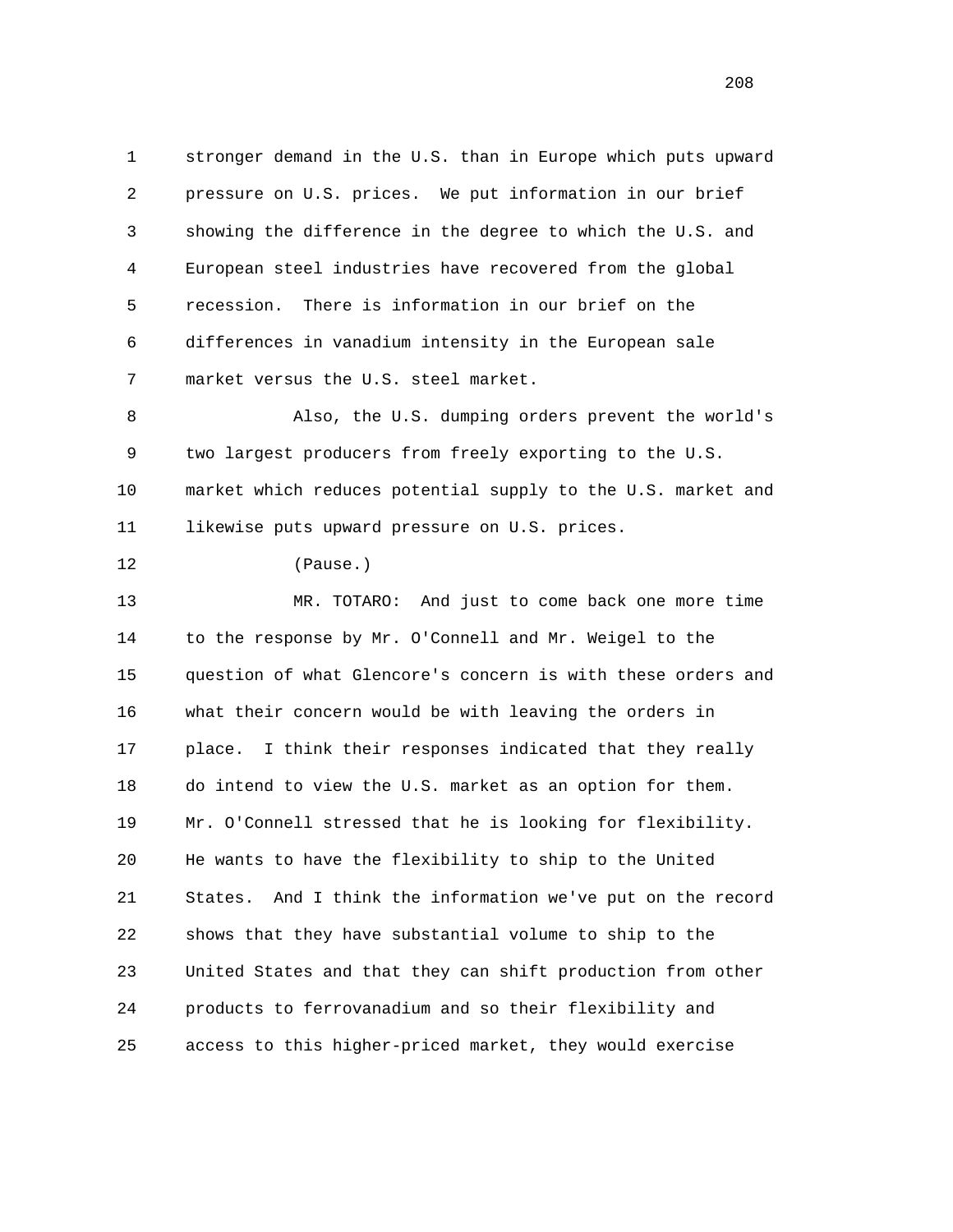stronger demand in the U.S. than in Europe which puts upward pressure on U.S. prices. We put information in our brief showing the difference in the degree to which the U.S. and European steel industries have recovered from the global recession. There is information in our brief on the differences in vanadium intensity in the European sale market versus the U.S. steel market.

Also, the U.S. dumping orders prevent the world's two largest producers from freely exporting to the U.S. market which reduces potential supply to the U.S. market and likewise puts upward pressure on U.S. prices.

(Pause.)

MR. TOTARO: And just to come back one more time to the response by Mr. O'Connell and Mr. Weigel to the question of what Glencore's concern is with these orders and what their concern would be with leaving the orders in place. I think their responses indicated that they really do intend to view the U.S. market as an option for them. Mr. O'Connell stressed that he is looking for flexibility. He wants to have the flexibility to ship to the United States. And I think the information we've put on the record shows that they have substantial volume to ship to the United States and that they can shift production from other products to ferrovanadium and so their flexibility and access to this higher-priced market, they would exercise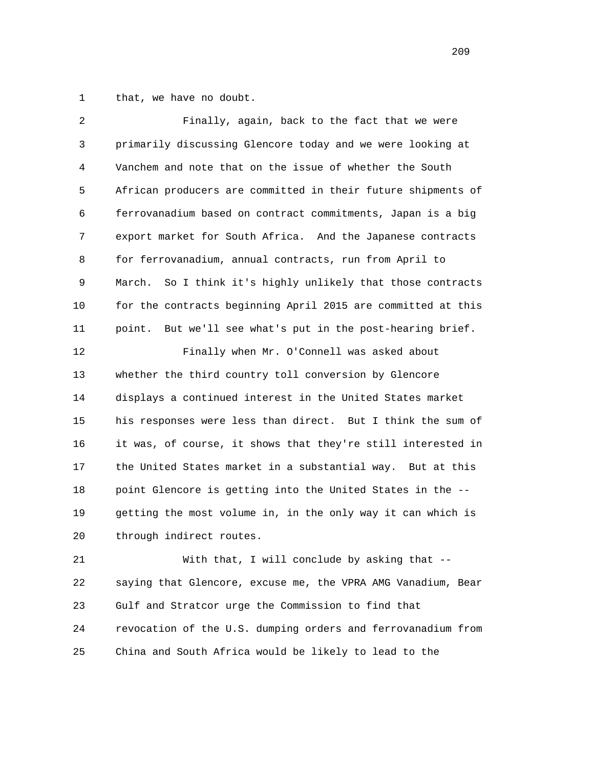that, we have no doubt.

Finally, again, back to the fact that we were primarily discussing Glencore today and we were looking at Vanchem and note that on the issue of whether the South African producers are committed in their future shipments of ferrovanadium based on contract commitments, Japan is a big export market for South Africa. And the Japanese contracts for ferrovanadium, annual contracts, run from April to March. So I think it's highly unlikely that those contracts for the contracts beginning April 2015 are committed at this point. But we'll see what's put in the post-hearing brief.

Finally when Mr. O'Connell was asked about whether the third country toll conversion by Glencore displays a continued interest in the United States market his responses were less than direct. But I think the sum of it was, of course, it shows that they're still interested in the United States market in a substantial way. But at this point Glencore is getting into the United States in the -- getting the most volume in, in the only way it can which is through indirect routes.

With that, I will conclude by asking that -- saying that Glencore, excuse me, the VPRA AMG Vanadium, Bear Gulf and Stratcor urge the Commission to find that revocation of the U.S. dumping orders and ferrovanadium from China and South Africa would be likely to lead to the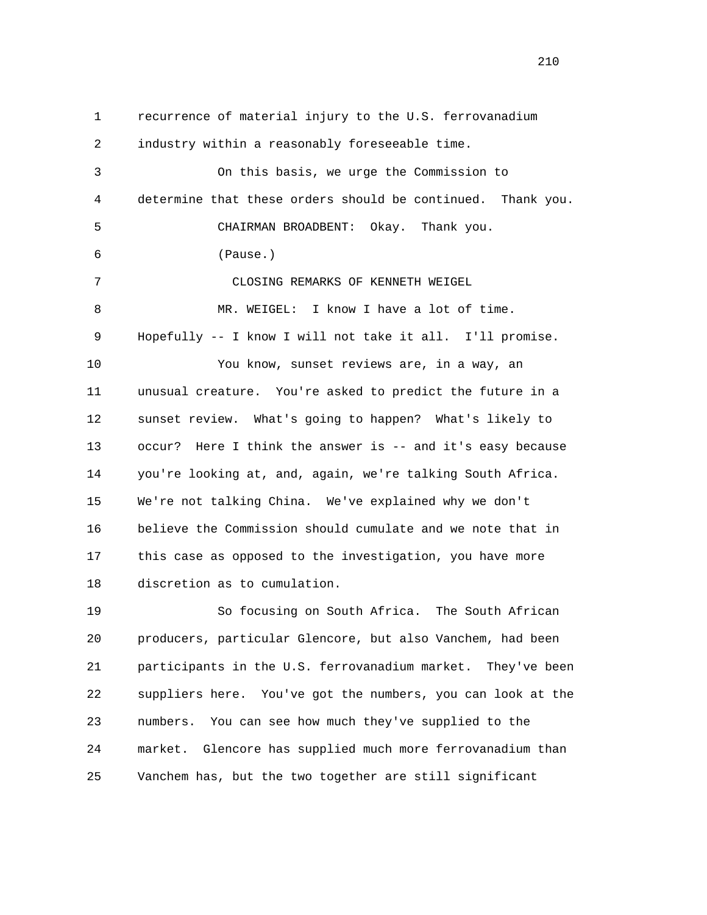recurrence of material injury to the U.S. ferrovanadium industry within a reasonably foreseeable time.

On this basis, we urge the Commission to determine that these orders should be continued. Thank you.

CHAIRMAN BROADBENT: Okay. Thank you.

(Pause.)

CLOSING REMARKS OF KENNETH WEIGEL

MR. WEIGEL: I know I have a lot of time. Hopefully -- I know I will not take it all. I'll promise.

You know, sunset reviews are, in a way, an unusual creature. You're asked to predict the future in a sunset review. What's going to happen? What's likely to occur? Here I think the answer is -- and it's easy because you're looking at, and, again, we're talking South Africa. We're not talking China. We've explained why we don't believe the Commission should cumulate and we note that in this case as opposed to the investigation, you have more discretion as to cumulation.

So focusing on South Africa. The South African producers, particular Glencore, but also Vanchem, had been participants in the U.S. ferrovanadium market. They've been suppliers here. You've got the numbers, you can look at the numbers. You can see how much they've supplied to the market. Glencore has supplied much more ferrovanadium than Vanchem has, but the two together are still significant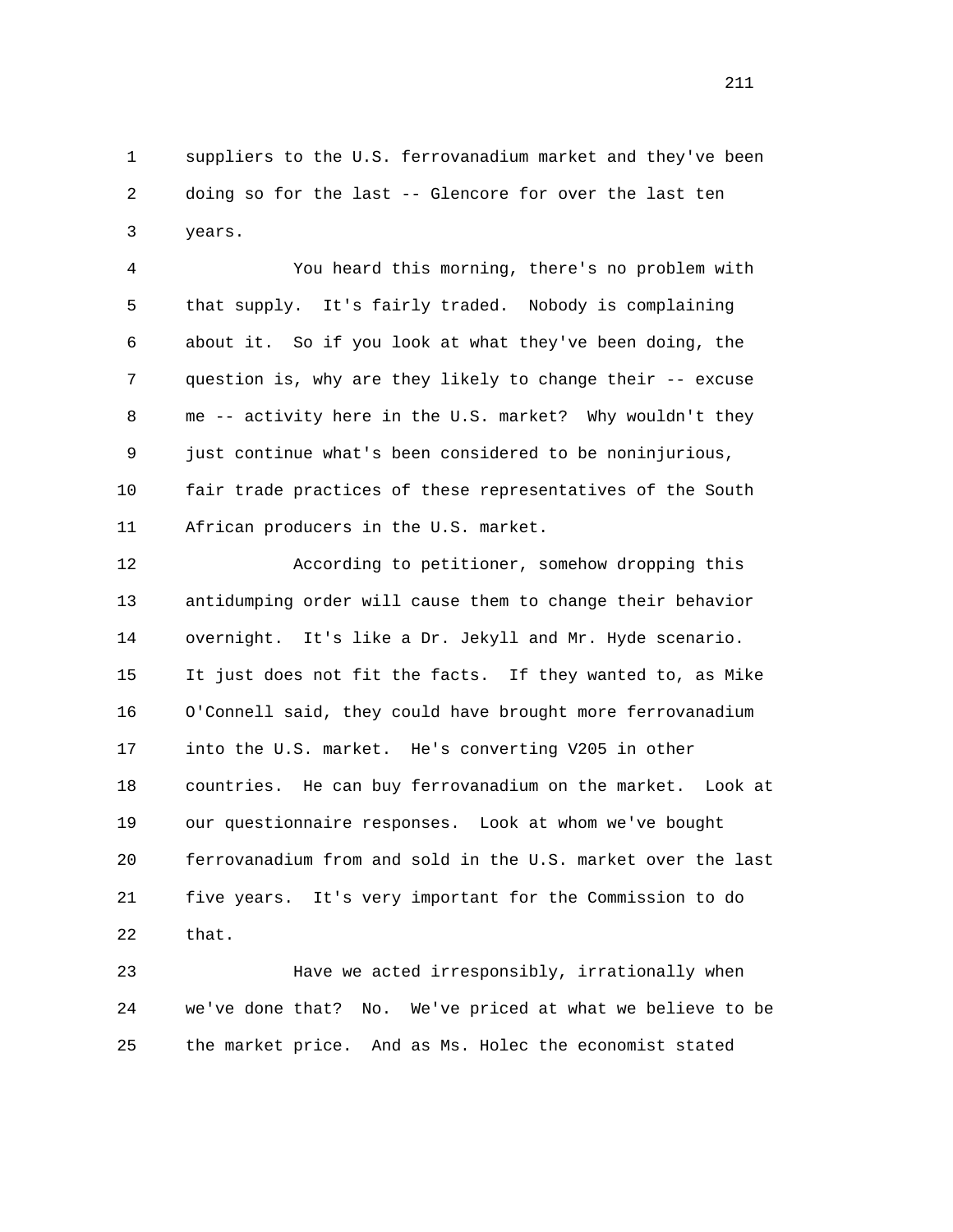suppliers to the U.S. ferrovanadium market and they've been doing so for the last -- Glencore for over the last ten years.

You heard this morning, there's no problem with that supply. It's fairly traded. Nobody is complaining about it. So if you look at what they've been doing, the question is, why are they likely to change their -- excuse me -- activity here in the U.S. market? Why wouldn't they just continue what's been considered to be noninjurious, fair trade practices of these representatives of the South African producers in the U.S. market.

According to petitioner, somehow dropping this antidumping order will cause them to change their behavior overnight. It's like a Dr. Jekyll and Mr. Hyde scenario. It just does not fit the facts. If they wanted to, as Mike O'Connell said, they could have brought more ferrovanadium into the U.S. market. He's converting V205 in other countries. He can buy ferrovanadium on the market. Look at our questionnaire responses. Look at whom we've bought ferrovanadium from and sold in the U.S. market over the last five years. It's very important for the Commission to do that.

Have we acted irresponsibly, irrationally when we've done that? No. We've priced at what we believe to be the market price. And as Ms. Holec the economist stated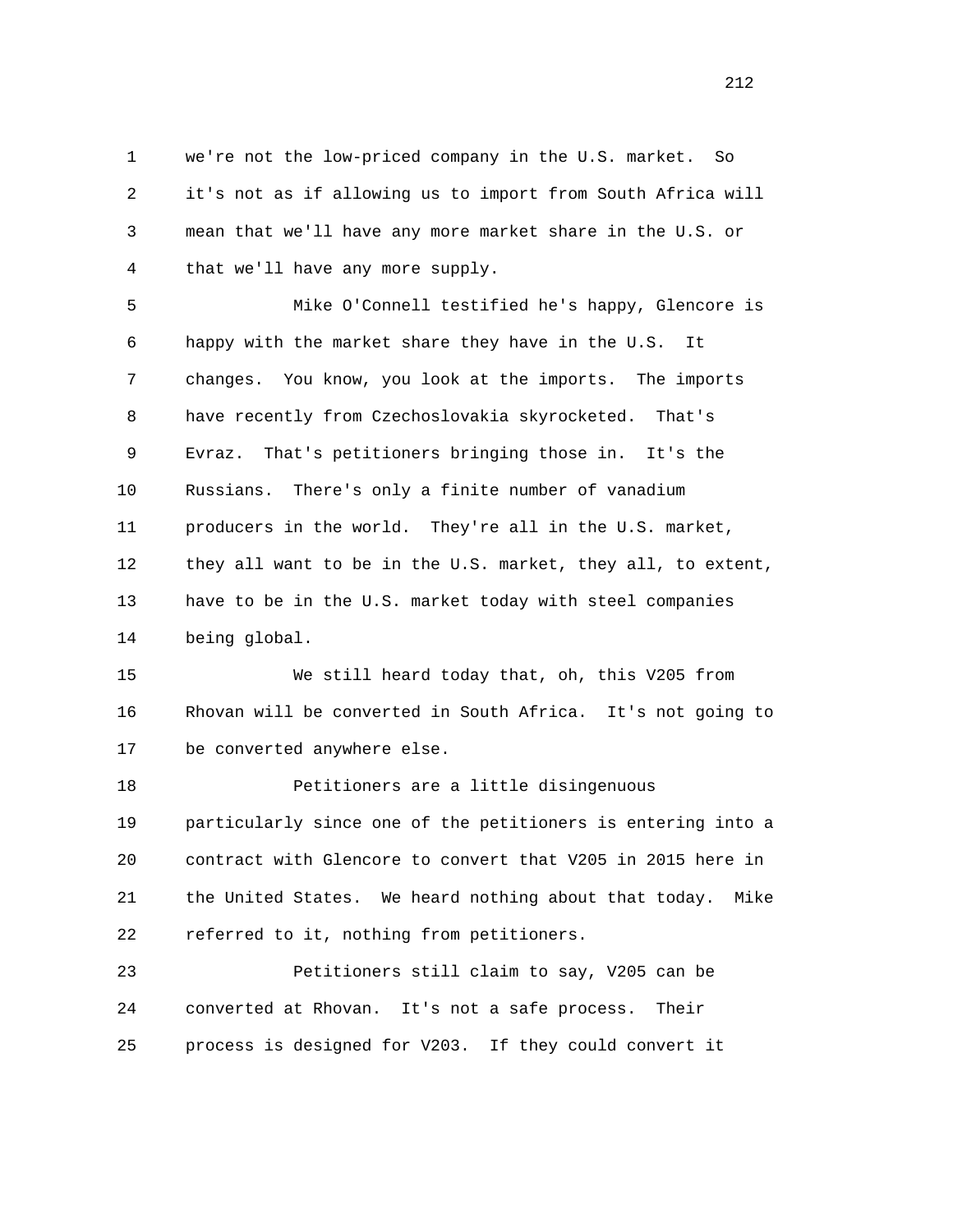we're not the low-priced company in the U.S. market. So it's not as if allowing us to import from South Africa will mean that we'll have any more market share in the U.S. or that we'll have any more supply.

Mike O'Connell testified he's happy, Glencore is happy with the market share they have in the U.S. It changes. You know, you look at the imports. The imports have recently from Czechoslovakia skyrocketed. That's Evraz. That's petitioners bringing those in. It's the Russians. There's only a finite number of vanadium producers in the world. They're all in the U.S. market, they all want to be in the U.S. market, they all, to extent, have to be in the U.S. market today with steel companies being global.

We still heard today that, oh, this V205 from Rhovan will be converted in South Africa. It's not going to be converted anywhere else.

Petitioners are a little disingenuous particularly since one of the petitioners is entering into a contract with Glencore to convert that V205 in 2015 here in the United States. We heard nothing about that today. Mike referred to it, nothing from petitioners.

Petitioners still claim to say, V205 can be converted at Rhovan. It's not a safe process. Their process is designed for V203. If they could convert it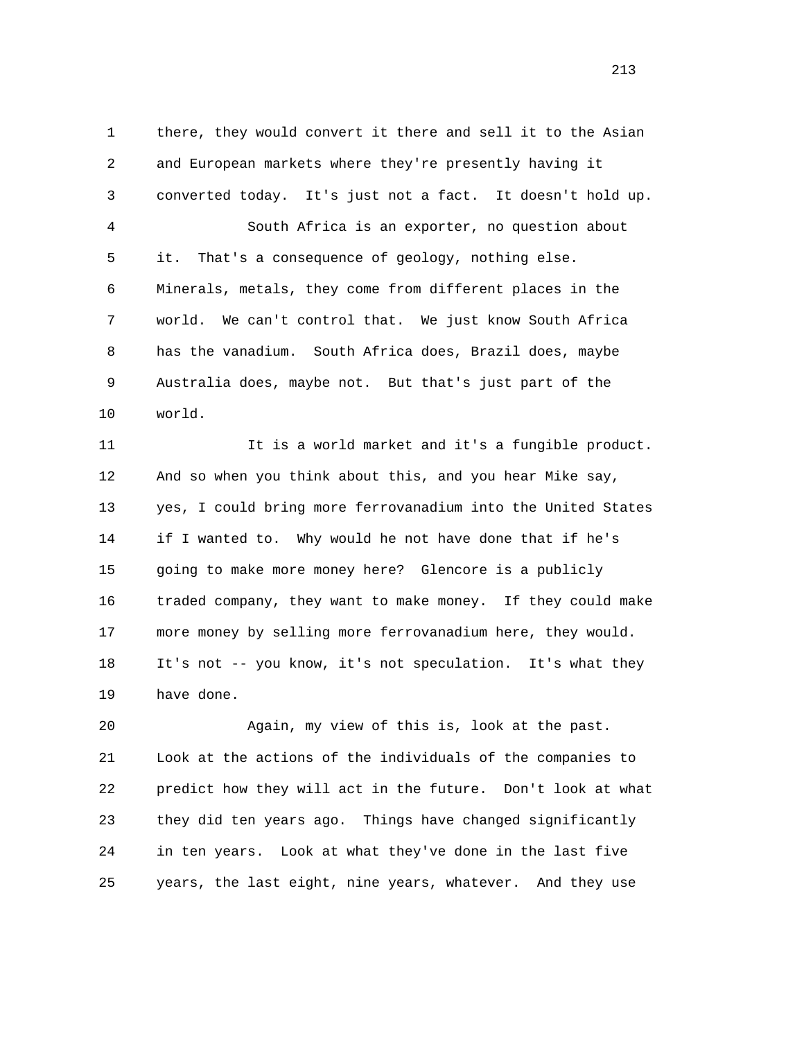there, they would convert it there and sell it to the Asian and European markets where they're presently having it converted today. It's just not a fact. It doesn't hold up.

South Africa is an exporter, no question about it. That's a consequence of geology, nothing else. Minerals, metals, they come from different places in the world. We can't control that. We just know South Africa has the vanadium. South Africa does, Brazil does, maybe Australia does, maybe not. But that's just part of the world.

It is a world market and it's a fungible product. And so when you think about this, and you hear Mike say, yes, I could bring more ferrovanadium into the United States if I wanted to. Why would he not have done that if he's going to make more money here? Glencore is a publicly traded company, they want to make money. If they could make more money by selling more ferrovanadium here, they would. It's not -- you know, it's not speculation. It's what they have done.

Again, my view of this is, look at the past. Look at the actions of the individuals of the companies to predict how they will act in the future. Don't look at what they did ten years ago. Things have changed significantly in ten years. Look at what they've done in the last five years, the last eight, nine years, whatever. And they use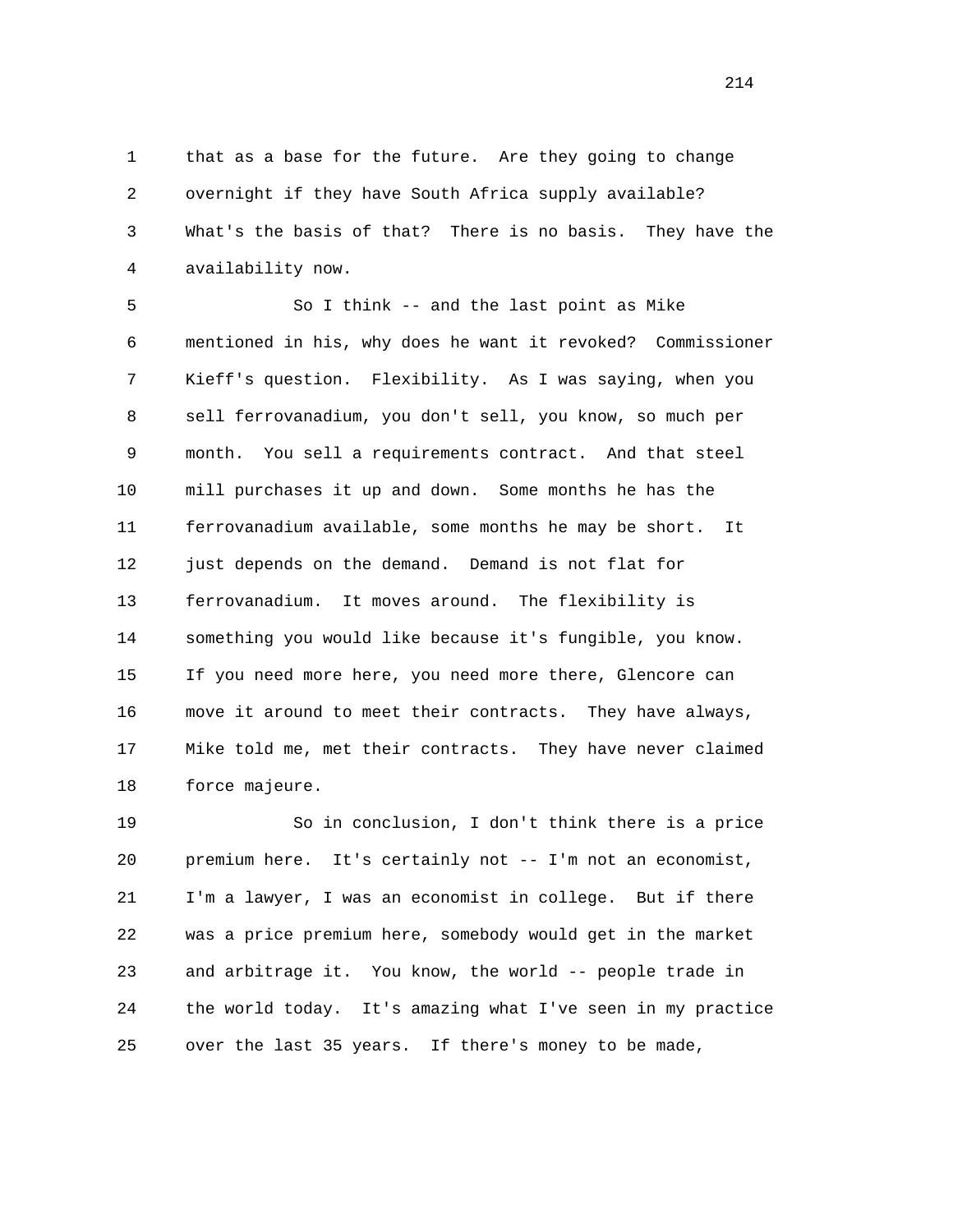that as a base for the future. Are they going to change overnight if they have South Africa supply available? What's the basis of that? There is no basis. They have the availability now.

So I think -- and the last point as Mike mentioned in his, why does he want it revoked? Commissioner Kieff's question. Flexibility. As I was saying, when you sell ferrovanadium, you don't sell, you know, so much per month. You sell a requirements contract. And that steel mill purchases it up and down. Some months he has the ferrovanadium available, some months he may be short. It just depends on the demand. Demand is not flat for ferrovanadium. It moves around. The flexibility is something you would like because it's fungible, you know. If you need more here, you need more there, Glencore can move it around to meet their contracts. They have always, Mike told me, met their contracts. They have never claimed force majeure.

So in conclusion, I don't think there is a price premium here. It's certainly not -- I'm not an economist, I'm a lawyer, I was an economist in college. But if there was a price premium here, somebody would get in the market and arbitrage it. You know, the world -- people trade in the world today. It's amazing what I've seen in my practice over the last 35 years. If there's money to be made,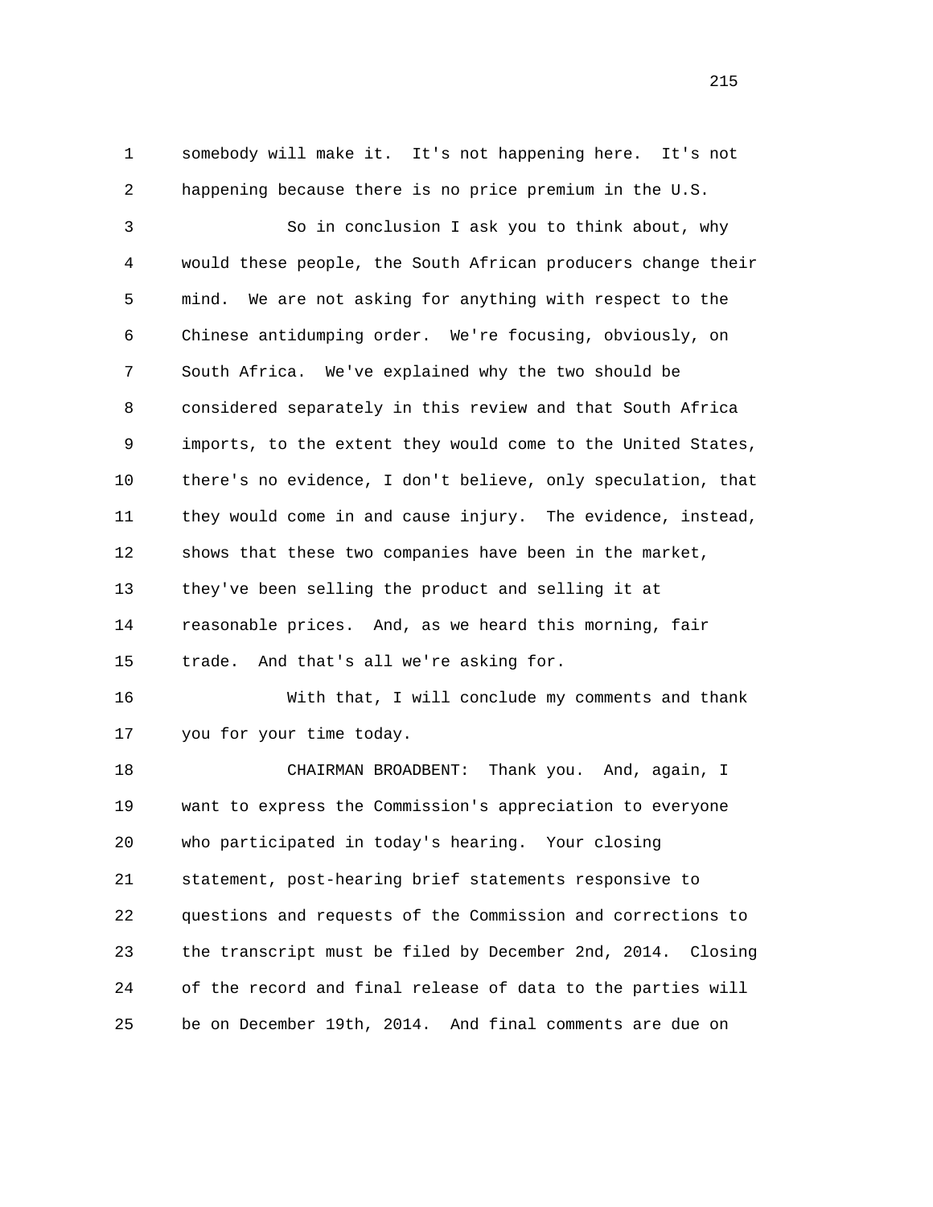somebody will make it. It's not happening here. It's not happening because there is no price premium in the U.S.

So in conclusion I ask you to think about, why would these people, the South African producers change their mind. We are not asking for anything with respect to the Chinese antidumping order. We're focusing, obviously, on South Africa. We've explained why the two should be considered separately in this review and that South Africa imports, to the extent they would come to the United States, there's no evidence, I don't believe, only speculation, that they would come in and cause injury. The evidence, instead, shows that these two companies have been in the market, they've been selling the product and selling it at reasonable prices. And, as we heard this morning, fair trade. And that's all we're asking for.

With that, I will conclude my comments and thank you for your time today.

CHAIRMAN BROADBENT: Thank you. And, again, I want to express the Commission's appreciation to everyone who participated in today's hearing. Your closing statement, post-hearing brief statements responsive to questions and requests of the Commission and corrections to the transcript must be filed by December 2nd, 2014. Closing of the record and final release of data to the parties will be on December 19th, 2014. And final comments are due on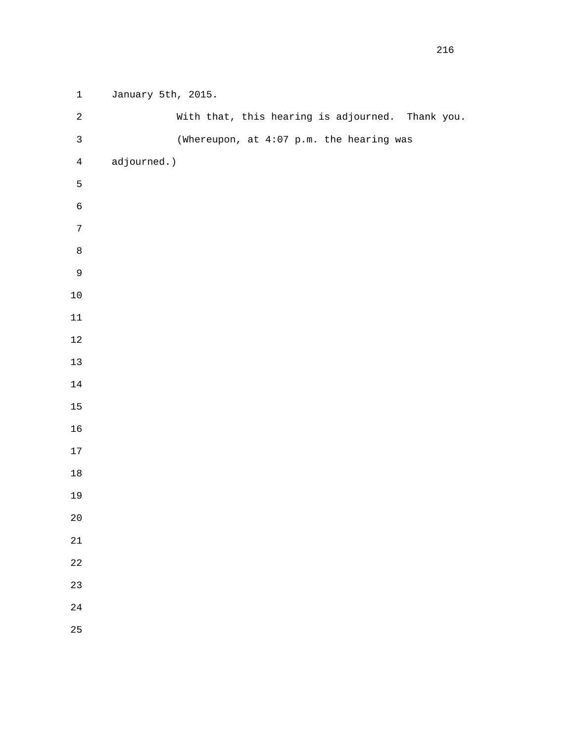January 5th, 2015.

With that, this hearing is adjourned. Thank you.

(Whereupon, at 4:07 p.m. the hearing was adjourned.)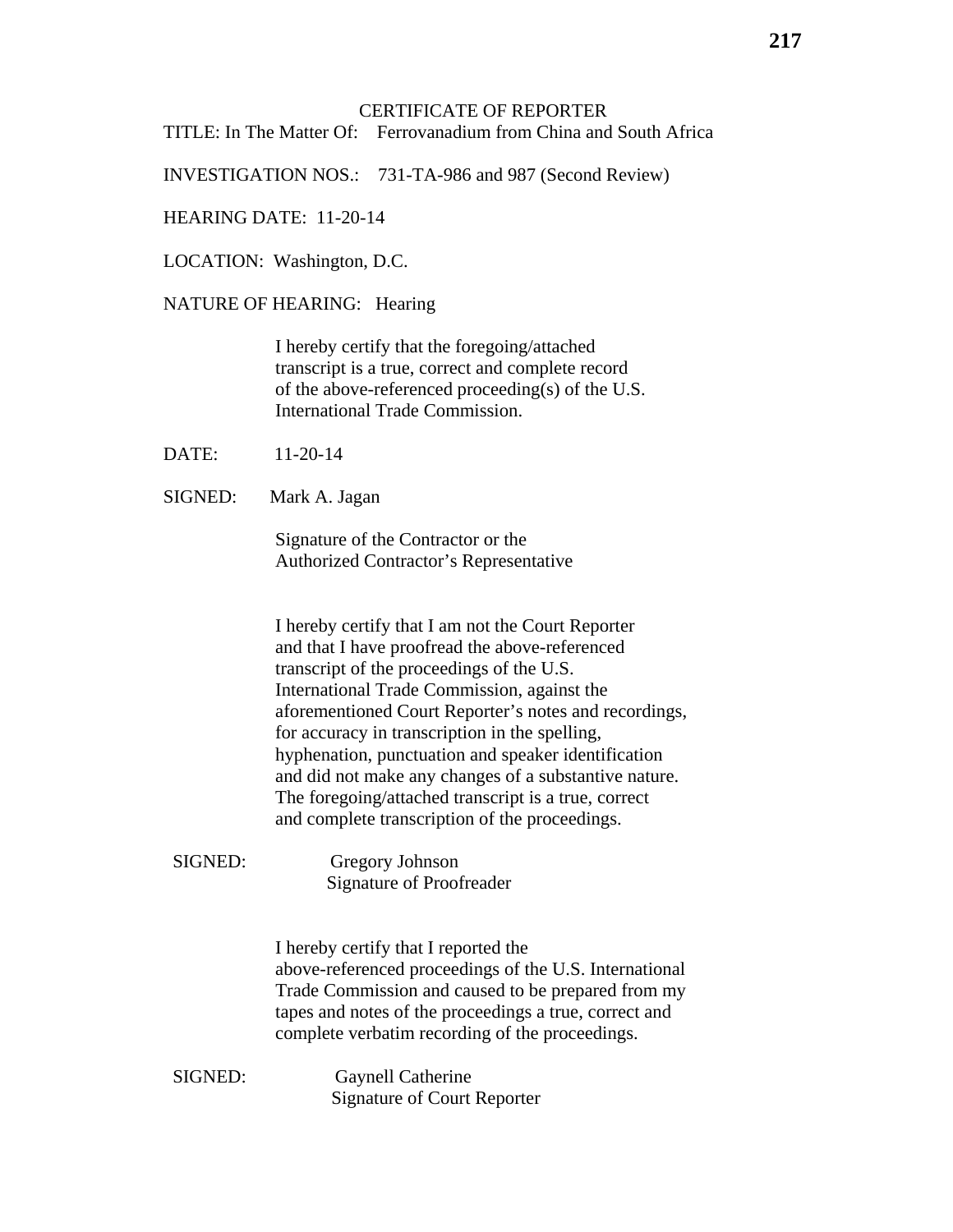# CERTIFICATE OF REPORTER

TITLE: In The Matter Of: Ferrovanadium from China and South Africa

INVESTIGATION NOS.: 731-TA-986 and 987 (Second Review)

HEARING DATE: 11-20-14

LOCATION: Washington, D.C.

NATURE OF HEARING: Hearing

I hereby certify that the foregoing/attached transcript is a true, correct and complete record of the above-referenced proceeding(s) of the U.S. International Trade Commission.

DATE: 11-20-14

SIGNED: Mark A. Jagan

Signature of the Contractor or the Authorized Contractor's Representative

I hereby certify that I am not the Court Reporter and that I have proofread the above-referenced transcript of the proceedings of the U.S. International Trade Commission, against the aforementioned Court Reporter's notes and recordings, for accuracy in transcription in the spelling, hyphenation, punctuation and speaker identification and did not make any changes of a substantive nature. The foregoing/attached transcript is a true, correct and complete transcription of the proceedings.

SIGNED: Gregory Johnson
Signature of Proofreader

I hereby certify that I reported the above-referenced proceedings of the U.S. International Trade Commission and caused to be prepared from my tapes and notes of the proceedings a true, correct and complete verbatim recording of the proceedings.

SIGNED: Gaynell Catherine
Signature of Court Reporter